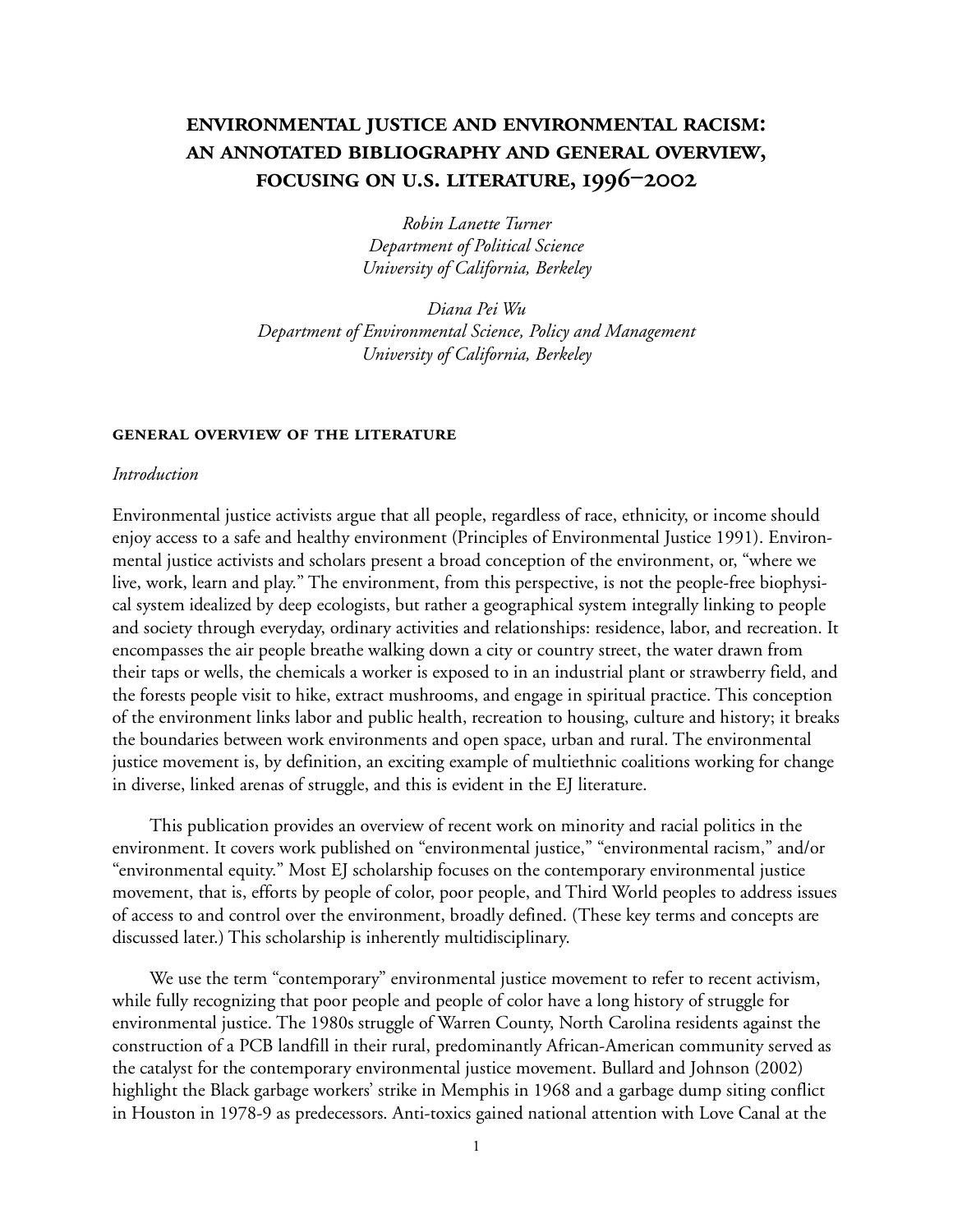# ENVIRONMENTAL JUSTICE AND ENVIRONMENTAL RACISM: AN ANNOTATED BIBLIOGRAPHY AND GENERAL OVERVIEW, FOCUSING ON U.S. LITERATURE, 1996–2002

*Robin Lanette Turner*
*Department of Political Science*
*University of California, Berkeley*

*Diana Pei Wu*
*Department of Environmental Science, Policy and Management*
*University of California, Berkeley*

## GENERAL OVERVIEW OF THE LITERATURE

### *Introduction*

Environmental justice activists argue that all people, regardless of race, ethnicity, or income should enjoy access to a safe and healthy environment (Principles of Environmental Justice 1991). Environmental justice activists and scholars present a broad conception of the environment, or, "where we live, work, learn and play." The environment, from this perspective, is not the people-free biophysical system idealized by deep ecologists, but rather a geographical system integrally linking to people and society through everyday, ordinary activities and relationships: residence, labor, and recreation. It encompasses the air people breathe walking down a city or country street, the water drawn from their taps or wells, the chemicals a worker is exposed to in an industrial plant or strawberry field, and the forests people visit to hike, extract mushrooms, and engage in spiritual practice. This conception of the environment links labor and public health, recreation to housing, culture and history; it breaks the boundaries between work environments and open space, urban and rural. The environmental justice movement is, by definition, an exciting example of multiethnic coalitions working for change in diverse, linked arenas of struggle, and this is evident in the EJ literature.

This publication provides an overview of recent work on minority and racial politics in the environment. It covers work published on "environmental justice," "environmental racism," and/or "environmental equity." Most EJ scholarship focuses on the contemporary environmental justice movement, that is, efforts by people of color, poor people, and Third World peoples to address issues of access to and control over the environment, broadly defined. (These key terms and concepts are discussed later.) This scholarship is inherently multidisciplinary.

We use the term "contemporary" environmental justice movement to refer to recent activism, while fully recognizing that poor people and people of color have a long history of struggle for environmental justice. The 1980s struggle of Warren County, North Carolina residents against the construction of a PCB landfill in their rural, predominantly African-American community served as the catalyst for the contemporary environmental justice movement. Bullard and Johnson (2002) highlight the Black garbage workers' strike in Memphis in 1968 and a garbage dump siting conflict in Houston in 1978-9 as predecessors. Anti-toxics gained national attention with Love Canal at the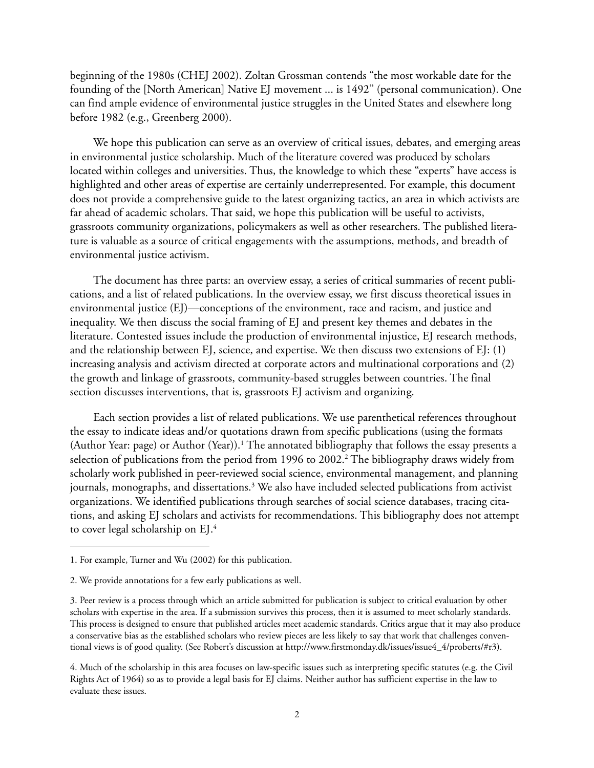beginning of the 1980s (CHEJ 2002). Zoltan Grossman contends "the most workable date for the founding of the [North American] Native EJ movement ... is 1492" (personal communication). One can find ample evidence of environmental justice struggles in the United States and elsewhere long before 1982 (e.g., Greenberg 2000).

We hope this publication can serve as an overview of critical issues, debates, and emerging areas in environmental justice scholarship. Much of the literature covered was produced by scholars located within colleges and universities. Thus, the knowledge to which these "experts" have access is highlighted and other areas of expertise are certainly underrepresented. For example, this document does not provide a comprehensive guide to the latest organizing tactics, an area in which activists are far ahead of academic scholars. That said, we hope this publication will be useful to activists, grassroots community organizations, policymakers as well as other researchers. The published literature is valuable as a source of critical engagements with the assumptions, methods, and breadth of environmental justice activism.

The document has three parts: an overview essay, a series of critical summaries of recent publications, and a list of related publications. In the overview essay, we first discuss theoretical issues in environmental justice (EJ)—conceptions of the environment, race and racism, and justice and inequality. We then discuss the social framing of EJ and present key themes and debates in the literature. Contested issues include the production of environmental injustice, EJ research methods, and the relationship between EJ, science, and expertise. We then discuss two extensions of EJ: (1) increasing analysis and activism directed at corporate actors and multinational corporations and (2) the growth and linkage of grassroots, community-based struggles between countries. The final section discusses interventions, that is, grassroots EJ activism and organizing.

Each section provides a list of related publications. We use parenthetical references throughout the essay to indicate ideas and/or quotations drawn from specific publications (using the formats (Author Year: page) or Author (Year)).[1] The annotated bibliography that follows the essay presents a selection of publications from the period from 1996 to 2002.[2] The bibliography draws widely from scholarly work published in peer-reviewed social science, environmental management, and planning journals, monographs, and dissertations.[3] We also have included selected publications from activist organizations. We identified publications through searches of social science databases, tracing citations, and asking EJ scholars and activists for recommendations. This bibliography does not attempt to cover legal scholarship on EJ.[4]

---

1. For example, Turner and Wu (2002) for this publication.

2. We provide annotations for a few early publications as well.

3. Peer review is a process through which an article submitted for publication is subject to critical evaluation by other scholars with expertise in the area. If a submission survives this process, then it is assumed to meet scholarly standards. This process is designed to ensure that published articles meet academic standards. Critics argue that it may also produce a conservative bias as the established scholars who review pieces are less likely to say that work that challenges conventional views is of good quality. (See Robert's discussion at http://www.firstmonday.dk/issues/issue4_4/proberts/#r3).

4. Much of the scholarship in this area focuses on law-specific issues such as interpreting specific statutes (e.g. the Civil Rights Act of 1964) so as to provide a legal basis for EJ claims. Neither author has sufficient expertise in the law to evaluate these issues.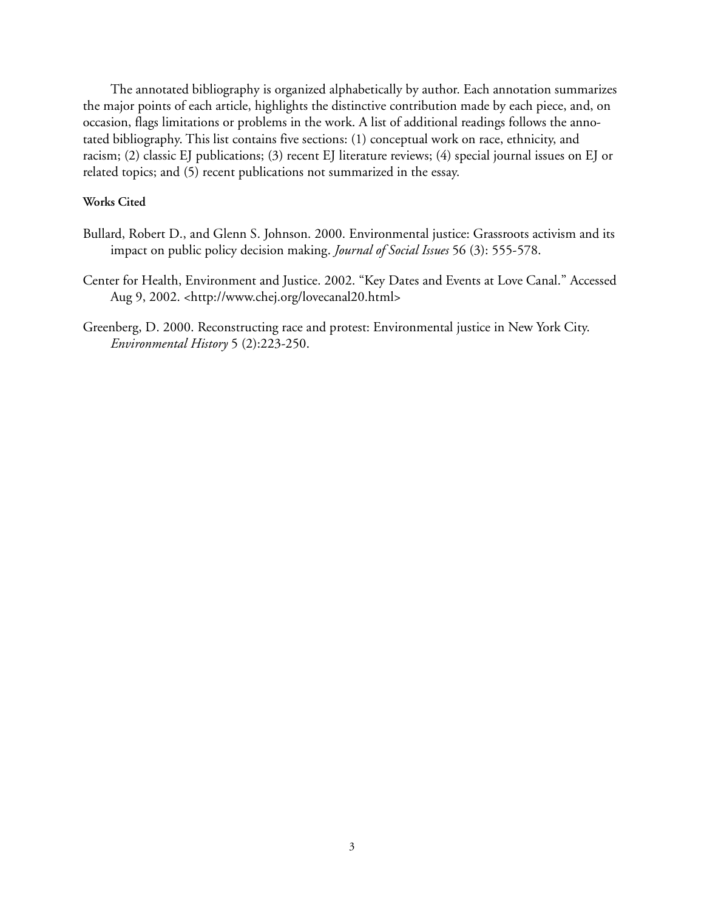The annotated bibliography is organized alphabetically by author. Each annotation summarizes the major points of each article, highlights the distinctive contribution made by each piece, and, on occasion, flags limitations or problems in the work. A list of additional readings follows the annotated bibliography. This list contains five sections: (1) conceptual work on race, ethnicity, and racism; (2) classic EJ publications; (3) recent EJ literature reviews; (4) special journal issues on EJ or related topics; and (5) recent publications not summarized in the essay.

**Works Cited**

Bullard, Robert D., and Glenn S. Johnson. 2000. Environmental justice: Grassroots activism and its impact on public policy decision making. *Journal of Social Issues* 56 (3): 555-578.

Center for Health, Environment and Justice. 2002. "Key Dates and Events at Love Canal." Accessed Aug 9, 2002. <http://www.chej.org/lovecanal20.html>

Greenberg, D. 2000. Reconstructing race and protest: Environmental justice in New York City. *Environmental History* 5 (2):223-250.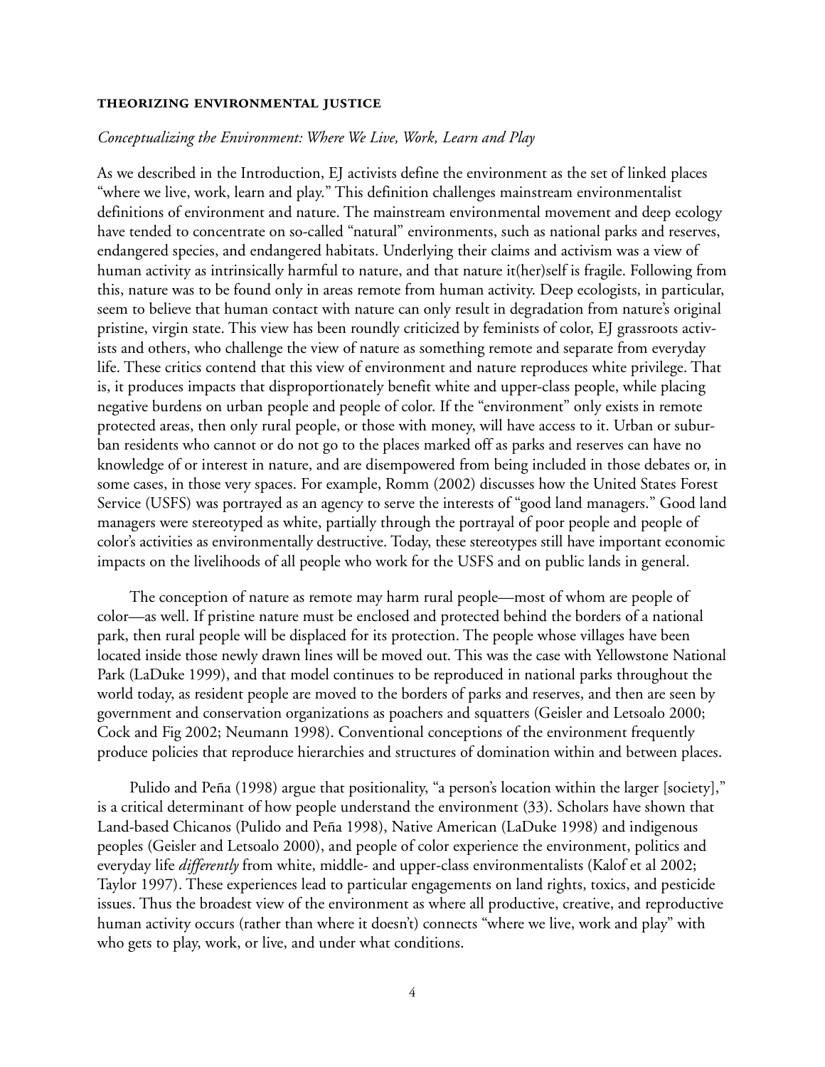## THEORIZING ENVIRONMENTAL JUSTICE

### *Conceptualizing the Environment: Where We Live, Work, Learn and Play*

As we described in the Introduction, EJ activists define the environment as the set of linked places "where we live, work, learn and play." This definition challenges mainstream environmentalist definitions of environment and nature. The mainstream environmental movement and deep ecology have tended to concentrate on so-called "natural" environments, such as national parks and reserves, endangered species, and endangered habitats. Underlying their claims and activism was a view of human activity as intrinsically harmful to nature, and that nature it(her)self is fragile. Following from this, nature was to be found only in areas remote from human activity. Deep ecologists, in particular, seem to believe that human contact with nature can only result in degradation from nature's original pristine, virgin state. This view has been roundly criticized by feminists of color, EJ grassroots activists and others, who challenge the view of nature as something remote and separate from everyday life. These critics contend that this view of environment and nature reproduces white privilege. That is, it produces impacts that disproportionately benefit white and upper-class people, while placing negative burdens on urban people and people of color. If the "environment" only exists in remote protected areas, then only rural people, or those with money, will have access to it. Urban or suburban residents who cannot or do not go to the places marked off as parks and reserves can have no knowledge of or interest in nature, and are disempowered from being included in those debates or, in some cases, in those very spaces. For example, Romm (2002) discusses how the United States Forest Service (USFS) was portrayed as an agency to serve the interests of "good land managers." Good land managers were stereotyped as white, partially through the portrayal of poor people and people of color's activities as environmentally destructive. Today, these stereotypes still have important economic impacts on the livelihoods of all people who work for the USFS and on public lands in general.

The conception of nature as remote may harm rural people—most of whom are people of color—as well. If pristine nature must be enclosed and protected behind the borders of a national park, then rural people will be displaced for its protection. The people whose villages have been located inside those newly drawn lines will be moved out. This was the case with Yellowstone National Park (LaDuke 1999), and that model continues to be reproduced in national parks throughout the world today, as resident people are moved to the borders of parks and reserves, and then are seen by government and conservation organizations as poachers and squatters (Geisler and Letsoalo 2000; Cock and Fig 2002; Neumann 1998). Conventional conceptions of the environment frequently produce policies that reproduce hierarchies and structures of domination within and between places.

Pulido and Peña (1998) argue that positionality, "a person's location within the larger [society]," is a critical determinant of how people understand the environment (33). Scholars have shown that Land-based Chicanos (Pulido and Peña 1998), Native American (LaDuke 1998) and indigenous peoples (Geisler and Letsoalo 2000), and people of color experience the environment, politics and everyday life *differently* from white, middle- and upper-class environmentalists (Kalof et al 2002; Taylor 1997). These experiences lead to particular engagements on land rights, toxics, and pesticide issues. Thus the broadest view of the environment as where all productive, creative, and reproductive human activity occurs (rather than where it doesn't) connects "where we live, work and play" with who gets to play, work, or live, and under what conditions.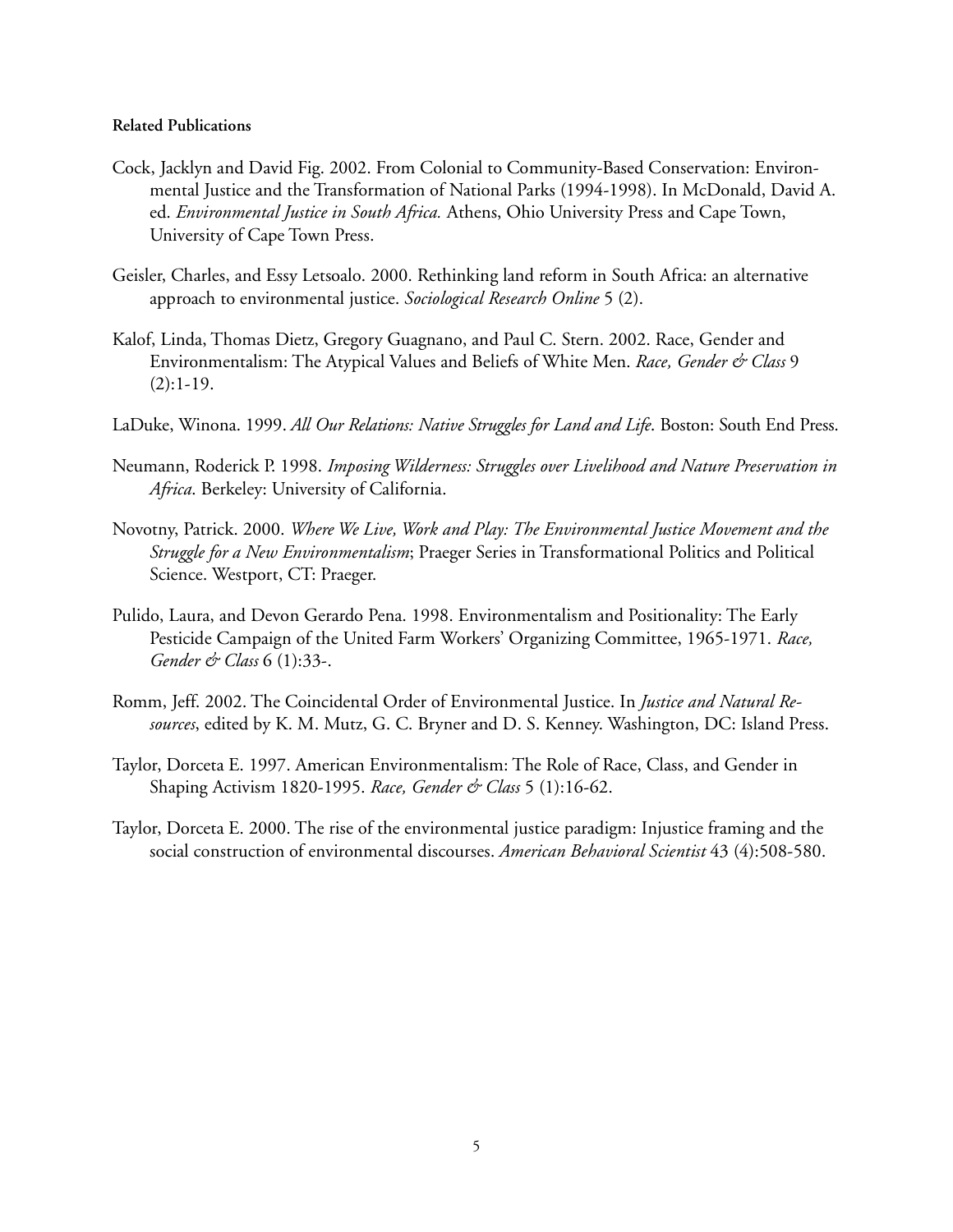**Related Publications**

Cock, Jacklyn and David Fig. 2002. From Colonial to Community-Based Conservation: Environmental Justice and the Transformation of National Parks (1994-1998). In McDonald, David A. ed. *Environmental Justice in South Africa.* Athens, Ohio University Press and Cape Town, University of Cape Town Press.

Geisler, Charles, and Essy Letsoalo. 2000. Rethinking land reform in South Africa: an alternative approach to environmental justice. *Sociological Research Online* 5 (2).

Kalof, Linda, Thomas Dietz, Gregory Guagnano, and Paul C. Stern. 2002. Race, Gender and Environmentalism: The Atypical Values and Beliefs of White Men. *Race, Gender & Class* 9 (2):1-19.

LaDuke, Winona. 1999. *All Our Relations: Native Struggles for Land and Life*. Boston: South End Press.

Neumann, Roderick P. 1998. *Imposing Wilderness: Struggles over Livelihood and Nature Preservation in Africa*. Berkeley: University of California.

Novotny, Patrick. 2000. *Where We Live, Work and Play: The Environmental Justice Movement and the Struggle for a New Environmentalism*; Praeger Series in Transformational Politics and Political Science. Westport, CT: Praeger.

Pulido, Laura, and Devon Gerardo Pena. 1998. Environmentalism and Positionality: The Early Pesticide Campaign of the United Farm Workers' Organizing Committee, 1965-1971. *Race, Gender & Class* 6 (1):33-.

Romm, Jeff. 2002. The Coincidental Order of Environmental Justice. In *Justice and Natural Resources*, edited by K. M. Mutz, G. C. Bryner and D. S. Kenney. Washington, DC: Island Press.

Taylor, Dorceta E. 1997. American Environmentalism: The Role of Race, Class, and Gender in Shaping Activism 1820-1995. *Race, Gender & Class* 5 (1):16-62.

Taylor, Dorceta E. 2000. The rise of the environmental justice paradigm: Injustice framing and the social construction of environmental discourses. *American Behavioral Scientist* 43 (4):508-580.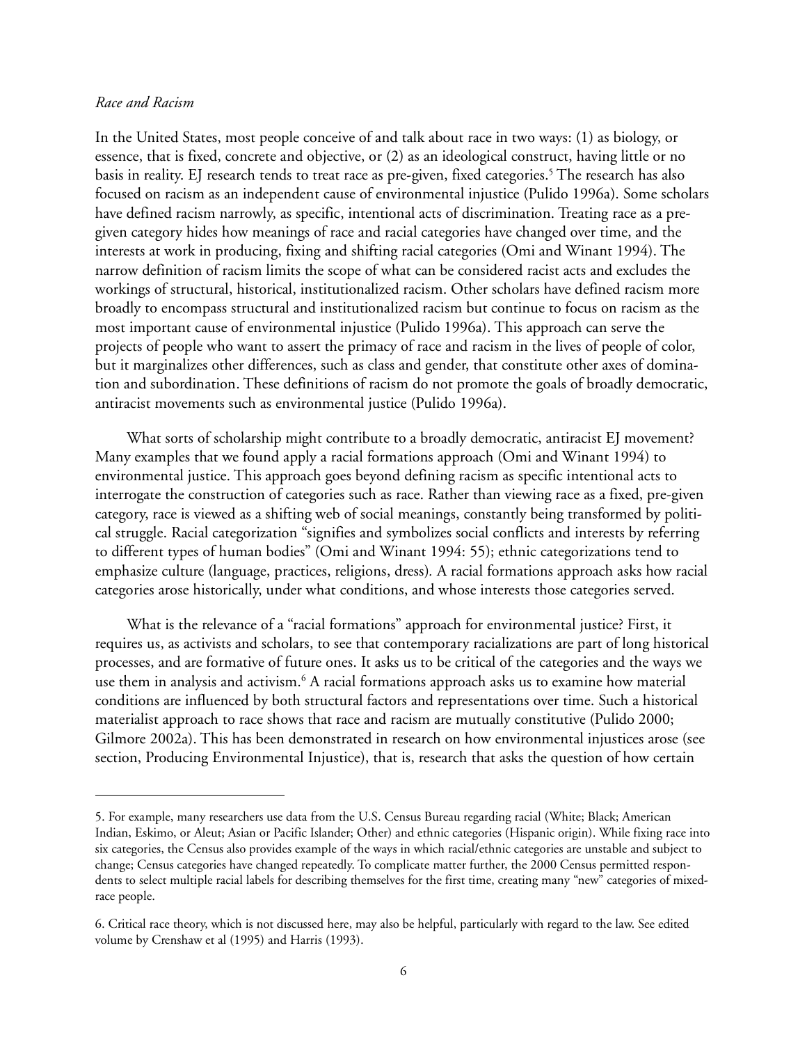*Race and Racism*

In the United States, most people conceive of and talk about race in two ways: (1) as biology, or essence, that is fixed, concrete and objective, or (2) as an ideological construct, having little or no basis in reality. EJ research tends to treat race as pre-given, fixed categories.[5] The research has also focused on racism as an independent cause of environmental injustice (Pulido 1996a). Some scholars have defined racism narrowly, as specific, intentional acts of discrimination. Treating race as a pre-given category hides how meanings of race and racial categories have changed over time, and the interests at work in producing, fixing and shifting racial categories (Omi and Winant 1994). The narrow definition of racism limits the scope of what can be considered racist acts and excludes the workings of structural, historical, institutionalized racism. Other scholars have defined racism more broadly to encompass structural and institutionalized racism but continue to focus on racism as the most important cause of environmental injustice (Pulido 1996a). This approach can serve the projects of people who want to assert the primacy of race and racism in the lives of people of color, but it marginalizes other differences, such as class and gender, that constitute other axes of domination and subordination. These definitions of racism do not promote the goals of broadly democratic, antiracist movements such as environmental justice (Pulido 1996a).

What sorts of scholarship might contribute to a broadly democratic, antiracist EJ movement? Many examples that we found apply a racial formations approach (Omi and Winant 1994) to environmental justice. This approach goes beyond defining racism as specific intentional acts to interrogate the construction of categories such as race. Rather than viewing race as a fixed, pre-given category, race is viewed as a shifting web of social meanings, constantly being transformed by political struggle. Racial categorization "signifies and symbolizes social conflicts and interests by referring to different types of human bodies" (Omi and Winant 1994: 55); ethnic categorizations tend to emphasize culture (language, practices, religions, dress). A racial formations approach asks how racial categories arose historically, under what conditions, and whose interests those categories served.

What is the relevance of a "racial formations" approach for environmental justice? First, it requires us, as activists and scholars, to see that contemporary racializations are part of long historical processes, and are formative of future ones. It asks us to be critical of the categories and the ways we use them in analysis and activism.[6] A racial formations approach asks us to examine how material conditions are influenced by both structural factors and representations over time. Such a historical materialist approach to race shows that race and racism are mutually constitutive (Pulido 2000; Gilmore 2002a). This has been demonstrated in research on how environmental injustices arose (see section, Producing Environmental Injustice), that is, research that asks the question of how certain

---

5. For example, many researchers use data from the U.S. Census Bureau regarding racial (White; Black; American Indian, Eskimo, or Aleut; Asian or Pacific Islander; Other) and ethnic categories (Hispanic origin). While fixing race into six categories, the Census also provides example of the ways in which racial/ethnic categories are unstable and subject to change; Census categories have changed repeatedly. To complicate matter further, the 2000 Census permitted respondents to select multiple racial labels for describing themselves for the first time, creating many "new" categories of mixed-race people.

6. Critical race theory, which is not discussed here, may also be helpful, particularly with regard to the law. See edited volume by Crenshaw et al (1995) and Harris (1993).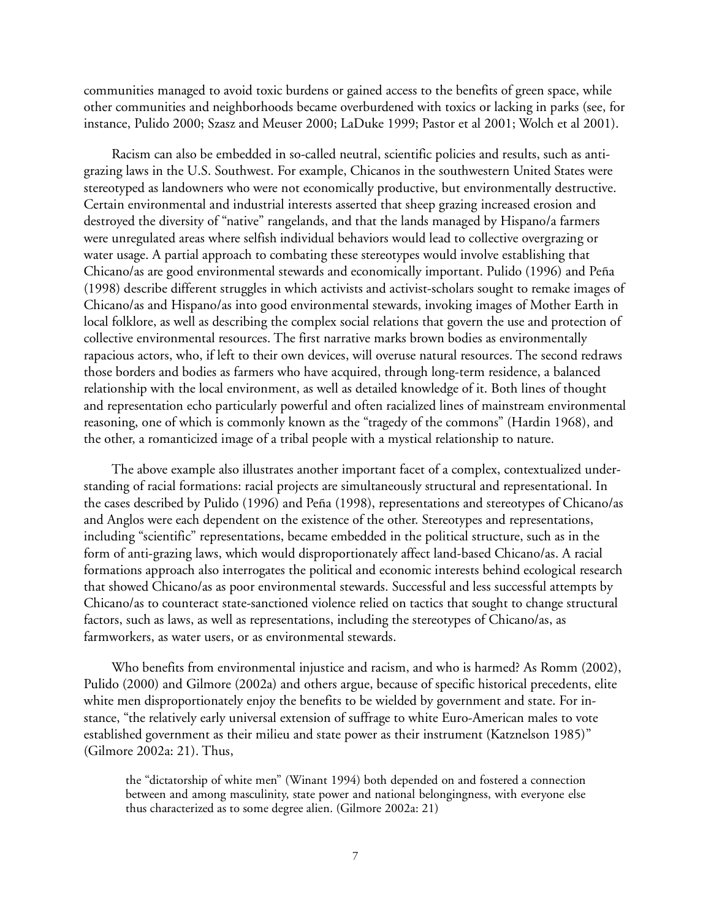communities managed to avoid toxic burdens or gained access to the benefits of green space, while other communities and neighborhoods became overburdened with toxics or lacking in parks (see, for instance, Pulido 2000; Szasz and Meuser 2000; LaDuke 1999; Pastor et al 2001; Wolch et al 2001).

Racism can also be embedded in so-called neutral, scientific policies and results, such as anti-grazing laws in the U.S. Southwest. For example, Chicanos in the southwestern United States were stereotyped as landowners who were not economically productive, but environmentally destructive. Certain environmental and industrial interests asserted that sheep grazing increased erosion and destroyed the diversity of "native" rangelands, and that the lands managed by Hispano/a farmers were unregulated areas where selfish individual behaviors would lead to collective overgrazing or water usage. A partial approach to combating these stereotypes would involve establishing that Chicano/as are good environmental stewards and economically important. Pulido (1996) and Peña (1998) describe different struggles in which activists and activist-scholars sought to remake images of Chicano/as and Hispano/as into good environmental stewards, invoking images of Mother Earth in local folklore, as well as describing the complex social relations that govern the use and protection of collective environmental resources. The first narrative marks brown bodies as environmentally rapacious actors, who, if left to their own devices, will overuse natural resources. The second redraws those borders and bodies as farmers who have acquired, through long-term residence, a balanced relationship with the local environment, as well as detailed knowledge of it. Both lines of thought and representation echo particularly powerful and often racialized lines of mainstream environmental reasoning, one of which is commonly known as the "tragedy of the commons" (Hardin 1968), and the other, a romanticized image of a tribal people with a mystical relationship to nature.

The above example also illustrates another important facet of a complex, contextualized understanding of racial formations: racial projects are simultaneously structural and representational. In the cases described by Pulido (1996) and Peña (1998), representations and stereotypes of Chicano/as and Anglos were each dependent on the existence of the other. Stereotypes and representations, including "scientific" representations, became embedded in the political structure, such as in the form of anti-grazing laws, which would disproportionately affect land-based Chicano/as. A racial formations approach also interrogates the political and economic interests behind ecological research that showed Chicano/as as poor environmental stewards. Successful and less successful attempts by Chicano/as to counteract state-sanctioned violence relied on tactics that sought to change structural factors, such as laws, as well as representations, including the stereotypes of Chicano/as, as farmworkers, as water users, or as environmental stewards.

Who benefits from environmental injustice and racism, and who is harmed? As Romm (2002), Pulido (2000) and Gilmore (2002a) and others argue, because of specific historical precedents, elite white men disproportionately enjoy the benefits to be wielded by government and state. For instance, "the relatively early universal extension of suffrage to white Euro-American males to vote established government as their milieu and state power as their instrument (Katznelson 1985)" (Gilmore 2002a: 21). Thus,

> the "dictatorship of white men" (Winant 1994) both depended on and fostered a connection between and among masculinity, state power and national belongingness, with everyone else thus characterized as to some degree alien. (Gilmore 2002a: 21)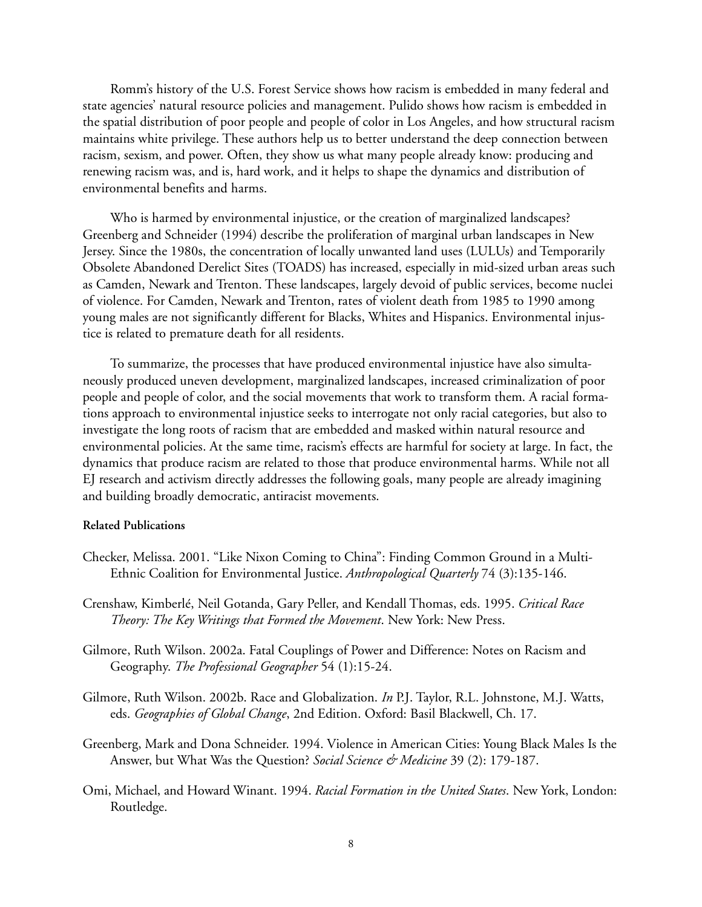Romm's history of the U.S. Forest Service shows how racism is embedded in many federal and state agencies' natural resource policies and management. Pulido shows how racism is embedded in the spatial distribution of poor people and people of color in Los Angeles, and how structural racism maintains white privilege. These authors help us to better understand the deep connection between racism, sexism, and power. Often, they show us what many people already know: producing and renewing racism was, and is, hard work, and it helps to shape the dynamics and distribution of environmental benefits and harms.

Who is harmed by environmental injustice, or the creation of marginalized landscapes? Greenberg and Schneider (1994) describe the proliferation of marginal urban landscapes in New Jersey. Since the 1980s, the concentration of locally unwanted land uses (LULUs) and Temporarily Obsolete Abandoned Derelict Sites (TOADS) has increased, especially in mid-sized urban areas such as Camden, Newark and Trenton. These landscapes, largely devoid of public services, become nuclei of violence. For Camden, Newark and Trenton, rates of violent death from 1985 to 1990 among young males are not significantly different for Blacks, Whites and Hispanics. Environmental injustice is related to premature death for all residents.

To summarize, the processes that have produced environmental injustice have also simultaneously produced uneven development, marginalized landscapes, increased criminalization of poor people and people of color, and the social movements that work to transform them. A racial formations approach to environmental injustice seeks to interrogate not only racial categories, but also to investigate the long roots of racism that are embedded and masked within natural resource and environmental policies. At the same time, racism's effects are harmful for society at large. In fact, the dynamics that produce racism are related to those that produce environmental harms. While not all EJ research and activism directly addresses the following goals, many people are already imagining and building broadly democratic, antiracist movements.

#### Related Publications

Checker, Melissa. 2001. "Like Nixon Coming to China": Finding Common Ground in a Multi-Ethnic Coalition for Environmental Justice. *Anthropological Quarterly* 74 (3):135-146.

Crenshaw, Kimberlé, Neil Gotanda, Gary Peller, and Kendall Thomas, eds. 1995. *Critical Race Theory: The Key Writings that Formed the Movement*. New York: New Press.

Gilmore, Ruth Wilson. 2002a. Fatal Couplings of Power and Difference: Notes on Racism and Geography. *The Professional Geographer* 54 (1):15-24.

Gilmore, Ruth Wilson. 2002b. Race and Globalization. *In* P.J. Taylor, R.L. Johnstone, M.J. Watts, eds. *Geographies of Global Change*, 2nd Edition. Oxford: Basil Blackwell, Ch. 17.

Greenberg, Mark and Dona Schneider. 1994. Violence in American Cities: Young Black Males Is the Answer, but What Was the Question? *Social Science & Medicine* 39 (2): 179-187.

Omi, Michael, and Howard Winant. 1994. *Racial Formation in the United States*. New York, London: Routledge.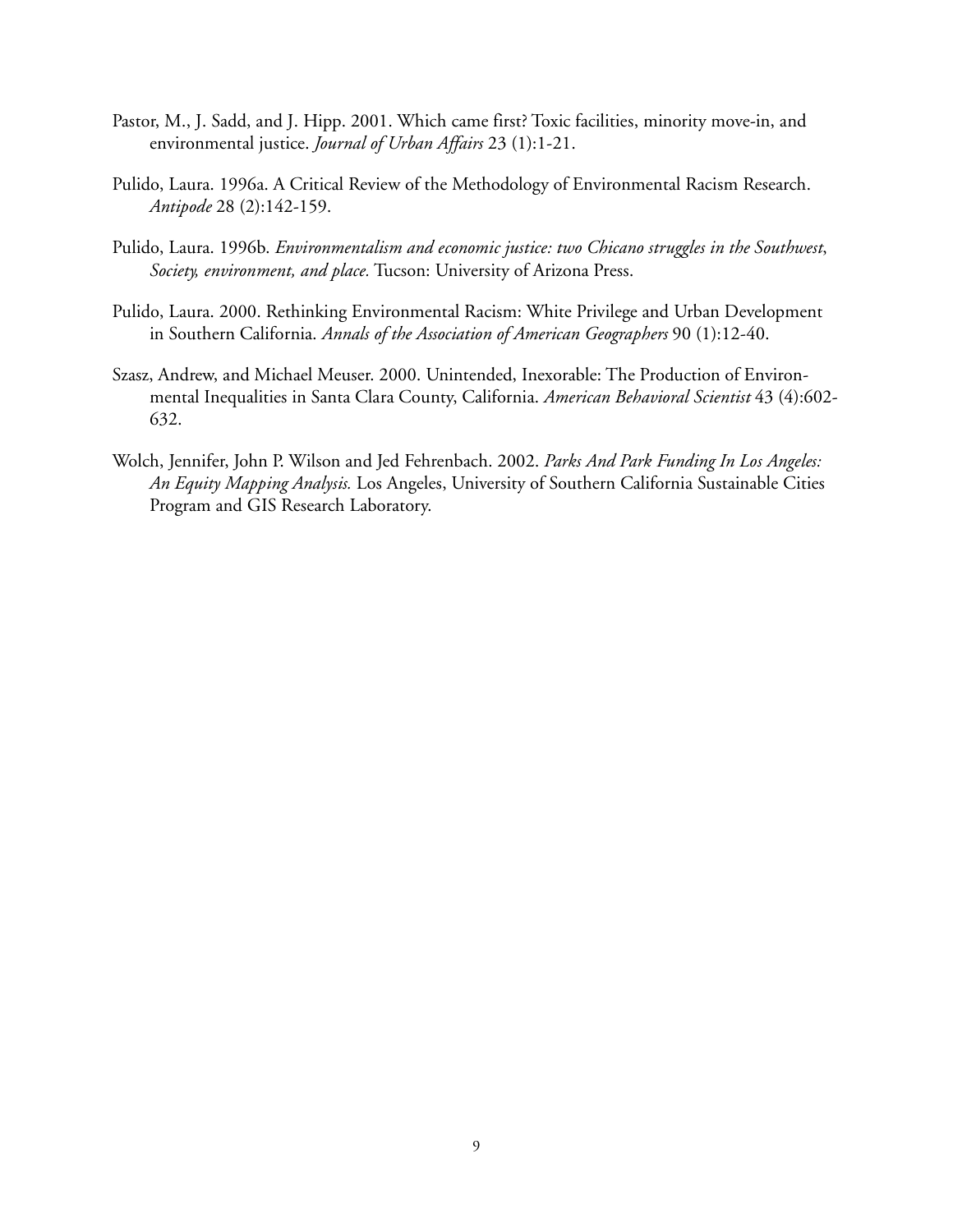Pastor, M., J. Sadd, and J. Hipp. 2001. Which came first? Toxic facilities, minority move-in, and environmental justice. *Journal of Urban Affairs* 23 (1):1-21.

Pulido, Laura. 1996a. A Critical Review of the Methodology of Environmental Racism Research. *Antipode* 28 (2):142-159.

Pulido, Laura. 1996b. *Environmentalism and economic justice: two Chicano struggles in the Southwest, Society, environment, and place.* Tucson: University of Arizona Press.

Pulido, Laura. 2000. Rethinking Environmental Racism: White Privilege and Urban Development in Southern California. *Annals of the Association of American Geographers* 90 (1):12-40.

Szasz, Andrew, and Michael Meuser. 2000. Unintended, Inexorable: The Production of Environmental Inequalities in Santa Clara County, California. *American Behavioral Scientist* 43 (4):602-632.

Wolch, Jennifer, John P. Wilson and Jed Fehrenbach. 2002. *Parks And Park Funding In Los Angeles: An Equity Mapping Analysis.* Los Angeles, University of Southern California Sustainable Cities Program and GIS Research Laboratory.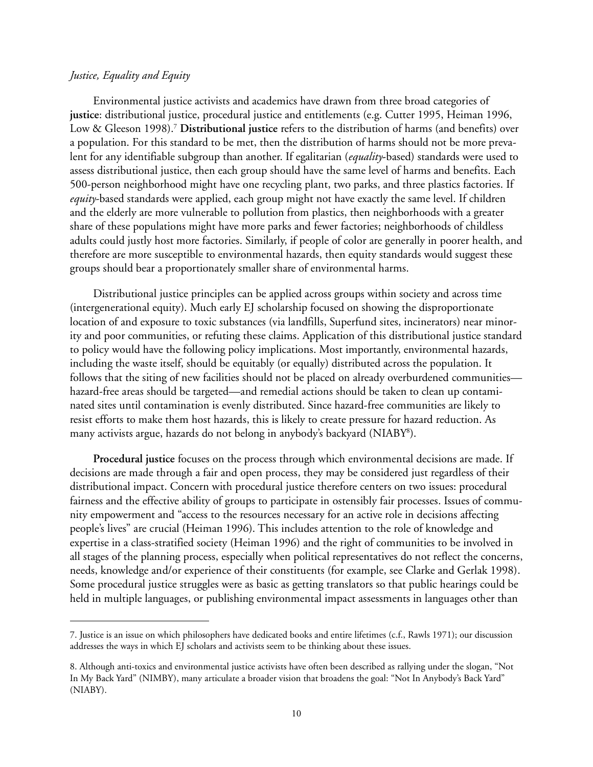*Justice, Equality and Equity*

Environmental justice activists and academics have drawn from three broad categories of **justice**: distributional justice, procedural justice and entitlements (e.g. Cutter 1995, Heiman 1996, Low & Gleeson 1998).[7] **Distributional justice** refers to the distribution of harms (and benefits) over a population. For this standard to be met, then the distribution of harms should not be more prevalent for any identifiable subgroup than another. If egalitarian (*equality*-based) standards were used to assess distributional justice, then each group should have the same level of harms and benefits. Each 500-person neighborhood might have one recycling plant, two parks, and three plastics factories. If *equity*-based standards were applied, each group might not have exactly the same level. If children and the elderly are more vulnerable to pollution from plastics, then neighborhoods with a greater share of these populations might have more parks and fewer factories; neighborhoods of childless adults could justly host more factories. Similarly, if people of color are generally in poorer health, and therefore are more susceptible to environmental hazards, then equity standards would suggest these groups should bear a proportionately smaller share of environmental harms.

Distributional justice principles can be applied across groups within society and across time (intergenerational equity). Much early EJ scholarship focused on showing the disproportionate location of and exposure to toxic substances (via landfills, Superfund sites, incinerators) near minority and poor communities, or refuting these claims. Application of this distributional justice standard to policy would have the following policy implications. Most importantly, environmental hazards, including the waste itself, should be equitably (or equally) distributed across the population. It follows that the siting of new facilities should not be placed on already overburdened communities—hazard-free areas should be targeted—and remedial actions should be taken to clean up contaminated sites until contamination is evenly distributed. Since hazard-free communities are likely to resist efforts to make them host hazards, this is likely to create pressure for hazard reduction. As many activists argue, hazards do not belong in anybody's backyard (NIABY[8]).

**Procedural justice** focuses on the process through which environmental decisions are made. If decisions are made through a fair and open process, they may be considered just regardless of their distributional impact. Concern with procedural justice therefore centers on two issues: procedural fairness and the effective ability of groups to participate in ostensibly fair processes. Issues of community empowerment and "access to the resources necessary for an active role in decisions affecting people's lives" are crucial (Heiman 1996). This includes attention to the role of knowledge and expertise in a class-stratified society (Heiman 1996) and the right of communities to be involved in all stages of the planning process, especially when political representatives do not reflect the concerns, needs, knowledge and/or experience of their constituents (for example, see Clarke and Gerlak 1998). Some procedural justice struggles were as basic as getting translators so that public hearings could be held in multiple languages, or publishing environmental impact assessments in languages other than

---

7. Justice is an issue on which philosophers have dedicated books and entire lifetimes (c.f., Rawls 1971); our discussion addresses the ways in which EJ scholars and activists seem to be thinking about these issues.

8. Although anti-toxics and environmental justice activists have often been described as rallying under the slogan, "Not In My Back Yard" (NIMBY), many articulate a broader vision that broadens the goal: "Not In Anybody's Back Yard" (NIABY).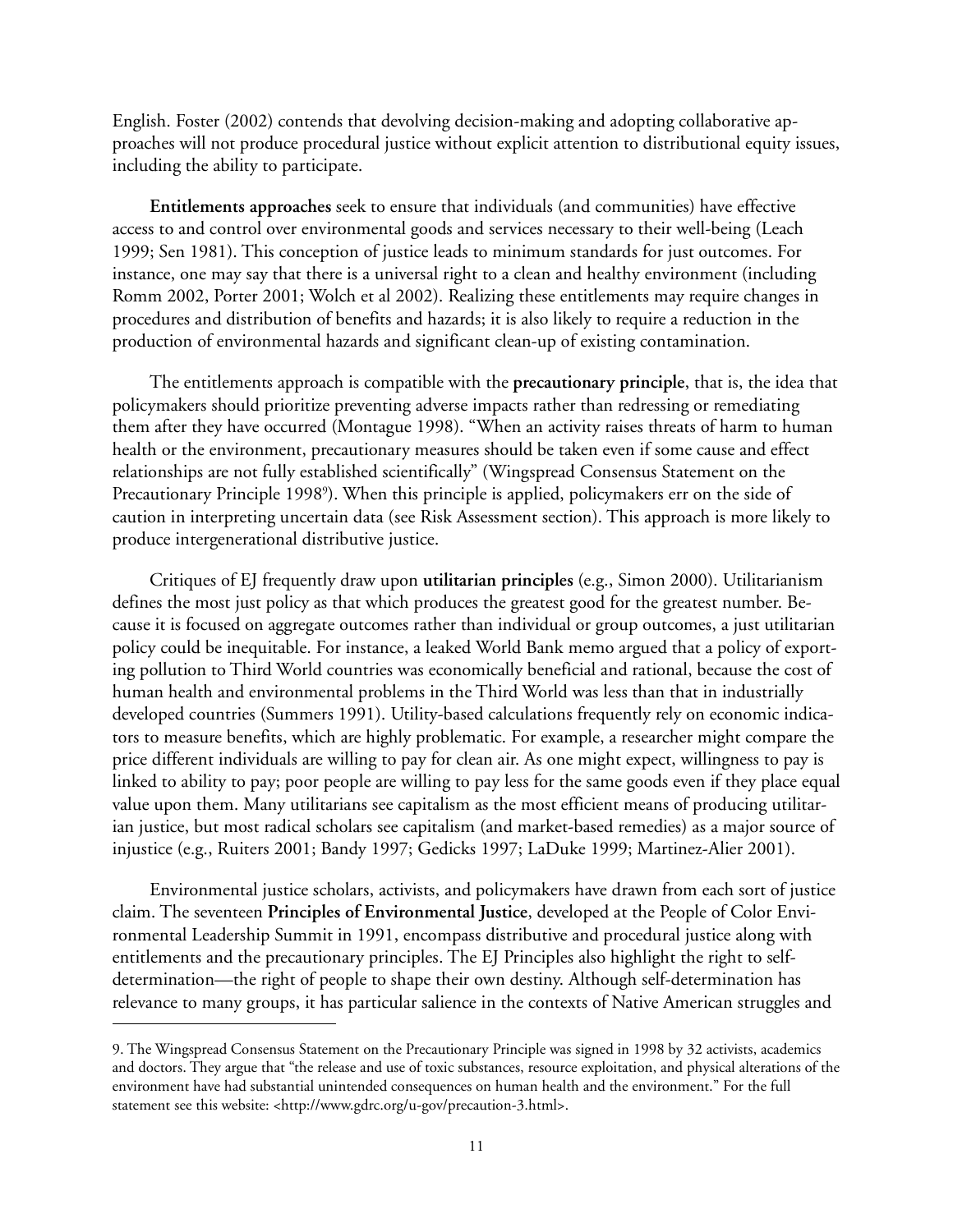English. Foster (2002) contends that devolving decision-making and adopting collaborative approaches will not produce procedural justice without explicit attention to distributional equity issues, including the ability to participate.

**Entitlements approaches** seek to ensure that individuals (and communities) have effective access to and control over environmental goods and services necessary to their well-being (Leach 1999; Sen 1981). This conception of justice leads to minimum standards for just outcomes. For instance, one may say that there is a universal right to a clean and healthy environment (including Romm 2002, Porter 2001; Wolch et al 2002). Realizing these entitlements may require changes in procedures and distribution of benefits and hazards; it is also likely to require a reduction in the production of environmental hazards and significant clean-up of existing contamination.

The entitlements approach is compatible with the **precautionary principle**, that is, the idea that policymakers should prioritize preventing adverse impacts rather than redressing or remediating them after they have occurred (Montague 1998). "When an activity raises threats of harm to human health or the environment, precautionary measures should be taken even if some cause and effect relationships are not fully established scientifically" (Wingspread Consensus Statement on the Precautionary Principle 1998[9]). When this principle is applied, policymakers err on the side of caution in interpreting uncertain data (see Risk Assessment section). This approach is more likely to produce intergenerational distributive justice.

Critiques of EJ frequently draw upon **utilitarian principles** (e.g., Simon 2000). Utilitarianism defines the most just policy as that which produces the greatest good for the greatest number. Because it is focused on aggregate outcomes rather than individual or group outcomes, a just utilitarian policy could be inequitable. For instance, a leaked World Bank memo argued that a policy of exporting pollution to Third World countries was economically beneficial and rational, because the cost of human health and environmental problems in the Third World was less than that in industrially developed countries (Summers 1991). Utility-based calculations frequently rely on economic indicators to measure benefits, which are highly problematic. For example, a researcher might compare the price different individuals are willing to pay for clean air. As one might expect, willingness to pay is linked to ability to pay; poor people are willing to pay less for the same goods even if they place equal value upon them. Many utilitarians see capitalism as the most efficient means of producing utilitarian justice, but most radical scholars see capitalism (and market-based remedies) as a major source of injustice (e.g., Ruiters 2001; Bandy 1997; Gedicks 1997; LaDuke 1999; Martinez-Alier 2001).

Environmental justice scholars, activists, and policymakers have drawn from each sort of justice claim. The seventeen **Principles of Environmental Justice**, developed at the People of Color Environmental Leadership Summit in 1991, encompass distributive and procedural justice along with entitlements and the precautionary principles. The EJ Principles also highlight the right to self-determination—the right of people to shape their own destiny. Although self-determination has relevance to many groups, it has particular salience in the contexts of Native American struggles and

9. The Wingspread Consensus Statement on the Precautionary Principle was signed in 1998 by 32 activists, academics and doctors. They argue that "the release and use of toxic substances, resource exploitation, and physical alterations of the environment have had substantial unintended consequences on human health and the environment." For the full statement see this website: <http://www.gdrc.org/u-gov/precaution-3.html>.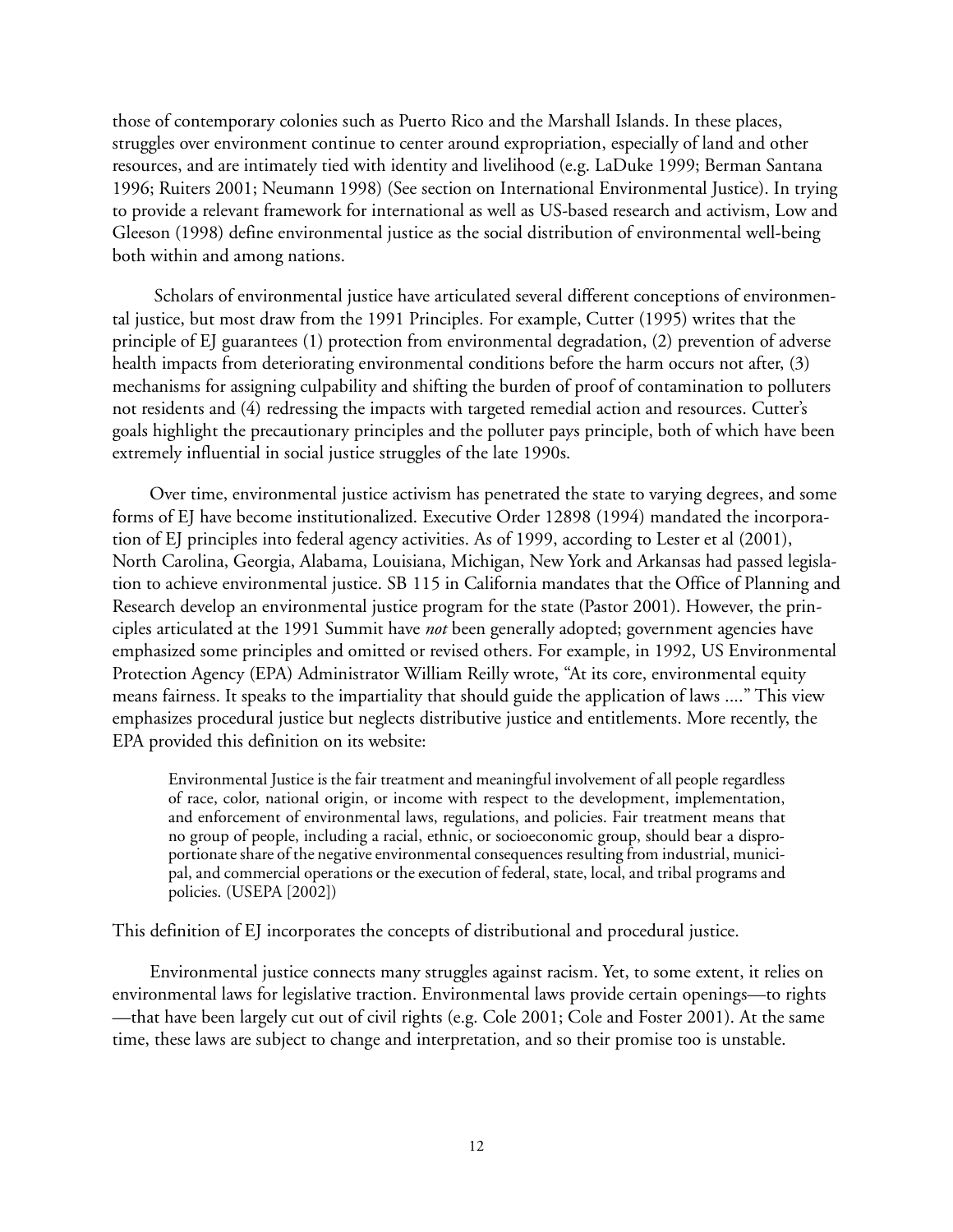those of contemporary colonies such as Puerto Rico and the Marshall Islands. In these places, struggles over environment continue to center around expropriation, especially of land and other resources, and are intimately tied with identity and livelihood (e.g. LaDuke 1999; Berman Santana 1996; Ruiters 2001; Neumann 1998) (See section on International Environmental Justice). In trying to provide a relevant framework for international as well as US-based research and activism, Low and Gleeson (1998) define environmental justice as the social distribution of environmental well-being both within and among nations.

Scholars of environmental justice have articulated several different conceptions of environmental justice, but most draw from the 1991 Principles. For example, Cutter (1995) writes that the principle of EJ guarantees (1) protection from environmental degradation, (2) prevention of adverse health impacts from deteriorating environmental conditions before the harm occurs not after, (3) mechanisms for assigning culpability and shifting the burden of proof of contamination to polluters not residents and (4) redressing the impacts with targeted remedial action and resources. Cutter's goals highlight the precautionary principles and the polluter pays principle, both of which have been extremely influential in social justice struggles of the late 1990s.

Over time, environmental justice activism has penetrated the state to varying degrees, and some forms of EJ have become institutionalized. Executive Order 12898 (1994) mandated the incorporation of EJ principles into federal agency activities. As of 1999, according to Lester et al (2001), North Carolina, Georgia, Alabama, Louisiana, Michigan, New York and Arkansas had passed legislation to achieve environmental justice. SB 115 in California mandates that the Office of Planning and Research develop an environmental justice program for the state (Pastor 2001). However, the principles articulated at the 1991 Summit have *not* been generally adopted; government agencies have emphasized some principles and omitted or revised others. For example, in 1992, US Environmental Protection Agency (EPA) Administrator William Reilly wrote, "At its core, environmental equity means fairness. It speaks to the impartiality that should guide the application of laws ...." This view emphasizes procedural justice but neglects distributive justice and entitlements. More recently, the EPA provided this definition on its website:

> Environmental Justice is the fair treatment and meaningful involvement of all people regardless of race, color, national origin, or income with respect to the development, implementation, and enforcement of environmental laws, regulations, and policies. Fair treatment means that no group of people, including a racial, ethnic, or socioeconomic group, should bear a disproportionate share of the negative environmental consequences resulting from industrial, municipal, and commercial operations or the execution of federal, state, local, and tribal programs and policies. (USEPA [2002])

This definition of EJ incorporates the concepts of distributional and procedural justice.

Environmental justice connects many struggles against racism. Yet, to some extent, it relies on environmental laws for legislative traction. Environmental laws provide certain openings—to rights—that have been largely cut out of civil rights (e.g. Cole 2001; Cole and Foster 2001). At the same time, these laws are subject to change and interpretation, and so their promise too is unstable.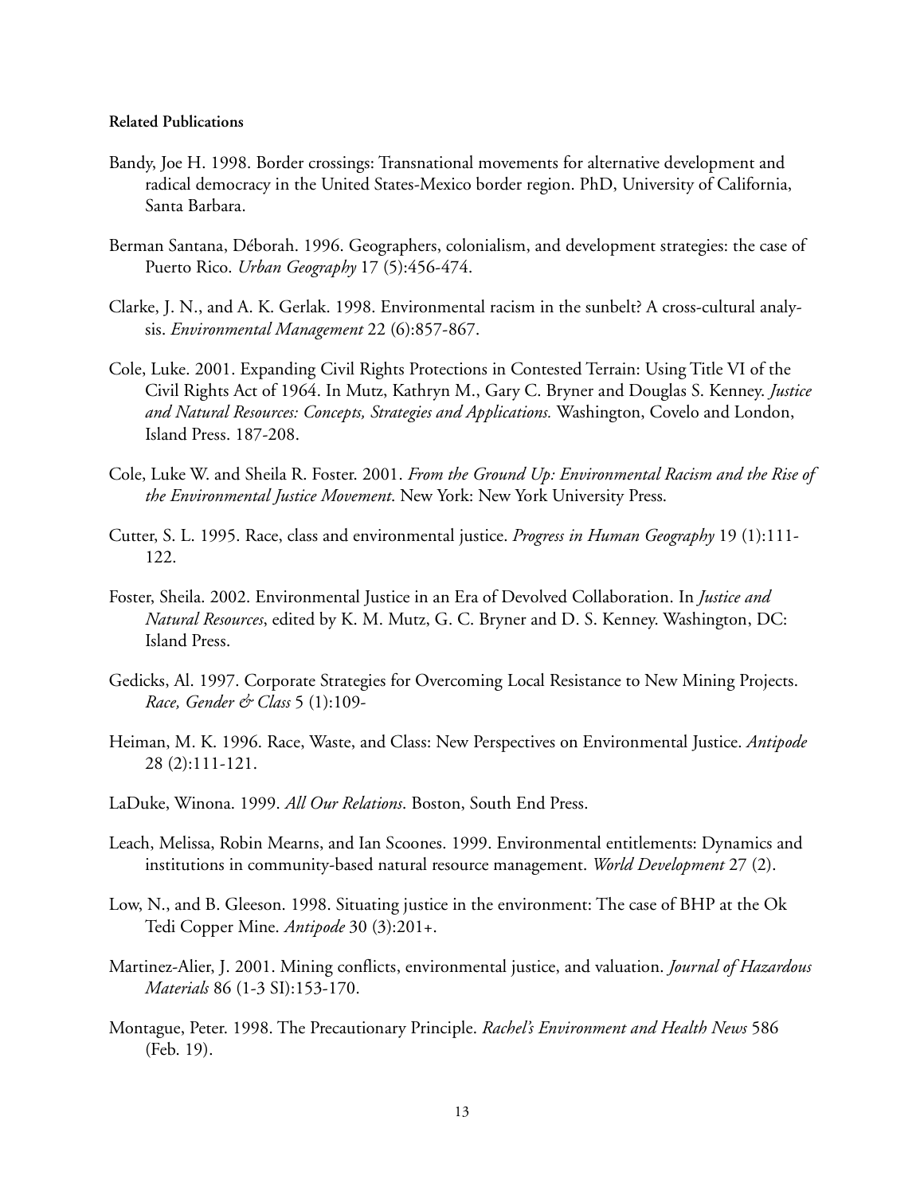**Related Publications**

Bandy, Joe H. 1998. Border crossings: Transnational movements for alternative development and radical democracy in the United States-Mexico border region. PhD, University of California, Santa Barbara.

Berman Santana, Déborah. 1996. Geographers, colonialism, and development strategies: the case of Puerto Rico. *Urban Geography* 17 (5):456-474.

Clarke, J. N., and A. K. Gerlak. 1998. Environmental racism in the sunbelt? A cross-cultural analysis. *Environmental Management* 22 (6):857-867.

Cole, Luke. 2001. Expanding Civil Rights Protections in Contested Terrain: Using Title VI of the Civil Rights Act of 1964. In Mutz, Kathryn M., Gary C. Bryner and Douglas S. Kenney. *Justice and Natural Resources: Concepts, Strategies and Applications.* Washington, Covelo and London, Island Press. 187-208.

Cole, Luke W. and Sheila R. Foster. 2001. *From the Ground Up: Environmental Racism and the Rise of the Environmental Justice Movement*. New York: New York University Press.

Cutter, S. L. 1995. Race, class and environmental justice. *Progress in Human Geography* 19 (1):111-122.

Foster, Sheila. 2002. Environmental Justice in an Era of Devolved Collaboration. In *Justice and Natural Resources*, edited by K. M. Mutz, G. C. Bryner and D. S. Kenney. Washington, DC: Island Press.

Gedicks, Al. 1997. Corporate Strategies for Overcoming Local Resistance to New Mining Projects. *Race, Gender & Class* 5 (1):109-

Heiman, M. K. 1996. Race, Waste, and Class: New Perspectives on Environmental Justice. *Antipode* 28 (2):111-121.

LaDuke, Winona. 1999. *All Our Relations*. Boston, South End Press.

Leach, Melissa, Robin Mearns, and Ian Scoones. 1999. Environmental entitlements: Dynamics and institutions in community-based natural resource management. *World Development* 27 (2).

Low, N., and B. Gleeson. 1998. Situating justice in the environment: The case of BHP at the Ok Tedi Copper Mine. *Antipode* 30 (3):201+.

Martinez-Alier, J. 2001. Mining conflicts, environmental justice, and valuation. *Journal of Hazardous Materials* 86 (1-3 SI):153-170.

Montague, Peter. 1998. The Precautionary Principle. *Rachel's Environment and Health News* 586 (Feb. 19).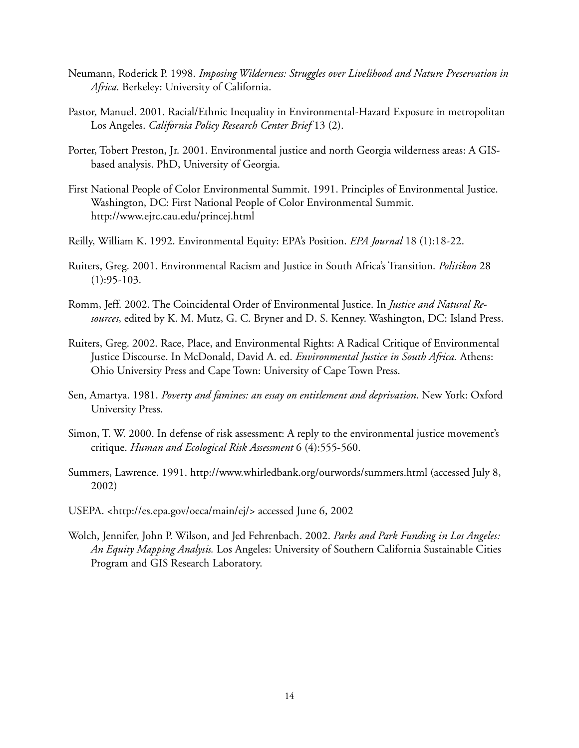Neumann, Roderick P. 1998. *Imposing Wilderness: Struggles over Livelihood and Nature Preservation in Africa*. Berkeley: University of California.

Pastor, Manuel. 2001. Racial/Ethnic Inequality in Environmental-Hazard Exposure in metropolitan Los Angeles. *California Policy Research Center Brief* 13 (2).

Porter, Tobert Preston, Jr. 2001. Environmental justice and north Georgia wilderness areas: A GIS-based analysis. PhD, University of Georgia.

First National People of Color Environmental Summit. 1991. Principles of Environmental Justice. Washington, DC: First National People of Color Environmental Summit. http://www.ejrc.cau.edu/princej.html

Reilly, William K. 1992. Environmental Equity: EPA's Position. *EPA Journal* 18 (1):18-22.

Ruiters, Greg. 2001. Environmental Racism and Justice in South Africa's Transition. *Politikon* 28 (1):95-103.

Romm, Jeff. 2002. The Coincidental Order of Environmental Justice. In *Justice and Natural Resources*, edited by K. M. Mutz, G. C. Bryner and D. S. Kenney. Washington, DC: Island Press.

Ruiters, Greg. 2002. Race, Place, and Environmental Rights: A Radical Critique of Environmental Justice Discourse. In McDonald, David A. ed. *Environmental Justice in South Africa.* Athens: Ohio University Press and Cape Town: University of Cape Town Press.

Sen, Amartya. 1981. *Poverty and famines: an essay on entitlement and deprivation*. New York: Oxford University Press.

Simon, T. W. 2000. In defense of risk assessment: A reply to the environmental justice movement's critique. *Human and Ecological Risk Assessment* 6 (4):555-560.

Summers, Lawrence. 1991. http://www.whirledbank.org/ourwords/summers.html (accessed July 8, 2002)

USEPA. <http://es.epa.gov/oeca/main/ej/> accessed June 6, 2002

Wolch, Jennifer, John P. Wilson, and Jed Fehrenbach. 2002. *Parks and Park Funding in Los Angeles: An Equity Mapping Analysis.* Los Angeles: University of Southern California Sustainable Cities Program and GIS Research Laboratory.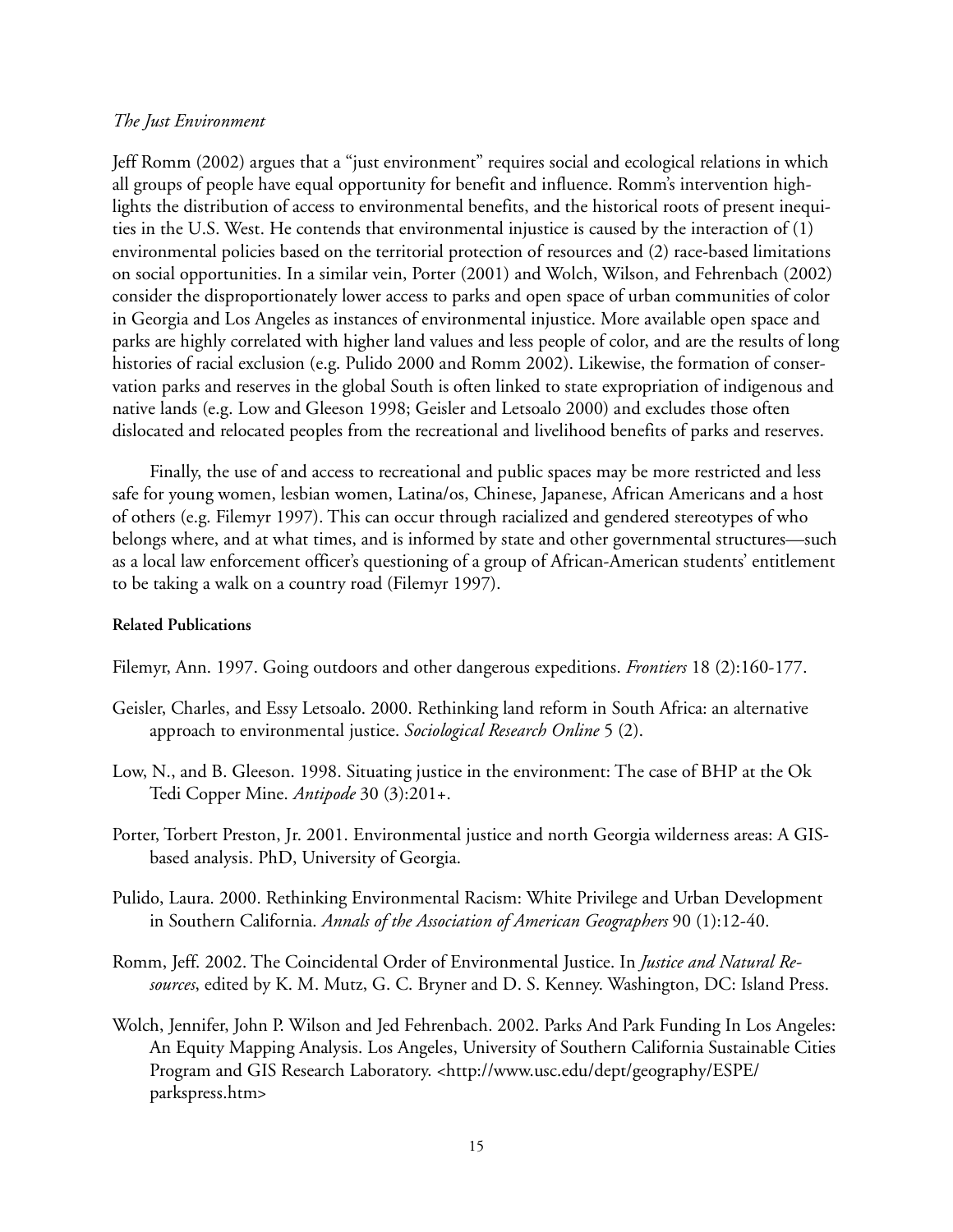*The Just Environment*

Jeff Romm (2002) argues that a "just environment" requires social and ecological relations in which all groups of people have equal opportunity for benefit and influence. Romm's intervention highlights the distribution of access to environmental benefits, and the historical roots of present inequities in the U.S. West. He contends that environmental injustice is caused by the interaction of (1) environmental policies based on the territorial protection of resources and (2) race-based limitations on social opportunities. In a similar vein, Porter (2001) and Wolch, Wilson, and Fehrenbach (2002) consider the disproportionately lower access to parks and open space of urban communities of color in Georgia and Los Angeles as instances of environmental injustice. More available open space and parks are highly correlated with higher land values and less people of color, and are the results of long histories of racial exclusion (e.g. Pulido 2000 and Romm 2002). Likewise, the formation of conservation parks and reserves in the global South is often linked to state expropriation of indigenous and native lands (e.g. Low and Gleeson 1998; Geisler and Letsoalo 2000) and excludes those often dislocated and relocated peoples from the recreational and livelihood benefits of parks and reserves.

Finally, the use of and access to recreational and public spaces may be more restricted and less safe for young women, lesbian women, Latina/os, Chinese, Japanese, African Americans and a host of others (e.g. Filemyr 1997). This can occur through racialized and gendered stereotypes of who belongs where, and at what times, and is informed by state and other governmental structures—such as a local law enforcement officer's questioning of a group of African-American students' entitlement to be taking a walk on a country road (Filemyr 1997).

**Related Publications**

Filemyr, Ann. 1997. Going outdoors and other dangerous expeditions. *Frontiers* 18 (2):160-177.

Geisler, Charles, and Essy Letsoalo. 2000. Rethinking land reform in South Africa: an alternative approach to environmental justice. *Sociological Research Online* 5 (2).

Low, N., and B. Gleeson. 1998. Situating justice in the environment: The case of BHP at the Ok Tedi Copper Mine. *Antipode* 30 (3):201+.

Porter, Torbert Preston, Jr. 2001. Environmental justice and north Georgia wilderness areas: A GIS-based analysis. PhD, University of Georgia.

Pulido, Laura. 2000. Rethinking Environmental Racism: White Privilege and Urban Development in Southern California. *Annals of the Association of American Geographers* 90 (1):12-40.

Romm, Jeff. 2002. The Coincidental Order of Environmental Justice. In *Justice and Natural Resources*, edited by K. M. Mutz, G. C. Bryner and D. S. Kenney. Washington, DC: Island Press.

Wolch, Jennifer, John P. Wilson and Jed Fehrenbach. 2002. Parks And Park Funding In Los Angeles: An Equity Mapping Analysis. Los Angeles, University of Southern California Sustainable Cities Program and GIS Research Laboratory. <http://www.usc.edu/dept/geography/ESPE/parkspress.htm>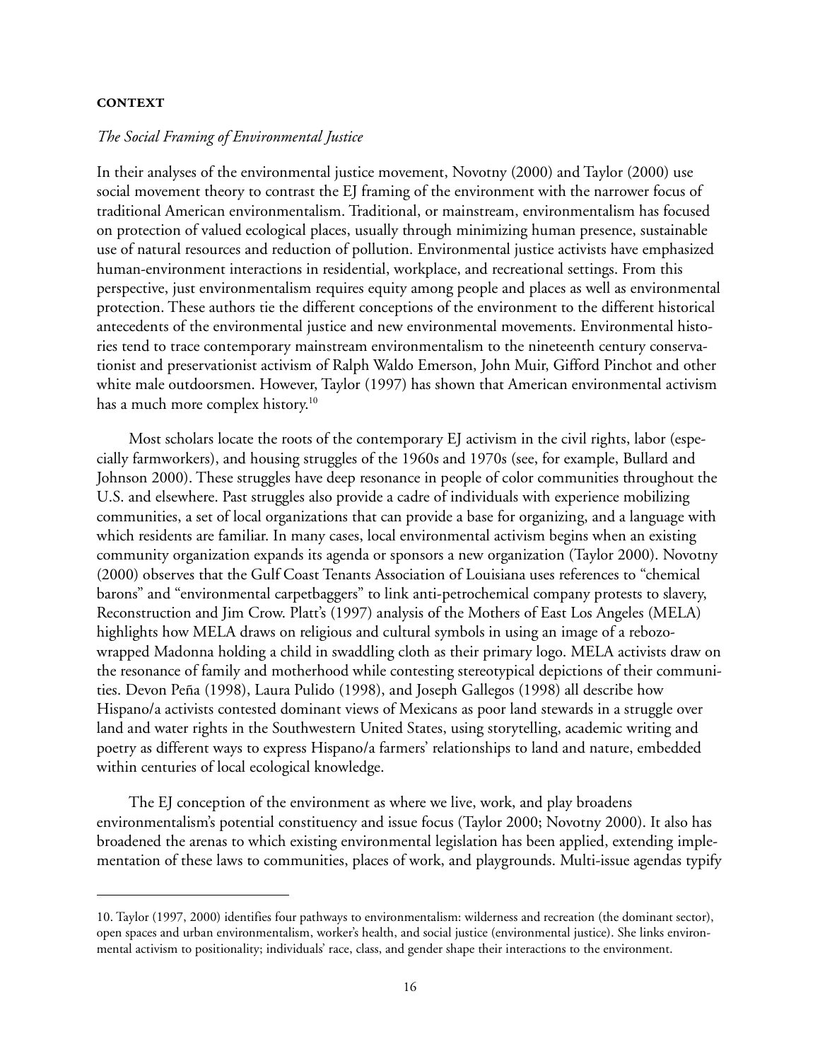**CONTEXT**

*The Social Framing of Environmental Justice*

In their analyses of the environmental justice movement, Novotny (2000) and Taylor (2000) use social movement theory to contrast the EJ framing of the environment with the narrower focus of traditional American environmentalism. Traditional, or mainstream, environmentalism has focused on protection of valued ecological places, usually through minimizing human presence, sustainable use of natural resources and reduction of pollution. Environmental justice activists have emphasized human-environment interactions in residential, workplace, and recreational settings. From this perspective, just environmentalism requires equity among people and places as well as environmental protection. These authors tie the different conceptions of the environment to the different historical antecedents of the environmental justice and new environmental movements. Environmental histories tend to trace contemporary mainstream environmentalism to the nineteenth century conservationist and preservationist activism of Ralph Waldo Emerson, John Muir, Gifford Pinchot and other white male outdoorsmen. However, Taylor (1997) has shown that American environmental activism has a much more complex history.[10]

Most scholars locate the roots of the contemporary EJ activism in the civil rights, labor (especially farmworkers), and housing struggles of the 1960s and 1970s (see, for example, Bullard and Johnson 2000). These struggles have deep resonance in people of color communities throughout the U.S. and elsewhere. Past struggles also provide a cadre of individuals with experience mobilizing communities, a set of local organizations that can provide a base for organizing, and a language with which residents are familiar. In many cases, local environmental activism begins when an existing community organization expands its agenda or sponsors a new organization (Taylor 2000). Novotny (2000) observes that the Gulf Coast Tenants Association of Louisiana uses references to "chemical barons" and "environmental carpetbaggers" to link anti-petrochemical company protests to slavery, Reconstruction and Jim Crow. Platt's (1997) analysis of the Mothers of East Los Angeles (MELA) highlights how MELA draws on religious and cultural symbols in using an image of a rebozo-wrapped Madonna holding a child in swaddling cloth as their primary logo. MELA activists draw on the resonance of family and motherhood while contesting stereotypical depictions of their communities. Devon Peña (1998), Laura Pulido (1998), and Joseph Gallegos (1998) all describe how Hispano/a activists contested dominant views of Mexicans as poor land stewards in a struggle over land and water rights in the Southwestern United States, using storytelling, academic writing and poetry as different ways to express Hispano/a farmers' relationships to land and nature, embedded within centuries of local ecological knowledge.

The EJ conception of the environment as where we live, work, and play broadens environmentalism's potential constituency and issue focus (Taylor 2000; Novotny 2000). It also has broadened the arenas to which existing environmental legislation has been applied, extending implementation of these laws to communities, places of work, and playgrounds. Multi-issue agendas typify

---

10. Taylor (1997, 2000) identifies four pathways to environmentalism: wilderness and recreation (the dominant sector), open spaces and urban environmentalism, worker's health, and social justice (environmental justice). She links environmental activism to positionality; individuals' race, class, and gender shape their interactions to the environment.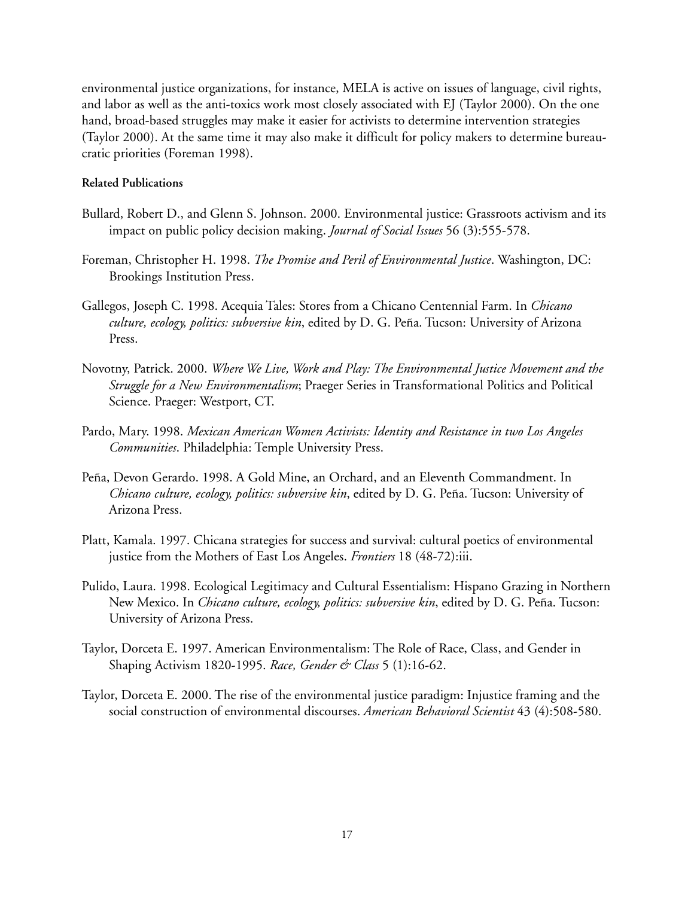environmental justice organizations, for instance, MELA is active on issues of language, civil rights, and labor as well as the anti-toxics work most closely associated with EJ (Taylor 2000). On the one hand, broad-based struggles may make it easier for activists to determine intervention strategies (Taylor 2000). At the same time it may also make it difficult for policy makers to determine bureaucratic priorities (Foreman 1998).

**Related Publications**

Bullard, Robert D., and Glenn S. Johnson. 2000. Environmental justice: Grassroots activism and its impact on public policy decision making. *Journal of Social Issues* 56 (3):555-578.

Foreman, Christopher H. 1998. *The Promise and Peril of Environmental Justice*. Washington, DC: Brookings Institution Press.

Gallegos, Joseph C. 1998. Acequia Tales: Stores from a Chicano Centennial Farm. In *Chicano culture, ecology, politics: subversive kin*, edited by D. G. Peña. Tucson: University of Arizona Press.

Novotny, Patrick. 2000. *Where We Live, Work and Play: The Environmental Justice Movement and the Struggle for a New Environmentalism*; Praeger Series in Transformational Politics and Political Science. Praeger: Westport, CT.

Pardo, Mary. 1998. *Mexican American Women Activists: Identity and Resistance in two Los Angeles Communities*. Philadelphia: Temple University Press.

Peña, Devon Gerardo. 1998. A Gold Mine, an Orchard, and an Eleventh Commandment. In *Chicano culture, ecology, politics: subversive kin*, edited by D. G. Peña. Tucson: University of Arizona Press.

Platt, Kamala. 1997. Chicana strategies for success and survival: cultural poetics of environmental justice from the Mothers of East Los Angeles. *Frontiers* 18 (48-72):iii.

Pulido, Laura. 1998. Ecological Legitimacy and Cultural Essentialism: Hispano Grazing in Northern New Mexico. In *Chicano culture, ecology, politics: subversive kin*, edited by D. G. Peña. Tucson: University of Arizona Press.

Taylor, Dorceta E. 1997. American Environmentalism: The Role of Race, Class, and Gender in Shaping Activism 1820-1995. *Race, Gender & Class* 5 (1):16-62.

Taylor, Dorceta E. 2000. The rise of the environmental justice paradigm: Injustice framing and the social construction of environmental discourses. *American Behavioral Scientist* 43 (4):508-580.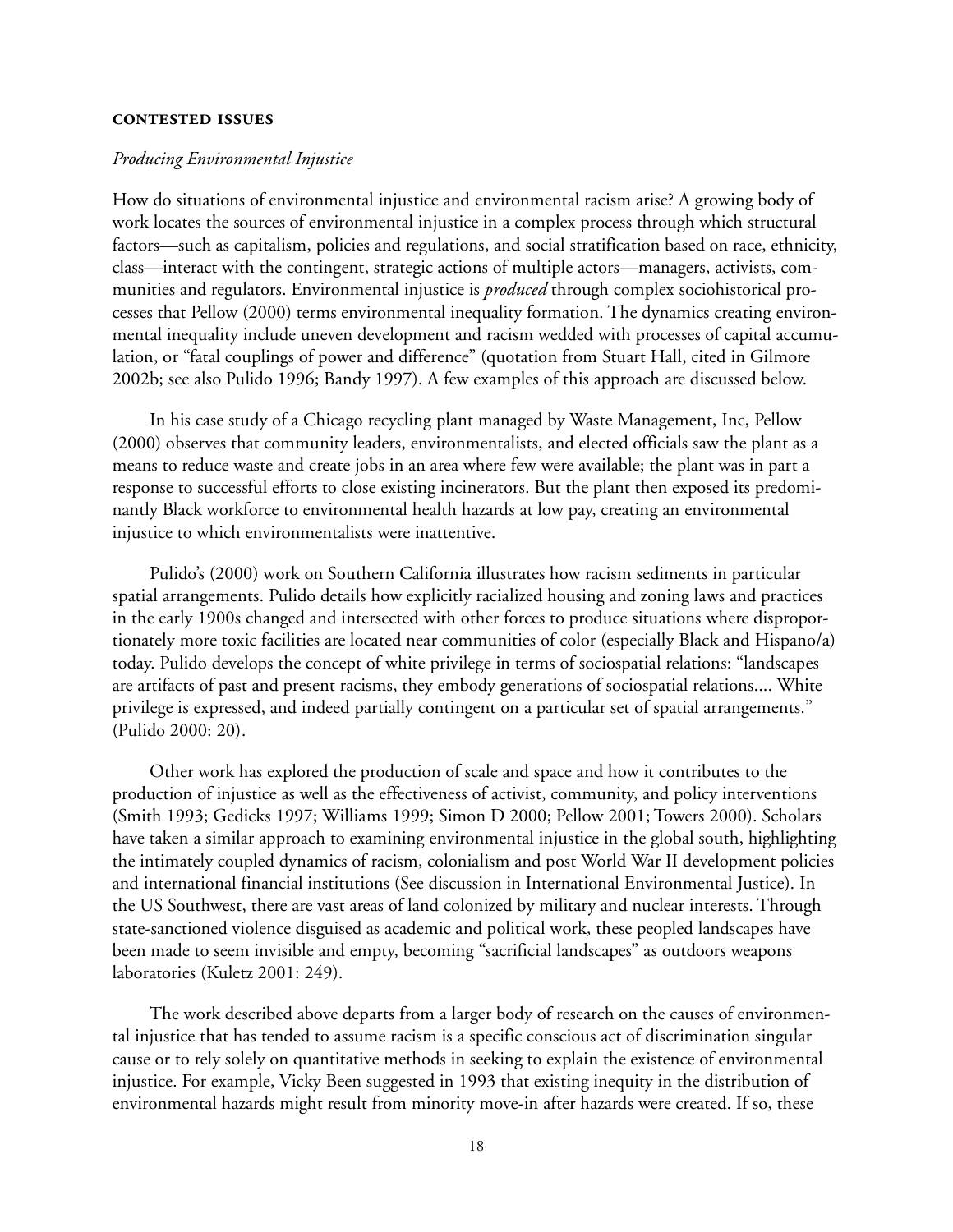### CONTESTED ISSUES

#### *Producing Environmental Injustice*

How do situations of environmental injustice and environmental racism arise? A growing body of work locates the sources of environmental injustice in a complex process through which structural factors—such as capitalism, policies and regulations, and social stratification based on race, ethnicity, class—interact with the contingent, strategic actions of multiple actors—managers, activists, communities and regulators. Environmental injustice is *produced* through complex sociohistorical processes that Pellow (2000) terms environmental inequality formation. The dynamics creating environmental inequality include uneven development and racism wedded with processes of capital accumulation, or "fatal couplings of power and difference" (quotation from Stuart Hall, cited in Gilmore 2002b; see also Pulido 1996; Bandy 1997). A few examples of this approach are discussed below.

In his case study of a Chicago recycling plant managed by Waste Management, Inc, Pellow (2000) observes that community leaders, environmentalists, and elected officials saw the plant as a means to reduce waste and create jobs in an area where few were available; the plant was in part a response to successful efforts to close existing incinerators. But the plant then exposed its predominantly Black workforce to environmental health hazards at low pay, creating an environmental injustice to which environmentalists were inattentive.

Pulido's (2000) work on Southern California illustrates how racism sediments in particular spatial arrangements. Pulido details how explicitly racialized housing and zoning laws and practices in the early 1900s changed and intersected with other forces to produce situations where disproportionately more toxic facilities are located near communities of color (especially Black and Hispano/a) today. Pulido develops the concept of white privilege in terms of sociospatial relations: "landscapes are artifacts of past and present racisms, they embody generations of sociospatial relations.... White privilege is expressed, and indeed partially contingent on a particular set of spatial arrangements." (Pulido 2000: 20).

Other work has explored the production of scale and space and how it contributes to the production of injustice as well as the effectiveness of activist, community, and policy interventions (Smith 1993; Gedicks 1997; Williams 1999; Simon D 2000; Pellow 2001; Towers 2000). Scholars have taken a similar approach to examining environmental injustice in the global south, highlighting the intimately coupled dynamics of racism, colonialism and post World War II development policies and international financial institutions (See discussion in International Environmental Justice). In the US Southwest, there are vast areas of land colonized by military and nuclear interests. Through state-sanctioned violence disguised as academic and political work, these peopled landscapes have been made to seem invisible and empty, becoming "sacrificial landscapes" as outdoors weapons laboratories (Kuletz 2001: 249).

The work described above departs from a larger body of research on the causes of environmental injustice that has tended to assume racism is a specific conscious act of discrimination singular cause or to rely solely on quantitative methods in seeking to explain the existence of environmental injustice. For example, Vicky Been suggested in 1993 that existing inequity in the distribution of environmental hazards might result from minority move-in after hazards were created. If so, these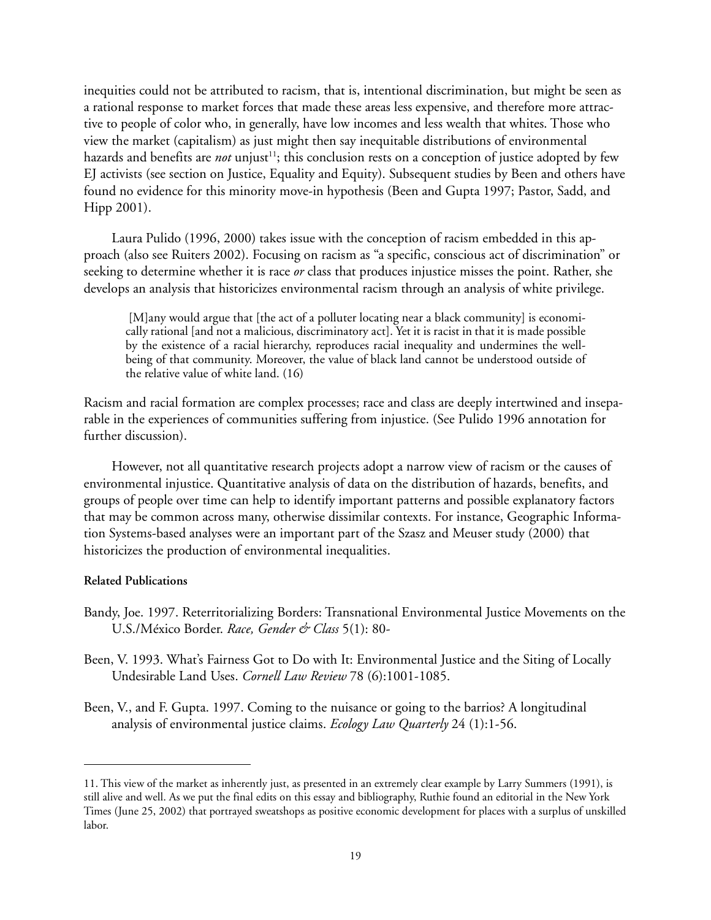inequities could not be attributed to racism, that is, intentional discrimination, but might be seen as a rational response to market forces that made these areas less expensive, and therefore more attractive to people of color who, in generally, have low incomes and less wealth that whites. Those who view the market (capitalism) as just might then say inequitable distributions of environmental hazards and benefits are *not* unjust[11]; this conclusion rests on a conception of justice adopted by few EJ activists (see section on Justice, Equality and Equity). Subsequent studies by Been and others have found no evidence for this minority move-in hypothesis (Been and Gupta 1997; Pastor, Sadd, and Hipp 2001).

Laura Pulido (1996, 2000) takes issue with the conception of racism embedded in this approach (also see Ruiters 2002). Focusing on racism as "a specific, conscious act of discrimination" or seeking to determine whether it is race *or* class that produces injustice misses the point. Rather, she develops an analysis that historicizes environmental racism through an analysis of white privilege.

> [M]any would argue that [the act of a polluter locating near a black community] is economically rational [and not a malicious, discriminatory act]. Yet it is racist in that it is made possible by the existence of a racial hierarchy, reproduces racial inequality and undermines the well-being of that community. Moreover, the value of black land cannot be understood outside of the relative value of white land. (16)

Racism and racial formation are complex processes; race and class are deeply intertwined and inseparable in the experiences of communities suffering from injustice. (See Pulido 1996 annotation for further discussion).

However, not all quantitative research projects adopt a narrow view of racism or the causes of environmental injustice. Quantitative analysis of data on the distribution of hazards, benefits, and groups of people over time can help to identify important patterns and possible explanatory factors that may be common across many, otherwise dissimilar contexts. For instance, Geographic Information Systems-based analyses were an important part of the Szasz and Meuser study (2000) that historicizes the production of environmental inequalities.

**Related Publications**

Bandy, Joe. 1997. Reterritorializing Borders: Transnational Environmental Justice Movements on the U.S./México Border. *Race, Gender & Class* 5(1): 80-

Been, V. 1993. What's Fairness Got to Do with It: Environmental Justice and the Siting of Locally Undesirable Land Uses. *Cornell Law Review* 78 (6):1001-1085.

Been, V., and F. Gupta. 1997. Coming to the nuisance or going to the barrios? A longitudinal analysis of environmental justice claims. *Ecology Law Quarterly* 24 (1):1-56.

---

11. This view of the market as inherently just, as presented in an extremely clear example by Larry Summers (1991), is still alive and well. As we put the final edits on this essay and bibliography, Ruthie found an editorial in the New York Times (June 25, 2002) that portrayed sweatshops as positive economic development for places with a surplus of unskilled labor.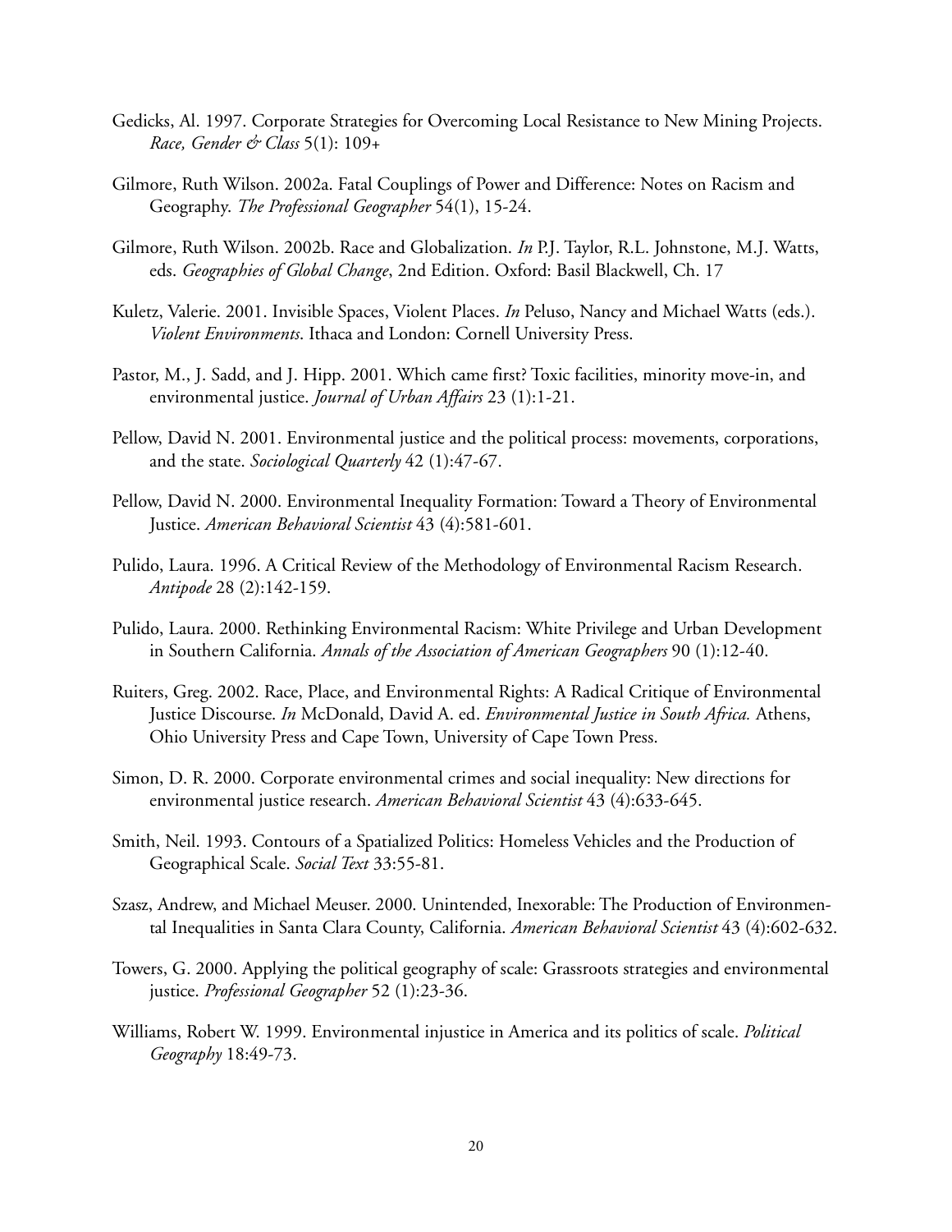Gedicks, Al. 1997. Corporate Strategies for Overcoming Local Resistance to New Mining Projects. *Race, Gender & Class* 5(1): 109+

Gilmore, Ruth Wilson. 2002a. Fatal Couplings of Power and Difference: Notes on Racism and Geography. *The Professional Geographer* 54(1), 15-24.

Gilmore, Ruth Wilson. 2002b. Race and Globalization. *In* P.J. Taylor, R.L. Johnstone, M.J. Watts, eds. *Geographies of Global Change*, 2nd Edition. Oxford: Basil Blackwell, Ch. 17

Kuletz, Valerie. 2001. Invisible Spaces, Violent Places. *In* Peluso, Nancy and Michael Watts (eds.). *Violent Environments*. Ithaca and London: Cornell University Press.

Pastor, M., J. Sadd, and J. Hipp. 2001. Which came first? Toxic facilities, minority move-in, and environmental justice. *Journal of Urban Affairs* 23 (1):1-21.

Pellow, David N. 2001. Environmental justice and the political process: movements, corporations, and the state. *Sociological Quarterly* 42 (1):47-67.

Pellow, David N. 2000. Environmental Inequality Formation: Toward a Theory of Environmental Justice. *American Behavioral Scientist* 43 (4):581-601.

Pulido, Laura. 1996. A Critical Review of the Methodology of Environmental Racism Research. *Antipode* 28 (2):142-159.

Pulido, Laura. 2000. Rethinking Environmental Racism: White Privilege and Urban Development in Southern California. *Annals of the Association of American Geographers* 90 (1):12-40.

Ruiters, Greg. 2002. Race, Place, and Environmental Rights: A Radical Critique of Environmental Justice Discourse. *In* McDonald, David A. ed. *Environmental Justice in South Africa.* Athens, Ohio University Press and Cape Town, University of Cape Town Press.

Simon, D. R. 2000. Corporate environmental crimes and social inequality: New directions for environmental justice research. *American Behavioral Scientist* 43 (4):633-645.

Smith, Neil. 1993. Contours of a Spatialized Politics: Homeless Vehicles and the Production of Geographical Scale. *Social Text* 33:55-81.

Szasz, Andrew, and Michael Meuser. 2000. Unintended, Inexorable: The Production of Environmental Inequalities in Santa Clara County, California. *American Behavioral Scientist* 43 (4):602-632.

Towers, G. 2000. Applying the political geography of scale: Grassroots strategies and environmental justice. *Professional Geographer* 52 (1):23-36.

Williams, Robert W. 1999. Environmental injustice in America and its politics of scale. *Political Geography* 18:49-73.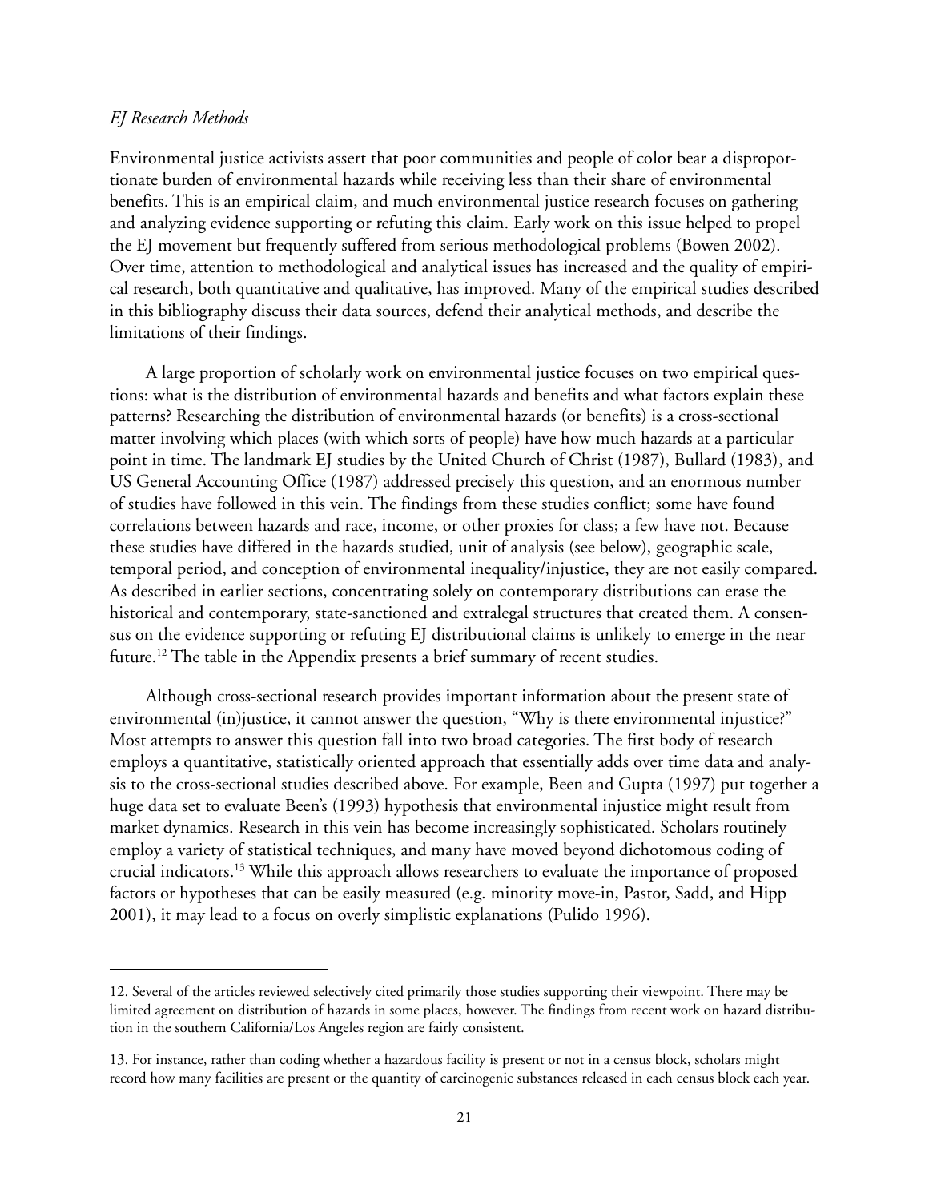*EJ Research Methods*

Environmental justice activists assert that poor communities and people of color bear a disproportionate burden of environmental hazards while receiving less than their share of environmental benefits. This is an empirical claim, and much environmental justice research focuses on gathering and analyzing evidence supporting or refuting this claim. Early work on this issue helped to propel the EJ movement but frequently suffered from serious methodological problems (Bowen 2002). Over time, attention to methodological and analytical issues has increased and the quality of empirical research, both quantitative and qualitative, has improved. Many of the empirical studies described in this bibliography discuss their data sources, defend their analytical methods, and describe the limitations of their findings.

A large proportion of scholarly work on environmental justice focuses on two empirical questions: what is the distribution of environmental hazards and benefits and what factors explain these patterns? Researching the distribution of environmental hazards (or benefits) is a cross-sectional matter involving which places (with which sorts of people) have how much hazards at a particular point in time. The landmark EJ studies by the United Church of Christ (1987), Bullard (1983), and US General Accounting Office (1987) addressed precisely this question, and an enormous number of studies have followed in this vein. The findings from these studies conflict; some have found correlations between hazards and race, income, or other proxies for class; a few have not. Because these studies have differed in the hazards studied, unit of analysis (see below), geographic scale, temporal period, and conception of environmental inequality/injustice, they are not easily compared. As described in earlier sections, concentrating solely on contemporary distributions can erase the historical and contemporary, state-sanctioned and extralegal structures that created them. A consensus on the evidence supporting or refuting EJ distributional claims is unlikely to emerge in the near future.[12] The table in the Appendix presents a brief summary of recent studies.

Although cross-sectional research provides important information about the present state of environmental (in)justice, it cannot answer the question, "Why is there environmental injustice?" Most attempts to answer this question fall into two broad categories. The first body of research employs a quantitative, statistically oriented approach that essentially adds over time data and analysis to the cross-sectional studies described above. For example, Been and Gupta (1997) put together a huge data set to evaluate Been's (1993) hypothesis that environmental injustice might result from market dynamics. Research in this vein has become increasingly sophisticated. Scholars routinely employ a variety of statistical techniques, and many have moved beyond dichotomous coding of crucial indicators.[13] While this approach allows researchers to evaluate the importance of proposed factors or hypotheses that can be easily measured (e.g. minority move-in, Pastor, Sadd, and Hipp 2001), it may lead to a focus on overly simplistic explanations (Pulido 1996).

---

12. Several of the articles reviewed selectively cited primarily those studies supporting their viewpoint. There may be limited agreement on distribution of hazards in some places, however. The findings from recent work on hazard distribution in the southern California/Los Angeles region are fairly consistent.

13. For instance, rather than coding whether a hazardous facility is present or not in a census block, scholars might record how many facilities are present or the quantity of carcinogenic substances released in each census block each year.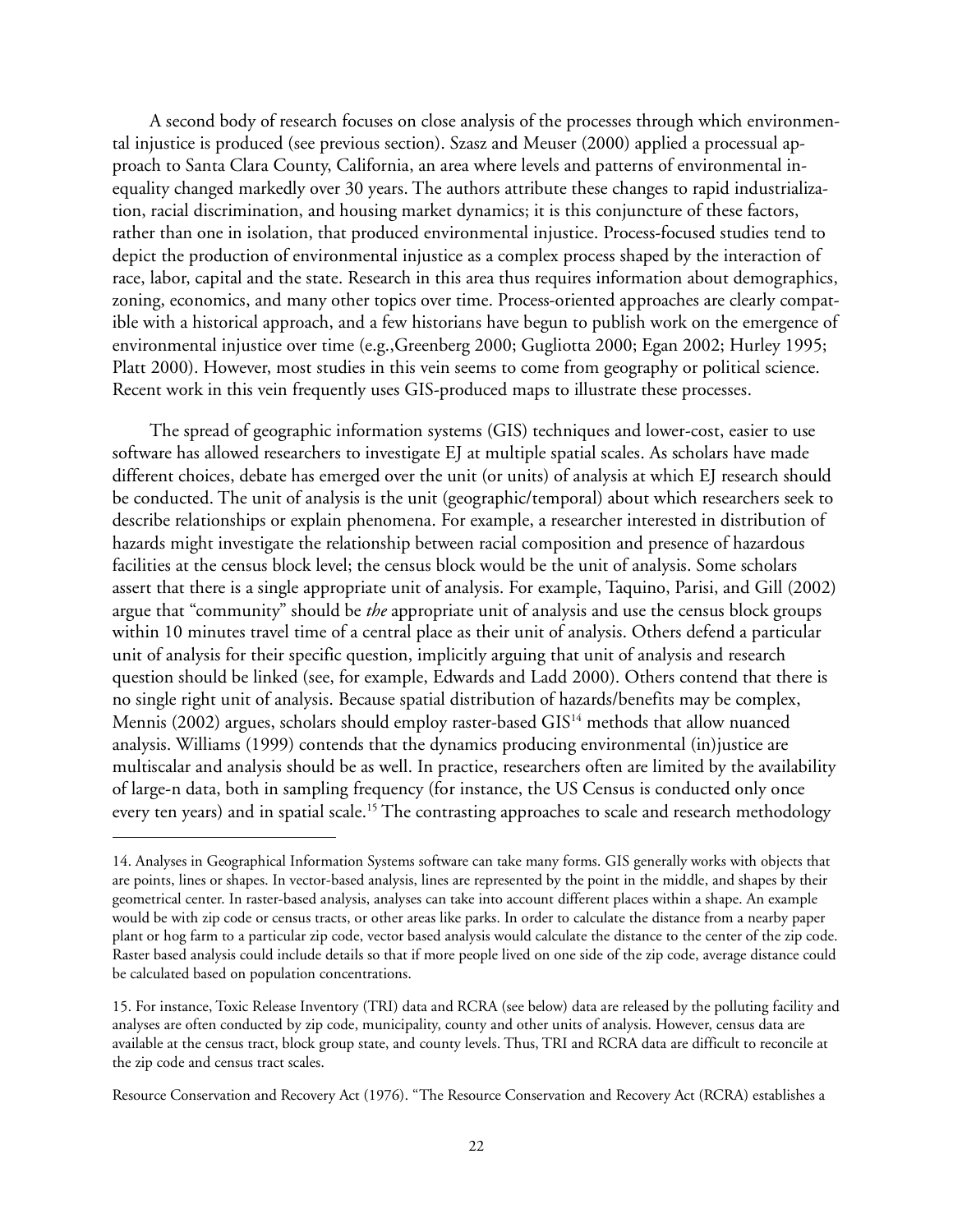A second body of research focuses on close analysis of the processes through which environmental injustice is produced (see previous section). Szasz and Meuser (2000) applied a processual approach to Santa Clara County, California, an area where levels and patterns of environmental inequality changed markedly over 30 years. The authors attribute these changes to rapid industrialization, racial discrimination, and housing market dynamics; it is this conjuncture of these factors, rather than one in isolation, that produced environmental injustice. Process-focused studies tend to depict the production of environmental injustice as a complex process shaped by the interaction of race, labor, capital and the state. Research in this area thus requires information about demographics, zoning, economics, and many other topics over time. Process-oriented approaches are clearly compatible with a historical approach, and a few historians have begun to publish work on the emergence of environmental injustice over time (e.g.,Greenberg 2000; Gugliotta 2000; Egan 2002; Hurley 1995; Platt 2000). However, most studies in this vein seems to come from geography or political science. Recent work in this vein frequently uses GIS-produced maps to illustrate these processes.

The spread of geographic information systems (GIS) techniques and lower-cost, easier to use software has allowed researchers to investigate EJ at multiple spatial scales. As scholars have made different choices, debate has emerged over the unit (or units) of analysis at which EJ research should be conducted. The unit of analysis is the unit (geographic/temporal) about which researchers seek to describe relationships or explain phenomena. For example, a researcher interested in distribution of hazards might investigate the relationship between racial composition and presence of hazardous facilities at the census block level; the census block would be the unit of analysis. Some scholars assert that there is a single appropriate unit of analysis. For example, Taquino, Parisi, and Gill (2002) argue that "community" should be *the* appropriate unit of analysis and use the census block groups within 10 minutes travel time of a central place as their unit of analysis. Others defend a particular unit of analysis for their specific question, implicitly arguing that unit of analysis and research question should be linked (see, for example, Edwards and Ladd 2000). Others contend that there is no single right unit of analysis. Because spatial distribution of hazards/benefits may be complex, Mennis (2002) argues, scholars should employ raster-based GIS[14] methods that allow nuanced analysis. Williams (1999) contends that the dynamics producing environmental (in)justice are multiscalar and analysis should be as well. In practice, researchers often are limited by the availability of large-n data, both in sampling frequency (for instance, the US Census is conducted only once every ten years) and in spatial scale.[15] The contrasting approaches to scale and research methodology

14. Analyses in Geographical Information Systems software can take many forms. GIS generally works with objects that are points, lines or shapes. In vector-based analysis, lines are represented by the point in the middle, and shapes by their geometrical center. In raster-based analysis, analyses can take into account different places within a shape. An example would be with zip code or census tracts, or other areas like parks. In order to calculate the distance from a nearby paper plant or hog farm to a particular zip code, vector based analysis would calculate the distance to the center of the zip code. Raster based analysis could include details so that if more people lived on one side of the zip code, average distance could be calculated based on population concentrations.

15. For instance, Toxic Release Inventory (TRI) data and RCRA (see below) data are released by the polluting facility and analyses are often conducted by zip code, municipality, county and other units of analysis. However, census data are available at the census tract, block group state, and county levels. Thus, TRI and RCRA data are difficult to reconcile at the zip code and census tract scales.

Resource Conservation and Recovery Act (1976). "The Resource Conservation and Recovery Act (RCRA) establishes a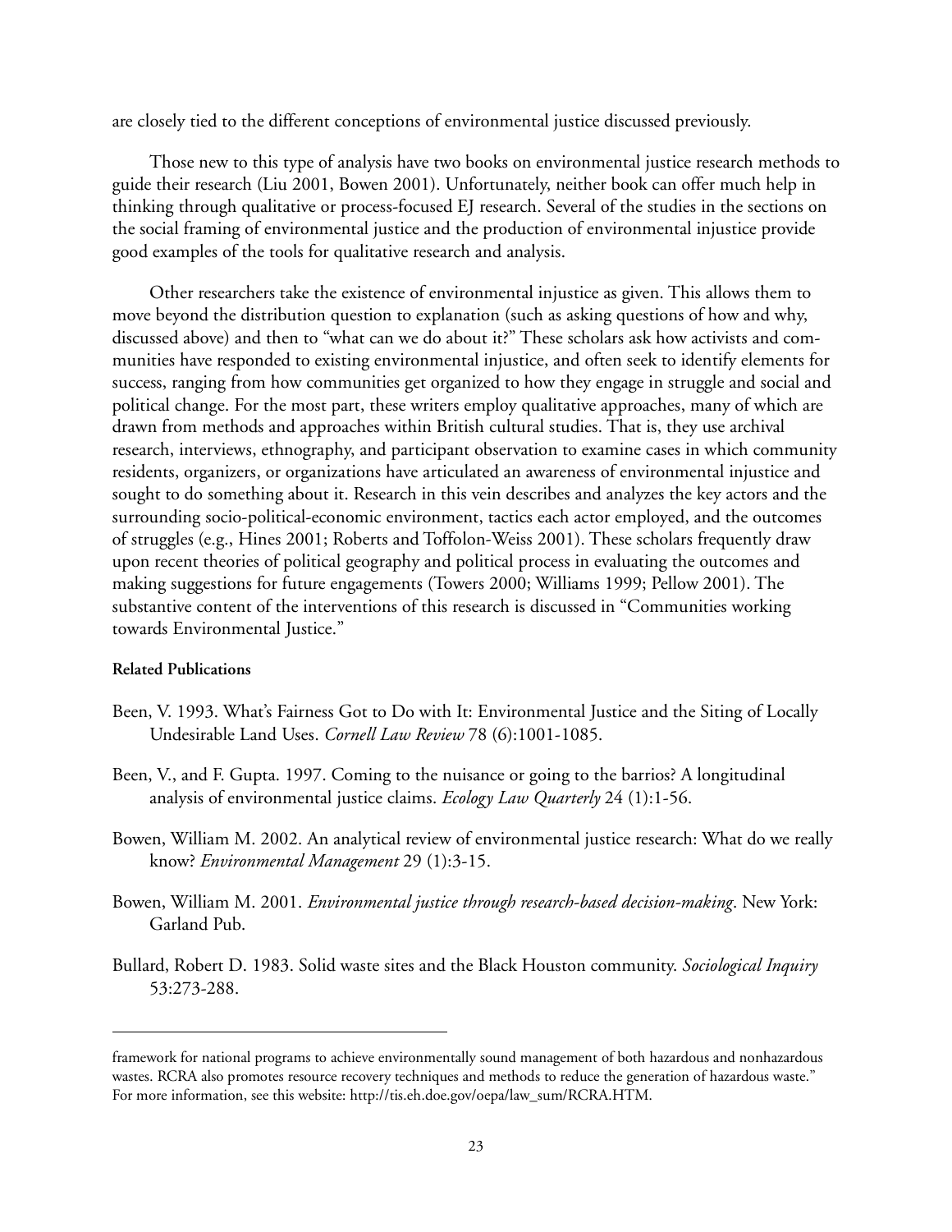are closely tied to the different conceptions of environmental justice discussed previously.

Those new to this type of analysis have two books on environmental justice research methods to guide their research (Liu 2001, Bowen 2001). Unfortunately, neither book can offer much help in thinking through qualitative or process-focused EJ research. Several of the studies in the sections on the social framing of environmental justice and the production of environmental injustice provide good examples of the tools for qualitative research and analysis.

Other researchers take the existence of environmental injustice as given. This allows them to move beyond the distribution question to explanation (such as asking questions of how and why, discussed above) and then to "what can we do about it?" These scholars ask how activists and communities have responded to existing environmental injustice, and often seek to identify elements for success, ranging from how communities get organized to how they engage in struggle and social and political change. For the most part, these writers employ qualitative approaches, many of which are drawn from methods and approaches within British cultural studies. That is, they use archival research, interviews, ethnography, and participant observation to examine cases in which community residents, organizers, or organizations have articulated an awareness of environmental injustice and sought to do something about it. Research in this vein describes and analyzes the key actors and the surrounding socio-political-economic environment, tactics each actor employed, and the outcomes of struggles (e.g., Hines 2001; Roberts and Toffolon-Weiss 2001). These scholars frequently draw upon recent theories of political geography and political process in evaluating the outcomes and making suggestions for future engagements (Towers 2000; Williams 1999; Pellow 2001). The substantive content of the interventions of this research is discussed in "Communities working towards Environmental Justice."

**Related Publications**

Been, V. 1993. What's Fairness Got to Do with It: Environmental Justice and the Siting of Locally Undesirable Land Uses. *Cornell Law Review* 78 (6):1001-1085.

Been, V., and F. Gupta. 1997. Coming to the nuisance or going to the barrios? A longitudinal analysis of environmental justice claims. *Ecology Law Quarterly* 24 (1):1-56.

Bowen, William M. 2002. An analytical review of environmental justice research: What do we really know? *Environmental Management* 29 (1):3-15.

Bowen, William M. 2001. *Environmental justice through research-based decision-making*. New York: Garland Pub.

Bullard, Robert D. 1983. Solid waste sites and the Black Houston community. *Sociological Inquiry* 53:273-288.

---

framework for national programs to achieve environmentally sound management of both hazardous and nonhazardous wastes. RCRA also promotes resource recovery techniques and methods to reduce the generation of hazardous waste." For more information, see this website: http://tis.eh.doe.gov/oepa/law_sum/RCRA.HTM.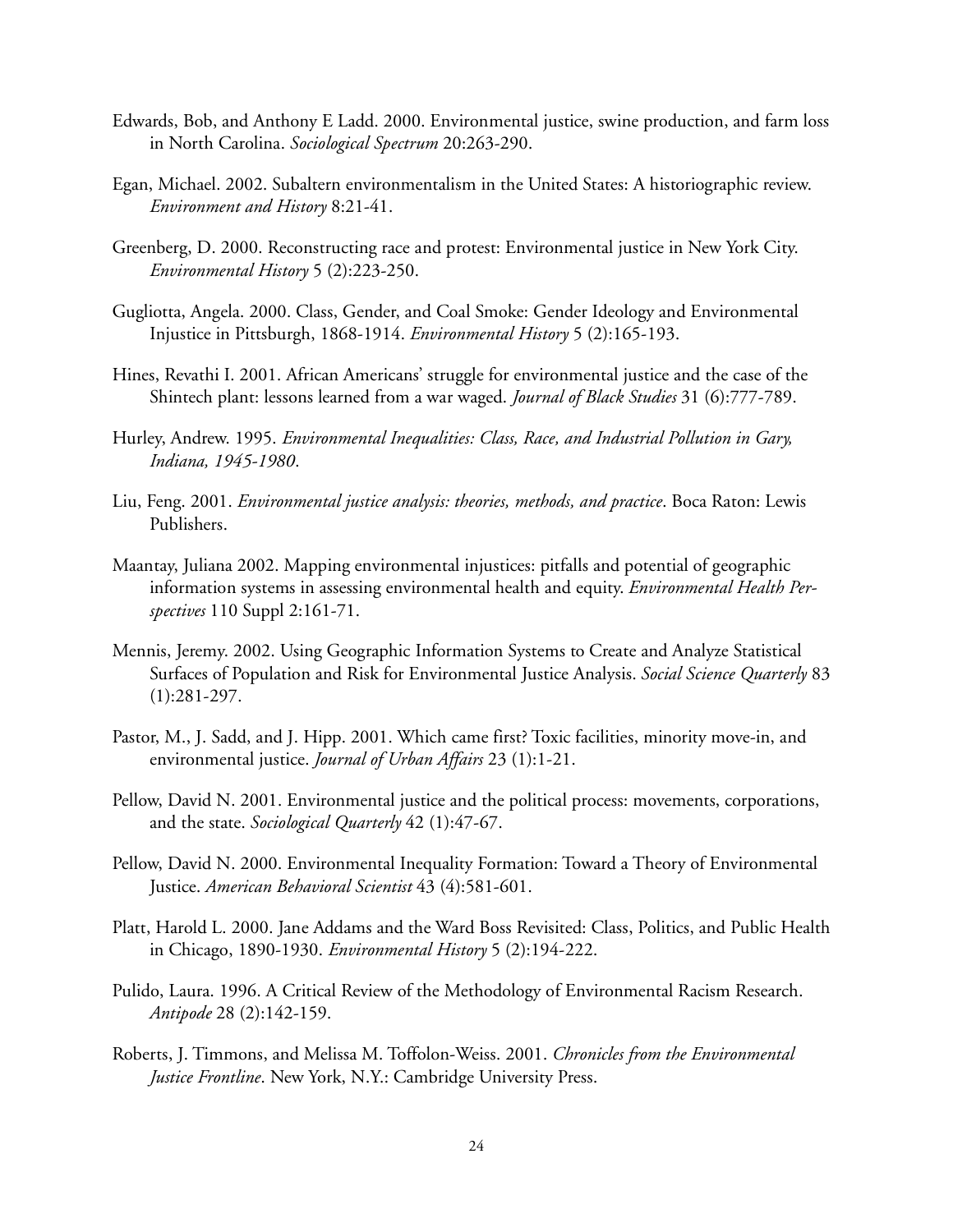Edwards, Bob, and Anthony E Ladd. 2000. Environmental justice, swine production, and farm loss in North Carolina. *Sociological Spectrum* 20:263-290.

Egan, Michael. 2002. Subaltern environmentalism in the United States: A historiographic review. *Environment and History* 8:21-41.

Greenberg, D. 2000. Reconstructing race and protest: Environmental justice in New York City. *Environmental History* 5 (2):223-250.

Gugliotta, Angela. 2000. Class, Gender, and Coal Smoke: Gender Ideology and Environmental Injustice in Pittsburgh, 1868-1914. *Environmental History* 5 (2):165-193.

Hines, Revathi I. 2001. African Americans' struggle for environmental justice and the case of the Shintech plant: lessons learned from a war waged. *Journal of Black Studies* 31 (6):777-789.

Hurley, Andrew. 1995. *Environmental Inequalities: Class, Race, and Industrial Pollution in Gary, Indiana, 1945-1980*.

Liu, Feng. 2001. *Environmental justice analysis: theories, methods, and practice*. Boca Raton: Lewis Publishers.

Maantay, Juliana 2002. Mapping environmental injustices: pitfalls and potential of geographic information systems in assessing environmental health and equity. *Environmental Health Perspectives* 110 Suppl 2:161-71.

Mennis, Jeremy. 2002. Using Geographic Information Systems to Create and Analyze Statistical Surfaces of Population and Risk for Environmental Justice Analysis. *Social Science Quarterly* 83 (1):281-297.

Pastor, M., J. Sadd, and J. Hipp. 2001. Which came first? Toxic facilities, minority move-in, and environmental justice. *Journal of Urban Affairs* 23 (1):1-21.

Pellow, David N. 2001. Environmental justice and the political process: movements, corporations, and the state. *Sociological Quarterly* 42 (1):47-67.

Pellow, David N. 2000. Environmental Inequality Formation: Toward a Theory of Environmental Justice. *American Behavioral Scientist* 43 (4):581-601.

Platt, Harold L. 2000. Jane Addams and the Ward Boss Revisited: Class, Politics, and Public Health in Chicago, 1890-1930. *Environmental History* 5 (2):194-222.

Pulido, Laura. 1996. A Critical Review of the Methodology of Environmental Racism Research. *Antipode* 28 (2):142-159.

Roberts, J. Timmons, and Melissa M. Toffolon-Weiss. 2001. *Chronicles from the Environmental Justice Frontline*. New York, N.Y.: Cambridge University Press.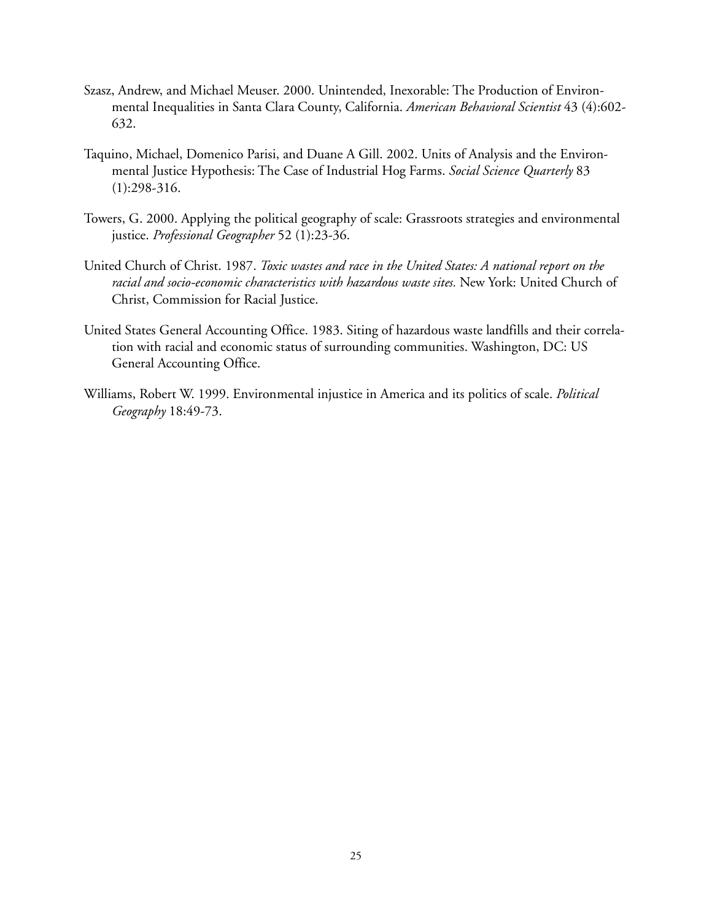Szasz, Andrew, and Michael Meuser. 2000. Unintended, Inexorable: The Production of Environmental Inequalities in Santa Clara County, California. *American Behavioral Scientist* 43 (4):602-632.

Taquino, Michael, Domenico Parisi, and Duane A Gill. 2002. Units of Analysis and the Environmental Justice Hypothesis: The Case of Industrial Hog Farms. *Social Science Quarterly* 83 (1):298-316.

Towers, G. 2000. Applying the political geography of scale: Grassroots strategies and environmental justice. *Professional Geographer* 52 (1):23-36.

United Church of Christ. 1987. *Toxic wastes and race in the United States: A national report on the racial and socio-economic characteristics with hazardous waste sites.* New York: United Church of Christ, Commission for Racial Justice.

United States General Accounting Office. 1983. Siting of hazardous waste landfills and their correlation with racial and economic status of surrounding communities. Washington, DC: US General Accounting Office.

Williams, Robert W. 1999. Environmental injustice in America and its politics of scale. *Political Geography* 18:49-73.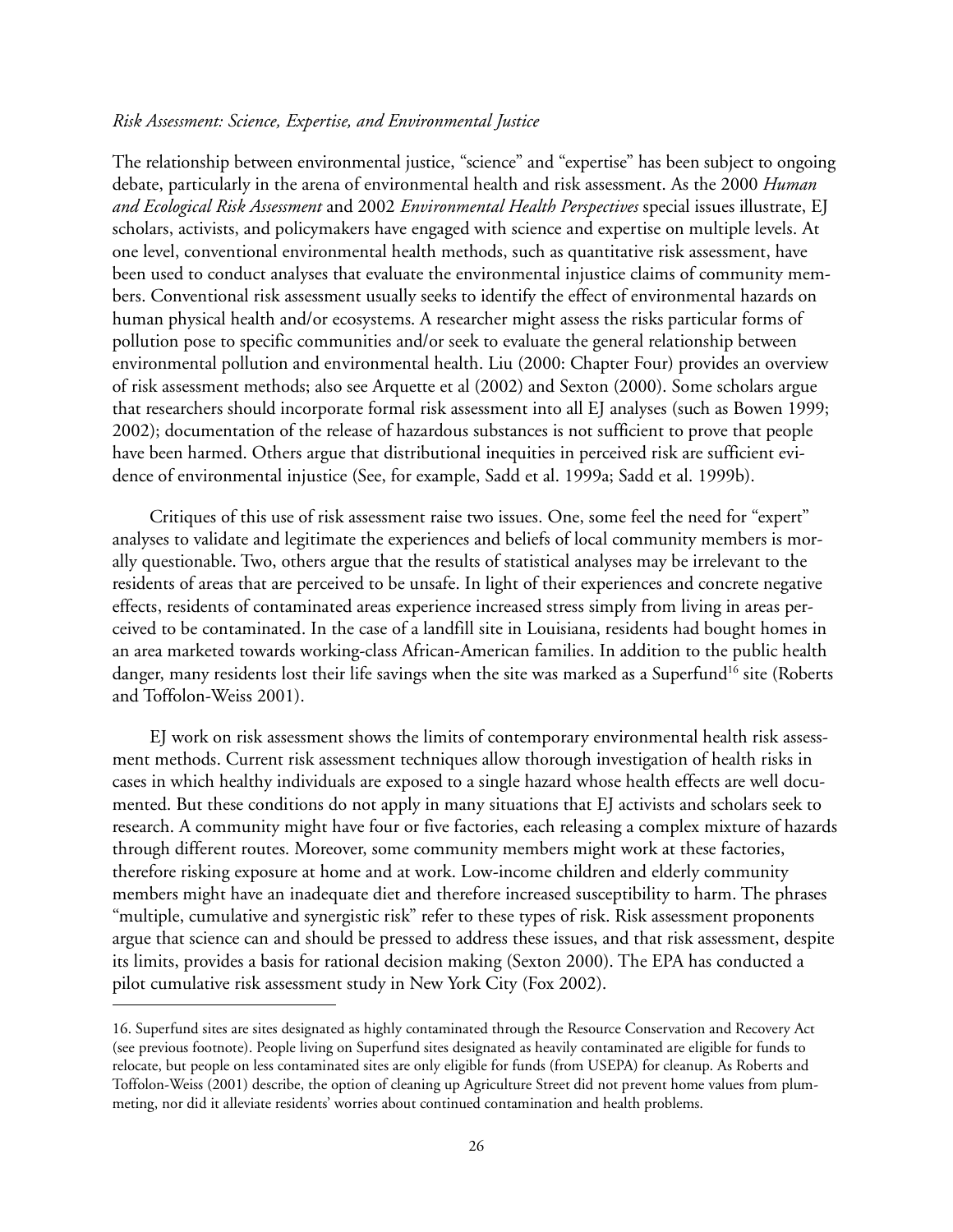*Risk Assessment: Science, Expertise, and Environmental Justice*

The relationship between environmental justice, "science" and "expertise" has been subject to ongoing debate, particularly in the arena of environmental health and risk assessment. As the 2000 *Human and Ecological Risk Assessment* and 2002 *Environmental Health Perspectives* special issues illustrate, EJ scholars, activists, and policymakers have engaged with science and expertise on multiple levels. At one level, conventional environmental health methods, such as quantitative risk assessment, have been used to conduct analyses that evaluate the environmental injustice claims of community members. Conventional risk assessment usually seeks to identify the effect of environmental hazards on human physical health and/or ecosystems. A researcher might assess the risks particular forms of pollution pose to specific communities and/or seek to evaluate the general relationship between environmental pollution and environmental health. Liu (2000: Chapter Four) provides an overview of risk assessment methods; also see Arquette et al (2002) and Sexton (2000). Some scholars argue that researchers should incorporate formal risk assessment into all EJ analyses (such as Bowen 1999; 2002); documentation of the release of hazardous substances is not sufficient to prove that people have been harmed. Others argue that distributional inequities in perceived risk are sufficient evidence of environmental injustice (See, for example, Sadd et al. 1999a; Sadd et al. 1999b).

Critiques of this use of risk assessment raise two issues. One, some feel the need for "expert" analyses to validate and legitimate the experiences and beliefs of local community members is morally questionable. Two, others argue that the results of statistical analyses may be irrelevant to the residents of areas that are perceived to be unsafe. In light of their experiences and concrete negative effects, residents of contaminated areas experience increased stress simply from living in areas perceived to be contaminated. In the case of a landfill site in Louisiana, residents had bought homes in an area marketed towards working-class African-American families. In addition to the public health danger, many residents lost their life savings when the site was marked as a Superfund[16] site (Roberts and Toffolon-Weiss 2001).

EJ work on risk assessment shows the limits of contemporary environmental health risk assessment methods. Current risk assessment techniques allow thorough investigation of health risks in cases in which healthy individuals are exposed to a single hazard whose health effects are well documented. But these conditions do not apply in many situations that EJ activists and scholars seek to research. A community might have four or five factories, each releasing a complex mixture of hazards through different routes. Moreover, some community members might work at these factories, therefore risking exposure at home and at work. Low-income children and elderly community members might have an inadequate diet and therefore increased susceptibility to harm. The phrases "multiple, cumulative and synergistic risk" refer to these types of risk. Risk assessment proponents argue that science can and should be pressed to address these issues, and that risk assessment, despite its limits, provides a basis for rational decision making (Sexton 2000). The EPA has conducted a pilot cumulative risk assessment study in New York City (Fox 2002).

16. Superfund sites are sites designated as highly contaminated through the Resource Conservation and Recovery Act (see previous footnote). People living on Superfund sites designated as heavily contaminated are eligible for funds to relocate, but people on less contaminated sites are only eligible for funds (from USEPA) for cleanup. As Roberts and Toffolon-Weiss (2001) describe, the option of cleaning up Agriculture Street did not prevent home values from plummeting, nor did it alleviate residents' worries about continued contamination and health problems.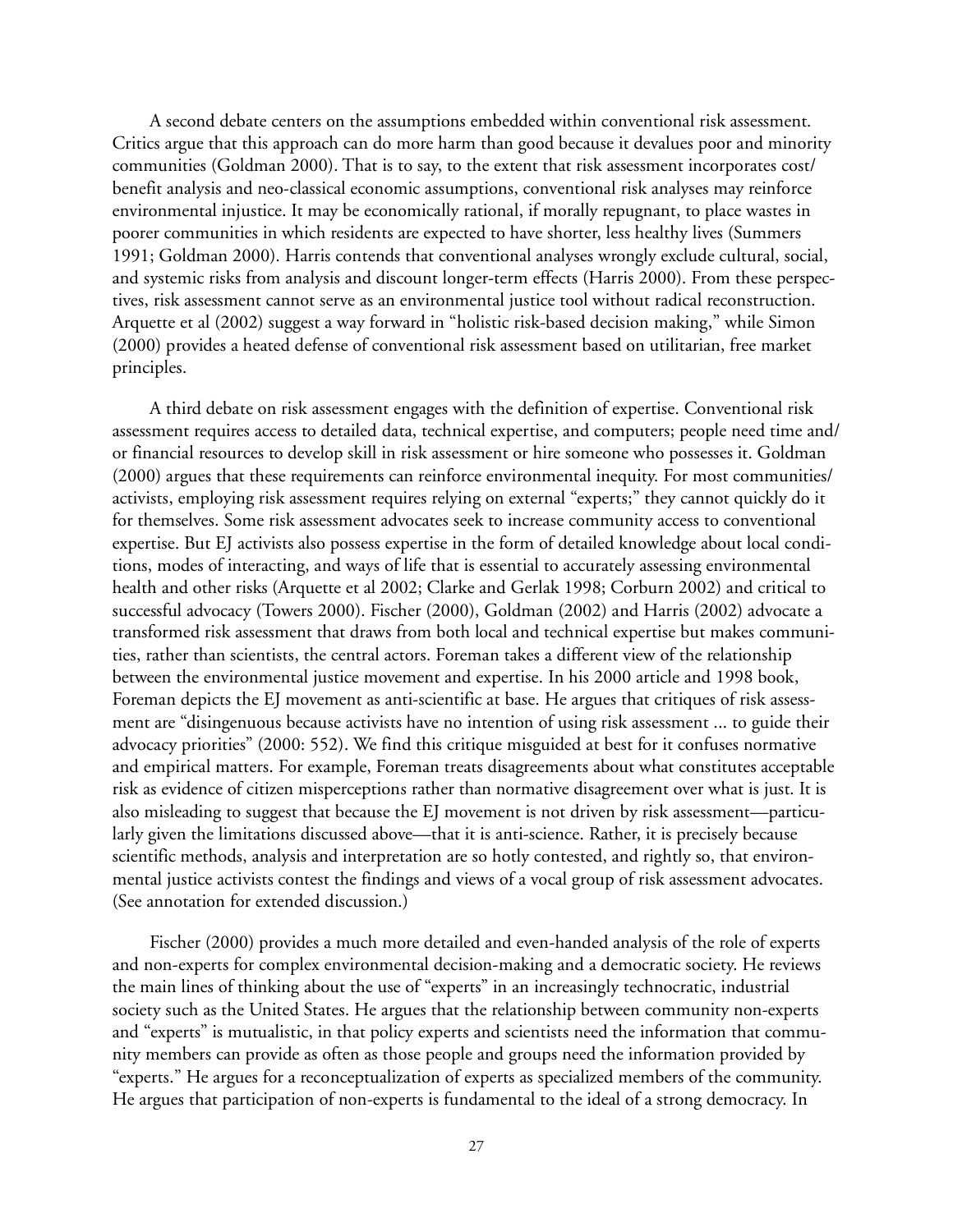A second debate centers on the assumptions embedded within conventional risk assessment. Critics argue that this approach can do more harm than good because it devalues poor and minority communities (Goldman 2000). That is to say, to the extent that risk assessment incorporates cost/ benefit analysis and neo-classical economic assumptions, conventional risk analyses may reinforce environmental injustice. It may be economically rational, if morally repugnant, to place wastes in poorer communities in which residents are expected to have shorter, less healthy lives (Summers 1991; Goldman 2000). Harris contends that conventional analyses wrongly exclude cultural, social, and systemic risks from analysis and discount longer-term effects (Harris 2000). From these perspectives, risk assessment cannot serve as an environmental justice tool without radical reconstruction. Arquette et al (2002) suggest a way forward in "holistic risk-based decision making," while Simon (2000) provides a heated defense of conventional risk assessment based on utilitarian, free market principles.

A third debate on risk assessment engages with the definition of expertise. Conventional risk assessment requires access to detailed data, technical expertise, and computers; people need time and/ or financial resources to develop skill in risk assessment or hire someone who possesses it. Goldman (2000) argues that these requirements can reinforce environmental inequity. For most communities/ activists, employing risk assessment requires relying on external "experts;" they cannot quickly do it for themselves. Some risk assessment advocates seek to increase community access to conventional expertise. But EJ activists also possess expertise in the form of detailed knowledge about local conditions, modes of interacting, and ways of life that is essential to accurately assessing environmental health and other risks (Arquette et al 2002; Clarke and Gerlak 1998; Corburn 2002) and critical to successful advocacy (Towers 2000). Fischer (2000), Goldman (2002) and Harris (2002) advocate a transformed risk assessment that draws from both local and technical expertise but makes communities, rather than scientists, the central actors. Foreman takes a different view of the relationship between the environmental justice movement and expertise. In his 2000 article and 1998 book, Foreman depicts the EJ movement as anti-scientific at base. He argues that critiques of risk assessment are "disingenuous because activists have no intention of using risk assessment ... to guide their advocacy priorities" (2000: 552). We find this critique misguided at best for it confuses normative and empirical matters. For example, Foreman treats disagreements about what constitutes acceptable risk as evidence of citizen misperceptions rather than normative disagreement over what is just. It is also misleading to suggest that because the EJ movement is not driven by risk assessment—particularly given the limitations discussed above—that it is anti-science. Rather, it is precisely because scientific methods, analysis and interpretation are so hotly contested, and rightly so, that environmental justice activists contest the findings and views of a vocal group of risk assessment advocates. (See annotation for extended discussion.)

Fischer (2000) provides a much more detailed and even-handed analysis of the role of experts and non-experts for complex environmental decision-making and a democratic society. He reviews the main lines of thinking about the use of "experts" in an increasingly technocratic, industrial society such as the United States. He argues that the relationship between community non-experts and "experts" is mutualistic, in that policy experts and scientists need the information that community members can provide as often as those people and groups need the information provided by "experts." He argues for a reconceptualization of experts as specialized members of the community. He argues that participation of non-experts is fundamental to the ideal of a strong democracy. In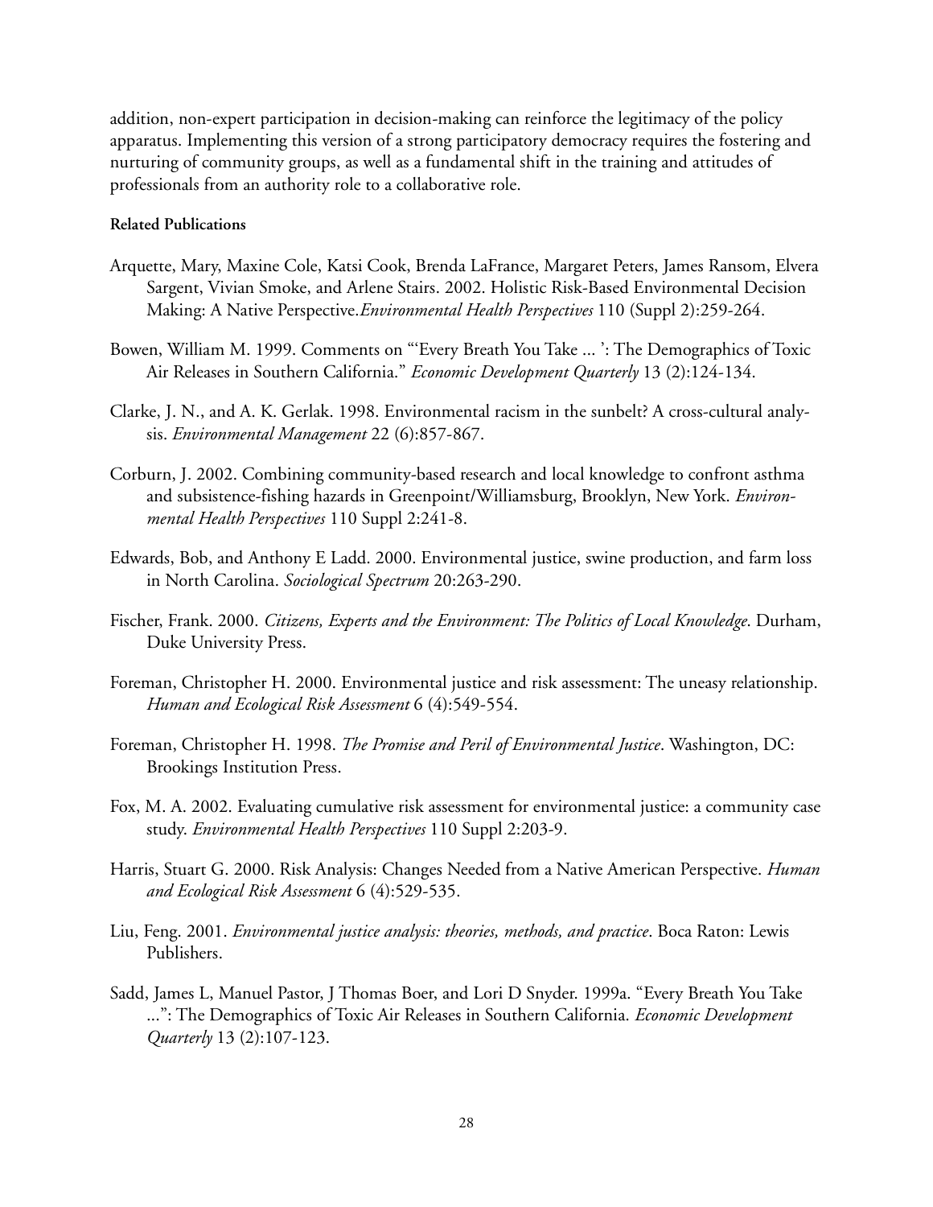addition, non-expert participation in decision-making can reinforce the legitimacy of the policy apparatus. Implementing this version of a strong participatory democracy requires the fostering and nurturing of community groups, as well as a fundamental shift in the training and attitudes of professionals from an authority role to a collaborative role.

**Related Publications**

Arquette, Mary, Maxine Cole, Katsi Cook, Brenda LaFrance, Margaret Peters, James Ransom, Elvera Sargent, Vivian Smoke, and Arlene Stairs. 2002. Holistic Risk-Based Environmental Decision Making: A Native Perspective.*Environmental Health Perspectives* 110 (Suppl 2):259-264.

Bowen, William M. 1999. Comments on "'Every Breath You Take ... ': The Demographics of Toxic Air Releases in Southern California." *Economic Development Quarterly* 13 (2):124-134.

Clarke, J. N., and A. K. Gerlak. 1998. Environmental racism in the sunbelt? A cross-cultural analysis. *Environmental Management* 22 (6):857-867.

Corburn, J. 2002. Combining community-based research and local knowledge to confront asthma and subsistence-fishing hazards in Greenpoint/Williamsburg, Brooklyn, New York. *Environmental Health Perspectives* 110 Suppl 2:241-8.

Edwards, Bob, and Anthony E Ladd. 2000. Environmental justice, swine production, and farm loss in North Carolina. *Sociological Spectrum* 20:263-290.

Fischer, Frank. 2000. *Citizens, Experts and the Environment: The Politics of Local Knowledge*. Durham, Duke University Press.

Foreman, Christopher H. 2000. Environmental justice and risk assessment: The uneasy relationship. *Human and Ecological Risk Assessment* 6 (4):549-554.

Foreman, Christopher H. 1998. *The Promise and Peril of Environmental Justice*. Washington, DC: Brookings Institution Press.

Fox, M. A. 2002. Evaluating cumulative risk assessment for environmental justice: a community case study. *Environmental Health Perspectives* 110 Suppl 2:203-9.

Harris, Stuart G. 2000. Risk Analysis: Changes Needed from a Native American Perspective. *Human and Ecological Risk Assessment* 6 (4):529-535.

Liu, Feng. 2001. *Environmental justice analysis: theories, methods, and practice*. Boca Raton: Lewis Publishers.

Sadd, James L, Manuel Pastor, J Thomas Boer, and Lori D Snyder. 1999a. "Every Breath You Take ...": The Demographics of Toxic Air Releases in Southern California. *Economic Development Quarterly* 13 (2):107-123.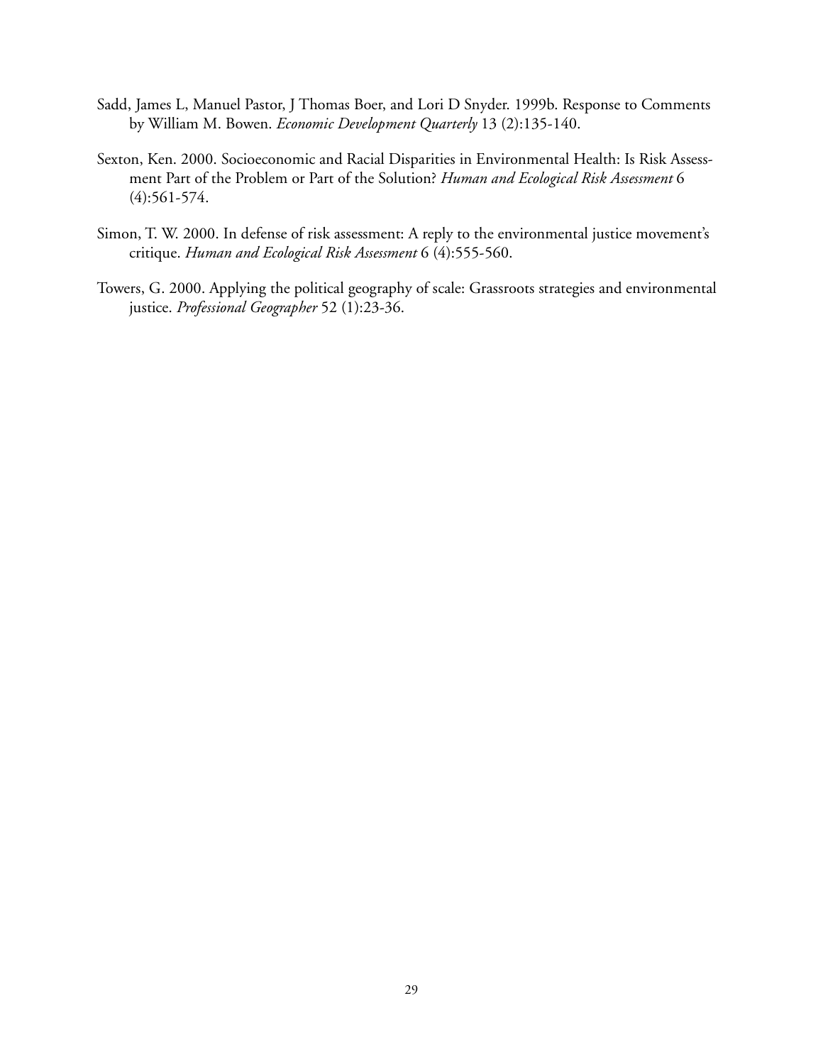Sadd, James L, Manuel Pastor, J Thomas Boer, and Lori D Snyder. 1999b. Response to Comments by William M. Bowen. *Economic Development Quarterly* 13 (2):135-140.

Sexton, Ken. 2000. Socioeconomic and Racial Disparities in Environmental Health: Is Risk Assessment Part of the Problem or Part of the Solution? *Human and Ecological Risk Assessment* 6 (4):561-574.

Simon, T. W. 2000. In defense of risk assessment: A reply to the environmental justice movement's critique. *Human and Ecological Risk Assessment* 6 (4):555-560.

Towers, G. 2000. Applying the political geography of scale: Grassroots strategies and environmental justice. *Professional Geographer* 52 (1):23-36.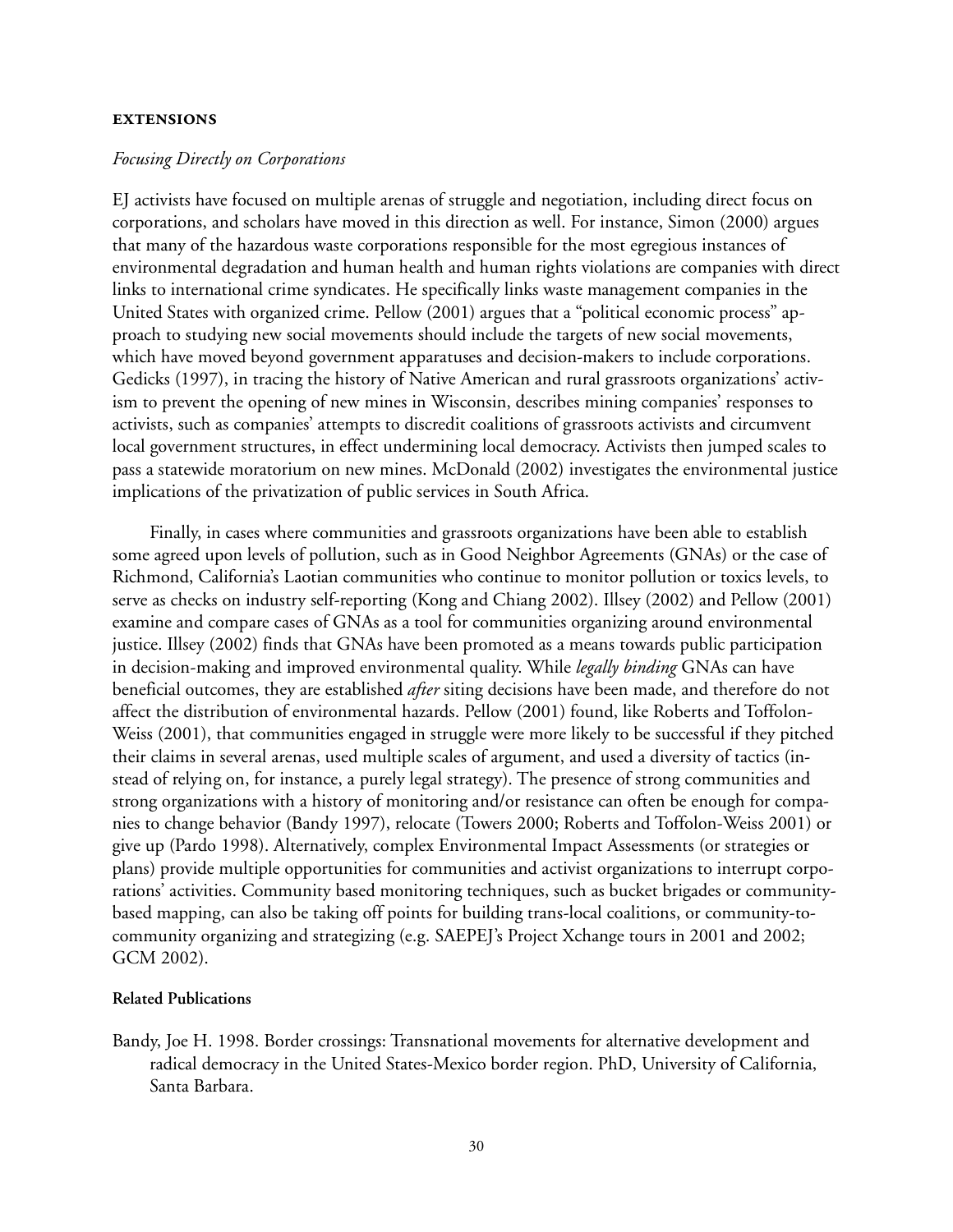## EXTENSIONS

### *Focusing Directly on Corporations*

EJ activists have focused on multiple arenas of struggle and negotiation, including direct focus on corporations, and scholars have moved in this direction as well. For instance, Simon (2000) argues that many of the hazardous waste corporations responsible for the most egregious instances of environmental degradation and human health and human rights violations are companies with direct links to international crime syndicates. He specifically links waste management companies in the United States with organized crime. Pellow (2001) argues that a "political economic process" approach to studying new social movements should include the targets of new social movements, which have moved beyond government apparatuses and decision-makers to include corporations. Gedicks (1997), in tracing the history of Native American and rural grassroots organizations' activism to prevent the opening of new mines in Wisconsin, describes mining companies' responses to activists, such as companies' attempts to discredit coalitions of grassroots activists and circumvent local government structures, in effect undermining local democracy. Activists then jumped scales to pass a statewide moratorium on new mines. McDonald (2002) investigates the environmental justice implications of the privatization of public services in South Africa.

Finally, in cases where communities and grassroots organizations have been able to establish some agreed upon levels of pollution, such as in Good Neighbor Agreements (GNAs) or the case of Richmond, California's Laotian communities who continue to monitor pollution or toxics levels, to serve as checks on industry self-reporting (Kong and Chiang 2002). Illsey (2002) and Pellow (2001) examine and compare cases of GNAs as a tool for communities organizing around environmental justice. Illsey (2002) finds that GNAs have been promoted as a means towards public participation in decision-making and improved environmental quality. While *legally binding* GNAs can have beneficial outcomes, they are established *after* siting decisions have been made, and therefore do not affect the distribution of environmental hazards. Pellow (2001) found, like Roberts and Toffolon-Weiss (2001), that communities engaged in struggle were more likely to be successful if they pitched their claims in several arenas, used multiple scales of argument, and used a diversity of tactics (instead of relying on, for instance, a purely legal strategy). The presence of strong communities and strong organizations with a history of monitoring and/or resistance can often be enough for companies to change behavior (Bandy 1997), relocate (Towers 2000; Roberts and Toffolon-Weiss 2001) or give up (Pardo 1998). Alternatively, complex Environmental Impact Assessments (or strategies or plans) provide multiple opportunities for communities and activist organizations to interrupt corporations' activities. Community based monitoring techniques, such as bucket brigades or community-based mapping, can also be taking off points for building trans-local coalitions, or community-to-community organizing and strategizing (e.g. SAEPEJ's Project Xchange tours in 2001 and 2002; GCM 2002).

#### Related Publications

Bandy, Joe H. 1998. Border crossings: Transnational movements for alternative development and radical democracy in the United States-Mexico border region. PhD, University of California, Santa Barbara.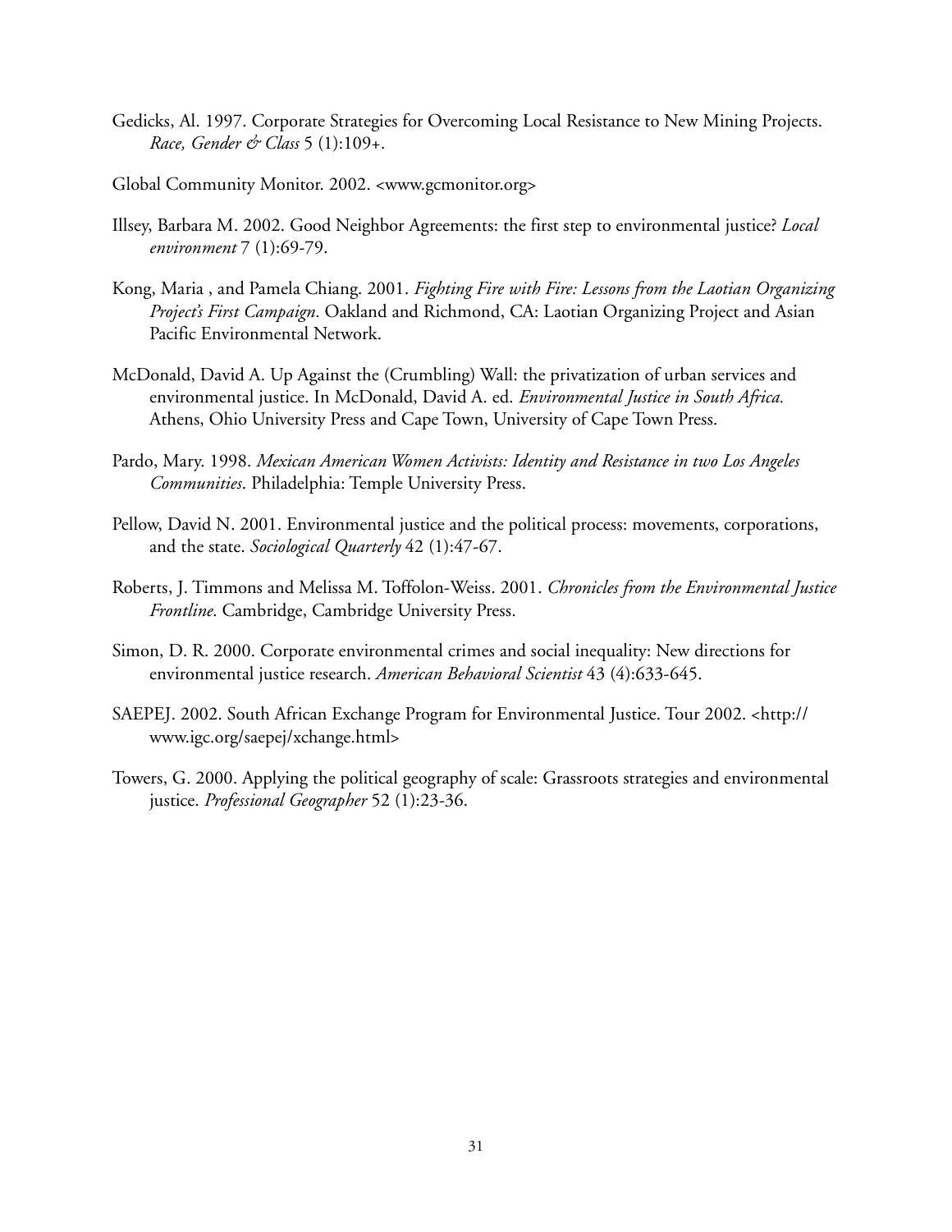Gedicks, Al. 1997. Corporate Strategies for Overcoming Local Resistance to New Mining Projects. *Race, Gender & Class* 5 (1):109+.

Global Community Monitor. 2002. <www.gcmonitor.org>

Illsey, Barbara M. 2002. Good Neighbor Agreements: the first step to environmental justice? *Local environment* 7 (1):69-79.

Kong, Maria , and Pamela Chiang. 2001. *Fighting Fire with Fire: Lessons from the Laotian Organizing Project's First Campaign*. Oakland and Richmond, CA: Laotian Organizing Project and Asian Pacific Environmental Network.

McDonald, David A. Up Against the (Crumbling) Wall: the privatization of urban services and environmental justice. In McDonald, David A. ed. *Environmental Justice in South Africa.* Athens, Ohio University Press and Cape Town, University of Cape Town Press.

Pardo, Mary. 1998. *Mexican American Women Activists: Identity and Resistance in two Los Angeles Communities*. Philadelphia: Temple University Press.

Pellow, David N. 2001. Environmental justice and the political process: movements, corporations, and the state. *Sociological Quarterly* 42 (1):47-67.

Roberts, J. Timmons and Melissa M. Toffolon-Weiss. 2001. *Chronicles from the Environmental Justice Frontline*. Cambridge, Cambridge University Press.

Simon, D. R. 2000. Corporate environmental crimes and social inequality: New directions for environmental justice research. *American Behavioral Scientist* 43 (4):633-645.

SAEPEJ. 2002. South African Exchange Program for Environmental Justice. Tour 2002. <http://www.igc.org/saepej/xchange.html>

Towers, G. 2000. Applying the political geography of scale: Grassroots strategies and environmental justice. *Professional Geographer* 52 (1):23-36.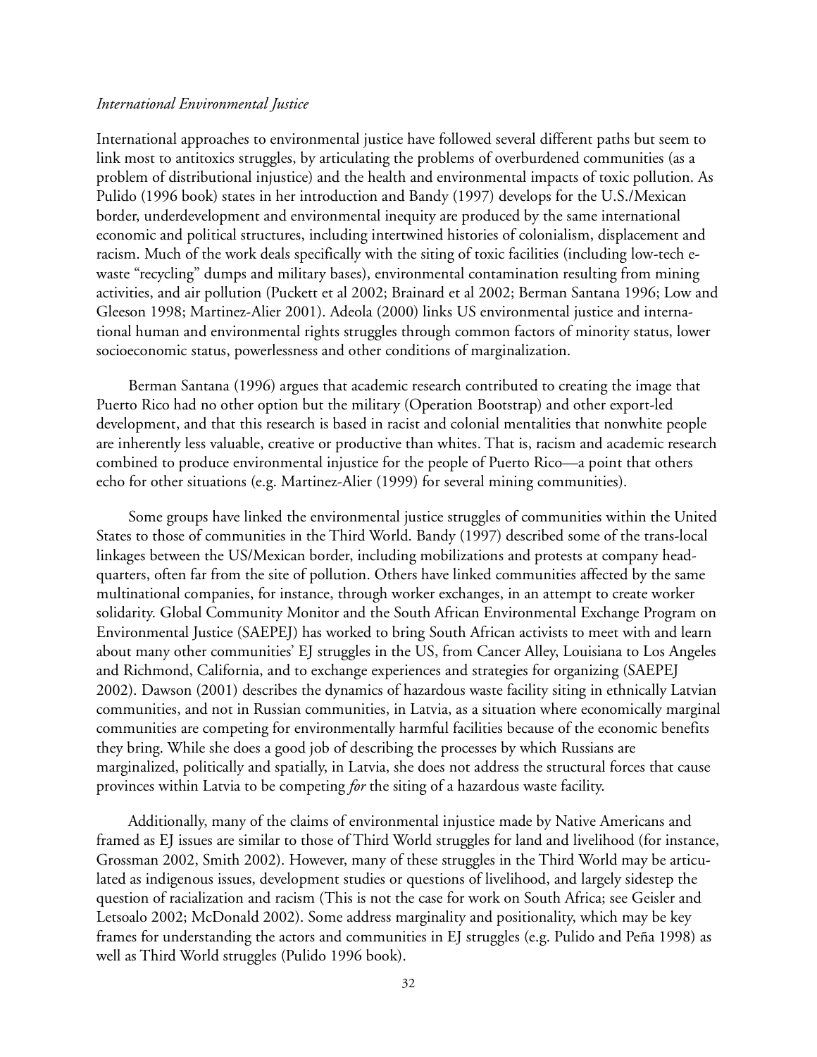*International Environmental Justice*

International approaches to environmental justice have followed several different paths but seem to link most to antitoxics struggles, by articulating the problems of overburdened communities (as a problem of distributional injustice) and the health and environmental impacts of toxic pollution. As Pulido (1996 book) states in her introduction and Bandy (1997) develops for the U.S./Mexican border, underdevelopment and environmental inequity are produced by the same international economic and political structures, including intertwined histories of colonialism, displacement and racism. Much of the work deals specifically with the siting of toxic facilities (including low-tech e-waste "recycling" dumps and military bases), environmental contamination resulting from mining activities, and air pollution (Puckett et al 2002; Brainard et al 2002; Berman Santana 1996; Low and Gleeson 1998; Martinez-Alier 2001). Adeola (2000) links US environmental justice and international human and environmental rights struggles through common factors of minority status, lower socioeconomic status, powerlessness and other conditions of marginalization.

Berman Santana (1996) argues that academic research contributed to creating the image that Puerto Rico had no other option but the military (Operation Bootstrap) and other export-led development, and that this research is based in racist and colonial mentalities that nonwhite people are inherently less valuable, creative or productive than whites. That is, racism and academic research combined to produce environmental injustice for the people of Puerto Rico—a point that others echo for other situations (e.g. Martinez-Alier (1999) for several mining communities).

Some groups have linked the environmental justice struggles of communities within the United States to those of communities in the Third World. Bandy (1997) described some of the trans-local linkages between the US/Mexican border, including mobilizations and protests at company headquarters, often far from the site of pollution. Others have linked communities affected by the same multinational companies, for instance, through worker exchanges, in an attempt to create worker solidarity. Global Community Monitor and the South African Environmental Exchange Program on Environmental Justice (SAEPEJ) has worked to bring South African activists to meet with and learn about many other communities' EJ struggles in the US, from Cancer Alley, Louisiana to Los Angeles and Richmond, California, and to exchange experiences and strategies for organizing (SAEPEJ 2002). Dawson (2001) describes the dynamics of hazardous waste facility siting in ethnically Latvian communities, and not in Russian communities, in Latvia, as a situation where economically marginal communities are competing for environmentally harmful facilities because of the economic benefits they bring. While she does a good job of describing the processes by which Russians are marginalized, politically and spatially, in Latvia, she does not address the structural forces that cause provinces within Latvia to be competing *for* the siting of a hazardous waste facility.

Additionally, many of the claims of environmental injustice made by Native Americans and framed as EJ issues are similar to those of Third World struggles for land and livelihood (for instance, Grossman 2002, Smith 2002). However, many of these struggles in the Third World may be articulated as indigenous issues, development studies or questions of livelihood, and largely sidestep the question of racialization and racism (This is not the case for work on South Africa; see Geisler and Letsoalo 2002; McDonald 2002). Some address marginality and positionality, which may be key frames for understanding the actors and communities in EJ struggles (e.g. Pulido and Peña 1998) as well as Third World struggles (Pulido 1996 book).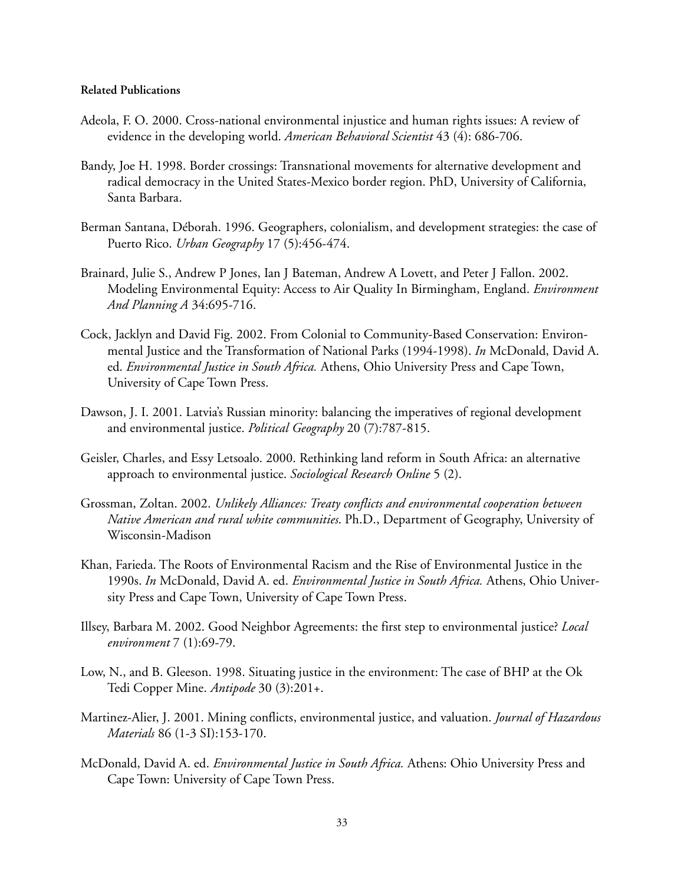**Related Publications**

Adeola, F. O. 2000. Cross-national environmental injustice and human rights issues: A review of evidence in the developing world. *American Behavioral Scientist* 43 (4): 686-706.

Bandy, Joe H. 1998. Border crossings: Transnational movements for alternative development and radical democracy in the United States-Mexico border region. PhD, University of California, Santa Barbara.

Berman Santana, Déborah. 1996. Geographers, colonialism, and development strategies: the case of Puerto Rico. *Urban Geography* 17 (5):456-474.

Brainard, Julie S., Andrew P Jones, Ian J Bateman, Andrew A Lovett, and Peter J Fallon. 2002. Modeling Environmental Equity: Access to Air Quality In Birmingham, England. *Environment And Planning A* 34:695-716.

Cock, Jacklyn and David Fig. 2002. From Colonial to Community-Based Conservation: Environmental Justice and the Transformation of National Parks (1994-1998). *In* McDonald, David A. ed. *Environmental Justice in South Africa.* Athens, Ohio University Press and Cape Town, University of Cape Town Press.

Dawson, J. I. 2001. Latvia's Russian minority: balancing the imperatives of regional development and environmental justice. *Political Geography* 20 (7):787-815.

Geisler, Charles, and Essy Letsoalo. 2000. Rethinking land reform in South Africa: an alternative approach to environmental justice. *Sociological Research Online* 5 (2).

Grossman, Zoltan. 2002. *Unlikely Alliances: Treaty conflicts and environmental cooperation between Native American and rural white communities*. Ph.D., Department of Geography, University of Wisconsin-Madison

Khan, Farieda. The Roots of Environmental Racism and the Rise of Environmental Justice in the 1990s. *In* McDonald, David A. ed. *Environmental Justice in South Africa.* Athens, Ohio University Press and Cape Town, University of Cape Town Press.

Illsey, Barbara M. 2002. Good Neighbor Agreements: the first step to environmental justice? *Local environment* 7 (1):69-79.

Low, N., and B. Gleeson. 1998. Situating justice in the environment: The case of BHP at the Ok Tedi Copper Mine. *Antipode* 30 (3):201+.

Martinez-Alier, J. 2001. Mining conflicts, environmental justice, and valuation. *Journal of Hazardous Materials* 86 (1-3 SI):153-170.

McDonald, David A. ed. *Environmental Justice in South Africa.* Athens: Ohio University Press and Cape Town: University of Cape Town Press.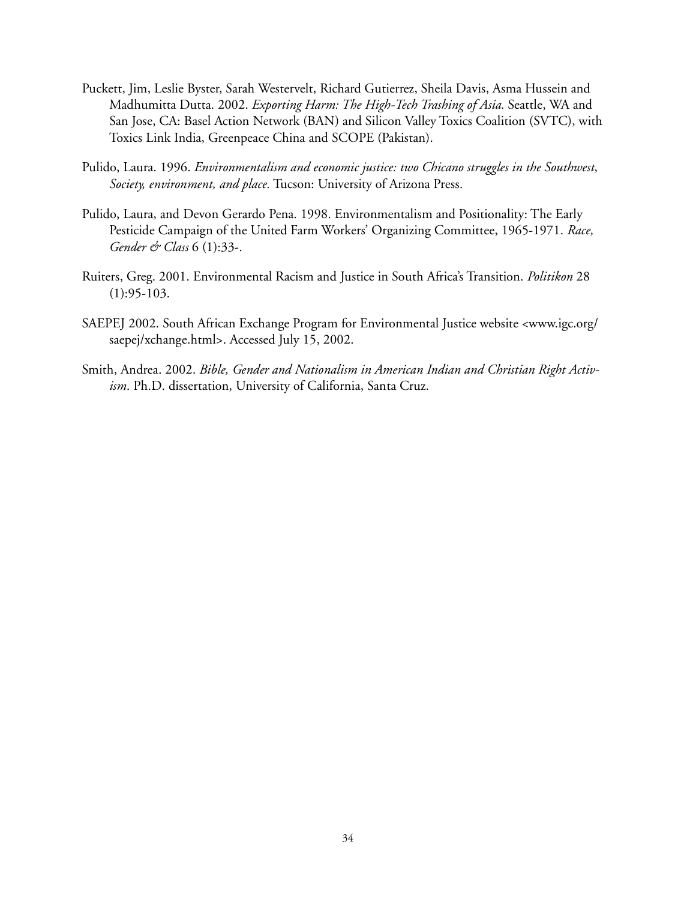Puckett, Jim, Leslie Byster, Sarah Westervelt, Richard Gutierrez, Sheila Davis, Asma Hussein and Madhumitta Dutta. 2002. *Exporting Harm: The High-Tech Trashing of Asia.* Seattle, WA and San Jose, CA: Basel Action Network (BAN) and Silicon Valley Toxics Coalition (SVTC), with Toxics Link India, Greenpeace China and SCOPE (Pakistan).

Pulido, Laura. 1996. *Environmentalism and economic justice: two Chicano struggles in the Southwest, Society, environment, and place.* Tucson: University of Arizona Press.

Pulido, Laura, and Devon Gerardo Pena. 1998. Environmentalism and Positionality: The Early Pesticide Campaign of the United Farm Workers' Organizing Committee, 1965-1971. *Race, Gender & Class* 6 (1):33-.

Ruiters, Greg. 2001. Environmental Racism and Justice in South Africa's Transition. *Politikon* 28 (1):95-103.

SAEPEJ 2002. South African Exchange Program for Environmental Justice website <www.igc.org/saepej/xchange.html>. Accessed July 15, 2002.

Smith, Andrea. 2002. *Bible, Gender and Nationalism in American Indian and Christian Right Activism*. Ph.D. dissertation, University of California, Santa Cruz.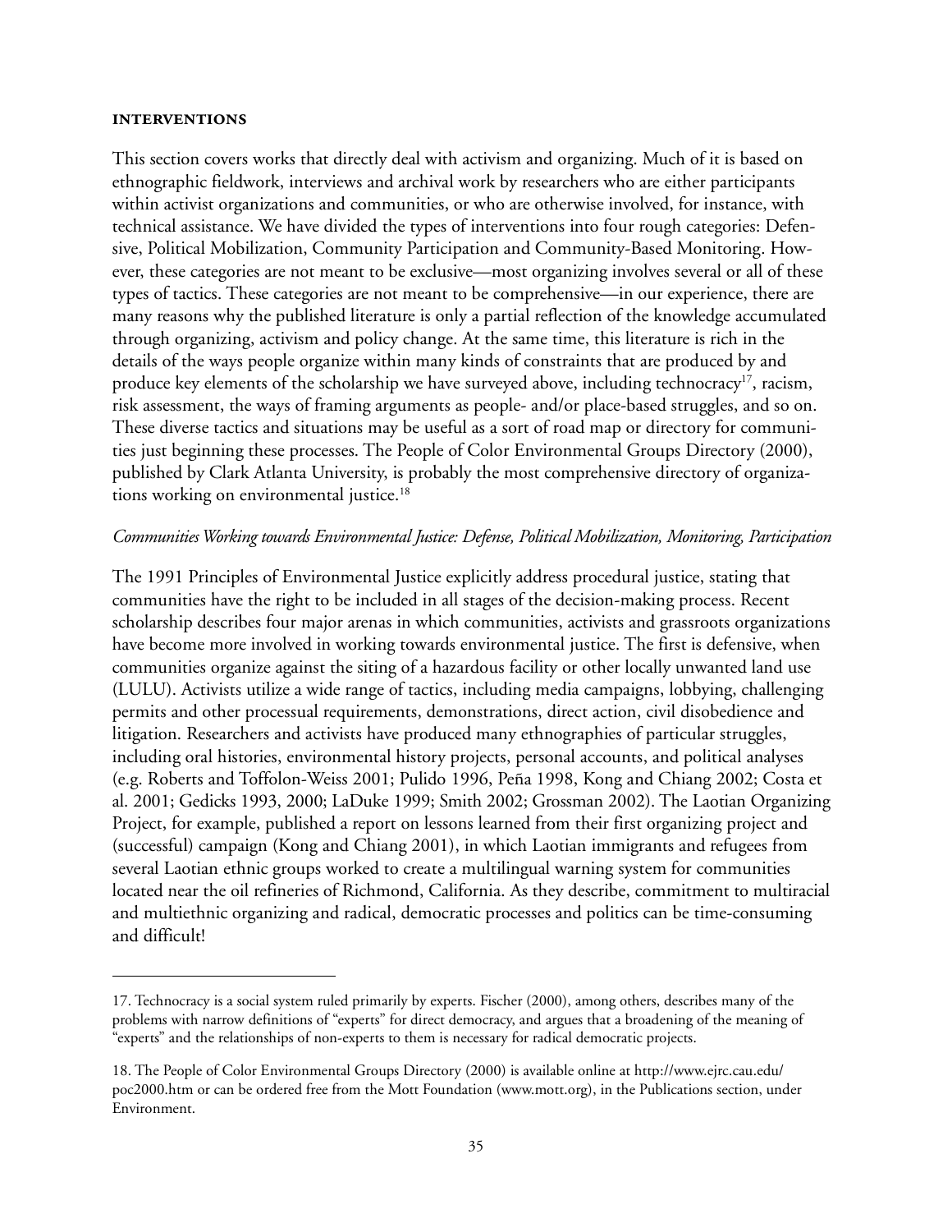**INTERVENTIONS**

This section covers works that directly deal with activism and organizing. Much of it is based on ethnographic fieldwork, interviews and archival work by researchers who are either participants within activist organizations and communities, or who are otherwise involved, for instance, with technical assistance. We have divided the types of interventions into four rough categories: Defensive, Political Mobilization, Community Participation and Community-Based Monitoring. However, these categories are not meant to be exclusive—most organizing involves several or all of these types of tactics. These categories are not meant to be comprehensive—in our experience, there are many reasons why the published literature is only a partial reflection of the knowledge accumulated through organizing, activism and policy change. At the same time, this literature is rich in the details of the ways people organize within many kinds of constraints that are produced by and produce key elements of the scholarship we have surveyed above, including technocracy[17], racism, risk assessment, the ways of framing arguments as people- and/or place-based struggles, and so on. These diverse tactics and situations may be useful as a sort of road map or directory for communities just beginning these processes. The People of Color Environmental Groups Directory (2000), published by Clark Atlanta University, is probably the most comprehensive directory of organizations working on environmental justice.[18]

*Communities Working towards Environmental Justice: Defense, Political Mobilization, Monitoring, Participation*

The 1991 Principles of Environmental Justice explicitly address procedural justice, stating that communities have the right to be included in all stages of the decision-making process. Recent scholarship describes four major arenas in which communities, activists and grassroots organizations have become more involved in working towards environmental justice. The first is defensive, when communities organize against the siting of a hazardous facility or other locally unwanted land use (LULU). Activists utilize a wide range of tactics, including media campaigns, lobbying, challenging permits and other processual requirements, demonstrations, direct action, civil disobedience and litigation. Researchers and activists have produced many ethnographies of particular struggles, including oral histories, environmental history projects, personal accounts, and political analyses (e.g. Roberts and Toffolon-Weiss 2001; Pulido 1996, Peña 1998, Kong and Chiang 2002; Costa et al. 2001; Gedicks 1993, 2000; LaDuke 1999; Smith 2002; Grossman 2002). The Laotian Organizing Project, for example, published a report on lessons learned from their first organizing project and (successful) campaign (Kong and Chiang 2001), in which Laotian immigrants and refugees from several Laotian ethnic groups worked to create a multilingual warning system for communities located near the oil refineries of Richmond, California. As they describe, commitment to multiracial and multiethnic organizing and radical, democratic processes and politics can be time-consuming and difficult!

---

17. Technocracy is a social system ruled primarily by experts. Fischer (2000), among others, describes many of the problems with narrow definitions of "experts" for direct democracy, and argues that a broadening of the meaning of "experts" and the relationships of non-experts to them is necessary for radical democratic projects.

18. The People of Color Environmental Groups Directory (2000) is available online at http://www.ejrc.cau.edu/poc2000.htm or can be ordered free from the Mott Foundation (www.mott.org), in the Publications section, under Environment.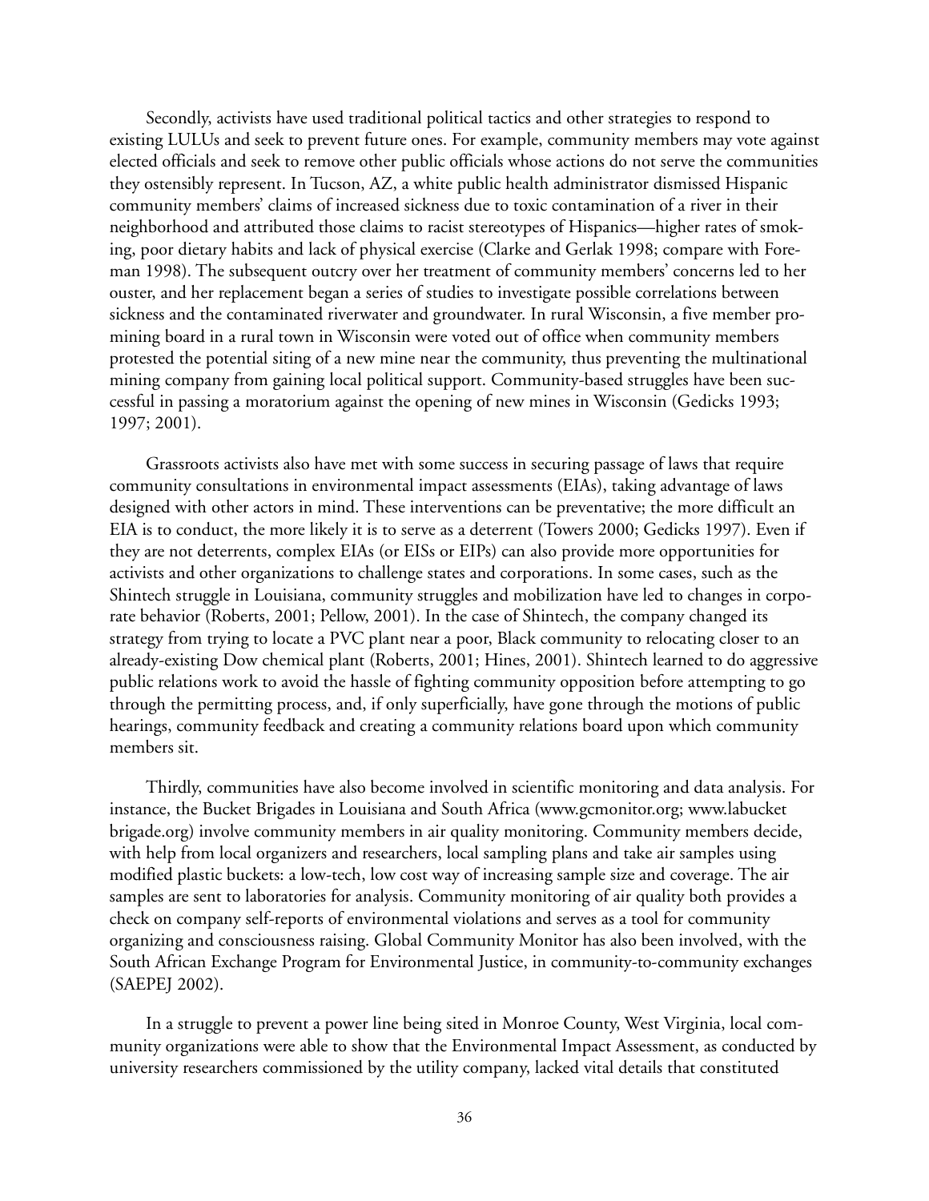Secondly, activists have used traditional political tactics and other strategies to respond to existing LULUs and seek to prevent future ones. For example, community members may vote against elected officials and seek to remove other public officials whose actions do not serve the communities they ostensibly represent. In Tucson, AZ, a white public health administrator dismissed Hispanic community members' claims of increased sickness due to toxic contamination of a river in their neighborhood and attributed those claims to racist stereotypes of Hispanics—higher rates of smoking, poor dietary habits and lack of physical exercise (Clarke and Gerlak 1998; compare with Foreman 1998). The subsequent outcry over her treatment of community members' concerns led to her ouster, and her replacement began a series of studies to investigate possible correlations between sickness and the contaminated riverwater and groundwater. In rural Wisconsin, a five member pro-mining board in a rural town in Wisconsin were voted out of office when community members protested the potential siting of a new mine near the community, thus preventing the multinational mining company from gaining local political support. Community-based struggles have been successful in passing a moratorium against the opening of new mines in Wisconsin (Gedicks 1993; 1997; 2001).

Grassroots activists also have met with some success in securing passage of laws that require community consultations in environmental impact assessments (EIAs), taking advantage of laws designed with other actors in mind. These interventions can be preventative; the more difficult an EIA is to conduct, the more likely it is to serve as a deterrent (Towers 2000; Gedicks 1997). Even if they are not deterrents, complex EIAs (or EISs or EIPs) can also provide more opportunities for activists and other organizations to challenge states and corporations. In some cases, such as the Shintech struggle in Louisiana, community struggles and mobilization have led to changes in corporate behavior (Roberts, 2001; Pellow, 2001). In the case of Shintech, the company changed its strategy from trying to locate a PVC plant near a poor, Black community to relocating closer to an already-existing Dow chemical plant (Roberts, 2001; Hines, 2001). Shintech learned to do aggressive public relations work to avoid the hassle of fighting community opposition before attempting to go through the permitting process, and, if only superficially, have gone through the motions of public hearings, community feedback and creating a community relations board upon which community members sit.

Thirdly, communities have also become involved in scientific monitoring and data analysis. For instance, the Bucket Brigades in Louisiana and South Africa (www.gcmonitor.org; www.labucketbrigade.org) involve community members in air quality monitoring. Community members decide, with help from local organizers and researchers, local sampling plans and take air samples using modified plastic buckets: a low-tech, low cost way of increasing sample size and coverage. The air samples are sent to laboratories for analysis. Community monitoring of air quality both provides a check on company self-reports of environmental violations and serves as a tool for community organizing and consciousness raising. Global Community Monitor has also been involved, with the South African Exchange Program for Environmental Justice, in community-to-community exchanges (SAEPEJ 2002).

In a struggle to prevent a power line being sited in Monroe County, West Virginia, local community organizations were able to show that the Environmental Impact Assessment, as conducted by university researchers commissioned by the utility company, lacked vital details that constituted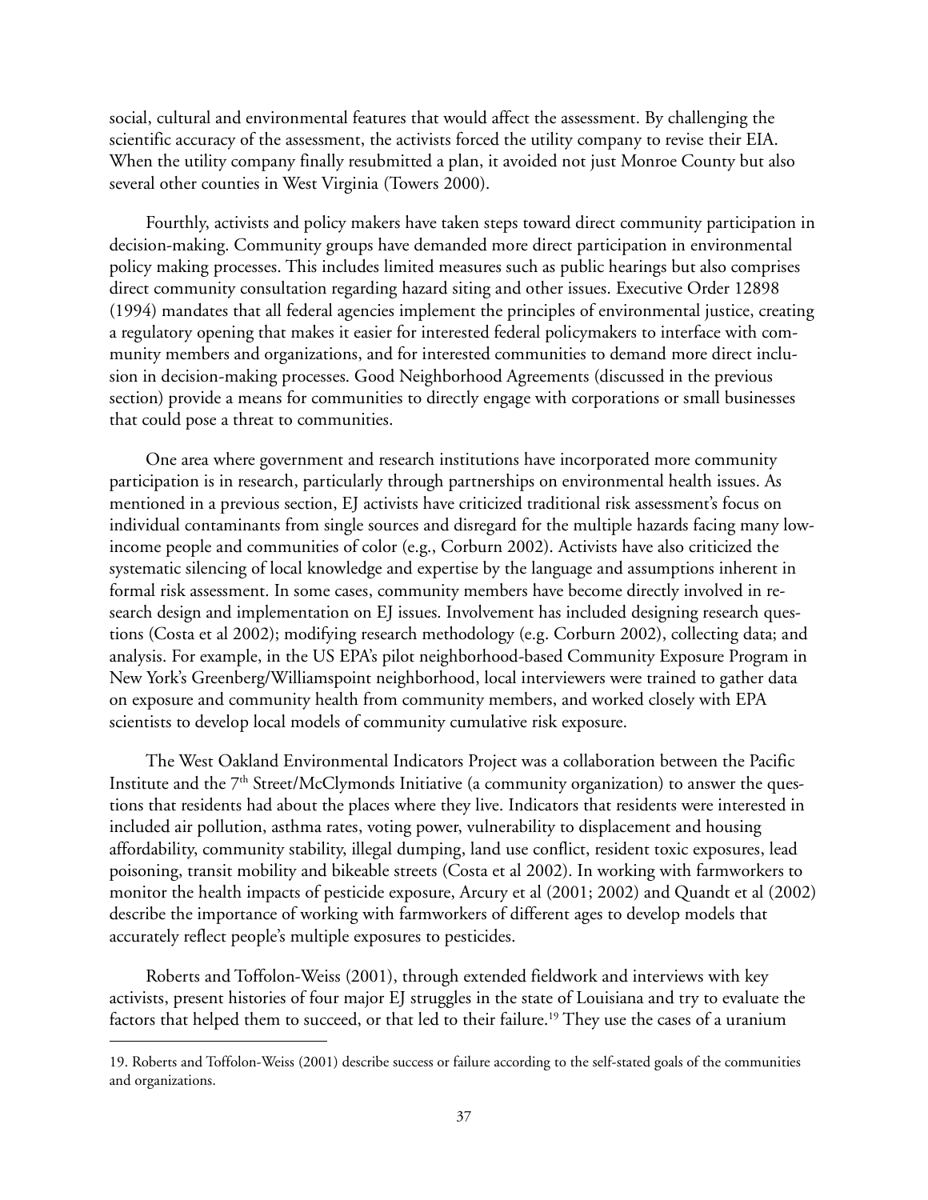social, cultural and environmental features that would affect the assessment. By challenging the scientific accuracy of the assessment, the activists forced the utility company to revise their EIA. When the utility company finally resubmitted a plan, it avoided not just Monroe County but also several other counties in West Virginia (Towers 2000).

Fourthly, activists and policy makers have taken steps toward direct community participation in decision-making. Community groups have demanded more direct participation in environmental policy making processes. This includes limited measures such as public hearings but also comprises direct community consultation regarding hazard siting and other issues. Executive Order 12898 (1994) mandates that all federal agencies implement the principles of environmental justice, creating a regulatory opening that makes it easier for interested federal policymakers to interface with community members and organizations, and for interested communities to demand more direct inclusion in decision-making processes. Good Neighborhood Agreements (discussed in the previous section) provide a means for communities to directly engage with corporations or small businesses that could pose a threat to communities.

One area where government and research institutions have incorporated more community participation is in research, particularly through partnerships on environmental health issues. As mentioned in a previous section, EJ activists have criticized traditional risk assessment's focus on individual contaminants from single sources and disregard for the multiple hazards facing many low-income people and communities of color (e.g., Corburn 2002). Activists have also criticized the systematic silencing of local knowledge and expertise by the language and assumptions inherent in formal risk assessment. In some cases, community members have become directly involved in research design and implementation on EJ issues. Involvement has included designing research questions (Costa et al 2002); modifying research methodology (e.g. Corburn 2002), collecting data; and analysis. For example, in the US EPA's pilot neighborhood-based Community Exposure Program in New York's Greenberg/Williamspoint neighborhood, local interviewers were trained to gather data on exposure and community health from community members, and worked closely with EPA scientists to develop local models of community cumulative risk exposure.

The West Oakland Environmental Indicators Project was a collaboration between the Pacific Institute and the 7th Street/McClymonds Initiative (a community organization) to answer the questions that residents had about the places where they live. Indicators that residents were interested in included air pollution, asthma rates, voting power, vulnerability to displacement and housing affordability, community stability, illegal dumping, land use conflict, resident toxic exposures, lead poisoning, transit mobility and bikeable streets (Costa et al 2002). In working with farmworkers to monitor the health impacts of pesticide exposure, Arcury et al (2001; 2002) and Quandt et al (2002) describe the importance of working with farmworkers of different ages to develop models that accurately reflect people's multiple exposures to pesticides.

Roberts and Toffolon-Weiss (2001), through extended fieldwork and interviews with key activists, present histories of four major EJ struggles in the state of Louisiana and try to evaluate the factors that helped them to succeed, or that led to their failure.[19] They use the cases of a uranium

19. Roberts and Toffolon-Weiss (2001) describe success or failure according to the self-stated goals of the communities and organizations.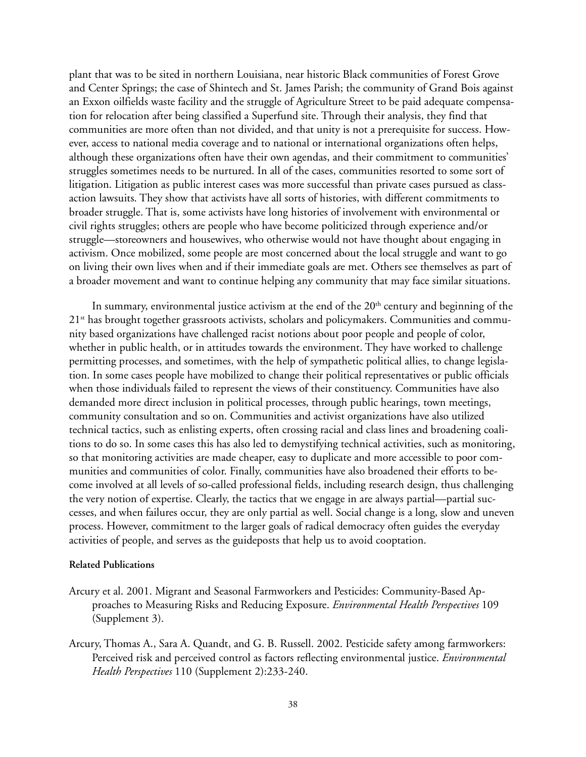plant that was to be sited in northern Louisiana, near historic Black communities of Forest Grove and Center Springs; the case of Shintech and St. James Parish; the community of Grand Bois against an Exxon oilfields waste facility and the struggle of Agriculture Street to be paid adequate compensation for relocation after being classified a Superfund site. Through their analysis, they find that communities are more often than not divided, and that unity is not a prerequisite for success. However, access to national media coverage and to national or international organizations often helps, although these organizations often have their own agendas, and their commitment to communities' struggles sometimes needs to be nurtured. In all of the cases, communities resorted to some sort of litigation. Litigation as public interest cases was more successful than private cases pursued as class-action lawsuits. They show that activists have all sorts of histories, with different commitments to broader struggle. That is, some activists have long histories of involvement with environmental or civil rights struggles; others are people who have become politicized through experience and/or struggle—storeowners and housewives, who otherwise would not have thought about engaging in activism. Once mobilized, some people are most concerned about the local struggle and want to go on living their own lives when and if their immediate goals are met. Others see themselves as part of a broader movement and want to continue helping any community that may face similar situations.

In summary, environmental justice activism at the end of the 20th century and beginning of the 21st has brought together grassroots activists, scholars and policymakers. Communities and community based organizations have challenged racist notions about poor people and people of color, whether in public health, or in attitudes towards the environment. They have worked to challenge permitting processes, and sometimes, with the help of sympathetic political allies, to change legislation. In some cases people have mobilized to change their political representatives or public officials when those individuals failed to represent the views of their constituency. Communities have also demanded more direct inclusion in political processes, through public hearings, town meetings, community consultation and so on. Communities and activist organizations have also utilized technical tactics, such as enlisting experts, often crossing racial and class lines and broadening coalitions to do so. In some cases this has also led to demystifying technical activities, such as monitoring, so that monitoring activities are made cheaper, easy to duplicate and more accessible to poor communities and communities of color. Finally, communities have also broadened their efforts to become involved at all levels of so-called professional fields, including research design, thus challenging the very notion of expertise. Clearly, the tactics that we engage in are always partial—partial successes, and when failures occur, they are only partial as well. Social change is a long, slow and uneven process. However, commitment to the larger goals of radical democracy often guides the everyday activities of people, and serves as the guideposts that help us to avoid cooptation.

**Related Publications**

Arcury et al. 2001. Migrant and Seasonal Farmworkers and Pesticides: Community-Based Approaches to Measuring Risks and Reducing Exposure. *Environmental Health Perspectives* 109 (Supplement 3).

Arcury, Thomas A., Sara A. Quandt, and G. B. Russell. 2002. Pesticide safety among farmworkers: Perceived risk and perceived control as factors reflecting environmental justice. *Environmental Health Perspectives* 110 (Supplement 2):233-240.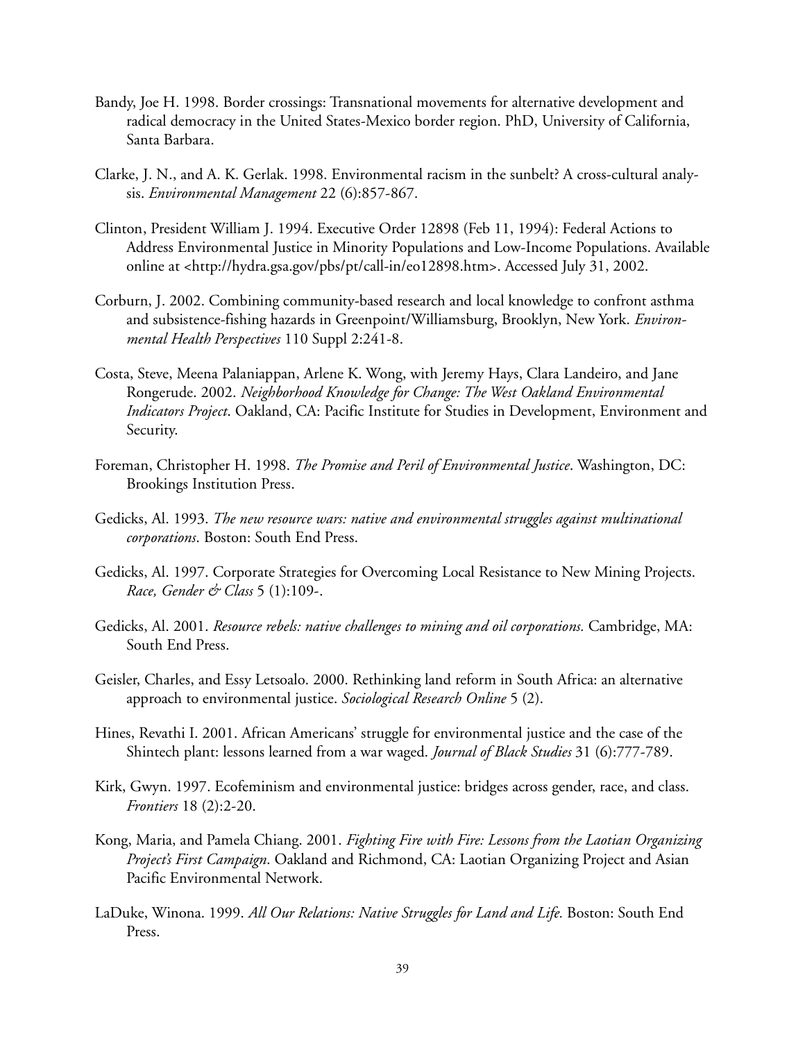Bandy, Joe H. 1998. Border crossings: Transnational movements for alternative development and radical democracy in the United States-Mexico border region. PhD, University of California, Santa Barbara.

Clarke, J. N., and A. K. Gerlak. 1998. Environmental racism in the sunbelt? A cross-cultural analysis. *Environmental Management* 22 (6):857-867.

Clinton, President William J. 1994. Executive Order 12898 (Feb 11, 1994): Federal Actions to Address Environmental Justice in Minority Populations and Low-Income Populations. Available online at <http://hydra.gsa.gov/pbs/pt/call-in/eo12898.htm>. Accessed July 31, 2002.

Corburn, J. 2002. Combining community-based research and local knowledge to confront asthma and subsistence-fishing hazards in Greenpoint/Williamsburg, Brooklyn, New York. *Environmental Health Perspectives* 110 Suppl 2:241-8.

Costa, Steve, Meena Palaniappan, Arlene K. Wong, with Jeremy Hays, Clara Landeiro, and Jane Rongerude. 2002. *Neighborhood Knowledge for Change: The West Oakland Environmental Indicators Project*. Oakland, CA: Pacific Institute for Studies in Development, Environment and Security.

Foreman, Christopher H. 1998. *The Promise and Peril of Environmental Justice*. Washington, DC: Brookings Institution Press.

Gedicks, Al. 1993. *The new resource wars: native and environmental struggles against multinational corporations*. Boston: South End Press.

Gedicks, Al. 1997. Corporate Strategies for Overcoming Local Resistance to New Mining Projects. *Race, Gender & Class* 5 (1):109-.

Gedicks, Al. 2001. *Resource rebels: native challenges to mining and oil corporations.* Cambridge, MA: South End Press.

Geisler, Charles, and Essy Letsoalo. 2000. Rethinking land reform in South Africa: an alternative approach to environmental justice. *Sociological Research Online* 5 (2).

Hines, Revathi I. 2001. African Americans' struggle for environmental justice and the case of the Shintech plant: lessons learned from a war waged. *Journal of Black Studies* 31 (6):777-789.

Kirk, Gwyn. 1997. Ecofeminism and environmental justice: bridges across gender, race, and class. *Frontiers* 18 (2):2-20.

Kong, Maria, and Pamela Chiang. 2001. *Fighting Fire with Fire: Lessons from the Laotian Organizing Project's First Campaign*. Oakland and Richmond, CA: Laotian Organizing Project and Asian Pacific Environmental Network.

LaDuke, Winona. 1999. *All Our Relations: Native Struggles for Land and Life.* Boston: South End Press.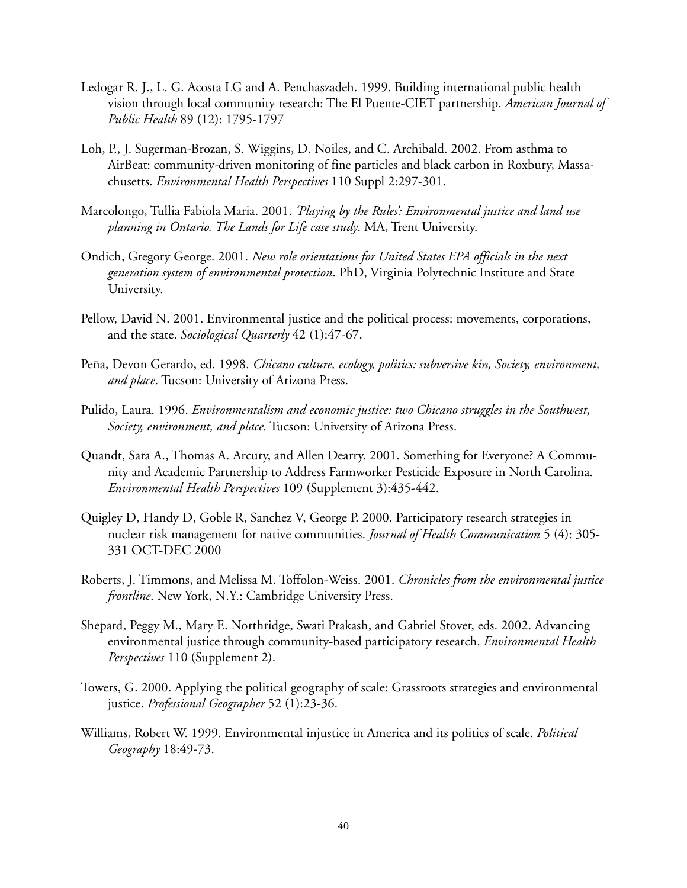Ledogar R. J., L. G. Acosta LG and A. Penchaszadeh. 1999. Building international public health vision through local community research: The El Puente-CIET partnership. *American Journal of Public Health* 89 (12): 1795-1797

Loh, P., J. Sugerman-Brozan, S. Wiggins, D. Noiles, and C. Archibald. 2002. From asthma to AirBeat: community-driven monitoring of fine particles and black carbon in Roxbury, Massachusetts. *Environmental Health Perspectives* 110 Suppl 2:297-301.

Marcolongo, Tullia Fabiola Maria. 2001. *'Playing by the Rules': Environmental justice and land use planning in Ontario. The Lands for Life case study*. MA, Trent University.

Ondich, Gregory George. 2001. *New role orientations for United States EPA officials in the next generation system of environmental protection*. PhD, Virginia Polytechnic Institute and State University.

Pellow, David N. 2001. Environmental justice and the political process: movements, corporations, and the state. *Sociological Quarterly* 42 (1):47-67.

Peña, Devon Gerardo, ed. 1998. *Chicano culture, ecology, politics: subversive kin, Society, environment, and place*. Tucson: University of Arizona Press.

Pulido, Laura. 1996. *Environmentalism and economic justice: two Chicano struggles in the Southwest, Society, environment, and place.* Tucson: University of Arizona Press.

Quandt, Sara A., Thomas A. Arcury, and Allen Dearry. 2001. Something for Everyone? A Community and Academic Partnership to Address Farmworker Pesticide Exposure in North Carolina. *Environmental Health Perspectives* 109 (Supplement 3):435-442.

Quigley D, Handy D, Goble R, Sanchez V, George P. 2000. Participatory research strategies in nuclear risk management for native communities. *Journal of Health Communication* 5 (4): 305-331 OCT-DEC 2000

Roberts, J. Timmons, and Melissa M. Toffolon-Weiss. 2001. *Chronicles from the environmental justice frontline*. New York, N.Y.: Cambridge University Press.

Shepard, Peggy M., Mary E. Northridge, Swati Prakash, and Gabriel Stover, eds. 2002. Advancing environmental justice through community-based participatory research. *Environmental Health Perspectives* 110 (Supplement 2).

Towers, G. 2000. Applying the political geography of scale: Grassroots strategies and environmental justice. *Professional Geographer* 52 (1):23-36.

Williams, Robert W. 1999. Environmental injustice in America and its politics of scale. *Political Geography* 18:49-73.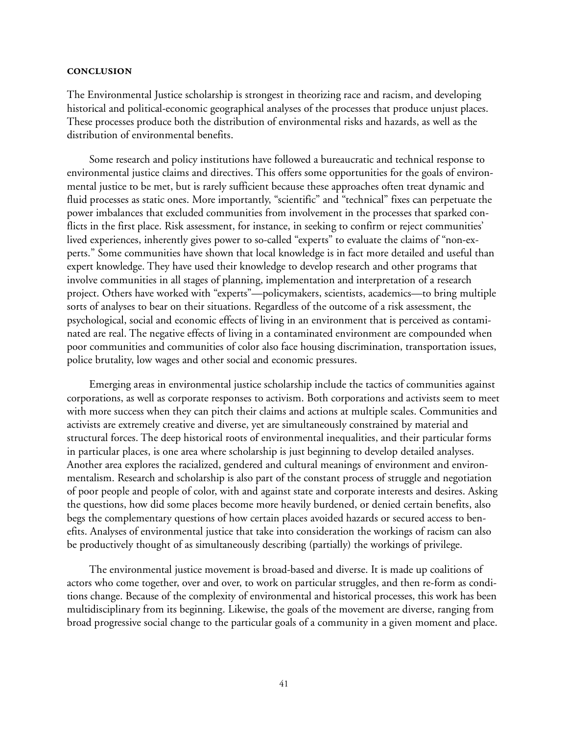## CONCLUSION

The Environmental Justice scholarship is strongest in theorizing race and racism, and developing historical and political-economic geographical analyses of the processes that produce unjust places. These processes produce both the distribution of environmental risks and hazards, as well as the distribution of environmental benefits.

Some research and policy institutions have followed a bureaucratic and technical response to environmental justice claims and directives. This offers some opportunities for the goals of environmental justice to be met, but is rarely sufficient because these approaches often treat dynamic and fluid processes as static ones. More importantly, "scientific" and "technical" fixes can perpetuate the power imbalances that excluded communities from involvement in the processes that sparked conflicts in the first place. Risk assessment, for instance, in seeking to confirm or reject communities' lived experiences, inherently gives power to so-called "experts" to evaluate the claims of "non-experts." Some communities have shown that local knowledge is in fact more detailed and useful than expert knowledge. They have used their knowledge to develop research and other programs that involve communities in all stages of planning, implementation and interpretation of a research project. Others have worked with "experts"—policymakers, scientists, academics—to bring multiple sorts of analyses to bear on their situations. Regardless of the outcome of a risk assessment, the psychological, social and economic effects of living in an environment that is perceived as contaminated are real. The negative effects of living in a contaminated environment are compounded when poor communities and communities of color also face housing discrimination, transportation issues, police brutality, low wages and other social and economic pressures.

Emerging areas in environmental justice scholarship include the tactics of communities against corporations, as well as corporate responses to activism. Both corporations and activists seem to meet with more success when they can pitch their claims and actions at multiple scales. Communities and activists are extremely creative and diverse, yet are simultaneously constrained by material and structural forces. The deep historical roots of environmental inequalities, and their particular forms in particular places, is one area where scholarship is just beginning to develop detailed analyses. Another area explores the racialized, gendered and cultural meanings of environment and environmentalism. Research and scholarship is also part of the constant process of struggle and negotiation of poor people and people of color, with and against state and corporate interests and desires. Asking the questions, how did some places become more heavily burdened, or denied certain benefits, also begs the complementary questions of how certain places avoided hazards or secured access to benefits. Analyses of environmental justice that take into consideration the workings of racism can also be productively thought of as simultaneously describing (partially) the workings of privilege.

The environmental justice movement is broad-based and diverse. It is made up coalitions of actors who come together, over and over, to work on particular struggles, and then re-form as conditions change. Because of the complexity of environmental and historical processes, this work has been multidisciplinary from its beginning. Likewise, the goals of the movement are diverse, ranging from broad progressive social change to the particular goals of a community in a given moment and place.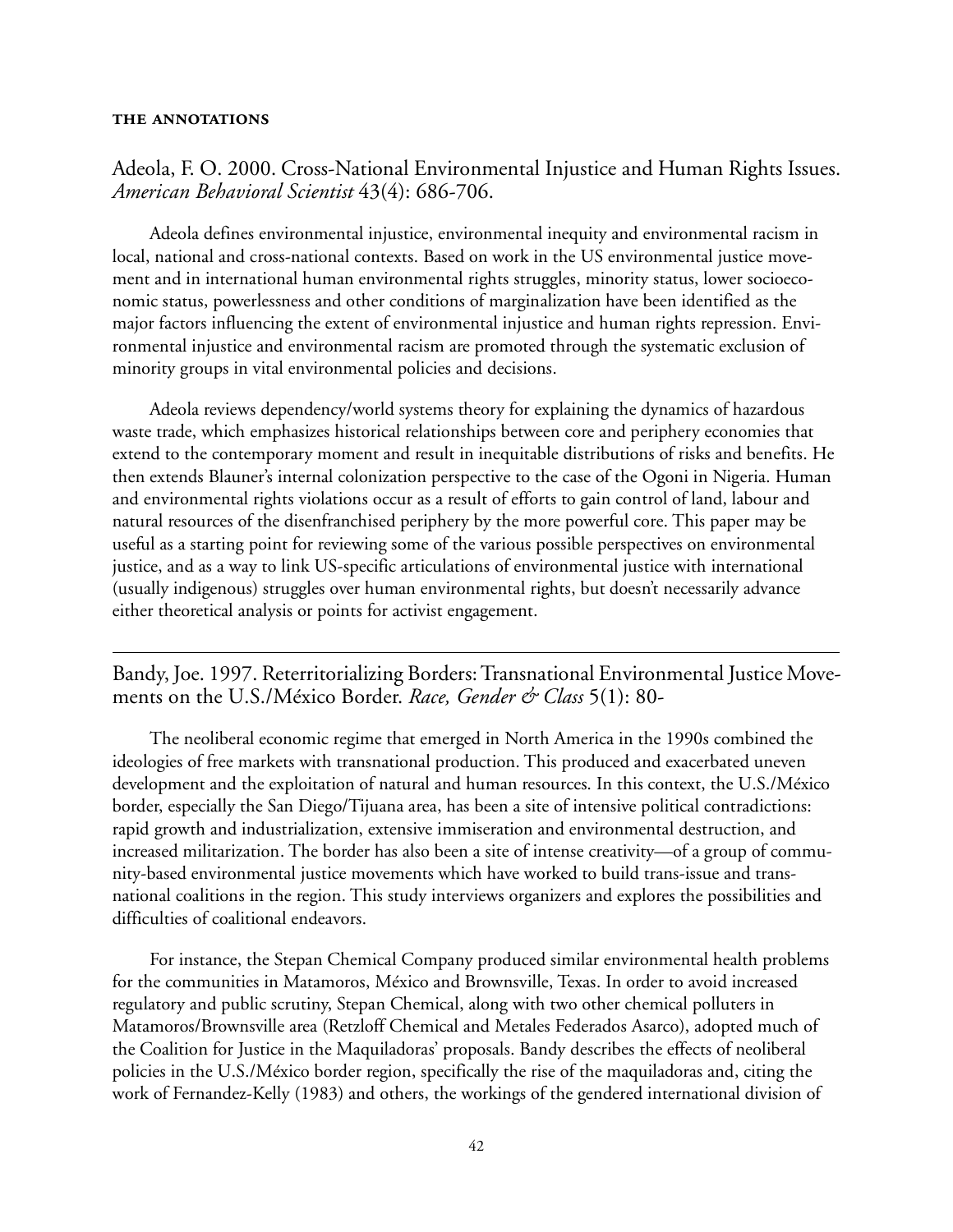**THE ANNOTATIONS**

## Adeola, F. O. 2000. Cross-National Environmental Injustice and Human Rights Issues. *American Behavioral Scientist* 43(4): 686-706.

Adeola defines environmental injustice, environmental inequity and environmental racism in local, national and cross-national contexts. Based on work in the US environmental justice movement and in international human environmental rights struggles, minority status, lower socioeconomic status, powerlessness and other conditions of marginalization have been identified as the major factors influencing the extent of environmental injustice and human rights repression. Environmental injustice and environmental racism are promoted through the systematic exclusion of minority groups in vital environmental policies and decisions.

Adeola reviews dependency/world systems theory for explaining the dynamics of hazardous waste trade, which emphasizes historical relationships between core and periphery economies that extend to the contemporary moment and result in inequitable distributions of risks and benefits. He then extends Blauner's internal colonization perspective to the case of the Ogoni in Nigeria. Human and environmental rights violations occur as a result of efforts to gain control of land, labour and natural resources of the disenfranchised periphery by the more powerful core. This paper may be useful as a starting point for reviewing some of the various possible perspectives on environmental justice, and as a way to link US-specific articulations of environmental justice with international (usually indigenous) struggles over human environmental rights, but doesn't necessarily advance either theoretical analysis or points for activist engagement.

---

## Bandy, Joe. 1997. Reterritorializing Borders: Transnational Environmental Justice Movements on the U.S./México Border. *Race, Gender & Class* 5(1): 80-

The neoliberal economic regime that emerged in North America in the 1990s combined the ideologies of free markets with transnational production. This produced and exacerbated uneven development and the exploitation of natural and human resources. In this context, the U.S./México border, especially the San Diego/Tijuana area, has been a site of intensive political contradictions: rapid growth and industrialization, extensive immiseration and environmental destruction, and increased militarization. The border has also been a site of intense creativity—of a group of community-based environmental justice movements which have worked to build trans-issue and transnational coalitions in the region. This study interviews organizers and explores the possibilities and difficulties of coalitional endeavors.

For instance, the Stepan Chemical Company produced similar environmental health problems for the communities in Matamoros, México and Brownsville, Texas. In order to avoid increased regulatory and public scrutiny, Stepan Chemical, along with two other chemical polluters in Matamoros/Brownsville area (Retzloff Chemical and Metales Federados Asarco), adopted much of the Coalition for Justice in the Maquiladoras' proposals. Bandy describes the effects of neoliberal policies in the U.S./México border region, specifically the rise of the maquiladoras and, citing the work of Fernandez-Kelly (1983) and others, the workings of the gendered international division of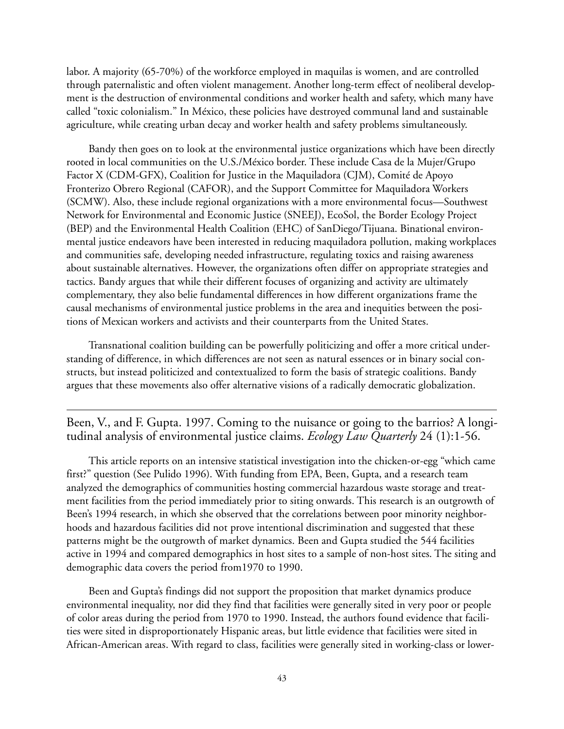labor. A majority (65-70%) of the workforce employed in maquilas is women, and are controlled through paternalistic and often violent management. Another long-term effect of neoliberal development is the destruction of environmental conditions and worker health and safety, which many have called "toxic colonialism." In México, these policies have destroyed communal land and sustainable agriculture, while creating urban decay and worker health and safety problems simultaneously.

Bandy then goes on to look at the environmental justice organizations which have been directly rooted in local communities on the U.S./México border. These include Casa de la Mujer/Grupo Factor X (CDM-GFX), Coalition for Justice in the Maquiladora (CJM), Comité de Apoyo Fronterizo Obrero Regional (CAFOR), and the Support Committee for Maquiladora Workers (SCMW). Also, these include regional organizations with a more environmental focus—Southwest Network for Environmental and Economic Justice (SNEEJ), EcoSol, the Border Ecology Project (BEP) and the Environmental Health Coalition (EHC) of SanDiego/Tijuana. Binational environmental justice endeavors have been interested in reducing maquiladora pollution, making workplaces and communities safe, developing needed infrastructure, regulating toxics and raising awareness about sustainable alternatives. However, the organizations often differ on appropriate strategies and tactics. Bandy argues that while their different focuses of organizing and activity are ultimately complementary, they also belie fundamental differences in how different organizations frame the causal mechanisms of environmental justice problems in the area and inequities between the positions of Mexican workers and activists and their counterparts from the United States.

Transnational coalition building can be powerfully politicizing and offer a more critical understanding of difference, in which differences are not seen as natural essences or in binary social constructs, but instead politicized and contextualized to form the basis of strategic coalitions. Bandy argues that these movements also offer alternative visions of a radically democratic globalization.

---

## Been, V., and F. Gupta. 1997. Coming to the nuisance or going to the barrios? A longitudinal analysis of environmental justice claims. *Ecology Law Quarterly* 24 (1):1-56.

This article reports on an intensive statistical investigation into the chicken-or-egg "which came first?" question (See Pulido 1996). With funding from EPA, Been, Gupta, and a research team analyzed the demographics of communities hosting commercial hazardous waste storage and treatment facilities from the period immediately prior to siting onwards. This research is an outgrowth of Been's 1994 research, in which she observed that the correlations between poor minority neighborhoods and hazardous facilities did not prove intentional discrimination and suggested that these patterns might be the outgrowth of market dynamics. Been and Gupta studied the 544 facilities active in 1994 and compared demographics in host sites to a sample of non-host sites. The siting and demographic data covers the period from1970 to 1990.

Been and Gupta's findings did not support the proposition that market dynamics produce environmental inequality, nor did they find that facilities were generally sited in very poor or people of color areas during the period from 1970 to 1990. Instead, the authors found evidence that facilities were sited in disproportionately Hispanic areas, but little evidence that facilities were sited in African-American areas. With regard to class, facilities were generally sited in working-class or lower-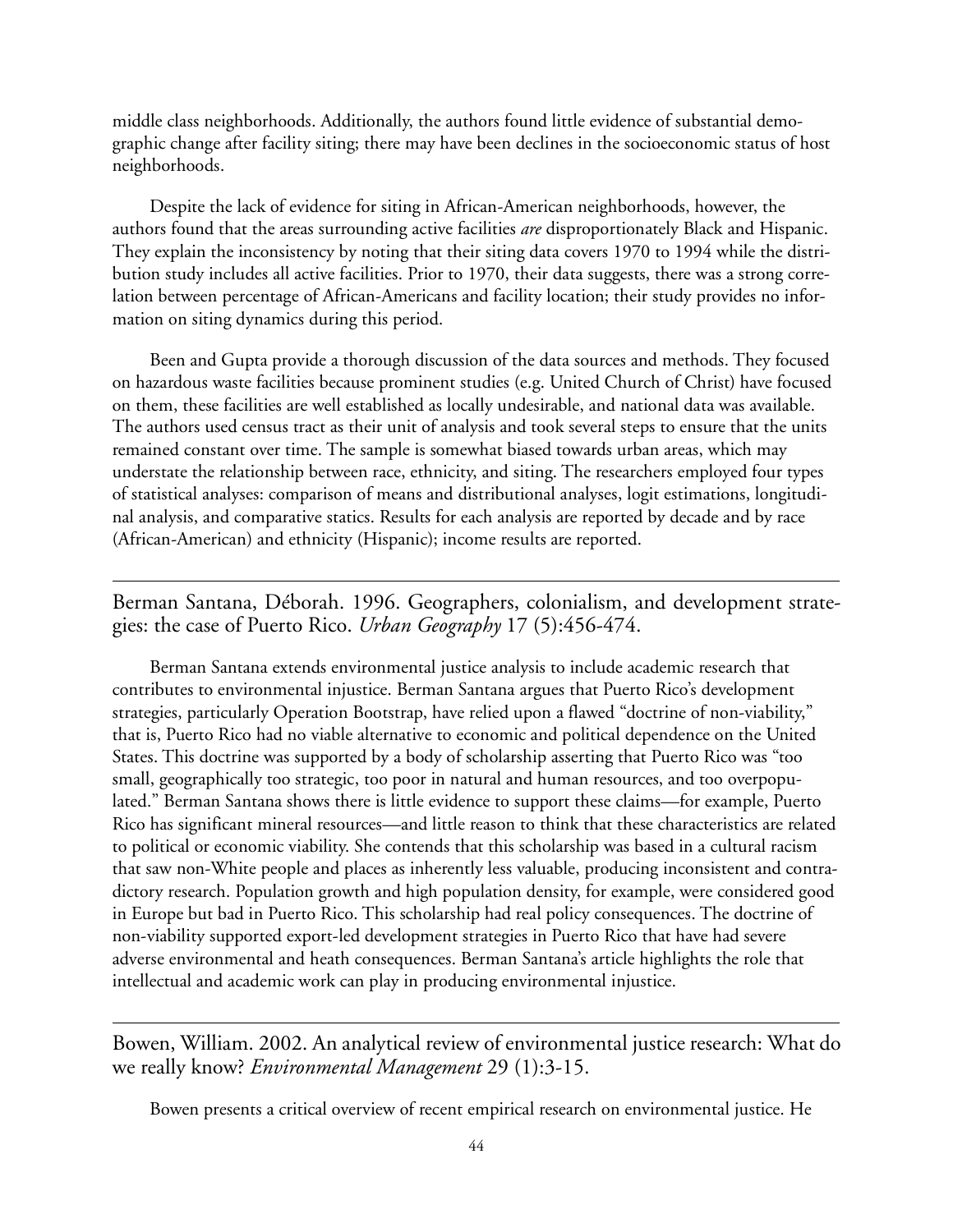middle class neighborhoods. Additionally, the authors found little evidence of substantial demographic change after facility siting; there may have been declines in the socioeconomic status of host neighborhoods.

Despite the lack of evidence for siting in African-American neighborhoods, however, the authors found that the areas surrounding active facilities *are* disproportionately Black and Hispanic. They explain the inconsistency by noting that their siting data covers 1970 to 1994 while the distribution study includes all active facilities. Prior to 1970, their data suggests, there was a strong correlation between percentage of African-Americans and facility location; their study provides no information on siting dynamics during this period.

Been and Gupta provide a thorough discussion of the data sources and methods. They focused on hazardous waste facilities because prominent studies (e.g. United Church of Christ) have focused on them, these facilities are well established as locally undesirable, and national data was available. The authors used census tract as their unit of analysis and took several steps to ensure that the units remained constant over time. The sample is somewhat biased towards urban areas, which may understate the relationship between race, ethnicity, and siting. The researchers employed four types of statistical analyses: comparison of means and distributional analyses, logit estimations, longitudinal analysis, and comparative statics. Results for each analysis are reported by decade and by race (African-American) and ethnicity (Hispanic); income results are reported.

---

## Berman Santana, Déborah. 1996. Geographers, colonialism, and development strategies: the case of Puerto Rico. *Urban Geography* 17 (5):456-474.

Berman Santana extends environmental justice analysis to include academic research that contributes to environmental injustice. Berman Santana argues that Puerto Rico's development strategies, particularly Operation Bootstrap, have relied upon a flawed "doctrine of non-viability," that is, Puerto Rico had no viable alternative to economic and political dependence on the United States. This doctrine was supported by a body of scholarship asserting that Puerto Rico was "too small, geographically too strategic, too poor in natural and human resources, and too overpopulated." Berman Santana shows there is little evidence to support these claims—for example, Puerto Rico has significant mineral resources—and little reason to think that these characteristics are related to political or economic viability. She contends that this scholarship was based in a cultural racism that saw non-White people and places as inherently less valuable, producing inconsistent and contradictory research. Population growth and high population density, for example, were considered good in Europe but bad in Puerto Rico. This scholarship had real policy consequences. The doctrine of non-viability supported export-led development strategies in Puerto Rico that have had severe adverse environmental and heath consequences. Berman Santana's article highlights the role that intellectual and academic work can play in producing environmental injustice.

---

## Bowen, William. 2002. An analytical review of environmental justice research: What do we really know? *Environmental Management* 29 (1):3-15.

Bowen presents a critical overview of recent empirical research on environmental justice. He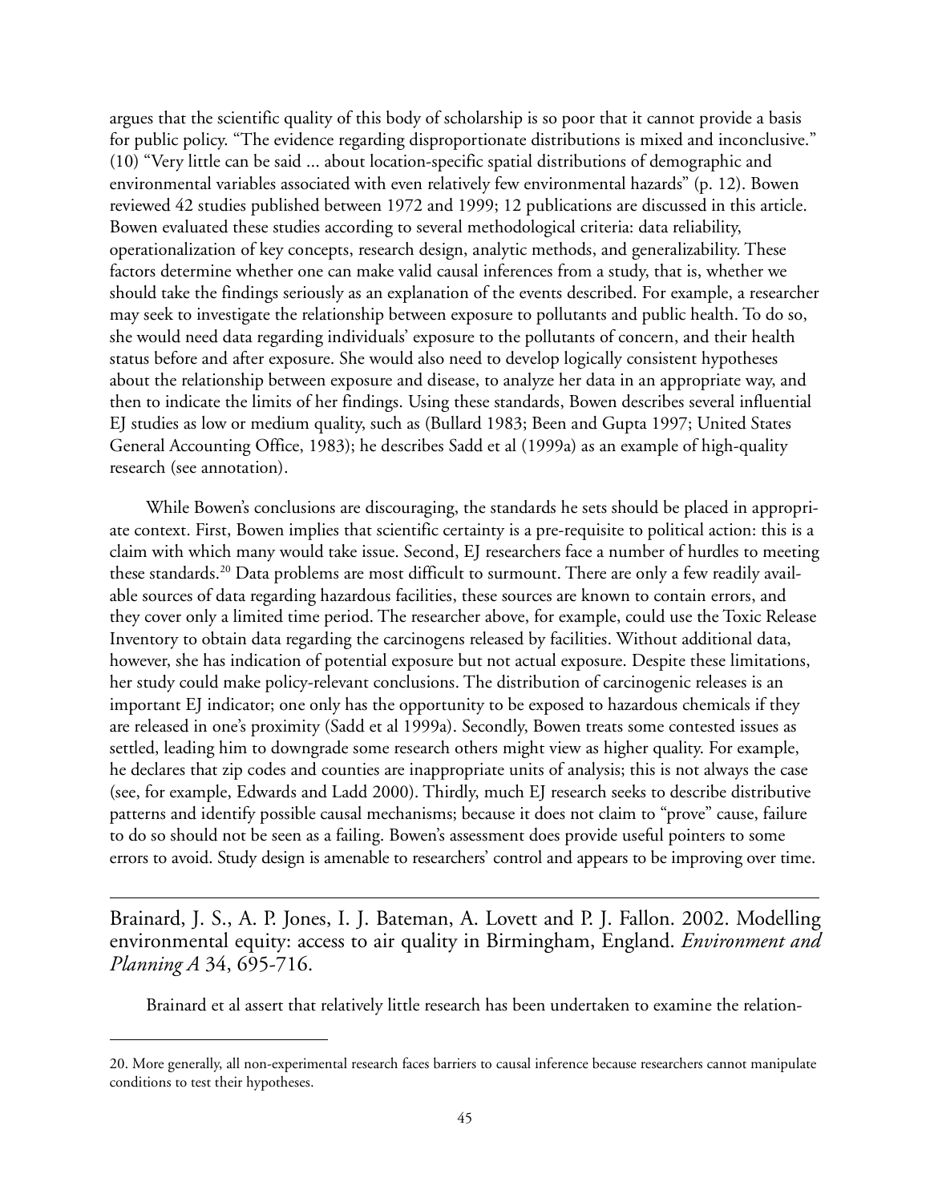argues that the scientific quality of this body of scholarship is so poor that it cannot provide a basis for public policy. "The evidence regarding disproportionate distributions is mixed and inconclusive." (10) "Very little can be said ... about location-specific spatial distributions of demographic and environmental variables associated with even relatively few environmental hazards" (p. 12). Bowen reviewed 42 studies published between 1972 and 1999; 12 publications are discussed in this article. Bowen evaluated these studies according to several methodological criteria: data reliability, operationalization of key concepts, research design, analytic methods, and generalizability. These factors determine whether one can make valid causal inferences from a study, that is, whether we should take the findings seriously as an explanation of the events described. For example, a researcher may seek to investigate the relationship between exposure to pollutants and public health. To do so, she would need data regarding individuals' exposure to the pollutants of concern, and their health status before and after exposure. She would also need to develop logically consistent hypotheses about the relationship between exposure and disease, to analyze her data in an appropriate way, and then to indicate the limits of her findings. Using these standards, Bowen describes several influential EJ studies as low or medium quality, such as (Bullard 1983; Been and Gupta 1997; United States General Accounting Office, 1983); he describes Sadd et al (1999a) as an example of high-quality research (see annotation).

While Bowen's conclusions are discouraging, the standards he sets should be placed in appropriate context. First, Bowen implies that scientific certainty is a pre-requisite to political action: this is a claim with which many would take issue. Second, EJ researchers face a number of hurdles to meeting these standards.[20] Data problems are most difficult to surmount. There are only a few readily available sources of data regarding hazardous facilities, these sources are known to contain errors, and they cover only a limited time period. The researcher above, for example, could use the Toxic Release Inventory to obtain data regarding the carcinogens released by facilities. Without additional data, however, she has indication of potential exposure but not actual exposure. Despite these limitations, her study could make policy-relevant conclusions. The distribution of carcinogenic releases is an important EJ indicator; one only has the opportunity to be exposed to hazardous chemicals if they are released in one's proximity (Sadd et al 1999a). Secondly, Bowen treats some contested issues as settled, leading him to downgrade some research others might view as higher quality. For example, he declares that zip codes and counties are inappropriate units of analysis; this is not always the case (see, for example, Edwards and Ladd 2000). Thirdly, much EJ research seeks to describe distributive patterns and identify possible causal mechanisms; because it does not claim to "prove" cause, failure to do so should not be seen as a failing. Bowen's assessment does provide useful pointers to some errors to avoid. Study design is amenable to researchers' control and appears to be improving over time.

---

Brainard, J. S., A. P. Jones, I. J. Bateman, A. Lovett and P. J. Fallon. 2002. Modelling environmental equity: access to air quality in Birmingham, England. *Environment and Planning A* 34, 695-716.

Brainard et al assert that relatively little research has been undertaken to examine the relation-

---

20. More generally, all non-experimental research faces barriers to causal inference because researchers cannot manipulate conditions to test their hypotheses.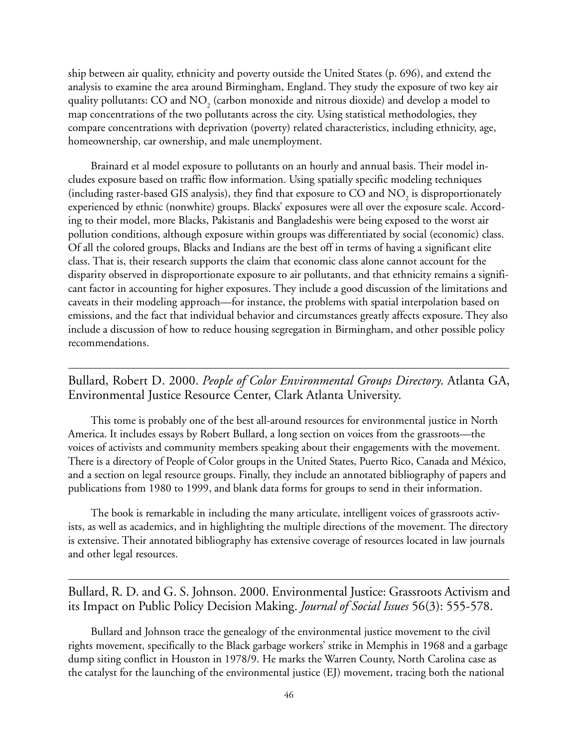ship between air quality, ethnicity and poverty outside the United States (p. 696), and extend the analysis to examine the area around Birmingham, England. They study the exposure of two key air quality pollutants: CO and $NO_2$ (carbon monoxide and nitrous dioxide) and develop a model to map concentrations of the two pollutants across the city. Using statistical methodologies, they compare concentrations with deprivation (poverty) related characteristics, including ethnicity, age, homeownership, car ownership, and male unemployment.

Brainard et al model exposure to pollutants on an hourly and annual basis. Their model includes exposure based on traffic flow information. Using spatially specific modeling techniques (including raster-based GIS analysis), they find that exposure to CO and $NO_2$ is disproportionately experienced by ethnic (nonwhite) groups. Blacks' exposures were all over the exposure scale. According to their model, more Blacks, Pakistanis and Bangladeshis were being exposed to the worst air pollution conditions, although exposure within groups was differentiated by social (economic) class. Of all the colored groups, Blacks and Indians are the best off in terms of having a significant elite class. That is, their research supports the claim that economic class alone cannot account for the disparity observed in disproportionate exposure to air pollutants, and that ethnicity remains a significant factor in accounting for higher exposures. They include a good discussion of the limitations and caveats in their modeling approach—for instance, the problems with spatial interpolation based on emissions, and the fact that individual behavior and circumstances greatly affects exposure. They also include a discussion of how to reduce housing segregation in Birmingham, and other possible policy recommendations.

---

## Bullard, Robert D. 2000. *People of Color Environmental Groups Directory*. Atlanta GA, Environmental Justice Resource Center, Clark Atlanta University.

This tome is probably one of the best all-around resources for environmental justice in North America. It includes essays by Robert Bullard, a long section on voices from the grassroots—the voices of activists and community members speaking about their engagements with the movement. There is a directory of People of Color groups in the United States, Puerto Rico, Canada and México, and a section on legal resource groups. Finally, they include an annotated bibliography of papers and publications from 1980 to 1999, and blank data forms for groups to send in their information.

The book is remarkable in including the many articulate, intelligent voices of grassroots activists, as well as academics, and in highlighting the multiple directions of the movement. The directory is extensive. Their annotated bibliography has extensive coverage of resources located in law journals and other legal resources.

---

## Bullard, R. D. and G. S. Johnson. 2000. Environmental Justice: Grassroots Activism and its Impact on Public Policy Decision Making. *Journal of Social Issues* 56(3): 555-578.

Bullard and Johnson trace the genealogy of the environmental justice movement to the civil rights movement, specifically to the Black garbage workers' strike in Memphis in 1968 and a garbage dump siting conflict in Houston in 1978/9. He marks the Warren County, North Carolina case as the catalyst for the launching of the environmental justice (EJ) movement, tracing both the national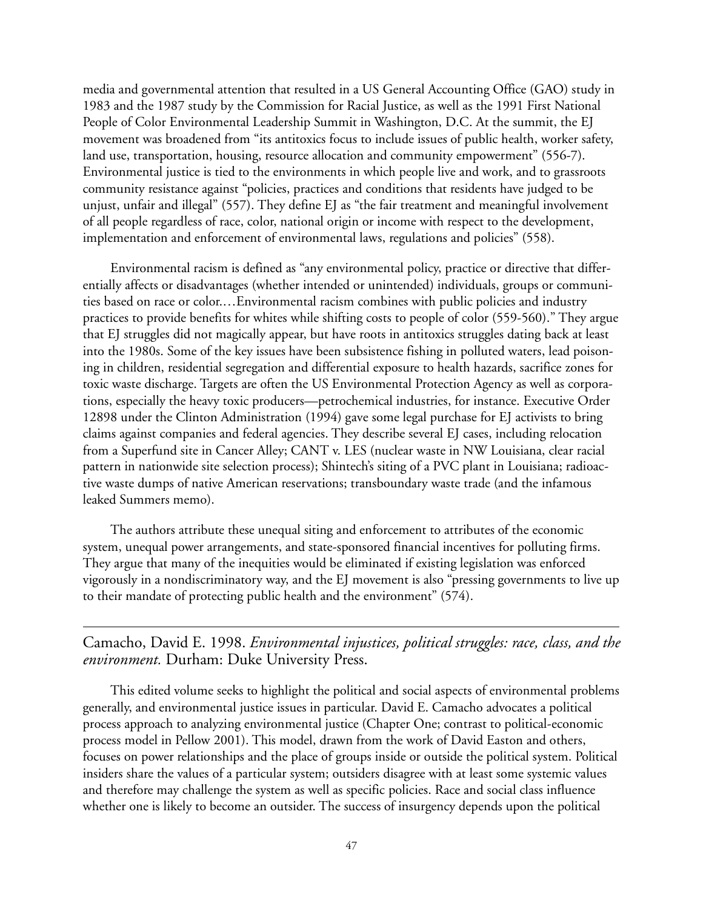media and governmental attention that resulted in a US General Accounting Office (GAO) study in 1983 and the 1987 study by the Commission for Racial Justice, as well as the 1991 First National People of Color Environmental Leadership Summit in Washington, D.C. At the summit, the EJ movement was broadened from "its antitoxics focus to include issues of public health, worker safety, land use, transportation, housing, resource allocation and community empowerment" (556-7). Environmental justice is tied to the environments in which people live and work, and to grassroots community resistance against "policies, practices and conditions that residents have judged to be unjust, unfair and illegal" (557). They define EJ as "the fair treatment and meaningful involvement of all people regardless of race, color, national origin or income with respect to the development, implementation and enforcement of environmental laws, regulations and policies" (558).

Environmental racism is defined as "any environmental policy, practice or directive that differentially affects or disadvantages (whether intended or unintended) individuals, groups or communities based on race or color.…Environmental racism combines with public policies and industry practices to provide benefits for whites while shifting costs to people of color (559-560)." They argue that EJ struggles did not magically appear, but have roots in antitoxics struggles dating back at least into the 1980s. Some of the key issues have been subsistence fishing in polluted waters, lead poisoning in children, residential segregation and differential exposure to health hazards, sacrifice zones for toxic waste discharge. Targets are often the US Environmental Protection Agency as well as corporations, especially the heavy toxic producers—petrochemical industries, for instance. Executive Order 12898 under the Clinton Administration (1994) gave some legal purchase for EJ activists to bring claims against companies and federal agencies. They describe several EJ cases, including relocation from a Superfund site in Cancer Alley; CANT v. LES (nuclear waste in NW Louisiana, clear racial pattern in nationwide site selection process); Shintech's siting of a PVC plant in Louisiana; radioactive waste dumps of native American reservations; transboundary waste trade (and the infamous leaked Summers memo).

The authors attribute these unequal siting and enforcement to attributes of the economic system, unequal power arrangements, and state-sponsored financial incentives for polluting firms. They argue that many of the inequities would be eliminated if existing legislation was enforced vigorously in a nondiscriminatory way, and the EJ movement is also "pressing governments to live up to their mandate of protecting public health and the environment" (574).

---

## Camacho, David E. 1998. *Environmental injustices, political struggles: race, class, and the environment.* Durham: Duke University Press.

This edited volume seeks to highlight the political and social aspects of environmental problems generally, and environmental justice issues in particular. David E. Camacho advocates a political process approach to analyzing environmental justice (Chapter One; contrast to political-economic process model in Pellow 2001). This model, drawn from the work of David Easton and others, focuses on power relationships and the place of groups inside or outside the political system. Political insiders share the values of a particular system; outsiders disagree with at least some systemic values and therefore may challenge the system as well as specific policies. Race and social class influence whether one is likely to become an outsider. The success of insurgency depends upon the political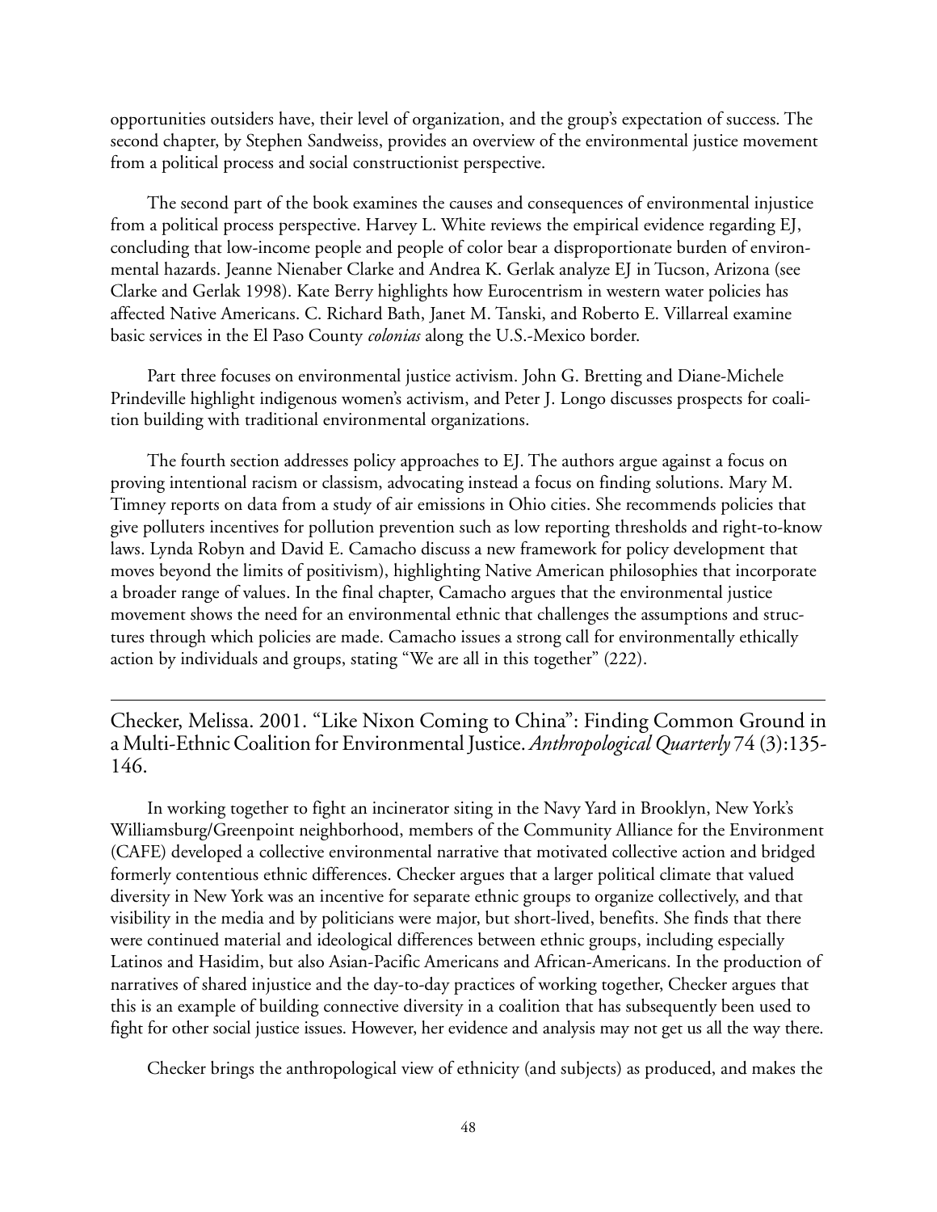opportunities outsiders have, their level of organization, and the group's expectation of success. The second chapter, by Stephen Sandweiss, provides an overview of the environmental justice movement from a political process and social constructionist perspective.

The second part of the book examines the causes and consequences of environmental injustice from a political process perspective. Harvey L. White reviews the empirical evidence regarding EJ, concluding that low-income people and people of color bear a disproportionate burden of environmental hazards. Jeanne Nienaber Clarke and Andrea K. Gerlak analyze EJ in Tucson, Arizona (see Clarke and Gerlak 1998). Kate Berry highlights how Eurocentrism in western water policies has affected Native Americans. C. Richard Bath, Janet M. Tanski, and Roberto E. Villarreal examine basic services in the El Paso County *colonias* along the U.S.-Mexico border.

Part three focuses on environmental justice activism. John G. Bretting and Diane-Michele Prindeville highlight indigenous women's activism, and Peter J. Longo discusses prospects for coalition building with traditional environmental organizations.

The fourth section addresses policy approaches to EJ. The authors argue against a focus on proving intentional racism or classism, advocating instead a focus on finding solutions. Mary M. Timney reports on data from a study of air emissions in Ohio cities. She recommends policies that give polluters incentives for pollution prevention such as low reporting thresholds and right-to-know laws. Lynda Robyn and David E. Camacho discuss a new framework for policy development that moves beyond the limits of positivism), highlighting Native American philosophies that incorporate a broader range of values. In the final chapter, Camacho argues that the environmental justice movement shows the need for an environmental ethnic that challenges the assumptions and structures through which policies are made. Camacho issues a strong call for environmentally ethically action by individuals and groups, stating "We are all in this together" (222).

---

## Checker, Melissa. 2001. "Like Nixon Coming to China": Finding Common Ground in a Multi-Ethnic Coalition for Environmental Justice. *Anthropological Quarterly* 74 (3):135-146.

In working together to fight an incinerator siting in the Navy Yard in Brooklyn, New York's Williamsburg/Greenpoint neighborhood, members of the Community Alliance for the Environment (CAFE) developed a collective environmental narrative that motivated collective action and bridged formerly contentious ethnic differences. Checker argues that a larger political climate that valued diversity in New York was an incentive for separate ethnic groups to organize collectively, and that visibility in the media and by politicians were major, but short-lived, benefits. She finds that there were continued material and ideological differences between ethnic groups, including especially Latinos and Hasidim, but also Asian-Pacific Americans and African-Americans. In the production of narratives of shared injustice and the day-to-day practices of working together, Checker argues that this is an example of building connective diversity in a coalition that has subsequently been used to fight for other social justice issues. However, her evidence and analysis may not get us all the way there.

Checker brings the anthropological view of ethnicity (and subjects) as produced, and makes the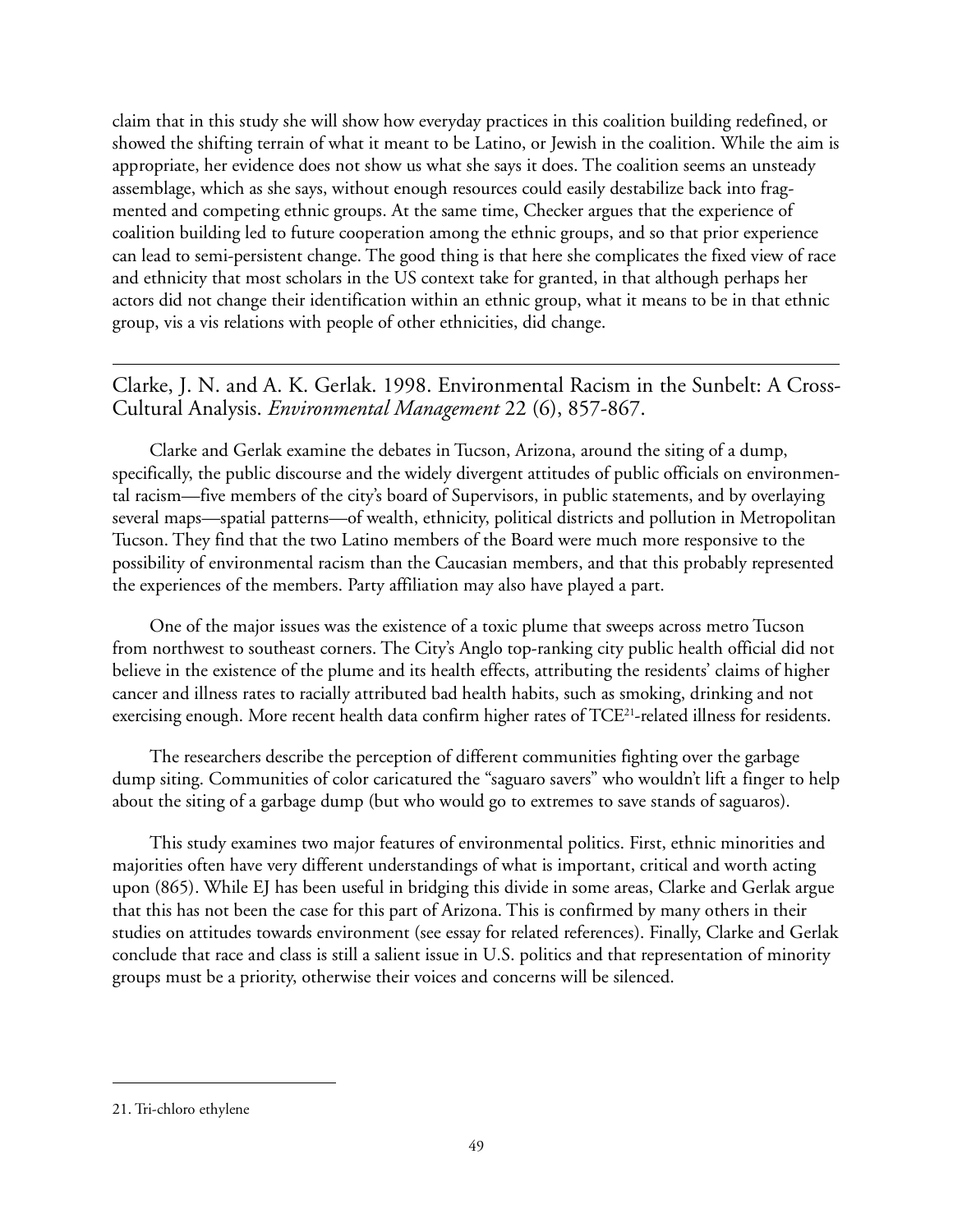claim that in this study she will show how everyday practices in this coalition building redefined, or showed the shifting terrain of what it meant to be Latino, or Jewish in the coalition. While the aim is appropriate, her evidence does not show us what she says it does. The coalition seems an unsteady assemblage, which as she says, without enough resources could easily destabilize back into fragmented and competing ethnic groups. At the same time, Checker argues that the experience of coalition building led to future cooperation among the ethnic groups, and so that prior experience can lead to semi-persistent change. The good thing is that here she complicates the fixed view of race and ethnicity that most scholars in the US context take for granted, in that although perhaps her actors did not change their identification within an ethnic group, what it means to be in that ethnic group, vis a vis relations with people of other ethnicities, did change.

---

## Clarke, J. N. and A. K. Gerlak. 1998. Environmental Racism in the Sunbelt: A Cross-Cultural Analysis. *Environmental Management* 22 (6), 857-867.

Clarke and Gerlak examine the debates in Tucson, Arizona, around the siting of a dump, specifically, the public discourse and the widely divergent attitudes of public officials on environmental racism—five members of the city's board of Supervisors, in public statements, and by overlaying several maps—spatial patterns—of wealth, ethnicity, political districts and pollution in Metropolitan Tucson. They find that the two Latino members of the Board were much more responsive to the possibility of environmental racism than the Caucasian members, and that this probably represented the experiences of the members. Party affiliation may also have played a part.

One of the major issues was the existence of a toxic plume that sweeps across metro Tucson from northwest to southeast corners. The City's Anglo top-ranking city public health official did not believe in the existence of the plume and its health effects, attributing the residents' claims of higher cancer and illness rates to racially attributed bad health habits, such as smoking, drinking and not exercising enough. More recent health data confirm higher rates of TCE[21]-related illness for residents.

The researchers describe the perception of different communities fighting over the garbage dump siting. Communities of color caricatured the "saguaro savers" who wouldn't lift a finger to help about the siting of a garbage dump (but who would go to extremes to save stands of saguaros).

This study examines two major features of environmental politics. First, ethnic minorities and majorities often have very different understandings of what is important, critical and worth acting upon (865). While EJ has been useful in bridging this divide in some areas, Clarke and Gerlak argue that this has not been the case for this part of Arizona. This is confirmed by many others in their studies on attitudes towards environment (see essay for related references). Finally, Clarke and Gerlak conclude that race and class is still a salient issue in U.S. politics and that representation of minority groups must be a priority, otherwise their voices and concerns will be silenced.

---

21. Tri-chloro ethylene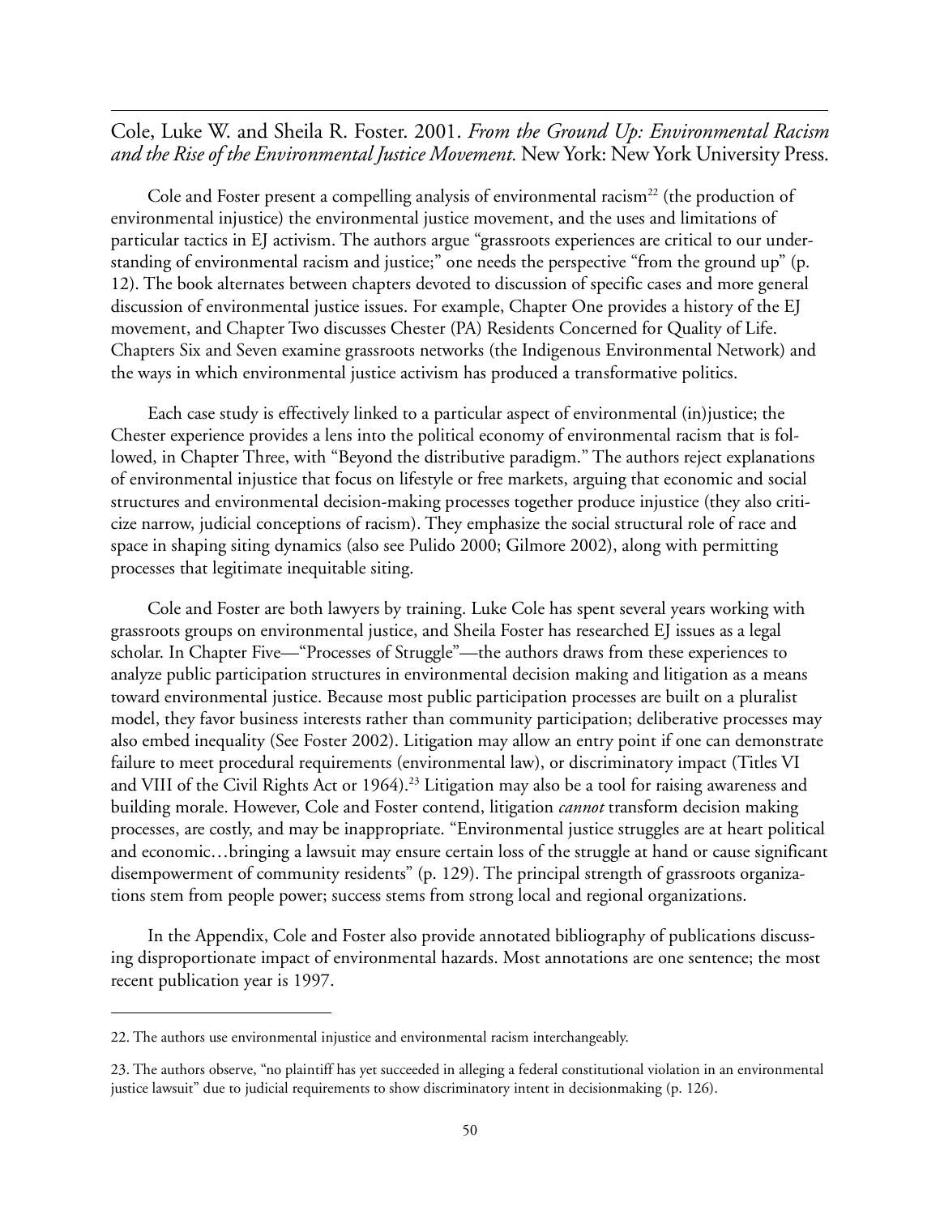Cole, Luke W. and Sheila R. Foster. 2001. *From the Ground Up: Environmental Racism and the Rise of the Environmental Justice Movement.* New York: New York University Press.

Cole and Foster present a compelling analysis of environmental racism[22] (the production of environmental injustice) the environmental justice movement, and the uses and limitations of particular tactics in EJ activism. The authors argue "grassroots experiences are critical to our understanding of environmental racism and justice;" one needs the perspective "from the ground up" (p. 12). The book alternates between chapters devoted to discussion of specific cases and more general discussion of environmental justice issues. For example, Chapter One provides a history of the EJ movement, and Chapter Two discusses Chester (PA) Residents Concerned for Quality of Life. Chapters Six and Seven examine grassroots networks (the Indigenous Environmental Network) and the ways in which environmental justice activism has produced a transformative politics.

Each case study is effectively linked to a particular aspect of environmental (in)justice; the Chester experience provides a lens into the political economy of environmental racism that is followed, in Chapter Three, with "Beyond the distributive paradigm." The authors reject explanations of environmental injustice that focus on lifestyle or free markets, arguing that economic and social structures and environmental decision-making processes together produce injustice (they also criticize narrow, judicial conceptions of racism). They emphasize the social structural role of race and space in shaping siting dynamics (also see Pulido 2000; Gilmore 2002), along with permitting processes that legitimate inequitable siting.

Cole and Foster are both lawyers by training. Luke Cole has spent several years working with grassroots groups on environmental justice, and Sheila Foster has researched EJ issues as a legal scholar. In Chapter Five—"Processes of Struggle"—the authors draws from these experiences to analyze public participation structures in environmental decision making and litigation as a means toward environmental justice. Because most public participation processes are built on a pluralist model, they favor business interests rather than community participation; deliberative processes may also embed inequality (See Foster 2002). Litigation may allow an entry point if one can demonstrate failure to meet procedural requirements (environmental law), or discriminatory impact (Titles VI and VIII of the Civil Rights Act or 1964).[23] Litigation may also be a tool for raising awareness and building morale. However, Cole and Foster contend, litigation *cannot* transform decision making processes, are costly, and may be inappropriate. "Environmental justice struggles are at heart political and economic…bringing a lawsuit may ensure certain loss of the struggle at hand or cause significant disempowerment of community residents" (p. 129). The principal strength of grassroots organizations stem from people power; success stems from strong local and regional organizations.

In the Appendix, Cole and Foster also provide annotated bibliography of publications discussing disproportionate impact of environmental hazards. Most annotations are one sentence; the most recent publication year is 1997.

22. The authors use environmental injustice and environmental racism interchangeably.

23. The authors observe, "no plaintiff has yet succeeded in alleging a federal constitutional violation in an environmental justice lawsuit" due to judicial requirements to show discriminatory intent in decisionmaking (p. 126).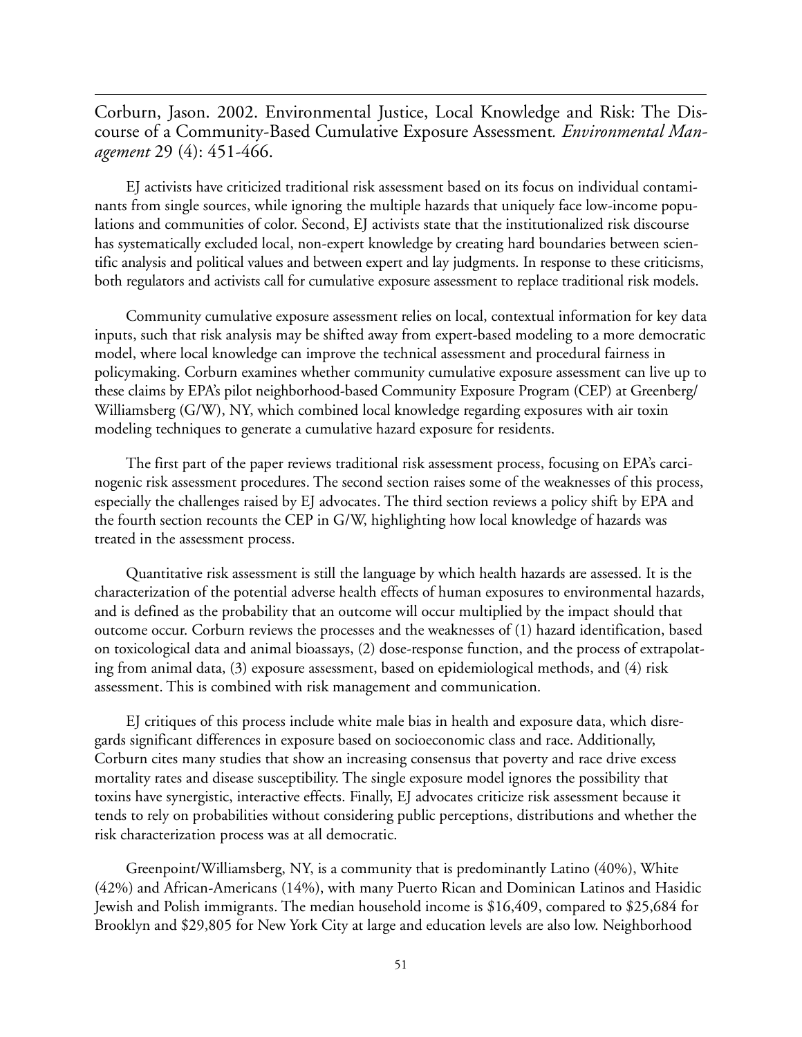Corburn, Jason. 2002. Environmental Justice, Local Knowledge and Risk: The Discourse of a Community-Based Cumulative Exposure Assessment. *Environmental Management* 29 (4): 451-466.

EJ activists have criticized traditional risk assessment based on its focus on individual contaminants from single sources, while ignoring the multiple hazards that uniquely face low-income populations and communities of color. Second, EJ activists state that the institutionalized risk discourse has systematically excluded local, non-expert knowledge by creating hard boundaries between scientific analysis and political values and between expert and lay judgments. In response to these criticisms, both regulators and activists call for cumulative exposure assessment to replace traditional risk models.

Community cumulative exposure assessment relies on local, contextual information for key data inputs, such that risk analysis may be shifted away from expert-based modeling to a more democratic model, where local knowledge can improve the technical assessment and procedural fairness in policymaking. Corburn examines whether community cumulative exposure assessment can live up to these claims by EPA's pilot neighborhood-based Community Exposure Program (CEP) at Greenberg/Williamsberg (G/W), NY, which combined local knowledge regarding exposures with air toxin modeling techniques to generate a cumulative hazard exposure for residents.

The first part of the paper reviews traditional risk assessment process, focusing on EPA's carcinogenic risk assessment procedures. The second section raises some of the weaknesses of this process, especially the challenges raised by EJ advocates. The third section reviews a policy shift by EPA and the fourth section recounts the CEP in G/W, highlighting how local knowledge of hazards was treated in the assessment process.

Quantitative risk assessment is still the language by which health hazards are assessed. It is the characterization of the potential adverse health effects of human exposures to environmental hazards, and is defined as the probability that an outcome will occur multiplied by the impact should that outcome occur. Corburn reviews the processes and the weaknesses of (1) hazard identification, based on toxicological data and animal bioassays, (2) dose-response function, and the process of extrapolating from animal data, (3) exposure assessment, based on epidemiological methods, and (4) risk assessment. This is combined with risk management and communication.

EJ critiques of this process include white male bias in health and exposure data, which disregards significant differences in exposure based on socioeconomic class and race. Additionally, Corburn cites many studies that show an increasing consensus that poverty and race drive excess mortality rates and disease susceptibility. The single exposure model ignores the possibility that toxins have synergistic, interactive effects. Finally, EJ advocates criticize risk assessment because it tends to rely on probabilities without considering public perceptions, distributions and whether the risk characterization process was at all democratic.

Greenpoint/Williamsberg, NY, is a community that is predominantly Latino (40%), White (42%) and African-Americans (14%), with many Puerto Rican and Dominican Latinos and Hasidic Jewish and Polish immigrants. The median household income is \$16,409, compared to \$25,684 for Brooklyn and \$29,805 for New York City at large and education levels are also low. Neighborhood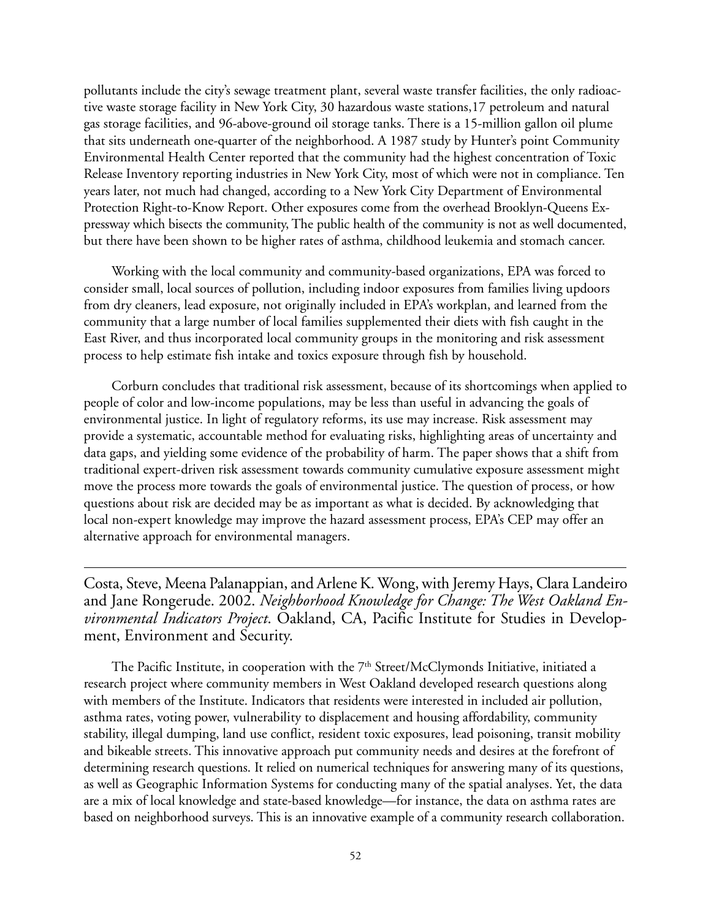pollutants include the city's sewage treatment plant, several waste transfer facilities, the only radioactive waste storage facility in New York City, 30 hazardous waste stations,17 petroleum and natural gas storage facilities, and 96-above-ground oil storage tanks. There is a 15-million gallon oil plume that sits underneath one-quarter of the neighborhood. A 1987 study by Hunter's point Community Environmental Health Center reported that the community had the highest concentration of Toxic Release Inventory reporting industries in New York City, most of which were not in compliance. Ten years later, not much had changed, according to a New York City Department of Environmental Protection Right-to-Know Report. Other exposures come from the overhead Brooklyn-Queens Expressway which bisects the community, The public health of the community is not as well documented, but there have been shown to be higher rates of asthma, childhood leukemia and stomach cancer.

Working with the local community and community-based organizations, EPA was forced to consider small, local sources of pollution, including indoor exposures from families living updoors from dry cleaners, lead exposure, not originally included in EPA's workplan, and learned from the community that a large number of local families supplemented their diets with fish caught in the East River, and thus incorporated local community groups in the monitoring and risk assessment process to help estimate fish intake and toxics exposure through fish by household.

Corburn concludes that traditional risk assessment, because of its shortcomings when applied to people of color and low-income populations, may be less than useful in advancing the goals of environmental justice. In light of regulatory reforms, its use may increase. Risk assessment may provide a systematic, accountable method for evaluating risks, highlighting areas of uncertainty and data gaps, and yielding some evidence of the probability of harm. The paper shows that a shift from traditional expert-driven risk assessment towards community cumulative exposure assessment might move the process more towards the goals of environmental justice. The question of process, or how questions about risk are decided may be as important as what is decided. By acknowledging that local non-expert knowledge may improve the hazard assessment process, EPA's CEP may offer an alternative approach for environmental managers.

---

Costa, Steve, Meena Palanappian, and Arlene K. Wong, with Jeremy Hays, Clara Landeiro and Jane Rongerude. 2002. *Neighborhood Knowledge for Change: The West Oakland Environmental Indicators Project*. Oakland, CA, Pacific Institute for Studies in Development, Environment and Security.

The Pacific Institute, in cooperation with the 7th Street/McClymonds Initiative, initiated a research project where community members in West Oakland developed research questions along with members of the Institute. Indicators that residents were interested in included air pollution, asthma rates, voting power, vulnerability to displacement and housing affordability, community stability, illegal dumping, land use conflict, resident toxic exposures, lead poisoning, transit mobility and bikeable streets. This innovative approach put community needs and desires at the forefront of determining research questions. It relied on numerical techniques for answering many of its questions, as well as Geographic Information Systems for conducting many of the spatial analyses. Yet, the data are a mix of local knowledge and state-based knowledge—for instance, the data on asthma rates are based on neighborhood surveys. This is an innovative example of a community research collaboration.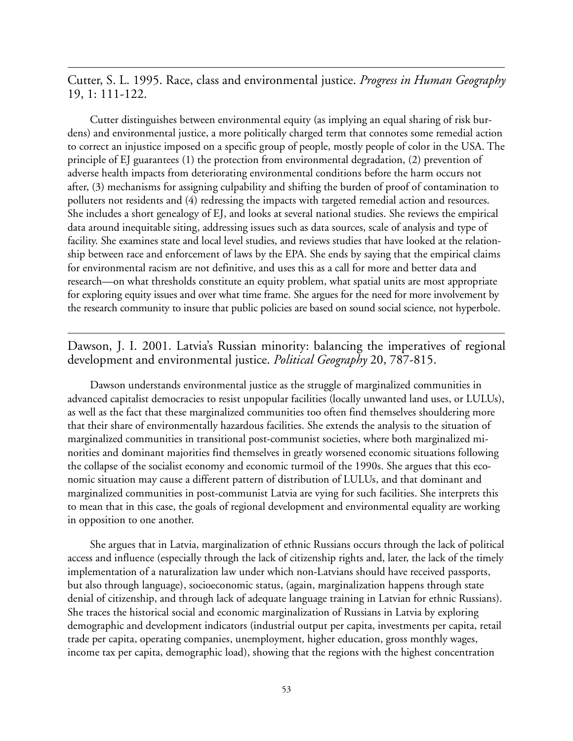## Cutter, S. L. 1995. Race, class and environmental justice. *Progress in Human Geography* 19, 1: 111-122.

Cutter distinguishes between environmental equity (as implying an equal sharing of risk burdens) and environmental justice, a more politically charged term that connotes some remedial action to correct an injustice imposed on a specific group of people, mostly people of color in the USA. The principle of EJ guarantees (1) the protection from environmental degradation, (2) prevention of adverse health impacts from deteriorating environmental conditions before the harm occurs not after, (3) mechanisms for assigning culpability and shifting the burden of proof of contamination to polluters not residents and (4) redressing the impacts with targeted remedial action and resources. She includes a short genealogy of EJ, and looks at several national studies. She reviews the empirical data around inequitable siting, addressing issues such as data sources, scale of analysis and type of facility. She examines state and local level studies, and reviews studies that have looked at the relationship between race and enforcement of laws by the EPA. She ends by saying that the empirical claims for environmental racism are not definitive, and uses this as a call for more and better data and research—on what thresholds constitute an equity problem, what spatial units are most appropriate for exploring equity issues and over what time frame. She argues for the need for more involvement by the research community to insure that public policies are based on sound social science, not hyperbole.

## Dawson, J. I. 2001. Latvia's Russian minority: balancing the imperatives of regional development and environmental justice. *Political Geography* 20, 787-815.

Dawson understands environmental justice as the struggle of marginalized communities in advanced capitalist democracies to resist unpopular facilities (locally unwanted land uses, or LULUs), as well as the fact that these marginalized communities too often find themselves shouldering more that their share of environmentally hazardous facilities. She extends the analysis to the situation of marginalized communities in transitional post-communist societies, where both marginalized minorities and dominant majorities find themselves in greatly worsened economic situations following the collapse of the socialist economy and economic turmoil of the 1990s. She argues that this economic situation may cause a different pattern of distribution of LULUs, and that dominant and marginalized communities in post-communist Latvia are vying for such facilities. She interprets this to mean that in this case, the goals of regional development and environmental equality are working in opposition to one another.

She argues that in Latvia, marginalization of ethnic Russians occurs through the lack of political access and influence (especially through the lack of citizenship rights and, later, the lack of the timely implementation of a naturalization law under which non-Latvians should have received passports, but also through language), socioeconomic status, (again, marginalization happens through state denial of citizenship, and through lack of adequate language training in Latvian for ethnic Russians). She traces the historical social and economic marginalization of Russians in Latvia by exploring demographic and development indicators (industrial output per capita, investments per capita, retail trade per capita, operating companies, unemployment, higher education, gross monthly wages, income tax per capita, demographic load), showing that the regions with the highest concentration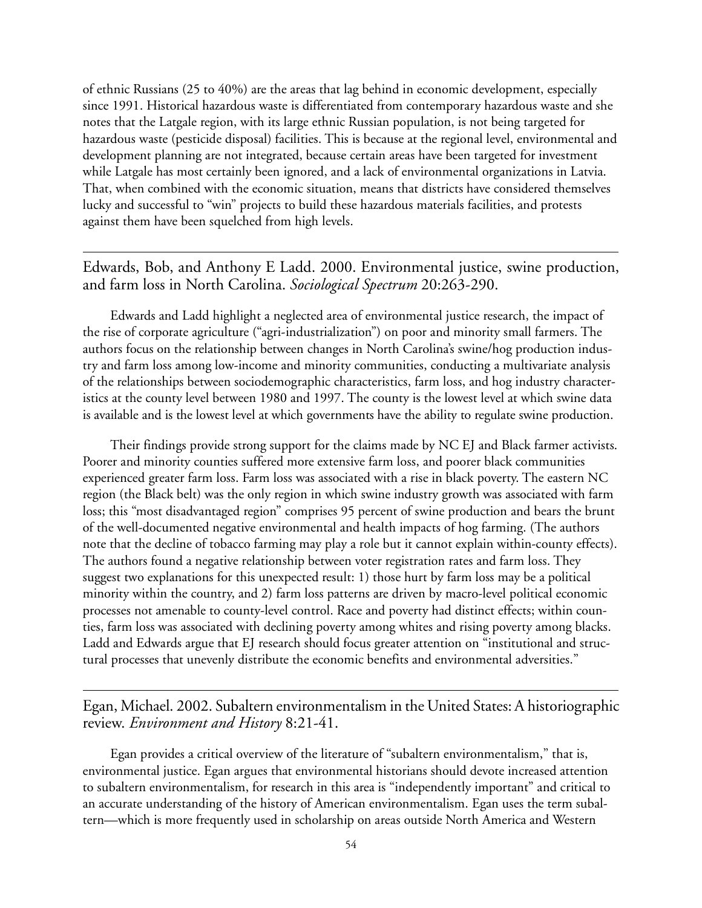of ethnic Russians (25 to 40%) are the areas that lag behind in economic development, especially since 1991. Historical hazardous waste is differentiated from contemporary hazardous waste and she notes that the Latgale region, with its large ethnic Russian population, is not being targeted for hazardous waste (pesticide disposal) facilities. This is because at the regional level, environmental and development planning are not integrated, because certain areas have been targeted for investment while Latgale has most certainly been ignored, and a lack of environmental organizations in Latvia. That, when combined with the economic situation, means that districts have considered themselves lucky and successful to "win" projects to build these hazardous materials facilities, and protests against them have been squelched from high levels.

---

## Edwards, Bob, and Anthony E Ladd. 2000. Environmental justice, swine production, and farm loss in North Carolina. *Sociological Spectrum* 20:263-290.

Edwards and Ladd highlight a neglected area of environmental justice research, the impact of the rise of corporate agriculture ("agri-industrialization") on poor and minority small farmers. The authors focus on the relationship between changes in North Carolina's swine/hog production industry and farm loss among low-income and minority communities, conducting a multivariate analysis of the relationships between sociodemographic characteristics, farm loss, and hog industry characteristics at the county level between 1980 and 1997. The county is the lowest level at which swine data is available and is the lowest level at which governments have the ability to regulate swine production.

Their findings provide strong support for the claims made by NC EJ and Black farmer activists. Poorer and minority counties suffered more extensive farm loss, and poorer black communities experienced greater farm loss. Farm loss was associated with a rise in black poverty. The eastern NC region (the Black belt) was the only region in which swine industry growth was associated with farm loss; this "most disadvantaged region" comprises 95 percent of swine production and bears the brunt of the well-documented negative environmental and health impacts of hog farming. (The authors note that the decline of tobacco farming may play a role but it cannot explain within-county effects). The authors found a negative relationship between voter registration rates and farm loss. They suggest two explanations for this unexpected result: 1) those hurt by farm loss may be a political minority within the country, and 2) farm loss patterns are driven by macro-level political economic processes not amenable to county-level control. Race and poverty had distinct effects; within counties, farm loss was associated with declining poverty among whites and rising poverty among blacks. Ladd and Edwards argue that EJ research should focus greater attention on "institutional and structural processes that unevenly distribute the economic benefits and environmental adversities."

---

## Egan, Michael. 2002. Subaltern environmentalism in the United States: A historiographic review. *Environment and History* 8:21-41.

Egan provides a critical overview of the literature of "subaltern environmentalism," that is, environmental justice. Egan argues that environmental historians should devote increased attention to subaltern environmentalism, for research in this area is "independently important" and critical to an accurate understanding of the history of American environmentalism. Egan uses the term subaltern—which is more frequently used in scholarship on areas outside North America and Western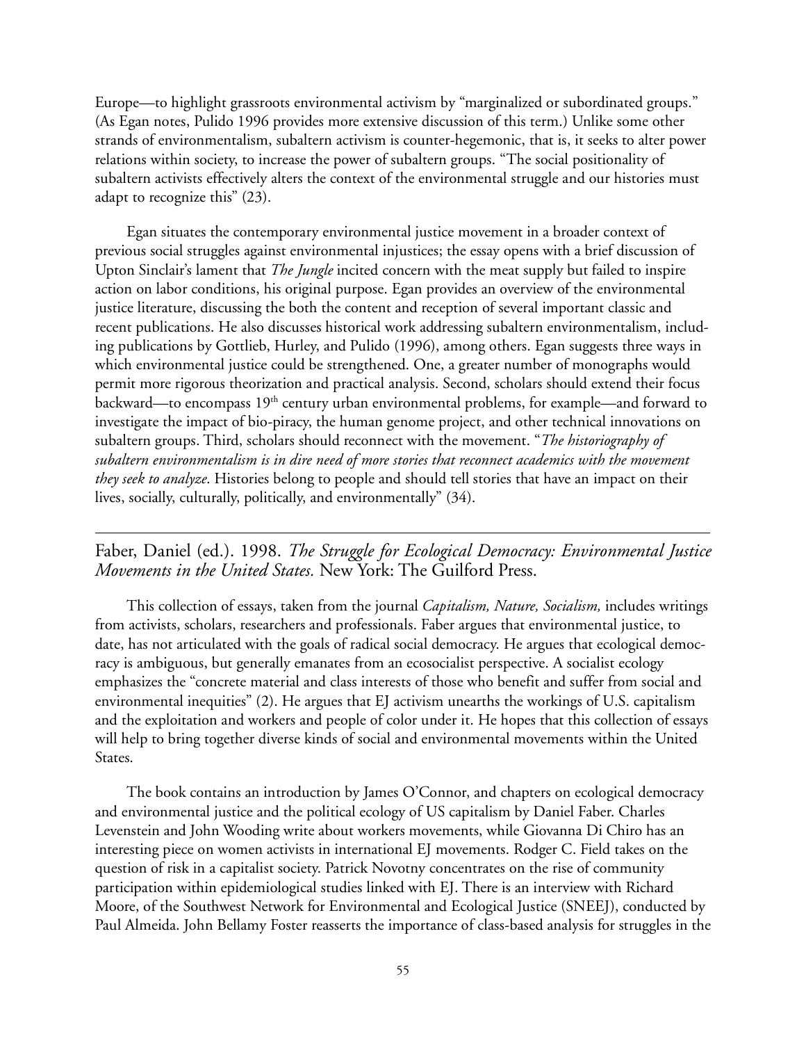Europe—to highlight grassroots environmental activism by "marginalized or subordinated groups." (As Egan notes, Pulido 1996 provides more extensive discussion of this term.) Unlike some other strands of environmentalism, subaltern activism is counter-hegemonic, that is, it seeks to alter power relations within society, to increase the power of subaltern groups. "The social positionality of subaltern activists effectively alters the context of the environmental struggle and our histories must adapt to recognize this" (23).

Egan situates the contemporary environmental justice movement in a broader context of previous social struggles against environmental injustices; the essay opens with a brief discussion of Upton Sinclair's lament that *The Jungle* incited concern with the meat supply but failed to inspire action on labor conditions, his original purpose. Egan provides an overview of the environmental justice literature, discussing the both the content and reception of several important classic and recent publications. He also discusses historical work addressing subaltern environmentalism, including publications by Gottlieb, Hurley, and Pulido (1996), among others. Egan suggests three ways in which environmental justice could be strengthened. One, a greater number of monographs would permit more rigorous theorization and practical analysis. Second, scholars should extend their focus backward—to encompass 19th century urban environmental problems, for example—and forward to investigate the impact of bio-piracy, the human genome project, and other technical innovations on subaltern groups. Third, scholars should reconnect with the movement. "*The historiography of subaltern environmentalism is in dire need of more stories that reconnect academics with the movement they seek to analyze*. Histories belong to people and should tell stories that have an impact on their lives, socially, culturally, politically, and environmentally" (34).

---

## Faber, Daniel (ed.). 1998. *The Struggle for Ecological Democracy: Environmental Justice Movements in the United States.* New York: The Guilford Press.

This collection of essays, taken from the journal *Capitalism, Nature, Socialism,* includes writings from activists, scholars, researchers and professionals. Faber argues that environmental justice, to date, has not articulated with the goals of radical social democracy. He argues that ecological democracy is ambiguous, but generally emanates from an ecosocialist perspective. A socialist ecology emphasizes the "concrete material and class interests of those who benefit and suffer from social and environmental inequities" (2). He argues that EJ activism unearths the workings of U.S. capitalism and the exploitation and workers and people of color under it. He hopes that this collection of essays will help to bring together diverse kinds of social and environmental movements within the United States.

The book contains an introduction by James O'Connor, and chapters on ecological democracy and environmental justice and the political ecology of US capitalism by Daniel Faber. Charles Levenstein and John Wooding write about workers movements, while Giovanna Di Chiro has an interesting piece on women activists in international EJ movements. Rodger C. Field takes on the question of risk in a capitalist society. Patrick Novotny concentrates on the rise of community participation within epidemiological studies linked with EJ. There is an interview with Richard Moore, of the Southwest Network for Environmental and Ecological Justice (SNEEJ), conducted by Paul Almeida. John Bellamy Foster reasserts the importance of class-based analysis for struggles in the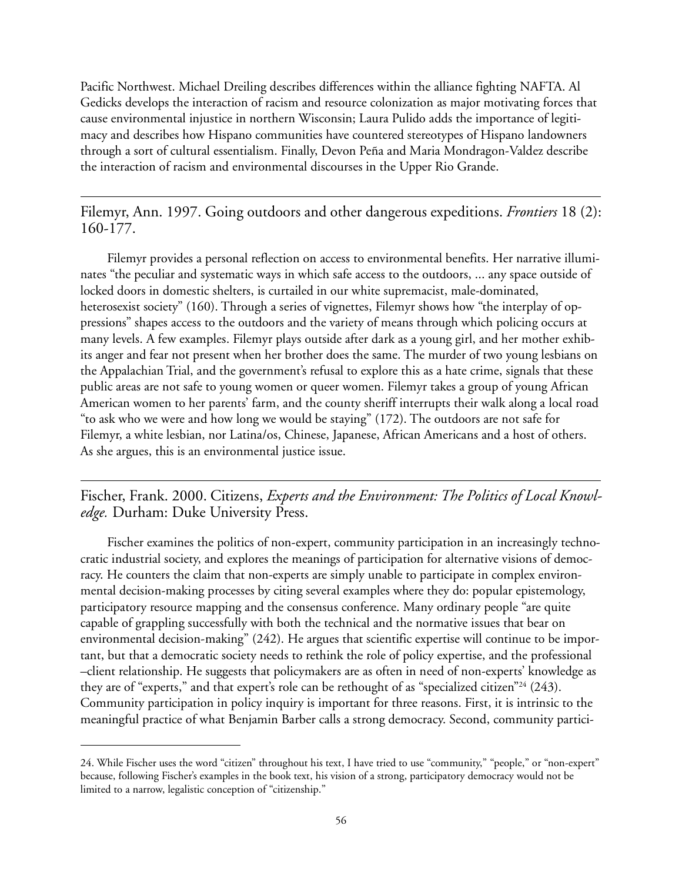Pacific Northwest. Michael Dreiling describes differences within the alliance fighting NAFTA. Al Gedicks develops the interaction of racism and resource colonization as major motivating forces that cause environmental injustice in northern Wisconsin; Laura Pulido adds the importance of legitimacy and describes how Hispano communities have countered stereotypes of Hispano landowners through a sort of cultural essentialism. Finally, Devon Peña and Maria Mondragon-Valdez describe the interaction of racism and environmental discourses in the Upper Rio Grande.

---

Filemyr, Ann. 1997. Going outdoors and other dangerous expeditions. *Frontiers* 18 (2): 160-177.

Filemyr provides a personal reflection on access to environmental benefits. Her narrative illuminates "the peculiar and systematic ways in which safe access to the outdoors, ... any space outside of locked doors in domestic shelters, is curtailed in our white supremacist, male-dominated, heterosexist society" (160). Through a series of vignettes, Filemyr shows how "the interplay of oppressions" shapes access to the outdoors and the variety of means through which policing occurs at many levels. A few examples. Filemyr plays outside after dark as a young girl, and her mother exhibits anger and fear not present when her brother does the same. The murder of two young lesbians on the Appalachian Trial, and the government's refusal to explore this as a hate crime, signals that these public areas are not safe to young women or queer women. Filemyr takes a group of young African American women to her parents' farm, and the county sheriff interrupts their walk along a local road "to ask who we were and how long we would be staying" (172). The outdoors are not safe for Filemyr, a white lesbian, nor Latina/os, Chinese, Japanese, African Americans and a host of others. As she argues, this is an environmental justice issue.

---

Fischer, Frank. 2000. Citizens, *Experts and the Environment: The Politics of Local Knowledge.* Durham: Duke University Press.

Fischer examines the politics of non-expert, community participation in an increasingly technocratic industrial society, and explores the meanings of participation for alternative visions of democracy. He counters the claim that non-experts are simply unable to participate in complex environmental decision-making processes by citing several examples where they do: popular epistemology, participatory resource mapping and the consensus conference. Many ordinary people "are quite capable of grappling successfully with both the technical and the normative issues that bear on environmental decision-making" (242). He argues that scientific expertise will continue to be important, but that a democratic society needs to rethink the role of policy expertise, and the professional –client relationship. He suggests that policymakers are as often in need of non-experts' knowledge as they are of "experts," and that expert's role can be rethought of as "specialized citizen"[24] (243). Community participation in policy inquiry is important for three reasons. First, it is intrinsic to the meaningful practice of what Benjamin Barber calls a strong democracy. Second, community partici-

24. While Fischer uses the word "citizen" throughout his text, I have tried to use "community," "people," or "non-expert" because, following Fischer's examples in the book text, his vision of a strong, participatory democracy would not be limited to a narrow, legalistic conception of "citizenship."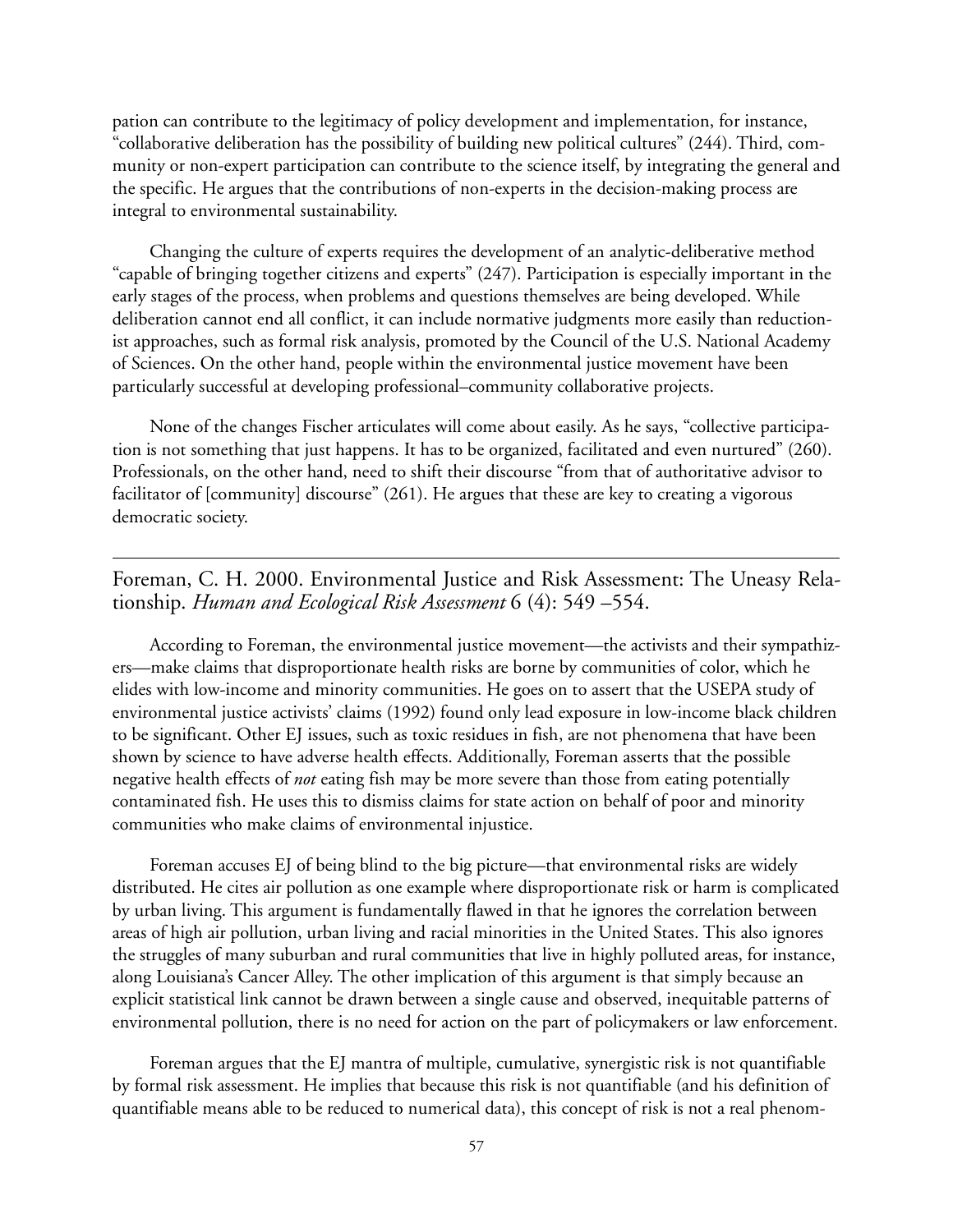pation can contribute to the legitimacy of policy development and implementation, for instance, "collaborative deliberation has the possibility of building new political cultures" (244). Third, community or non-expert participation can contribute to the science itself, by integrating the general and the specific. He argues that the contributions of non-experts in the decision-making process are integral to environmental sustainability.

Changing the culture of experts requires the development of an analytic-deliberative method "capable of bringing together citizens and experts" (247). Participation is especially important in the early stages of the process, when problems and questions themselves are being developed. While deliberation cannot end all conflict, it can include normative judgments more easily than reductionist approaches, such as formal risk analysis, promoted by the Council of the U.S. National Academy of Sciences. On the other hand, people within the environmental justice movement have been particularly successful at developing professional–community collaborative projects.

None of the changes Fischer articulates will come about easily. As he says, "collective participation is not something that just happens. It has to be organized, facilitated and even nurtured" (260). Professionals, on the other hand, need to shift their discourse "from that of authoritative advisor to facilitator of [community] discourse" (261). He argues that these are key to creating a vigorous democratic society.

---

## Foreman, C. H. 2000. Environmental Justice and Risk Assessment: The Uneasy Relationship. *Human and Ecological Risk Assessment* 6 (4): 549 –554.

According to Foreman, the environmental justice movement—the activists and their sympathizers—make claims that disproportionate health risks are borne by communities of color, which he elides with low-income and minority communities. He goes on to assert that the USEPA study of environmental justice activists' claims (1992) found only lead exposure in low-income black children to be significant. Other EJ issues, such as toxic residues in fish, are not phenomena that have been shown by science to have adverse health effects. Additionally, Foreman asserts that the possible negative health effects of *not* eating fish may be more severe than those from eating potentially contaminated fish. He uses this to dismiss claims for state action on behalf of poor and minority communities who make claims of environmental injustice.

Foreman accuses EJ of being blind to the big picture—that environmental risks are widely distributed. He cites air pollution as one example where disproportionate risk or harm is complicated by urban living. This argument is fundamentally flawed in that he ignores the correlation between areas of high air pollution, urban living and racial minorities in the United States. This also ignores the struggles of many suburban and rural communities that live in highly polluted areas, for instance, along Louisiana's Cancer Alley. The other implication of this argument is that simply because an explicit statistical link cannot be drawn between a single cause and observed, inequitable patterns of environmental pollution, there is no need for action on the part of policymakers or law enforcement.

Foreman argues that the EJ mantra of multiple, cumulative, synergistic risk is not quantifiable by formal risk assessment. He implies that because this risk is not quantifiable (and his definition of quantifiable means able to be reduced to numerical data), this concept of risk is not a real phenom-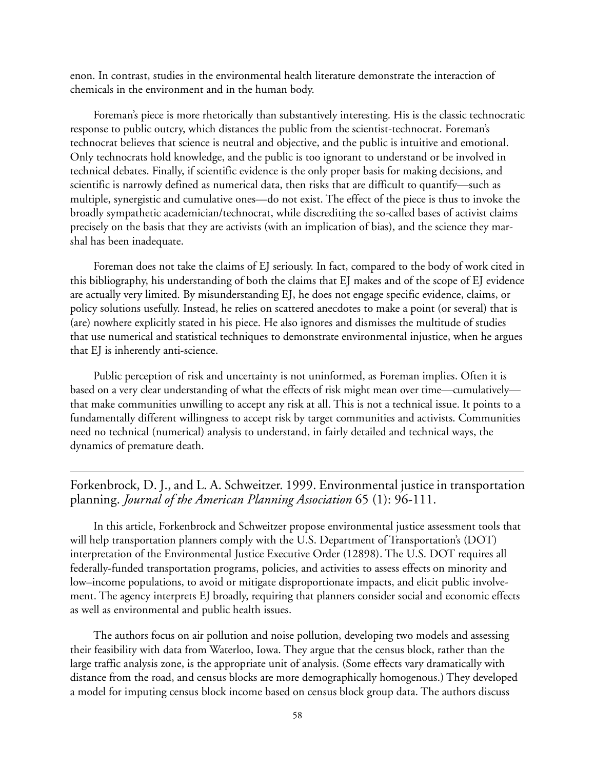enon. In contrast, studies in the environmental health literature demonstrate the interaction of chemicals in the environment and in the human body.

Foreman's piece is more rhetorically than substantively interesting. His is the classic technocratic response to public outcry, which distances the public from the scientist-technocrat. Foreman's technocrat believes that science is neutral and objective, and the public is intuitive and emotional. Only technocrats hold knowledge, and the public is too ignorant to understand or be involved in technical debates. Finally, if scientific evidence is the only proper basis for making decisions, and scientific is narrowly defined as numerical data, then risks that are difficult to quantify—such as multiple, synergistic and cumulative ones—do not exist. The effect of the piece is thus to invoke the broadly sympathetic academician/technocrat, while discrediting the so-called bases of activist claims precisely on the basis that they are activists (with an implication of bias), and the science they marshal has been inadequate.

Foreman does not take the claims of EJ seriously. In fact, compared to the body of work cited in this bibliography, his understanding of both the claims that EJ makes and of the scope of EJ evidence are actually very limited. By misunderstanding EJ, he does not engage specific evidence, claims, or policy solutions usefully. Instead, he relies on scattered anecdotes to make a point (or several) that is (are) nowhere explicitly stated in his piece. He also ignores and dismisses the multitude of studies that use numerical and statistical techniques to demonstrate environmental injustice, when he argues that EJ is inherently anti-science.

Public perception of risk and uncertainty is not uninformed, as Foreman implies. Often it is based on a very clear understanding of what the effects of risk might mean over time—cumulatively—that make communities unwilling to accept any risk at all. This is not a technical issue. It points to a fundamentally different willingness to accept risk by target communities and activists. Communities need no technical (numerical) analysis to understand, in fairly detailed and technical ways, the dynamics of premature death.

---

## Forkenbrock, D. J., and L. A. Schweitzer. 1999. Environmental justice in transportation planning. *Journal of the American Planning Association* 65 (1): 96-111.

In this article, Forkenbrock and Schweitzer propose environmental justice assessment tools that will help transportation planners comply with the U.S. Department of Transportation's (DOT) interpretation of the Environmental Justice Executive Order (12898). The U.S. DOT requires all federally-funded transportation programs, policies, and activities to assess effects on minority and low–income populations, to avoid or mitigate disproportionate impacts, and elicit public involvement. The agency interprets EJ broadly, requiring that planners consider social and economic effects as well as environmental and public health issues.

The authors focus on air pollution and noise pollution, developing two models and assessing their feasibility with data from Waterloo, Iowa. They argue that the census block, rather than the large traffic analysis zone, is the appropriate unit of analysis. (Some effects vary dramatically with distance from the road, and census blocks are more demographically homogenous.) They developed a model for imputing census block income based on census block group data. The authors discuss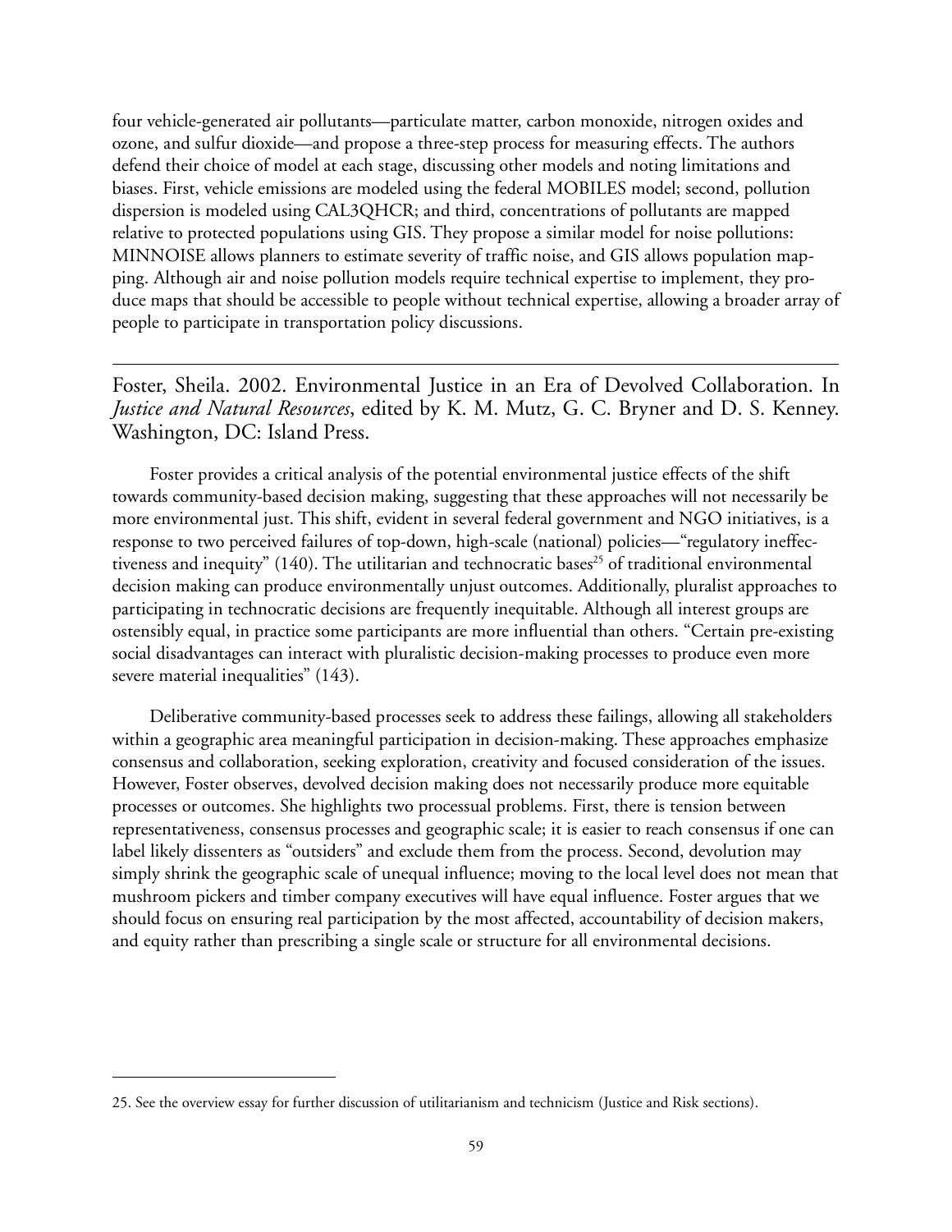four vehicle-generated air pollutants—particulate matter, carbon monoxide, nitrogen oxides and ozone, and sulfur dioxide—and propose a three-step process for measuring effects. The authors defend their choice of model at each stage, discussing other models and noting limitations and biases. First, vehicle emissions are modeled using the federal MOBILES model; second, pollution dispersion is modeled using CAL3QHCR; and third, concentrations of pollutants are mapped relative to protected populations using GIS. They propose a similar model for noise pollutions: MINNOISE allows planners to estimate severity of traffic noise, and GIS allows population mapping. Although air and noise pollution models require technical expertise to implement, they produce maps that should be accessible to people without technical expertise, allowing a broader array of people to participate in transportation policy discussions.

---

## Foster, Sheila. 2002. Environmental Justice in an Era of Devolved Collaboration. In *Justice and Natural Resources*, edited by K. M. Mutz, G. C. Bryner and D. S. Kenney. Washington, DC: Island Press.

Foster provides a critical analysis of the potential environmental justice effects of the shift towards community-based decision making, suggesting that these approaches will not necessarily be more environmental just. This shift, evident in several federal government and NGO initiatives, is a response to two perceived failures of top-down, high-scale (national) policies—"regulatory ineffectiveness and inequity" (140). The utilitarian and technocratic bases[25] of traditional environmental decision making can produce environmentally unjust outcomes. Additionally, pluralist approaches to participating in technocratic decisions are frequently inequitable. Although all interest groups are ostensibly equal, in practice some participants are more influential than others. "Certain pre-existing social disadvantages can interact with pluralistic decision-making processes to produce even more severe material inequalities" (143).

Deliberative community-based processes seek to address these failings, allowing all stakeholders within a geographic area meaningful participation in decision-making. These approaches emphasize consensus and collaboration, seeking exploration, creativity and focused consideration of the issues. However, Foster observes, devolved decision making does not necessarily produce more equitable processes or outcomes. She highlights two processual problems. First, there is tension between representativeness, consensus processes and geographic scale; it is easier to reach consensus if one can label likely dissenters as "outsiders" and exclude them from the process. Second, devolution may simply shrink the geographic scale of unequal influence; moving to the local level does not mean that mushroom pickers and timber company executives will have equal influence. Foster argues that we should focus on ensuring real participation by the most affected, accountability of decision makers, and equity rather than prescribing a single scale or structure for all environmental decisions.

---

25. See the overview essay for further discussion of utilitarianism and technicism (Justice and Risk sections).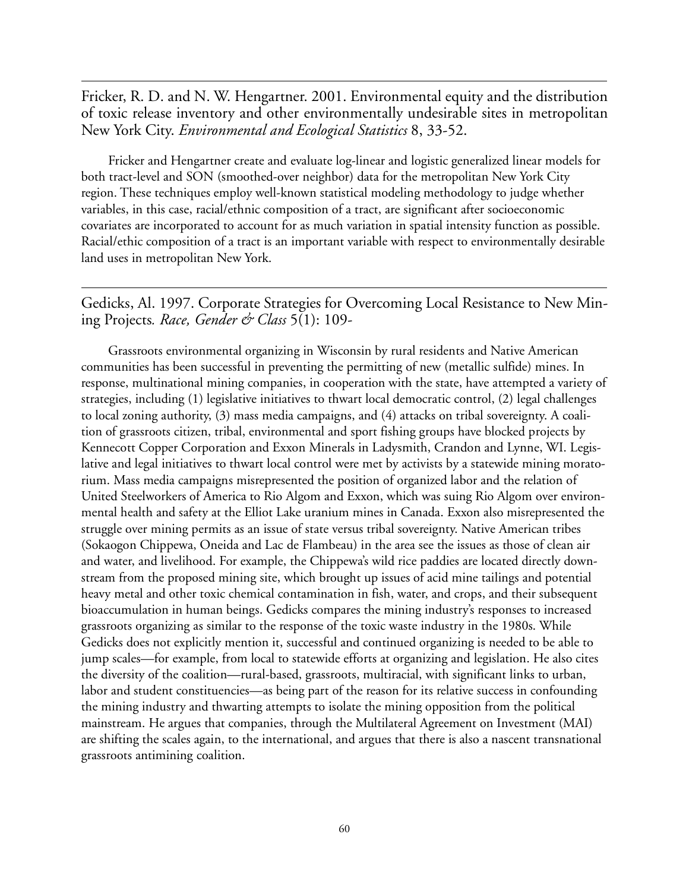Fricker, R. D. and N. W. Hengartner. 2001. Environmental equity and the distribution of toxic release inventory and other environmentally undesirable sites in metropolitan New York City. *Environmental and Ecological Statistics* 8, 33-52.

Fricker and Hengartner create and evaluate log-linear and logistic generalized linear models for both tract-level and SON (smoothed-over neighbor) data for the metropolitan New York City region. These techniques employ well-known statistical modeling methodology to judge whether variables, in this case, racial/ethnic composition of a tract, are significant after socioeconomic covariates are incorporated to account for as much variation in spatial intensity function as possible. Racial/ethic composition of a tract is an important variable with respect to environmentally desirable land uses in metropolitan New York.

---

Gedicks, Al. 1997. Corporate Strategies for Overcoming Local Resistance to New Mining Projects. *Race, Gender & Class* 5(1): 109-

Grassroots environmental organizing in Wisconsin by rural residents and Native American communities has been successful in preventing the permitting of new (metallic sulfide) mines. In response, multinational mining companies, in cooperation with the state, have attempted a variety of strategies, including (1) legislative initiatives to thwart local democratic control, (2) legal challenges to local zoning authority, (3) mass media campaigns, and (4) attacks on tribal sovereignty. A coalition of grassroots citizen, tribal, environmental and sport fishing groups have blocked projects by Kennecott Copper Corporation and Exxon Minerals in Ladysmith, Crandon and Lynne, WI. Legislative and legal initiatives to thwart local control were met by activists by a statewide mining moratorium. Mass media campaigns misrepresented the position of organized labor and the relation of United Steelworkers of America to Rio Algom and Exxon, which was suing Rio Algom over environmental health and safety at the Elliot Lake uranium mines in Canada. Exxon also misrepresented the struggle over mining permits as an issue of state versus tribal sovereignty. Native American tribes (Sokaogon Chippewa, Oneida and Lac de Flambeau) in the area see the issues as those of clean air and water, and livelihood. For example, the Chippewa's wild rice paddies are located directly downstream from the proposed mining site, which brought up issues of acid mine tailings and potential heavy metal and other toxic chemical contamination in fish, water, and crops, and their subsequent bioaccumulation in human beings. Gedicks compares the mining industry's responses to increased grassroots organizing as similar to the response of the toxic waste industry in the 1980s. While Gedicks does not explicitly mention it, successful and continued organizing is needed to be able to jump scales—for example, from local to statewide efforts at organizing and legislation. He also cites the diversity of the coalition—rural-based, grassroots, multiracial, with significant links to urban, labor and student constituencies—as being part of the reason for its relative success in confounding the mining industry and thwarting attempts to isolate the mining opposition from the political mainstream. He argues that companies, through the Multilateral Agreement on Investment (MAI) are shifting the scales again, to the international, and argues that there is also a nascent transnational grassroots antimining coalition.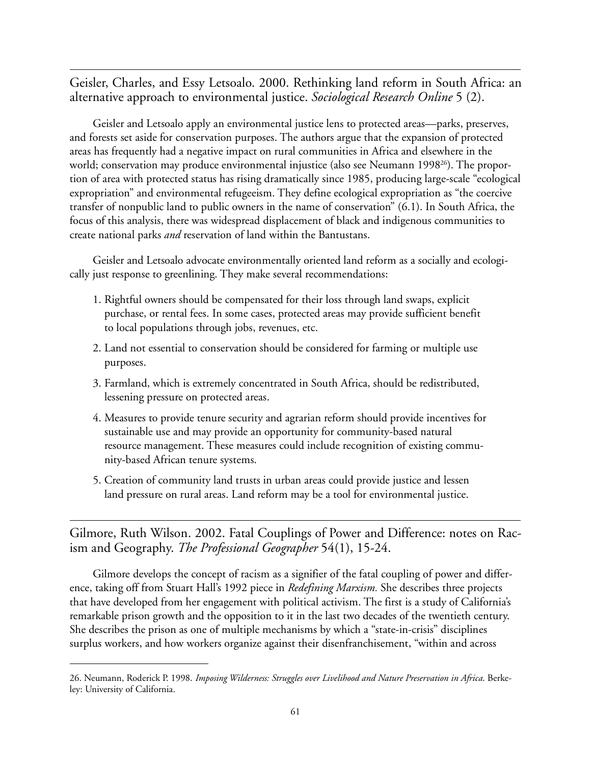## Geisler, Charles, and Essy Letsoalo. 2000. Rethinking land reform in South Africa: an alternative approach to environmental justice. *Sociological Research Online* 5 (2).

Geisler and Letsoalo apply an environmental justice lens to protected areas—parks, preserves, and forests set aside for conservation purposes. The authors argue that the expansion of protected areas has frequently had a negative impact on rural communities in Africa and elsewhere in the world; conservation may produce environmental injustice (also see Neumann 1998[26]). The proportion of area with protected status has rising dramatically since 1985, producing large-scale "ecological expropriation" and environmental refugeeism. They define ecological expropriation as "the coercive transfer of nonpublic land to public owners in the name of conservation" (6.1). In South Africa, the focus of this analysis, there was widespread displacement of black and indigenous communities to create national parks *and* reservation of land within the Bantustans.

Geisler and Letsoalo advocate environmentally oriented land reform as a socially and ecologically just response to greenlining. They make several recommendations:

1. Rightful owners should be compensated for their loss through land swaps, explicit purchase, or rental fees. In some cases, protected areas may provide sufficient benefit to local populations through jobs, revenues, etc.
2. Land not essential to conservation should be considered for farming or multiple use purposes.
3. Farmland, which is extremely concentrated in South Africa, should be redistributed, lessening pressure on protected areas.
4. Measures to provide tenure security and agrarian reform should provide incentives for sustainable use and may provide an opportunity for community-based natural resource management. These measures could include recognition of existing community-based African tenure systems.
5. Creation of community land trusts in urban areas could provide justice and lessen land pressure on rural areas. Land reform may be a tool for environmental justice.

## Gilmore, Ruth Wilson. 2002. Fatal Couplings of Power and Difference: notes on Racism and Geography. *The Professional Geographer* 54(1), 15-24.

Gilmore develops the concept of racism as a signifier of the fatal coupling of power and difference, taking off from Stuart Hall's 1992 piece in *Redefining Marxism.* She describes three projects that have developed from her engagement with political activism. The first is a study of California's remarkable prison growth and the opposition to it in the last two decades of the twentieth century. She describes the prison as one of multiple mechanisms by which a "state-in-crisis" disciplines surplus workers, and how workers organize against their disenfranchisement, "within and across

---

26. Neumann, Roderick P. 1998. *Imposing Wilderness: Struggles over Livelihood and Nature Preservation in Africa*. Berkeley: University of California.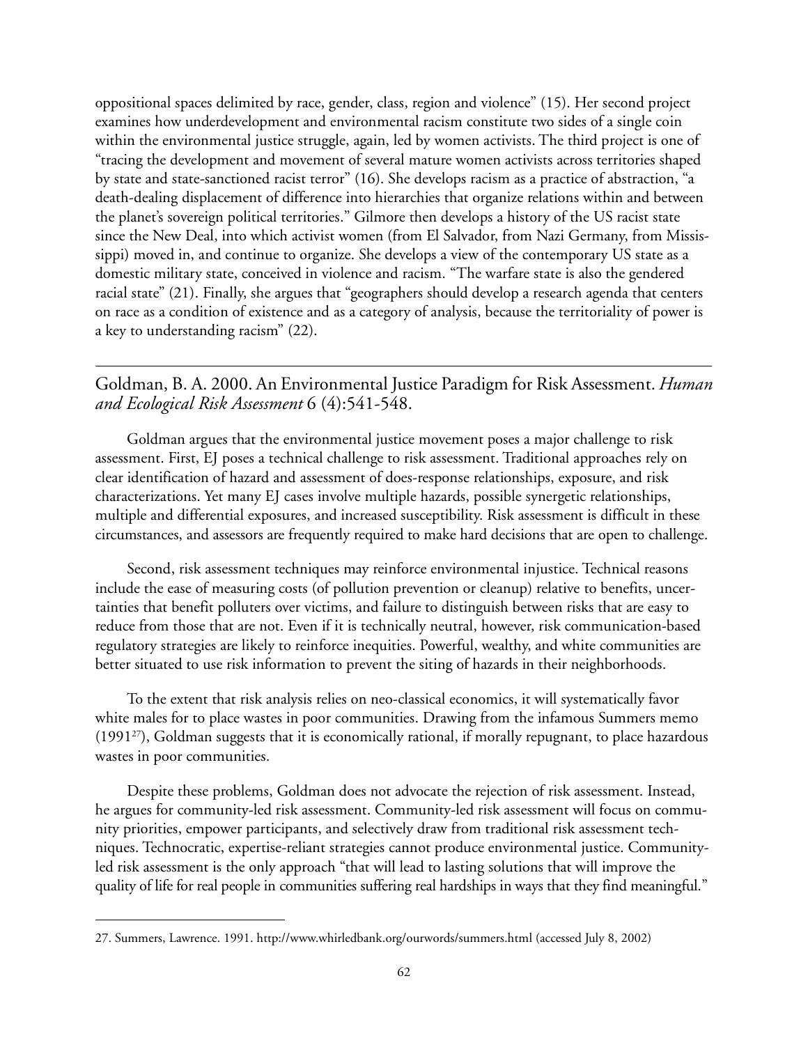oppositional spaces delimited by race, gender, class, region and violence" (15). Her second project examines how underdevelopment and environmental racism constitute two sides of a single coin within the environmental justice struggle, again, led by women activists. The third project is one of "tracing the development and movement of several mature women activists across territories shaped by state and state-sanctioned racist terror" (16). She develops racism as a practice of abstraction, "a death-dealing displacement of difference into hierarchies that organize relations within and between the planet's sovereign political territories." Gilmore then develops a history of the US racist state since the New Deal, into which activist women (from El Salvador, from Nazi Germany, from Mississippi) moved in, and continue to organize. She develops a view of the contemporary US state as a domestic military state, conceived in violence and racism. "The warfare state is also the gendered racial state" (21). Finally, she argues that "geographers should develop a research agenda that centers on race as a condition of existence and as a category of analysis, because the territoriality of power is a key to understanding racism" (22).

---

## Goldman, B. A. 2000. An Environmental Justice Paradigm for Risk Assessment. *Human and Ecological Risk Assessment* 6 (4):541-548.

Goldman argues that the environmental justice movement poses a major challenge to risk assessment. First, EJ poses a technical challenge to risk assessment. Traditional approaches rely on clear identification of hazard and assessment of does-response relationships, exposure, and risk characterizations. Yet many EJ cases involve multiple hazards, possible synergetic relationships, multiple and differential exposures, and increased susceptibility. Risk assessment is difficult in these circumstances, and assessors are frequently required to make hard decisions that are open to challenge.

Second, risk assessment techniques may reinforce environmental injustice. Technical reasons include the ease of measuring costs (of pollution prevention or cleanup) relative to benefits, uncertainties that benefit polluters over victims, and failure to distinguish between risks that are easy to reduce from those that are not. Even if it is technically neutral, however, risk communication-based regulatory strategies are likely to reinforce inequities. Powerful, wealthy, and white communities are better situated to use risk information to prevent the siting of hazards in their neighborhoods.

To the extent that risk analysis relies on neo-classical economics, it will systematically favor white males for to place wastes in poor communities. Drawing from the infamous Summers memo (1991[27]), Goldman suggests that it is economically rational, if morally repugnant, to place hazardous wastes in poor communities.

Despite these problems, Goldman does not advocate the rejection of risk assessment. Instead, he argues for community-led risk assessment. Community-led risk assessment will focus on community priorities, empower participants, and selectively draw from traditional risk assessment techniques. Technocratic, expertise-reliant strategies cannot produce environmental justice. Community-led risk assessment is the only approach "that will lead to lasting solutions that will improve the quality of life for real people in communities suffering real hardships in ways that they find meaningful."

---

27. Summers, Lawrence. 1991. http://www.whirledbank.org/ourwords/summers.html (accessed July 8, 2002)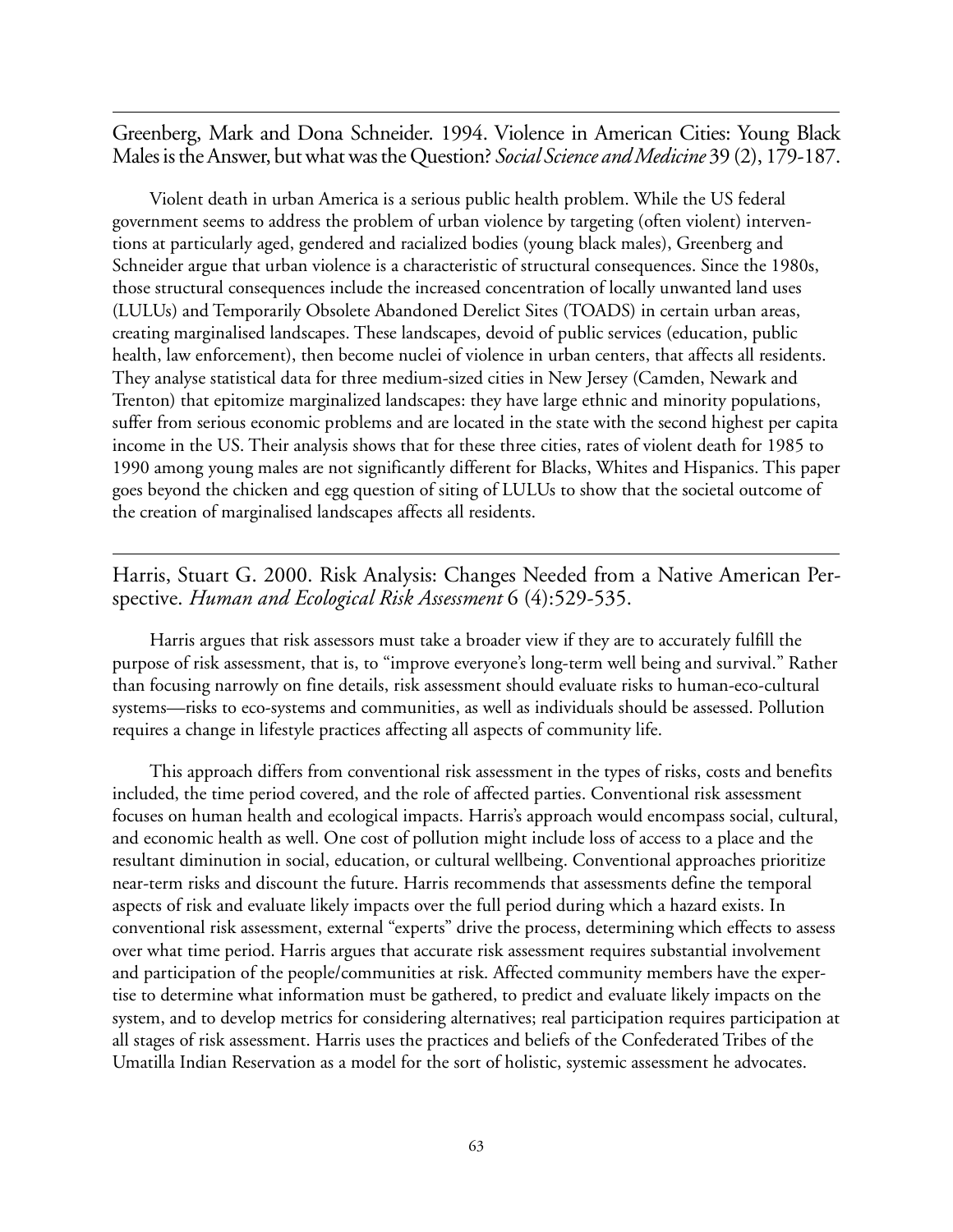Greenberg, Mark and Dona Schneider. 1994. Violence in American Cities: Young Black Males is the Answer, but what was the Question? *Social Science and Medicine* 39 (2), 179-187.

Violent death in urban America is a serious public health problem. While the US federal government seems to address the problem of urban violence by targeting (often violent) interventions at particularly aged, gendered and racialized bodies (young black males), Greenberg and Schneider argue that urban violence is a characteristic of structural consequences. Since the 1980s, those structural consequences include the increased concentration of locally unwanted land uses (LULUs) and Temporarily Obsolete Abandoned Derelict Sites (TOADS) in certain urban areas, creating marginalised landscapes. These landscapes, devoid of public services (education, public health, law enforcement), then become nuclei of violence in urban centers, that affects all residents. They analyse statistical data for three medium-sized cities in New Jersey (Camden, Newark and Trenton) that epitomize marginalized landscapes: they have large ethnic and minority populations, suffer from serious economic problems and are located in the state with the second highest per capita income in the US. Their analysis shows that for these three cities, rates of violent death for 1985 to 1990 among young males are not significantly different for Blacks, Whites and Hispanics. This paper goes beyond the chicken and egg question of siting of LULUs to show that the societal outcome of the creation of marginalised landscapes affects all residents.

Harris, Stuart G. 2000. Risk Analysis: Changes Needed from a Native American Perspective. *Human and Ecological Risk Assessment* 6 (4):529-535.

Harris argues that risk assessors must take a broader view if they are to accurately fulfill the purpose of risk assessment, that is, to "improve everyone's long-term well being and survival." Rather than focusing narrowly on fine details, risk assessment should evaluate risks to human-eco-cultural systems—risks to eco-systems and communities, as well as individuals should be assessed. Pollution requires a change in lifestyle practices affecting all aspects of community life.

This approach differs from conventional risk assessment in the types of risks, costs and benefits included, the time period covered, and the role of affected parties. Conventional risk assessment focuses on human health and ecological impacts. Harris's approach would encompass social, cultural, and economic health as well. One cost of pollution might include loss of access to a place and the resultant diminution in social, education, or cultural wellbeing. Conventional approaches prioritize near-term risks and discount the future. Harris recommends that assessments define the temporal aspects of risk and evaluate likely impacts over the full period during which a hazard exists. In conventional risk assessment, external "experts" drive the process, determining which effects to assess over what time period. Harris argues that accurate risk assessment requires substantial involvement and participation of the people/communities at risk. Affected community members have the expertise to determine what information must be gathered, to predict and evaluate likely impacts on the system, and to develop metrics for considering alternatives; real participation requires participation at all stages of risk assessment. Harris uses the practices and beliefs of the Confederated Tribes of the Umatilla Indian Reservation as a model for the sort of holistic, systemic assessment he advocates.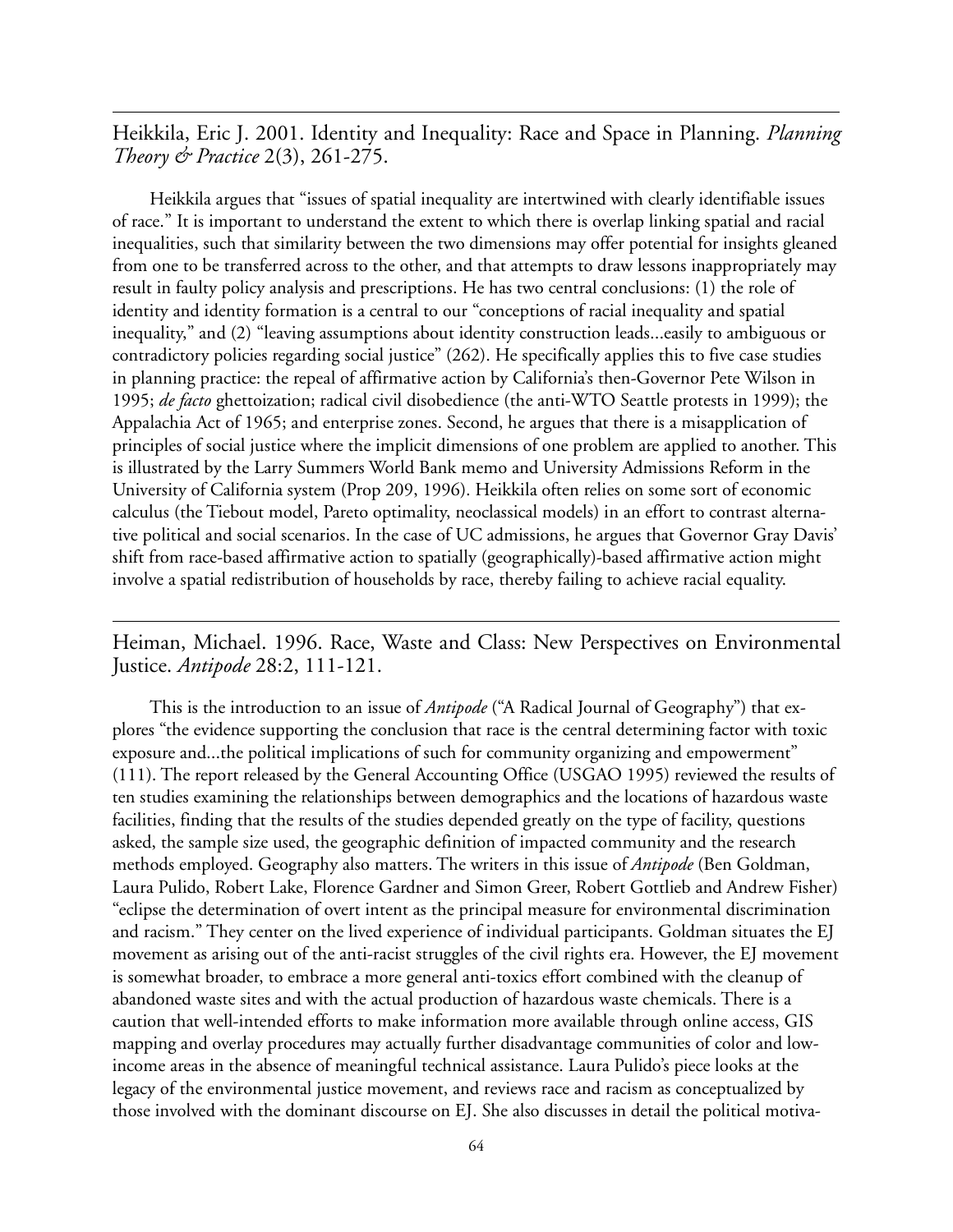## Heikkila, Eric J. 2001. Identity and Inequality: Race and Space in Planning. *Planning Theory & Practice* 2(3), 261-275.

Heikkila argues that "issues of spatial inequality are intertwined with clearly identifiable issues of race." It is important to understand the extent to which there is overlap linking spatial and racial inequalities, such that similarity between the two dimensions may offer potential for insights gleaned from one to be transferred across to the other, and that attempts to draw lessons inappropriately may result in faulty policy analysis and prescriptions. He has two central conclusions: (1) the role of identity and identity formation is a central to our "conceptions of racial inequality and spatial inequality," and (2) "leaving assumptions about identity construction leads...easily to ambiguous or contradictory policies regarding social justice" (262). He specifically applies this to five case studies in planning practice: the repeal of affirmative action by California's then-Governor Pete Wilson in 1995; *de facto* ghettoization; radical civil disobedience (the anti-WTO Seattle protests in 1999); the Appalachia Act of 1965; and enterprise zones. Second, he argues that there is a misapplication of principles of social justice where the implicit dimensions of one problem are applied to another. This is illustrated by the Larry Summers World Bank memo and University Admissions Reform in the University of California system (Prop 209, 1996). Heikkila often relies on some sort of economic calculus (the Tiebout model, Pareto optimality, neoclassical models) in an effort to contrast alternative political and social scenarios. In the case of UC admissions, he argues that Governor Gray Davis' shift from race-based affirmative action to spatially (geographically)-based affirmative action might involve a spatial redistribution of households by race, thereby failing to achieve racial equality.

## Heiman, Michael. 1996. Race, Waste and Class: New Perspectives on Environmental Justice. *Antipode* 28:2, 111-121.

This is the introduction to an issue of *Antipode* ("A Radical Journal of Geography") that explores "the evidence supporting the conclusion that race is the central determining factor with toxic exposure and...the political implications of such for community organizing and empowerment" (111). The report released by the General Accounting Office (USGAO 1995) reviewed the results of ten studies examining the relationships between demographics and the locations of hazardous waste facilities, finding that the results of the studies depended greatly on the type of facility, questions asked, the sample size used, the geographic definition of impacted community and the research methods employed. Geography also matters. The writers in this issue of *Antipode* (Ben Goldman, Laura Pulido, Robert Lake, Florence Gardner and Simon Greer, Robert Gottlieb and Andrew Fisher) "eclipse the determination of overt intent as the principal measure for environmental discrimination and racism." They center on the lived experience of individual participants. Goldman situates the EJ movement as arising out of the anti-racist struggles of the civil rights era. However, the EJ movement is somewhat broader, to embrace a more general anti-toxics effort combined with the cleanup of abandoned waste sites and with the actual production of hazardous waste chemicals. There is a caution that well-intended efforts to make information more available through online access, GIS mapping and overlay procedures may actually further disadvantage communities of color and low-income areas in the absence of meaningful technical assistance. Laura Pulido's piece looks at the legacy of the environmental justice movement, and reviews race and racism as conceptualized by those involved with the dominant discourse on EJ. She also discusses in detail the political motiva-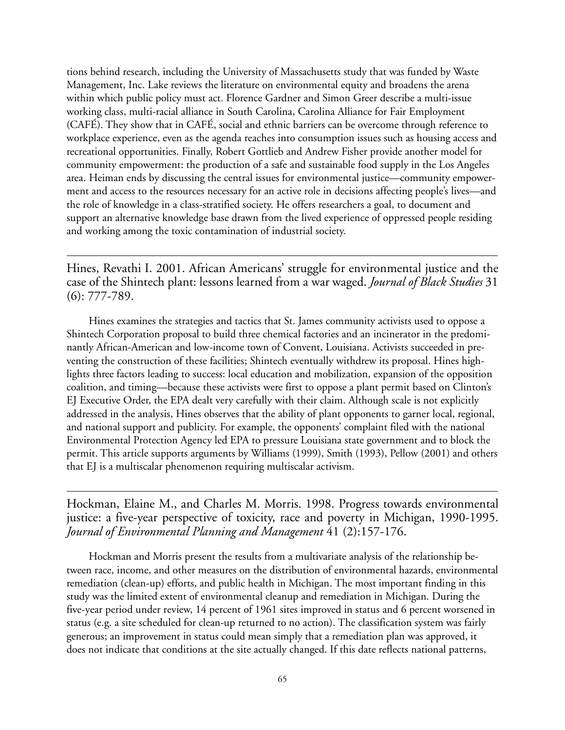tions behind research, including the University of Massachusetts study that was funded by Waste Management, Inc. Lake reviews the literature on environmental equity and broadens the arena within which public policy must act. Florence Gardner and Simon Greer describe a multi-issue working class, multi-racial alliance in South Carolina, Carolina Alliance for Fair Employment (CAFÉ). They show that in CAFÉ, social and ethnic barriers can be overcome through reference to workplace experience, even as the agenda reaches into consumption issues such as housing access and recreational opportunities. Finally, Robert Gottlieb and Andrew Fisher provide another model for community empowerment: the production of a safe and sustainable food supply in the Los Angeles area. Heiman ends by discussing the central issues for environmental justice—community empowerment and access to the resources necessary for an active role in decisions affecting people's lives—and the role of knowledge in a class-stratified society. He offers researchers a goal, to document and support an alternative knowledge base drawn from the lived experience of oppressed people residing and working among the toxic contamination of industrial society.

---

## Hines, Revathi I. 2001. African Americans' struggle for environmental justice and the case of the Shintech plant: lessons learned from a war waged. *Journal of Black Studies* 31 (6): 777-789.

Hines examines the strategies and tactics that St. James community activists used to oppose a Shintech Corporation proposal to build three chemical factories and an incinerator in the predominantly African-American and low-income town of Convent, Louisiana. Activists succeeded in preventing the construction of these facilities; Shintech eventually withdrew its proposal. Hines highlights three factors leading to success: local education and mobilization, expansion of the opposition coalition, and timing—because these activists were first to oppose a plant permit based on Clinton's EJ Executive Order, the EPA dealt very carefully with their claim. Although scale is not explicitly addressed in the analysis, Hines observes that the ability of plant opponents to garner local, regional, and national support and publicity. For example, the opponents' complaint filed with the national Environmental Protection Agency led EPA to pressure Louisiana state government and to block the permit. This article supports arguments by Williams (1999), Smith (1993), Pellow (2001) and others that EJ is a multiscalar phenomenon requiring multiscalar activism.

---

## Hockman, Elaine M., and Charles M. Morris. 1998. Progress towards environmental justice: a five-year perspective of toxicity, race and poverty in Michigan, 1990-1995. *Journal of Environmental Planning and Management* 41 (2):157-176.

Hockman and Morris present the results from a multivariate analysis of the relationship between race, income, and other measures on the distribution of environmental hazards, environmental remediation (clean-up) efforts, and public health in Michigan. The most important finding in this study was the limited extent of environmental cleanup and remediation in Michigan. During the five-year period under review, 14 percent of 1961 sites improved in status and 6 percent worsened in status (e.g. a site scheduled for clean-up returned to no action). The classification system was fairly generous; an improvement in status could mean simply that a remediation plan was approved, it does not indicate that conditions at the site actually changed. If this date reflects national patterns,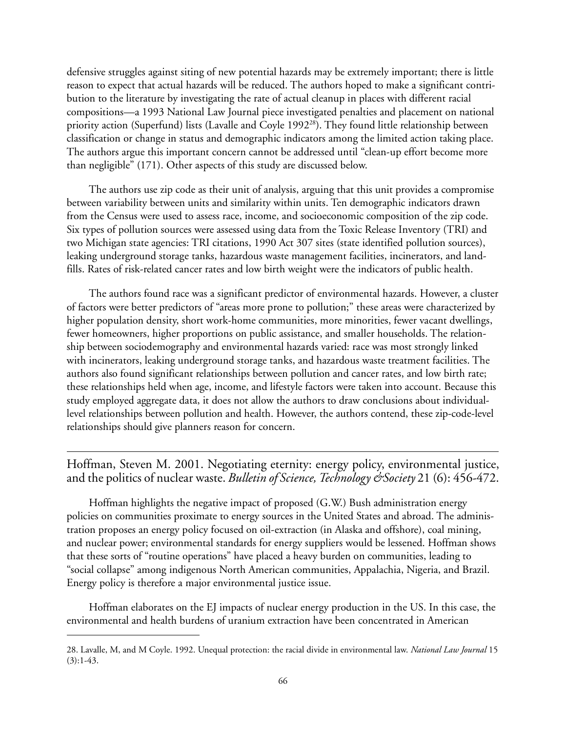defensive struggles against siting of new potential hazards may be extremely important; there is little reason to expect that actual hazards will be reduced. The authors hoped to make a significant contribution to the literature by investigating the rate of actual cleanup in places with different racial compositions—a 1993 National Law Journal piece investigated penalties and placement on national priority action (Superfund) lists (Lavalle and Coyle 1992[28]). They found little relationship between classification or change in status and demographic indicators among the limited action taking place. The authors argue this important concern cannot be addressed until "clean-up effort become more than negligible" (171). Other aspects of this study are discussed below.

The authors use zip code as their unit of analysis, arguing that this unit provides a compromise between variability between units and similarity within units. Ten demographic indicators drawn from the Census were used to assess race, income, and socioeconomic composition of the zip code. Six types of pollution sources were assessed using data from the Toxic Release Inventory (TRI) and two Michigan state agencies: TRI citations, 1990 Act 307 sites (state identified pollution sources), leaking underground storage tanks, hazardous waste management facilities, incinerators, and landfills. Rates of risk-related cancer rates and low birth weight were the indicators of public health.

The authors found race was a significant predictor of environmental hazards. However, a cluster of factors were better predictors of "areas more prone to pollution;" these areas were characterized by higher population density, short work-home communities, more minorities, fewer vacant dwellings, fewer homeowners, higher proportions on public assistance, and smaller households. The relationship between sociodemography and environmental hazards varied: race was most strongly linked with incinerators, leaking underground storage tanks, and hazardous waste treatment facilities. The authors also found significant relationships between pollution and cancer rates, and low birth rate; these relationships held when age, income, and lifestyle factors were taken into account. Because this study employed aggregate data, it does not allow the authors to draw conclusions about individual-level relationships between pollution and health. However, the authors contend, these zip-code-level relationships should give planners reason for concern.

---

## Hoffman, Steven M. 2001. Negotiating eternity: energy policy, environmental justice, and the politics of nuclear waste. *Bulletin of Science, Technology &Society* 21 (6): 456-472.

Hoffman highlights the negative impact of proposed (G.W.) Bush administration energy policies on communities proximate to energy sources in the United States and abroad. The administration proposes an energy policy focused on oil-extraction (in Alaska and offshore), coal mining, and nuclear power; environmental standards for energy suppliers would be lessened. Hoffman shows that these sorts of "routine operations" have placed a heavy burden on communities, leading to "social collapse" among indigenous North American communities, Appalachia, Nigeria, and Brazil. Energy policy is therefore a major environmental justice issue.

Hoffman elaborates on the EJ impacts of nuclear energy production in the US. In this case, the environmental and health burdens of uranium extraction have been concentrated in American

---

28. Lavalle, M, and M Coyle. 1992. Unequal protection: the racial divide in environmental law. *National Law Journal* 15 (3):1-43.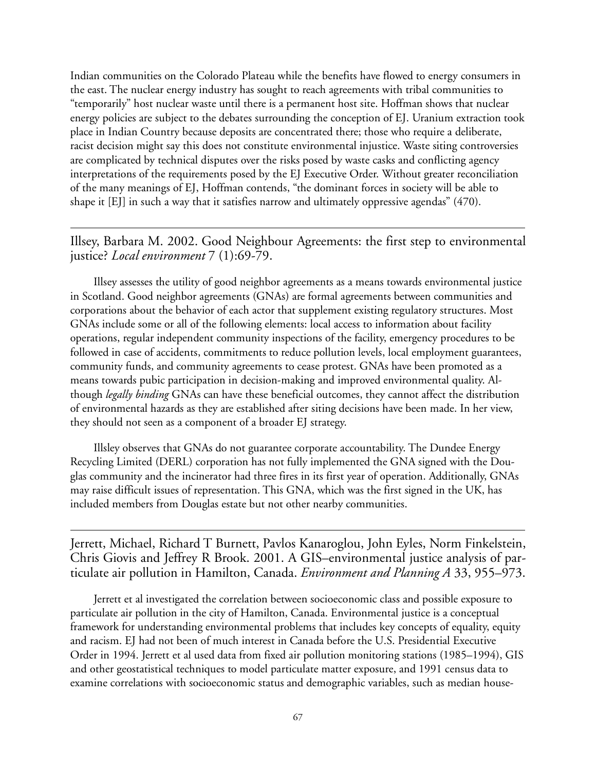Indian communities on the Colorado Plateau while the benefits have flowed to energy consumers in the east. The nuclear energy industry has sought to reach agreements with tribal communities to "temporarily" host nuclear waste until there is a permanent host site. Hoffman shows that nuclear energy policies are subject to the debates surrounding the conception of EJ. Uranium extraction took place in Indian Country because deposits are concentrated there; those who require a deliberate, racist decision might say this does not constitute environmental injustice. Waste siting controversies are complicated by technical disputes over the risks posed by waste casks and conflicting agency interpretations of the requirements posed by the EJ Executive Order. Without greater reconciliation of the many meanings of EJ, Hoffman contends, "the dominant forces in society will be able to shape it [EJ] in such a way that it satisfies narrow and ultimately oppressive agendas" (470).

---

## Illsey, Barbara M. 2002. Good Neighbour Agreements: the first step to environmental justice? *Local environment* 7 (1):69-79.

Illsey assesses the utility of good neighbor agreements as a means towards environmental justice in Scotland. Good neighbor agreements (GNAs) are formal agreements between communities and corporations about the behavior of each actor that supplement existing regulatory structures. Most GNAs include some or all of the following elements: local access to information about facility operations, regular independent community inspections of the facility, emergency procedures to be followed in case of accidents, commitments to reduce pollution levels, local employment guarantees, community funds, and community agreements to cease protest. GNAs have been promoted as a means towards pubic participation in decision-making and improved environmental quality. Although *legally binding* GNAs can have these beneficial outcomes, they cannot affect the distribution of environmental hazards as they are established after siting decisions have been made. In her view, they should not seen as a component of a broader EJ strategy.

Illsley observes that GNAs do not guarantee corporate accountability. The Dundee Energy Recycling Limited (DERL) corporation has not fully implemented the GNA signed with the Douglas community and the incinerator had three fires in its first year of operation. Additionally, GNAs may raise difficult issues of representation. This GNA, which was the first signed in the UK, has included members from Douglas estate but not other nearby communities.

---

## Jerrett, Michael, Richard T Burnett, Pavlos Kanaroglou, John Eyles, Norm Finkelstein, Chris Giovis and Jeffrey R Brook. 2001. A GIS–environmental justice analysis of particulate air pollution in Hamilton, Canada. *Environment and Planning A* 33, 955–973.

Jerrett et al investigated the correlation between socioeconomic class and possible exposure to particulate air pollution in the city of Hamilton, Canada. Environmental justice is a conceptual framework for understanding environmental problems that includes key concepts of equality, equity and racism. EJ had not been of much interest in Canada before the U.S. Presidential Executive Order in 1994. Jerrett et al used data from fixed air pollution monitoring stations (1985–1994), GIS and other geostatistical techniques to model particulate matter exposure, and 1991 census data to examine correlations with socioeconomic status and demographic variables, such as median house-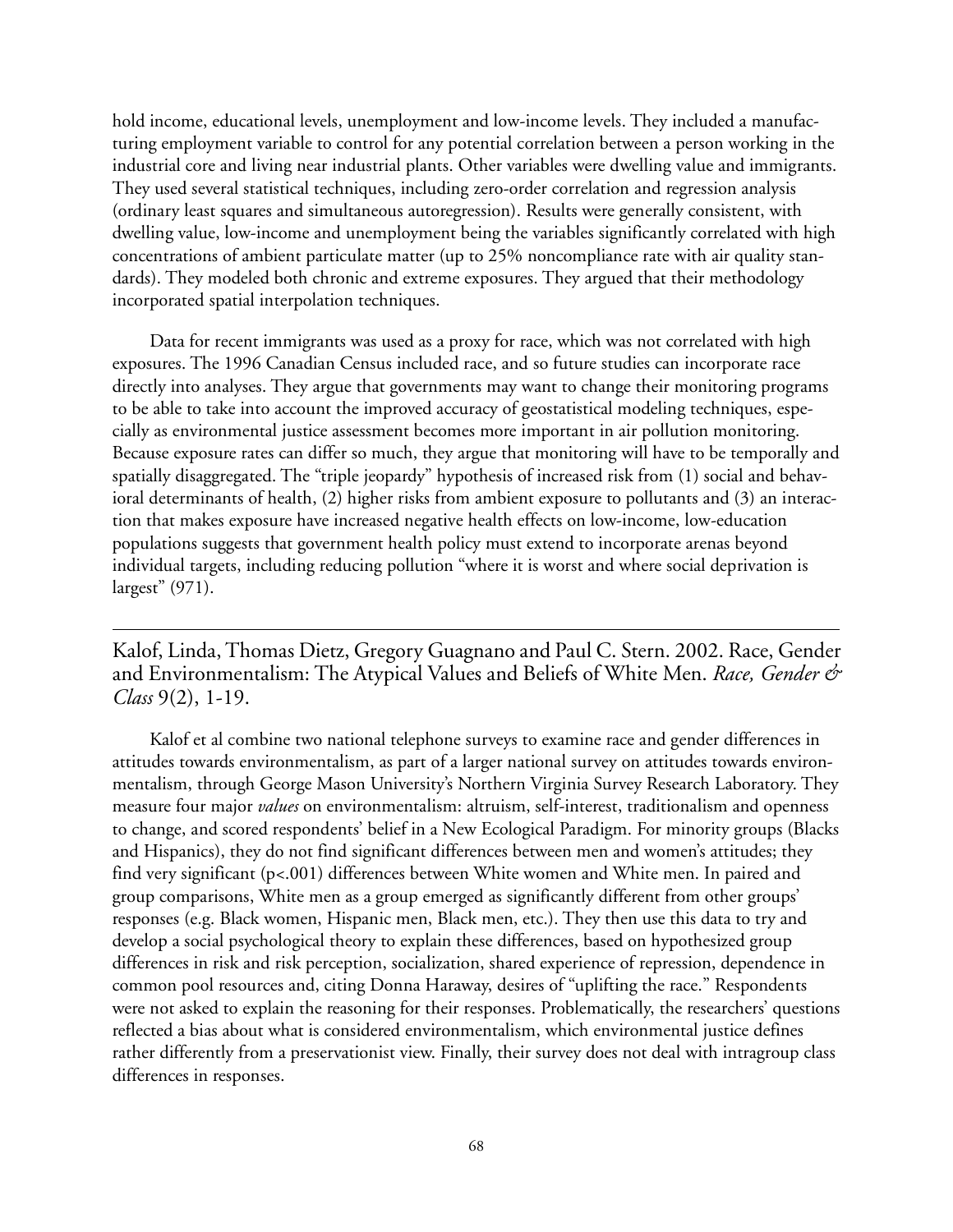hold income, educational levels, unemployment and low-income levels. They included a manufacturing employment variable to control for any potential correlation between a person working in the industrial core and living near industrial plants. Other variables were dwelling value and immigrants. They used several statistical techniques, including zero-order correlation and regression analysis (ordinary least squares and simultaneous autoregression). Results were generally consistent, with dwelling value, low-income and unemployment being the variables significantly correlated with high concentrations of ambient particulate matter (up to 25% noncompliance rate with air quality standards). They modeled both chronic and extreme exposures. They argued that their methodology incorporated spatial interpolation techniques.

Data for recent immigrants was used as a proxy for race, which was not correlated with high exposures. The 1996 Canadian Census included race, and so future studies can incorporate race directly into analyses. They argue that governments may want to change their monitoring programs to be able to take into account the improved accuracy of geostatistical modeling techniques, especially as environmental justice assessment becomes more important in air pollution monitoring. Because exposure rates can differ so much, they argue that monitoring will have to be temporally and spatially disaggregated. The "triple jeopardy" hypothesis of increased risk from (1) social and behavioral determinants of health, (2) higher risks from ambient exposure to pollutants and (3) an interaction that makes exposure have increased negative health effects on low-income, low-education populations suggests that government health policy must extend to incorporate arenas beyond individual targets, including reducing pollution "where it is worst and where social deprivation is largest" (971).

---

## Kalof, Linda, Thomas Dietz, Gregory Guagnano and Paul C. Stern. 2002. Race, Gender and Environmentalism: The Atypical Values and Beliefs of White Men. *Race, Gender & Class* 9(2), 1-19.

Kalof et al combine two national telephone surveys to examine race and gender differences in attitudes towards environmentalism, as part of a larger national survey on attitudes towards environmentalism, through George Mason University's Northern Virginia Survey Research Laboratory. They measure four major *values* on environmentalism: altruism, self-interest, traditionalism and openness to change, and scored respondents' belief in a New Ecological Paradigm. For minority groups (Blacks and Hispanics), they do not find significant differences between men and women's attitudes; they find very significant ($p<.001$) differences between White women and White men. In paired and group comparisons, White men as a group emerged as significantly different from other groups' responses (e.g. Black women, Hispanic men, Black men, etc.). They then use this data to try and develop a social psychological theory to explain these differences, based on hypothesized group differences in risk and risk perception, socialization, shared experience of repression, dependence in common pool resources and, citing Donna Haraway, desires of "uplifting the race." Respondents were not asked to explain the reasoning for their responses. Problematically, the researchers' questions reflected a bias about what is considered environmentalism, which environmental justice defines rather differently from a preservationist view. Finally, their survey does not deal with intragroup class differences in responses.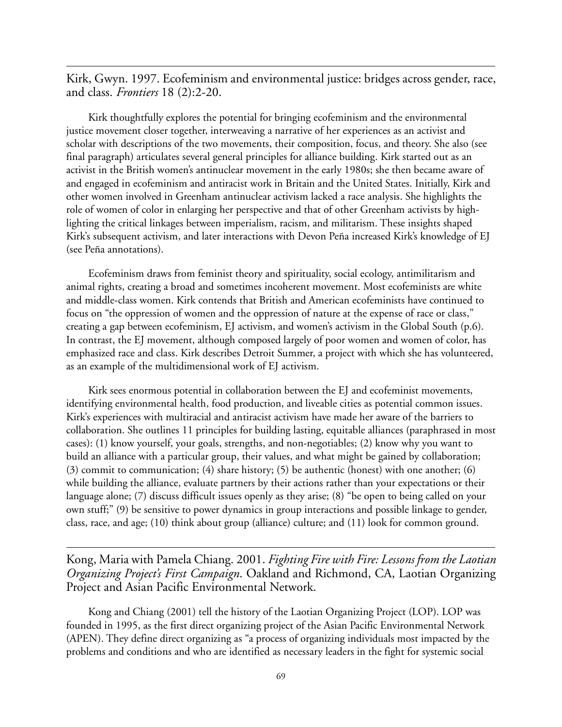Kirk, Gwyn. 1997. Ecofeminism and environmental justice: bridges across gender, race, and class. *Frontiers* 18 (2):2-20.

Kirk thoughtfully explores the potential for bringing ecofeminism and the environmental justice movement closer together, interweaving a narrative of her experiences as an activist and scholar with descriptions of the two movements, their composition, focus, and theory. She also (see final paragraph) articulates several general principles for alliance building. Kirk started out as an activist in the British women's antinuclear movement in the early 1980s; she then became aware of and engaged in ecofeminism and antiracist work in Britain and the United States. Initially, Kirk and other women involved in Greenham antinuclear activism lacked a race analysis. She highlights the role of women of color in enlarging her perspective and that of other Greenham activists by highlighting the critical linkages between imperialism, racism, and militarism. These insights shaped Kirk's subsequent activism, and later interactions with Devon Peña increased Kirk's knowledge of EJ (see Peña annotations).

Ecofeminism draws from feminist theory and spirituality, social ecology, antimilitarism and animal rights, creating a broad and sometimes incoherent movement. Most ecofeminists are white and middle-class women. Kirk contends that British and American ecofeminists have continued to focus on "the oppression of women and the oppression of nature at the expense of race or class," creating a gap between ecofeminism, EJ activism, and women's activism in the Global South (p.6). In contrast, the EJ movement, although composed largely of poor women and women of color, has emphasized race and class. Kirk describes Detroit Summer, a project with which she has volunteered, as an example of the multidimensional work of EJ activism.

Kirk sees enormous potential in collaboration between the EJ and ecofeminist movements, identifying environmental health, food production, and liveable cities as potential common issues. Kirk's experiences with multiracial and antiracist activism have made her aware of the barriers to collaboration. She outlines 11 principles for building lasting, equitable alliances (paraphrased in most cases): (1) know yourself, your goals, strengths, and non-negotiables; (2) know why you want to build an alliance with a particular group, their values, and what might be gained by collaboration; (3) commit to communication; (4) share history; (5) be authentic (honest) with one another; (6) while building the alliance, evaluate partners by their actions rather than your expectations or their language alone; (7) discuss difficult issues openly as they arise; (8) "be open to being called on your own stuff;" (9) be sensitive to power dynamics in group interactions and possible linkage to gender, class, race, and age; (10) think about group (alliance) culture; and (11) look for common ground.

Kong, Maria with Pamela Chiang. 2001. *Fighting Fire with Fire: Lessons from the Laotian Organizing Project's First Campaign*. Oakland and Richmond, CA, Laotian Organizing Project and Asian Pacific Environmental Network.

Kong and Chiang (2001) tell the history of the Laotian Organizing Project (LOP). LOP was founded in 1995, as the first direct organizing project of the Asian Pacific Environmental Network (APEN). They define direct organizing as "a process of organizing individuals most impacted by the problems and conditions and who are identified as necessary leaders in the fight for systemic social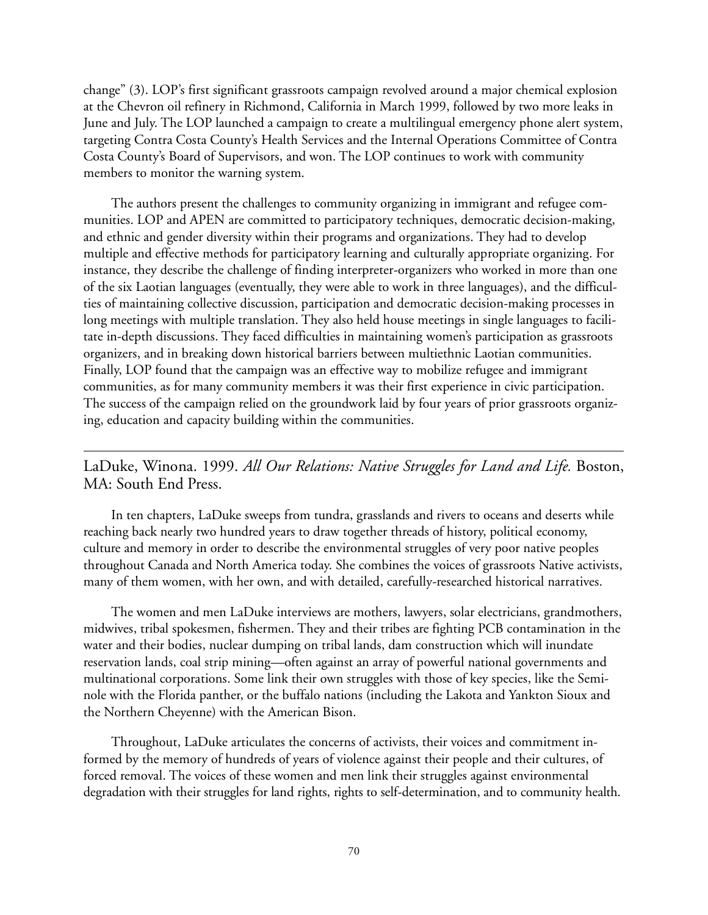change" (3). LOP's first significant grassroots campaign revolved around a major chemical explosion at the Chevron oil refinery in Richmond, California in March 1999, followed by two more leaks in June and July. The LOP launched a campaign to create a multilingual emergency phone alert system, targeting Contra Costa County's Health Services and the Internal Operations Committee of Contra Costa County's Board of Supervisors, and won. The LOP continues to work with community members to monitor the warning system.

The authors present the challenges to community organizing in immigrant and refugee communities. LOP and APEN are committed to participatory techniques, democratic decision-making, and ethnic and gender diversity within their programs and organizations. They had to develop multiple and effective methods for participatory learning and culturally appropriate organizing. For instance, they describe the challenge of finding interpreter-organizers who worked in more than one of the six Laotian languages (eventually, they were able to work in three languages), and the difficulties of maintaining collective discussion, participation and democratic decision-making processes in long meetings with multiple translation. They also held house meetings in single languages to facilitate in-depth discussions. They faced difficulties in maintaining women's participation as grassroots organizers, and in breaking down historical barriers between multiethnic Laotian communities. Finally, LOP found that the campaign was an effective way to mobilize refugee and immigrant communities, as for many community members it was their first experience in civic participation. The success of the campaign relied on the groundwork laid by four years of prior grassroots organizing, education and capacity building within the communities.

---

## LaDuke, Winona. 1999. *All Our Relations: Native Struggles for Land and Life.* Boston, MA: South End Press.

In ten chapters, LaDuke sweeps from tundra, grasslands and rivers to oceans and deserts while reaching back nearly two hundred years to draw together threads of history, political economy, culture and memory in order to describe the environmental struggles of very poor native peoples throughout Canada and North America today. She combines the voices of grassroots Native activists, many of them women, with her own, and with detailed, carefully-researched historical narratives.

The women and men LaDuke interviews are mothers, lawyers, solar electricians, grandmothers, midwives, tribal spokesmen, fishermen. They and their tribes are fighting PCB contamination in the water and their bodies, nuclear dumping on tribal lands, dam construction which will inundate reservation lands, coal strip mining—often against an array of powerful national governments and multinational corporations. Some link their own struggles with those of key species, like the Seminole with the Florida panther, or the buffalo nations (including the Lakota and Yankton Sioux and the Northern Cheyenne) with the American Bison.

Throughout, LaDuke articulates the concerns of activists, their voices and commitment informed by the memory of hundreds of years of violence against their people and their cultures, of forced removal. The voices of these women and men link their struggles against environmental degradation with their struggles for land rights, rights to self-determination, and to community health.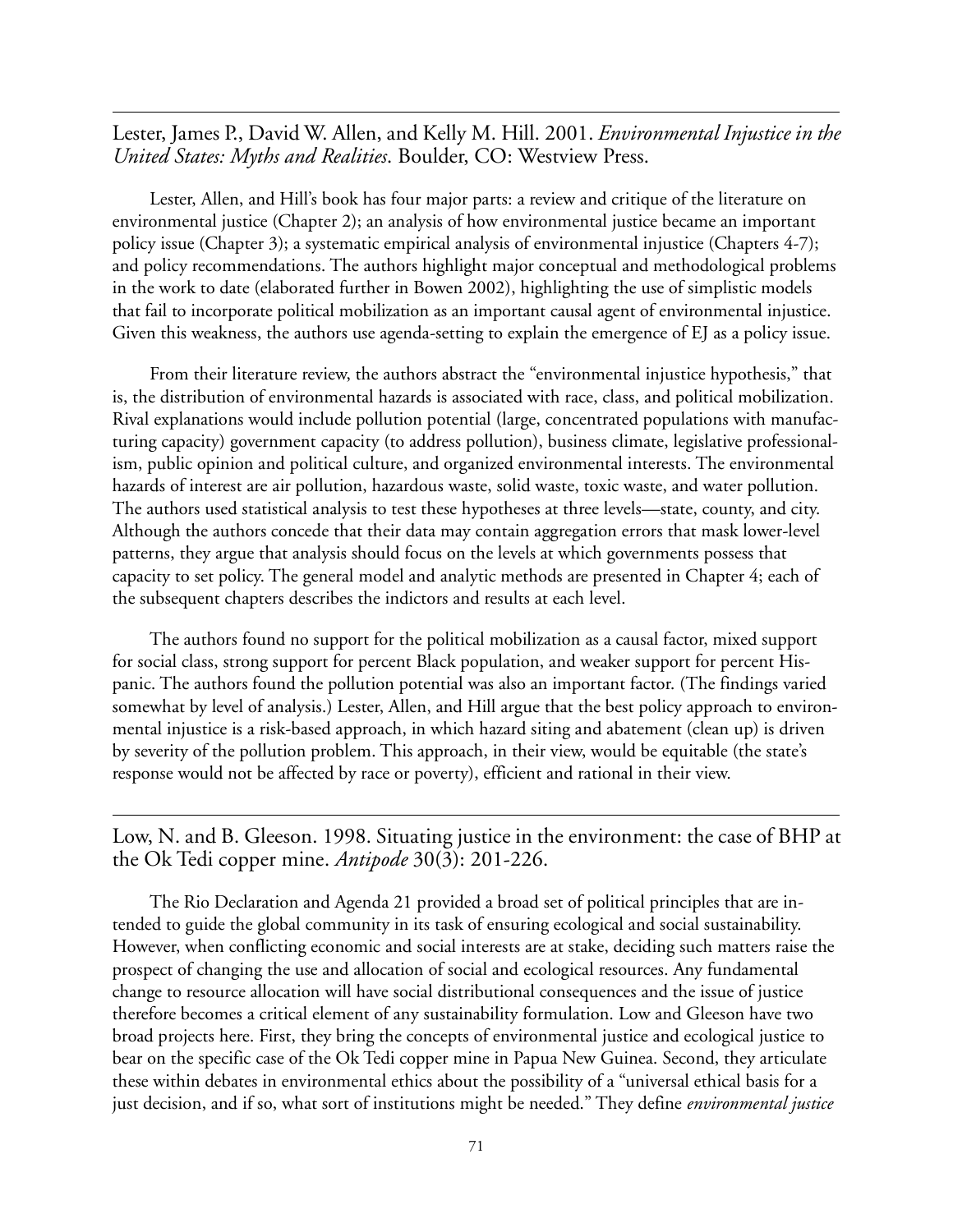Lester, James P., David W. Allen, and Kelly M. Hill. 2001. *Environmental Injustice in the United States: Myths and Realities*. Boulder, CO: Westview Press.

Lester, Allen, and Hill's book has four major parts: a review and critique of the literature on environmental justice (Chapter 2); an analysis of how environmental justice became an important policy issue (Chapter 3); a systematic empirical analysis of environmental injustice (Chapters 4-7); and policy recommendations. The authors highlight major conceptual and methodological problems in the work to date (elaborated further in Bowen 2002), highlighting the use of simplistic models that fail to incorporate political mobilization as an important causal agent of environmental injustice. Given this weakness, the authors use agenda-setting to explain the emergence of EJ as a policy issue.

From their literature review, the authors abstract the "environmental injustice hypothesis," that is, the distribution of environmental hazards is associated with race, class, and political mobilization. Rival explanations would include pollution potential (large, concentrated populations with manufacturing capacity) government capacity (to address pollution), business climate, legislative professionalism, public opinion and political culture, and organized environmental interests. The environmental hazards of interest are air pollution, hazardous waste, solid waste, toxic waste, and water pollution. The authors used statistical analysis to test these hypotheses at three levels—state, county, and city. Although the authors concede that their data may contain aggregation errors that mask lower-level patterns, they argue that analysis should focus on the levels at which governments possess that capacity to set policy. The general model and analytic methods are presented in Chapter 4; each of the subsequent chapters describes the indictors and results at each level.

The authors found no support for the political mobilization as a causal factor, mixed support for social class, strong support for percent Black population, and weaker support for percent Hispanic. The authors found the pollution potential was also an important factor. (The findings varied somewhat by level of analysis.) Lester, Allen, and Hill argue that the best policy approach to environmental injustice is a risk-based approach, in which hazard siting and abatement (clean up) is driven by severity of the pollution problem. This approach, in their view, would be equitable (the state's response would not be affected by race or poverty), efficient and rational in their view.

Low, N. and B. Gleeson. 1998. Situating justice in the environment: the case of BHP at the Ok Tedi copper mine. *Antipode* 30(3): 201-226.

The Rio Declaration and Agenda 21 provided a broad set of political principles that are intended to guide the global community in its task of ensuring ecological and social sustainability. However, when conflicting economic and social interests are at stake, deciding such matters raise the prospect of changing the use and allocation of social and ecological resources. Any fundamental change to resource allocation will have social distributional consequences and the issue of justice therefore becomes a critical element of any sustainability formulation. Low and Gleeson have two broad projects here. First, they bring the concepts of environmental justice and ecological justice to bear on the specific case of the Ok Tedi copper mine in Papua New Guinea. Second, they articulate these within debates in environmental ethics about the possibility of a "universal ethical basis for a just decision, and if so, what sort of institutions might be needed." They define *environmental justice*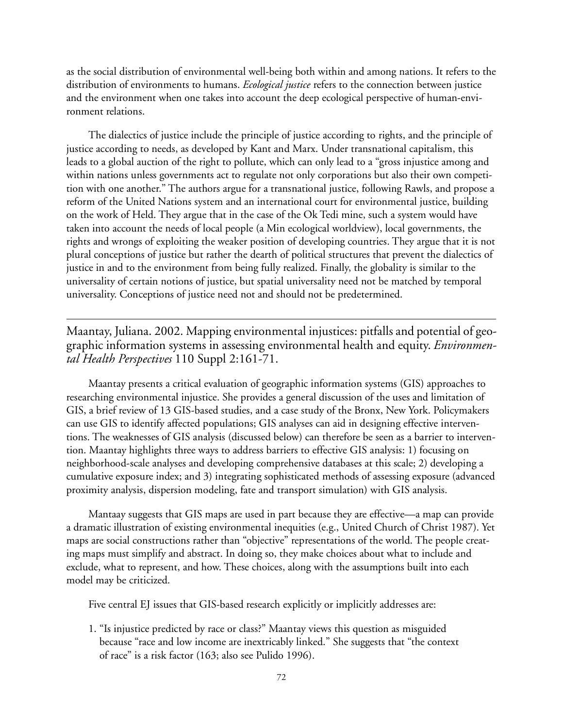as the social distribution of environmental well-being both within and among nations. It refers to the distribution of environments to humans. *Ecological justice* refers to the connection between justice and the environment when one takes into account the deep ecological perspective of human-environment relations.

The dialectics of justice include the principle of justice according to rights, and the principle of justice according to needs, as developed by Kant and Marx. Under transnational capitalism, this leads to a global auction of the right to pollute, which can only lead to a "gross injustice among and within nations unless governments act to regulate not only corporations but also their own competition with one another." The authors argue for a transnational justice, following Rawls, and propose a reform of the United Nations system and an international court for environmental justice, building on the work of Held. They argue that in the case of the Ok Tedi mine, such a system would have taken into account the needs of local people (a Min ecological worldview), local governments, the rights and wrongs of exploiting the weaker position of developing countries. They argue that it is not plural conceptions of justice but rather the dearth of political structures that prevent the dialectics of justice in and to the environment from being fully realized. Finally, the globality is similar to the universality of certain notions of justice, but spatial universality need not be matched by temporal universality. Conceptions of justice need not and should not be predetermined.

---

## Maantay, Juliana. 2002. Mapping environmental injustices: pitfalls and potential of geographic information systems in assessing environmental health and equity. *Environmental Health Perspectives* 110 Suppl 2:161-71.

Maantay presents a critical evaluation of geographic information systems (GIS) approaches to researching environmental injustice. She provides a general discussion of the uses and limitation of GIS, a brief review of 13 GIS-based studies, and a case study of the Bronx, New York. Policymakers can use GIS to identify affected populations; GIS analyses can aid in designing effective interventions. The weaknesses of GIS analysis (discussed below) can therefore be seen as a barrier to intervention. Maantay highlights three ways to address barriers to effective GIS analysis: 1) focusing on neighborhood-scale analyses and developing comprehensive databases at this scale; 2) developing a cumulative exposure index; and 3) integrating sophisticated methods of assessing exposure (advanced proximity analysis, dispersion modeling, fate and transport simulation) with GIS analysis.

Mantaay suggests that GIS maps are used in part because they are effective—a map can provide a dramatic illustration of existing environmental inequities (e.g., United Church of Christ 1987). Yet maps are social constructions rather than "objective" representations of the world. The people creating maps must simplify and abstract. In doing so, they make choices about what to include and exclude, what to represent, and how. These choices, along with the assumptions built into each model may be criticized.

Five central EJ issues that GIS-based research explicitly or implicitly addresses are:

1. "Is injustice predicted by race or class?" Maantay views this question as misguided because "race and low income are inextricably linked." She suggests that "the context of race" is a risk factor (163; also see Pulido 1996).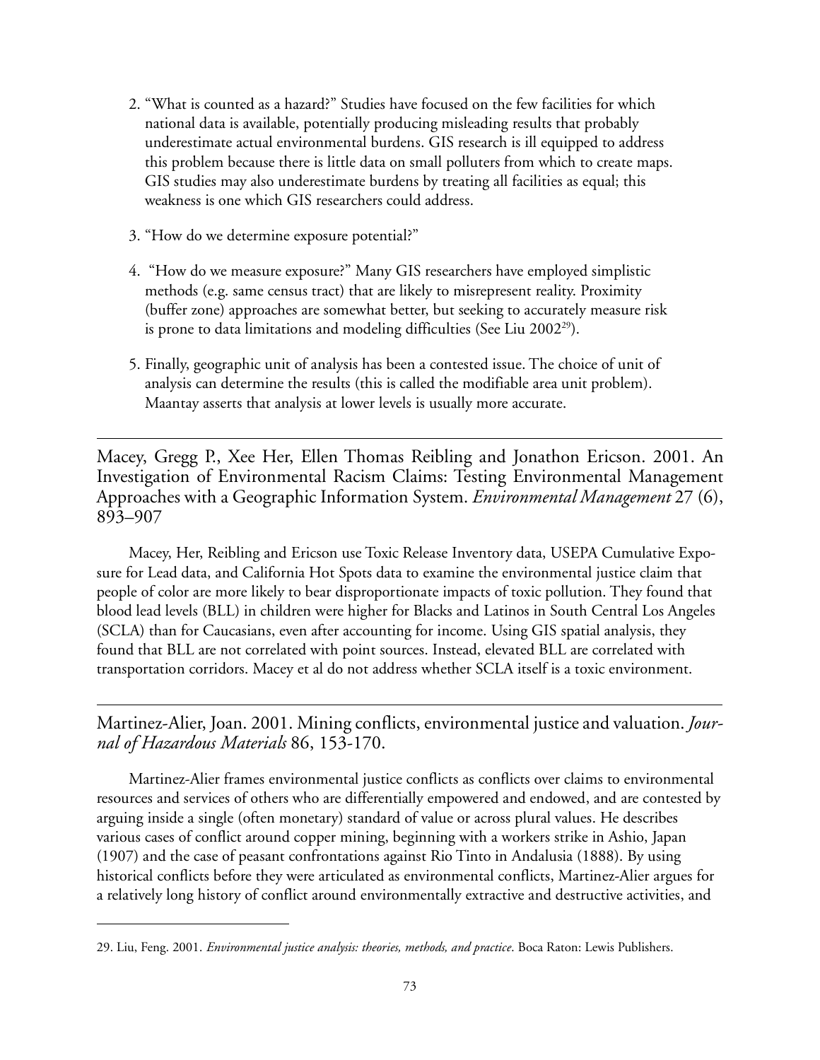2. "What is counted as a hazard?" Studies have focused on the few facilities for which national data is available, potentially producing misleading results that probably underestimate actual environmental burdens. GIS research is ill equipped to address this problem because there is little data on small polluters from which to create maps. GIS studies may also underestimate burdens by treating all facilities as equal; this weakness is one which GIS researchers could address.

3. "How do we determine exposure potential?"

4. "How do we measure exposure?" Many GIS researchers have employed simplistic methods (e.g. same census tract) that are likely to misrepresent reality. Proximity (buffer zone) approaches are somewhat better, but seeking to accurately measure risk is prone to data limitations and modeling difficulties (See Liu 2002[29]).

5. Finally, geographic unit of analysis has been a contested issue. The choice of unit of analysis can determine the results (this is called the modifiable area unit problem). Maantay asserts that analysis at lower levels is usually more accurate.

---

## Macey, Gregg P., Xee Her, Ellen Thomas Reibling and Jonathon Ericson. 2001. An Investigation of Environmental Racism Claims: Testing Environmental Management Approaches with a Geographic Information System. *Environmental Management* 27 (6), 893–907

Macey, Her, Reibling and Ericson use Toxic Release Inventory data, USEPA Cumulative Exposure for Lead data, and California Hot Spots data to examine the environmental justice claim that people of color are more likely to bear disproportionate impacts of toxic pollution. They found that blood lead levels (BLL) in children were higher for Blacks and Latinos in South Central Los Angeles (SCLA) than for Caucasians, even after accounting for income. Using GIS spatial analysis, they found that BLL are not correlated with point sources. Instead, elevated BLL are correlated with transportation corridors. Macey et al do not address whether SCLA itself is a toxic environment.

---

## Martinez-Alier, Joan. 2001. Mining conflicts, environmental justice and valuation. *Journal of Hazardous Materials* 86, 153-170.

Martinez-Alier frames environmental justice conflicts as conflicts over claims to environmental resources and services of others who are differentially empowered and endowed, and are contested by arguing inside a single (often monetary) standard of value or across plural values. He describes various cases of conflict around copper mining, beginning with a workers strike in Ashio, Japan (1907) and the case of peasant confrontations against Rio Tinto in Andalusia (1888). By using historical conflicts before they were articulated as environmental conflicts, Martinez-Alier argues for a relatively long history of conflict around environmentally extractive and destructive activities, and

---

29. Liu, Feng. 2001. *Environmental justice analysis: theories, methods, and practice*. Boca Raton: Lewis Publishers.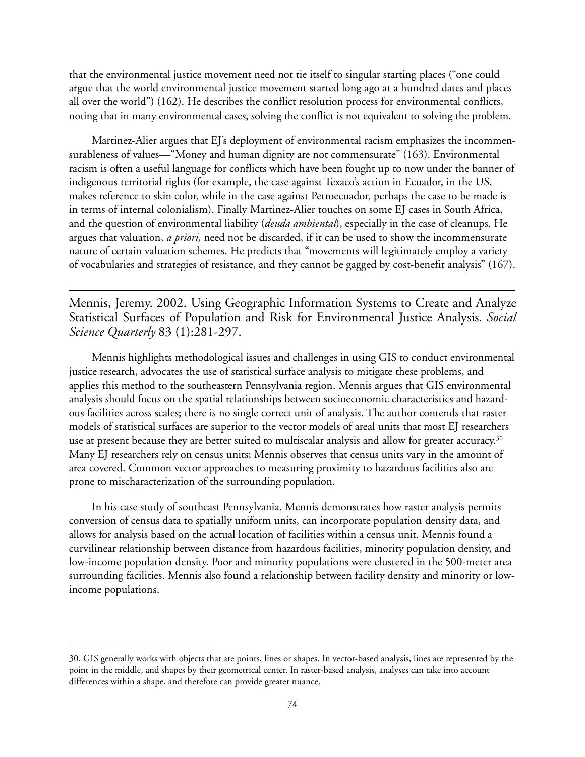that the environmental justice movement need not tie itself to singular starting places ("one could argue that the world environmental justice movement started long ago at a hundred dates and places all over the world") (162). He describes the conflict resolution process for environmental conflicts, noting that in many environmental cases, solving the conflict is not equivalent to solving the problem.

Martinez-Alier argues that EJ's deployment of environmental racism emphasizes the incommensurableness of values—"Money and human dignity are not commensurate" (163). Environmental racism is often a useful language for conflicts which have been fought up to now under the banner of indigenous territorial rights (for example, the case against Texaco's action in Ecuador, in the US, makes reference to skin color, while in the case against Petroecuador, perhaps the case to be made is in terms of internal colonialism). Finally Martinez-Alier touches on some EJ cases in South Africa, and the question of environmental liability (*deuda ambiental*), especially in the case of cleanups. He argues that valuation, *a priori,* need not be discarded, if it can be used to show the incommensurate nature of certain valuation schemes. He predicts that "movements will legitimately employ a variety of vocabularies and strategies of resistance, and they cannot be gagged by cost-benefit analysis" (167).

---

## Mennis, Jeremy. 2002. Using Geographic Information Systems to Create and Analyze Statistical Surfaces of Population and Risk for Environmental Justice Analysis. *Social Science Quarterly* 83 (1):281-297.

Mennis highlights methodological issues and challenges in using GIS to conduct environmental justice research, advocates the use of statistical surface analysis to mitigate these problems, and applies this method to the southeastern Pennsylvania region. Mennis argues that GIS environmental analysis should focus on the spatial relationships between socioeconomic characteristics and hazardous facilities across scales; there is no single correct unit of analysis. The author contends that raster models of statistical surfaces are superior to the vector models of areal units that most EJ researchers use at present because they are better suited to multiscalar analysis and allow for greater accuracy.[30] Many EJ researchers rely on census units; Mennis observes that census units vary in the amount of area covered. Common vector approaches to measuring proximity to hazardous facilities also are prone to mischaracterization of the surrounding population.

In his case study of southeast Pennsylvania, Mennis demonstrates how raster analysis permits conversion of census data to spatially uniform units, can incorporate population density data, and allows for analysis based on the actual location of facilities within a census unit. Mennis found a curvilinear relationship between distance from hazardous facilities, minority population density, and low-income population density. Poor and minority populations were clustered in the 500-meter area surrounding facilities. Mennis also found a relationship between facility density and minority or low-income populations.

---

30. GIS generally works with objects that are points, lines or shapes. In vector-based analysis, lines are represented by the point in the middle, and shapes by their geometrical center. In raster-based analysis, analyses can take into account differences within a shape, and therefore can provide greater nuance.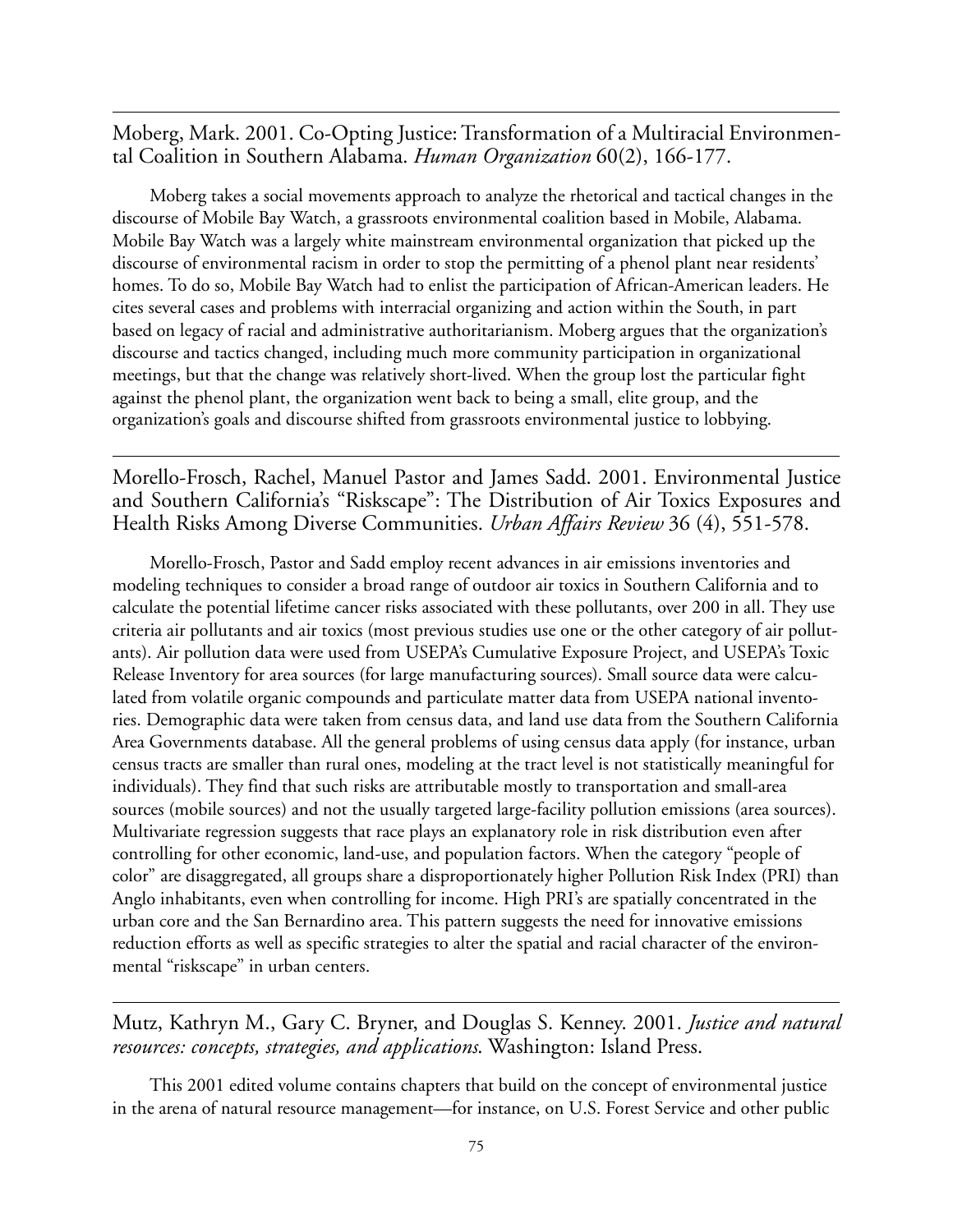---

Moberg, Mark. 2001. Co-Opting Justice: Transformation of a Multiracial Environmental Coalition in Southern Alabama. *Human Organization* 60(2), 166-177.

Moberg takes a social movements approach to analyze the rhetorical and tactical changes in the discourse of Mobile Bay Watch, a grassroots environmental coalition based in Mobile, Alabama. Mobile Bay Watch was a largely white mainstream environmental organization that picked up the discourse of environmental racism in order to stop the permitting of a phenol plant near residents' homes. To do so, Mobile Bay Watch had to enlist the participation of African-American leaders. He cites several cases and problems with interracial organizing and action within the South, in part based on legacy of racial and administrative authoritarianism. Moberg argues that the organization's discourse and tactics changed, including much more community participation in organizational meetings, but that the change was relatively short-lived. When the group lost the particular fight against the phenol plant, the organization went back to being a small, elite group, and the organization's goals and discourse shifted from grassroots environmental justice to lobbying.

---

Morello-Frosch, Rachel, Manuel Pastor and James Sadd. 2001. Environmental Justice and Southern California's "Riskscape": The Distribution of Air Toxics Exposures and Health Risks Among Diverse Communities. *Urban Affairs Review* 36 (4), 551-578.

Morello-Frosch, Pastor and Sadd employ recent advances in air emissions inventories and modeling techniques to consider a broad range of outdoor air toxics in Southern California and to calculate the potential lifetime cancer risks associated with these pollutants, over 200 in all. They use criteria air pollutants and air toxics (most previous studies use one or the other category of air pollutants). Air pollution data were used from USEPA's Cumulative Exposure Project, and USEPA's Toxic Release Inventory for area sources (for large manufacturing sources). Small source data were calculated from volatile organic compounds and particulate matter data from USEPA national inventories. Demographic data were taken from census data, and land use data from the Southern California Area Governments database. All the general problems of using census data apply (for instance, urban census tracts are smaller than rural ones, modeling at the tract level is not statistically meaningful for individuals). They find that such risks are attributable mostly to transportation and small-area sources (mobile sources) and not the usually targeted large-facility pollution emissions (area sources). Multivariate regression suggests that race plays an explanatory role in risk distribution even after controlling for other economic, land-use, and population factors. When the category "people of color" are disaggregated, all groups share a disproportionately higher Pollution Risk Index (PRI) than Anglo inhabitants, even when controlling for income. High PRI's are spatially concentrated in the urban core and the San Bernardino area. This pattern suggests the need for innovative emissions reduction efforts as well as specific strategies to alter the spatial and racial character of the environmental "riskscape" in urban centers.

---

Mutz, Kathryn M., Gary C. Bryner, and Douglas S. Kenney. 2001. *Justice and natural resources: concepts, strategies, and applications*. Washington: Island Press.

This 2001 edited volume contains chapters that build on the concept of environmental justice in the arena of natural resource management—for instance, on U.S. Forest Service and other public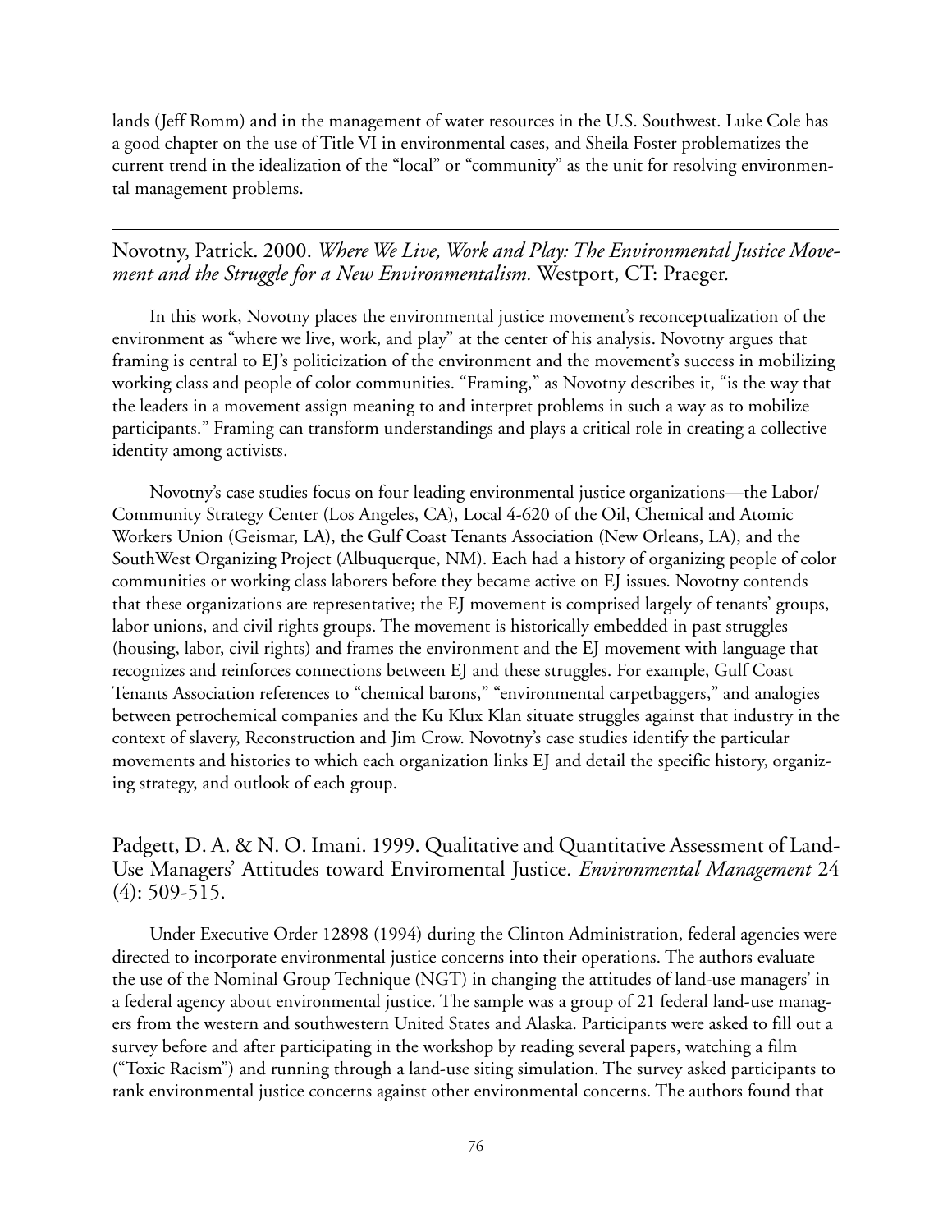lands (Jeff Romm) and in the management of water resources in the U.S. Southwest. Luke Cole has a good chapter on the use of Title VI in environmental cases, and Sheila Foster problematizes the current trend in the idealization of the "local" or "community" as the unit for resolving environmental management problems.

---

## Novotny, Patrick. 2000. *Where We Live, Work and Play: The Environmental Justice Movement and the Struggle for a New Environmentalism.* Westport, CT: Praeger.

In this work, Novotny places the environmental justice movement's reconceptualization of the environment as "where we live, work, and play" at the center of his analysis. Novotny argues that framing is central to EJ's politicization of the environment and the movement's success in mobilizing working class and people of color communities. "Framing," as Novotny describes it, "is the way that the leaders in a movement assign meaning to and interpret problems in such a way as to mobilize participants." Framing can transform understandings and plays a critical role in creating a collective identity among activists.

Novotny's case studies focus on four leading environmental justice organizations—the Labor/Community Strategy Center (Los Angeles, CA), Local 4-620 of the Oil, Chemical and Atomic Workers Union (Geismar, LA), the Gulf Coast Tenants Association (New Orleans, LA), and the SouthWest Organizing Project (Albuquerque, NM). Each had a history of organizing people of color communities or working class laborers before they became active on EJ issues. Novotny contends that these organizations are representative; the EJ movement is comprised largely of tenants' groups, labor unions, and civil rights groups. The movement is historically embedded in past struggles (housing, labor, civil rights) and frames the environment and the EJ movement with language that recognizes and reinforces connections between EJ and these struggles. For example, Gulf Coast Tenants Association references to "chemical barons," "environmental carpetbaggers," and analogies between petrochemical companies and the Ku Klux Klan situate struggles against that industry in the context of slavery, Reconstruction and Jim Crow. Novotny's case studies identify the particular movements and histories to which each organization links EJ and detail the specific history, organizing strategy, and outlook of each group.

---

## Padgett, D. A. & N. O. Imani. 1999. Qualitative and Quantitative Assessment of Land-Use Managers' Attitudes toward Enviromental Justice. *Environmental Management* 24 (4): 509-515.

Under Executive Order 12898 (1994) during the Clinton Administration, federal agencies were directed to incorporate environmental justice concerns into their operations. The authors evaluate the use of the Nominal Group Technique (NGT) in changing the attitudes of land-use managers' in a federal agency about environmental justice. The sample was a group of 21 federal land-use managers from the western and southwestern United States and Alaska. Participants were asked to fill out a survey before and after participating in the workshop by reading several papers, watching a film ("Toxic Racism") and running through a land-use siting simulation. The survey asked participants to rank environmental justice concerns against other environmental concerns. The authors found that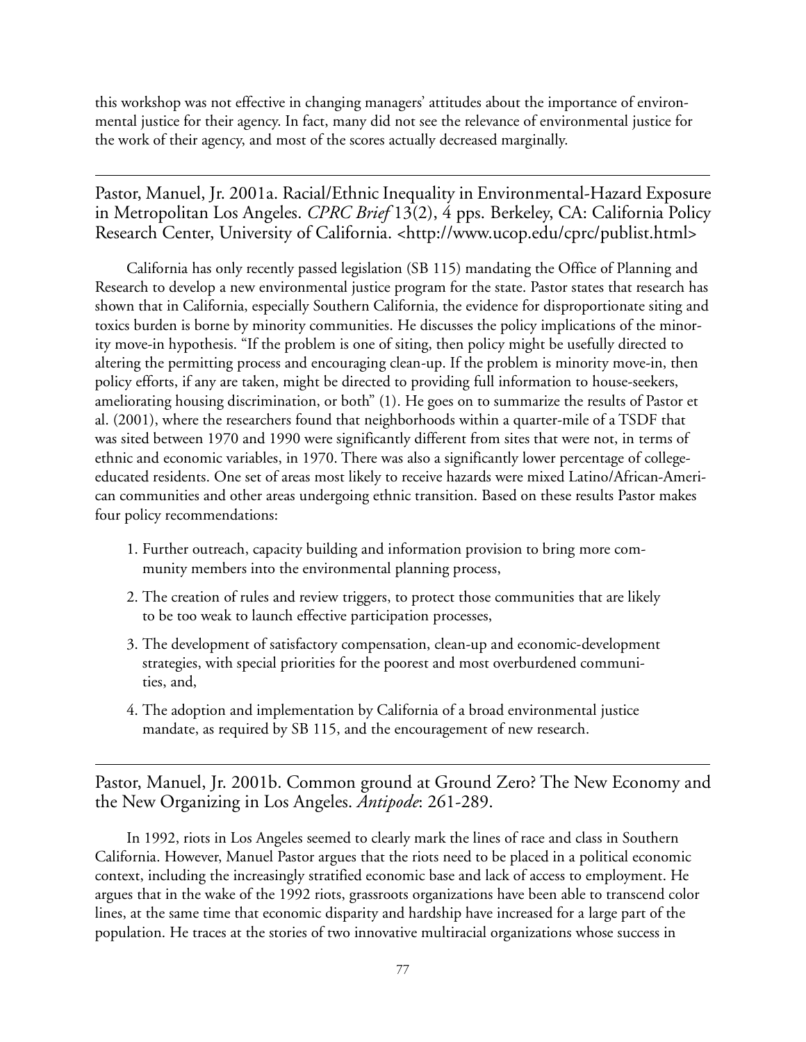this workshop was not effective in changing managers' attitudes about the importance of environmental justice for their agency. In fact, many did not see the relevance of environmental justice for the work of their agency, and most of the scores actually decreased marginally.

---

## Pastor, Manuel, Jr. 2001a. Racial/Ethnic Inequality in Environmental-Hazard Exposure in Metropolitan Los Angeles. *CPRC Brief* 13(2), 4 pps. Berkeley, CA: California Policy Research Center, University of California. <http://www.ucop.edu/cprc/publist.html>

California has only recently passed legislation (SB 115) mandating the Office of Planning and Research to develop a new environmental justice program for the state. Pastor states that research has shown that in California, especially Southern California, the evidence for disproportionate siting and toxics burden is borne by minority communities. He discusses the policy implications of the minority move-in hypothesis. "If the problem is one of siting, then policy might be usefully directed to altering the permitting process and encouraging clean-up. If the problem is minority move-in, then policy efforts, if any are taken, might be directed to providing full information to house-seekers, ameliorating housing discrimination, or both" (1). He goes on to summarize the results of Pastor et al. (2001), where the researchers found that neighborhoods within a quarter-mile of a TSDF that was sited between 1970 and 1990 were significantly different from sites that were not, in terms of ethnic and economic variables, in 1970. There was also a significantly lower percentage of college-educated residents. One set of areas most likely to receive hazards were mixed Latino/African-American communities and other areas undergoing ethnic transition. Based on these results Pastor makes four policy recommendations:

1. Further outreach, capacity building and information provision to bring more community members into the environmental planning process,
2. The creation of rules and review triggers, to protect those communities that are likely to be too weak to launch effective participation processes,
3. The development of satisfactory compensation, clean-up and economic-development strategies, with special priorities for the poorest and most overburdened communities, and,
4. The adoption and implementation by California of a broad environmental justice mandate, as required by SB 115, and the encouragement of new research.

---

## Pastor, Manuel, Jr. 2001b. Common ground at Ground Zero? The New Economy and the New Organizing in Los Angeles. *Antipode*: 261-289.

In 1992, riots in Los Angeles seemed to clearly mark the lines of race and class in Southern California. However, Manuel Pastor argues that the riots need to be placed in a political economic context, including the increasingly stratified economic base and lack of access to employment. He argues that in the wake of the 1992 riots, grassroots organizations have been able to transcend color lines, at the same time that economic disparity and hardship have increased for a large part of the population. He traces at the stories of two innovative multiracial organizations whose success in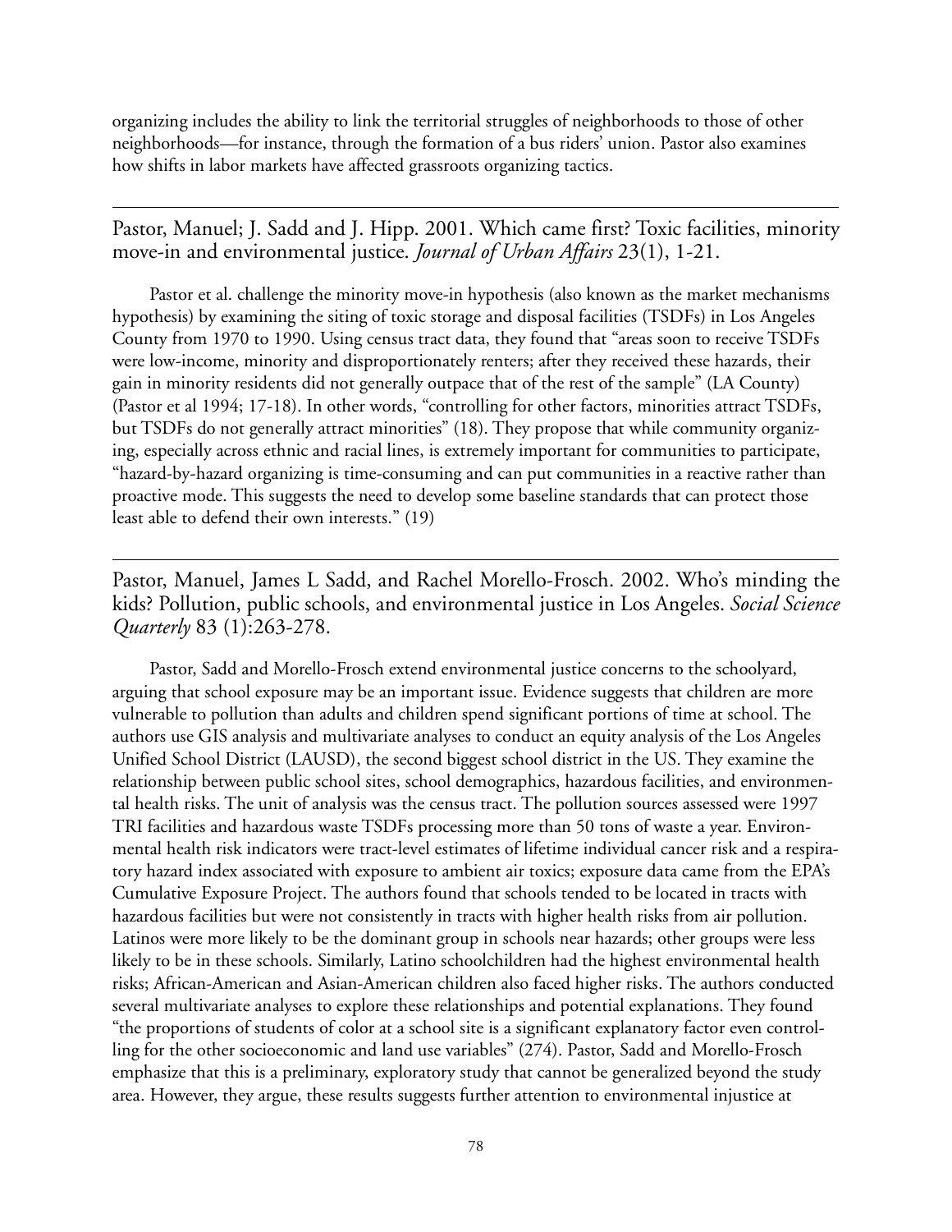organizing includes the ability to link the territorial struggles of neighborhoods to those of other neighborhoods—for instance, through the formation of a bus riders' union. Pastor also examines how shifts in labor markets have affected grassroots organizing tactics.

---

## Pastor, Manuel; J. Sadd and J. Hipp. 2001. Which came first? Toxic facilities, minority move-in and environmental justice. *Journal of Urban Affairs* 23(1), 1-21.

Pastor et al. challenge the minority move-in hypothesis (also known as the market mechanisms hypothesis) by examining the siting of toxic storage and disposal facilities (TSDFs) in Los Angeles County from 1970 to 1990. Using census tract data, they found that "areas soon to receive TSDFs were low-income, minority and disproportionately renters; after they received these hazards, their gain in minority residents did not generally outpace that of the rest of the sample" (LA County) (Pastor et al 1994; 17-18). In other words, "controlling for other factors, minorities attract TSDFs, but TSDFs do not generally attract minorities" (18). They propose that while community organizing, especially across ethnic and racial lines, is extremely important for communities to participate, "hazard-by-hazard organizing is time-consuming and can put communities in a reactive rather than proactive mode. This suggests the need to develop some baseline standards that can protect those least able to defend their own interests." (19)

---

## Pastor, Manuel, James L Sadd, and Rachel Morello-Frosch. 2002. Who's minding the kids? Pollution, public schools, and environmental justice in Los Angeles. *Social Science Quarterly* 83 (1):263-278.

Pastor, Sadd and Morello-Frosch extend environmental justice concerns to the schoolyard, arguing that school exposure may be an important issue. Evidence suggests that children are more vulnerable to pollution than adults and children spend significant portions of time at school. The authors use GIS analysis and multivariate analyses to conduct an equity analysis of the Los Angeles Unified School District (LAUSD), the second biggest school district in the US. They examine the relationship between public school sites, school demographics, hazardous facilities, and environmental health risks. The unit of analysis was the census tract. The pollution sources assessed were 1997 TRI facilities and hazardous waste TSDFs processing more than 50 tons of waste a year. Environmental health risk indicators were tract-level estimates of lifetime individual cancer risk and a respiratory hazard index associated with exposure to ambient air toxics; exposure data came from the EPA's Cumulative Exposure Project. The authors found that schools tended to be located in tracts with hazardous facilities but were not consistently in tracts with higher health risks from air pollution. Latinos were more likely to be the dominant group in schools near hazards; other groups were less likely to be in these schools. Similarly, Latino schoolchildren had the highest environmental health risks; African-American and Asian-American children also faced higher risks. The authors conducted several multivariate analyses to explore these relationships and potential explanations. They found "the proportions of students of color at a school site is a significant explanatory factor even controlling for the other socioeconomic and land use variables" (274). Pastor, Sadd and Morello-Frosch emphasize that this is a preliminary, exploratory study that cannot be generalized beyond the study area. However, they argue, these results suggests further attention to environmental injustice at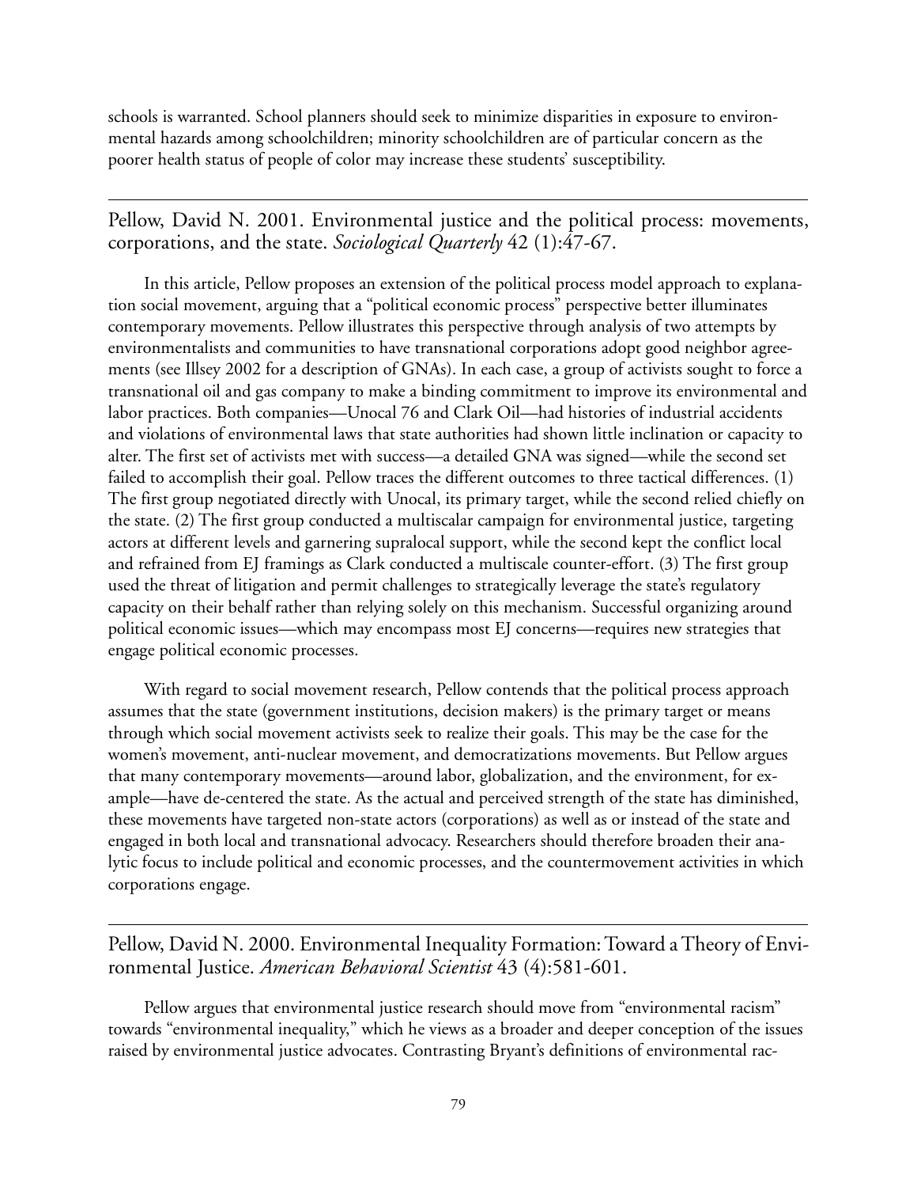schools is warranted. School planners should seek to minimize disparities in exposure to environmental hazards among schoolchildren; minority schoolchildren are of particular concern as the poorer health status of people of color may increase these students' susceptibility.

---

## Pellow, David N. 2001. Environmental justice and the political process: movements, corporations, and the state. *Sociological Quarterly* 42 (1):47-67.

In this article, Pellow proposes an extension of the political process model approach to explanation social movement, arguing that a "political economic process" perspective better illuminates contemporary movements. Pellow illustrates this perspective through analysis of two attempts by environmentalists and communities to have transnational corporations adopt good neighbor agreements (see Illsey 2002 for a description of GNAs). In each case, a group of activists sought to force a transnational oil and gas company to make a binding commitment to improve its environmental and labor practices. Both companies—Unocal 76 and Clark Oil—had histories of industrial accidents and violations of environmental laws that state authorities had shown little inclination or capacity to alter. The first set of activists met with success—a detailed GNA was signed—while the second set failed to accomplish their goal. Pellow traces the different outcomes to three tactical differences. (1) The first group negotiated directly with Unocal, its primary target, while the second relied chiefly on the state. (2) The first group conducted a multiscalar campaign for environmental justice, targeting actors at different levels and garnering supralocal support, while the second kept the conflict local and refrained from EJ framings as Clark conducted a multiscale counter-effort. (3) The first group used the threat of litigation and permit challenges to strategically leverage the state's regulatory capacity on their behalf rather than relying solely on this mechanism. Successful organizing around political economic issues—which may encompass most EJ concerns—requires new strategies that engage political economic processes.

With regard to social movement research, Pellow contends that the political process approach assumes that the state (government institutions, decision makers) is the primary target or means through which social movement activists seek to realize their goals. This may be the case for the women's movement, anti-nuclear movement, and democratizations movements. But Pellow argues that many contemporary movements—around labor, globalization, and the environment, for example—have de-centered the state. As the actual and perceived strength of the state has diminished, these movements have targeted non-state actors (corporations) as well as or instead of the state and engaged in both local and transnational advocacy. Researchers should therefore broaden their analytic focus to include political and economic processes, and the countermovement activities in which corporations engage.

---

## Pellow, David N. 2000. Environmental Inequality Formation: Toward a Theory of Environmental Justice. *American Behavioral Scientist* 43 (4):581-601.

Pellow argues that environmental justice research should move from "environmental racism" towards "environmental inequality," which he views as a broader and deeper conception of the issues raised by environmental justice advocates. Contrasting Bryant's definitions of environmental rac-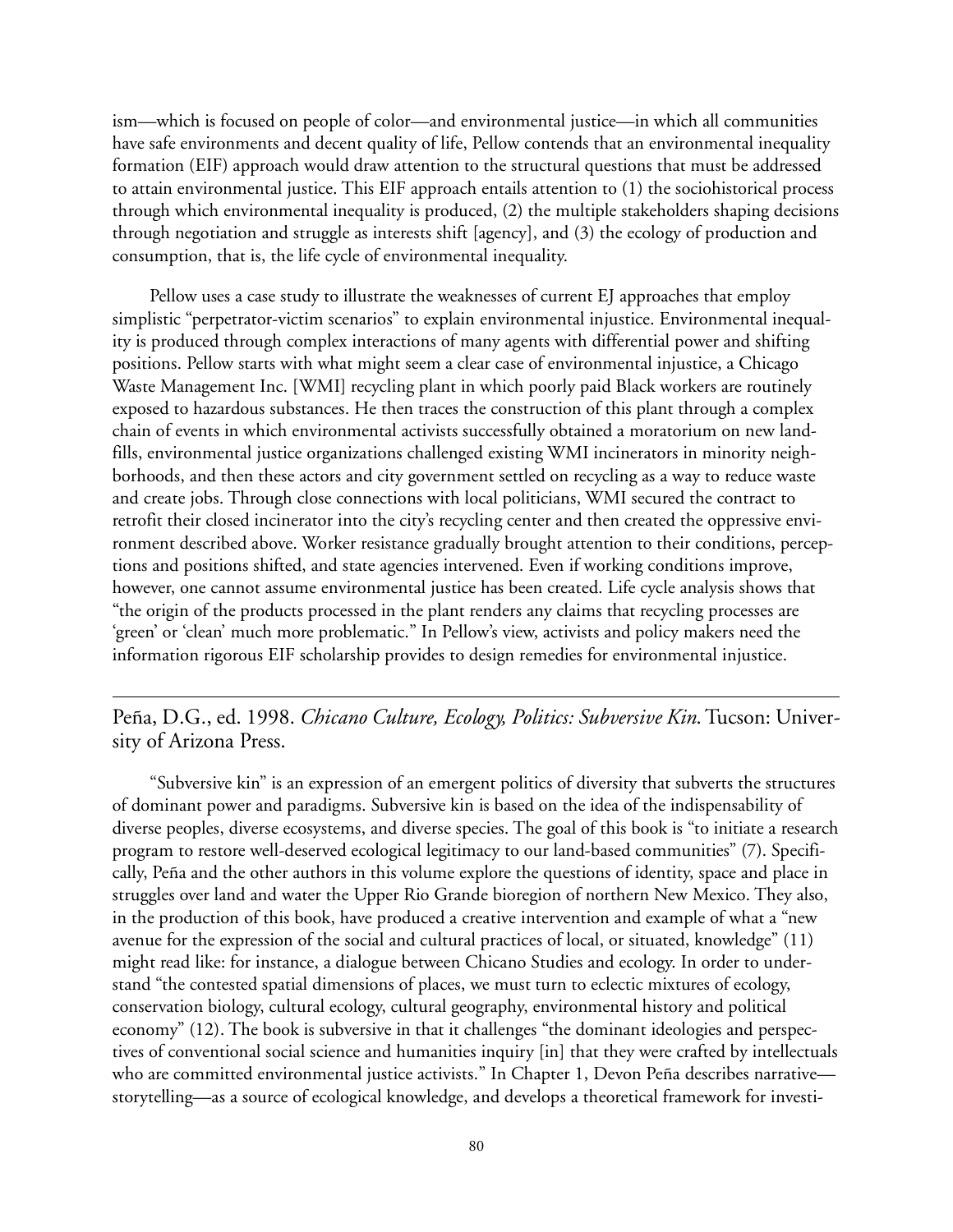ism—which is focused on people of color—and environmental justice—in which all communities have safe environments and decent quality of life, Pellow contends that an environmental inequality formation (EIF) approach would draw attention to the structural questions that must be addressed to attain environmental justice. This EIF approach entails attention to (1) the sociohistorical process through which environmental inequality is produced, (2) the multiple stakeholders shaping decisions through negotiation and struggle as interests shift [agency], and (3) the ecology of production and consumption, that is, the life cycle of environmental inequality.

Pellow uses a case study to illustrate the weaknesses of current EJ approaches that employ simplistic "perpetrator-victim scenarios" to explain environmental injustice. Environmental inequality is produced through complex interactions of many agents with differential power and shifting positions. Pellow starts with what might seem a clear case of environmental injustice, a Chicago Waste Management Inc. [WMI] recycling plant in which poorly paid Black workers are routinely exposed to hazardous substances. He then traces the construction of this plant through a complex chain of events in which environmental activists successfully obtained a moratorium on new landfills, environmental justice organizations challenged existing WMI incinerators in minority neighborhoods, and then these actors and city government settled on recycling as a way to reduce waste and create jobs. Through close connections with local politicians, WMI secured the contract to retrofit their closed incinerator into the city's recycling center and then created the oppressive environment described above. Worker resistance gradually brought attention to their conditions, perceptions and positions shifted, and state agencies intervened. Even if working conditions improve, however, one cannot assume environmental justice has been created. Life cycle analysis shows that "the origin of the products processed in the plant renders any claims that recycling processes are 'green' or 'clean' much more problematic." In Pellow's view, activists and policy makers need the information rigorous EIF scholarship provides to design remedies for environmental injustice.

---

## Peña, D.G., ed. 1998. *Chicano Culture, Ecology, Politics: Subversive Kin.* Tucson: University of Arizona Press.

"Subversive kin" is an expression of an emergent politics of diversity that subverts the structures of dominant power and paradigms. Subversive kin is based on the idea of the indispensability of diverse peoples, diverse ecosystems, and diverse species. The goal of this book is "to initiate a research program to restore well-deserved ecological legitimacy to our land-based communities" (7). Specifically, Peña and the other authors in this volume explore the questions of identity, space and place in struggles over land and water the Upper Rio Grande bioregion of northern New Mexico. They also, in the production of this book, have produced a creative intervention and example of what a "new avenue for the expression of the social and cultural practices of local, or situated, knowledge" (11) might read like: for instance, a dialogue between Chicano Studies and ecology. In order to understand "the contested spatial dimensions of places, we must turn to eclectic mixtures of ecology, conservation biology, cultural ecology, cultural geography, environmental history and political economy" (12). The book is subversive in that it challenges "the dominant ideologies and perspectives of conventional social science and humanities inquiry [in] that they were crafted by intellectuals who are committed environmental justice activists." In Chapter 1, Devon Peña describes narrative—storytelling—as a source of ecological knowledge, and develops a theoretical framework for investi-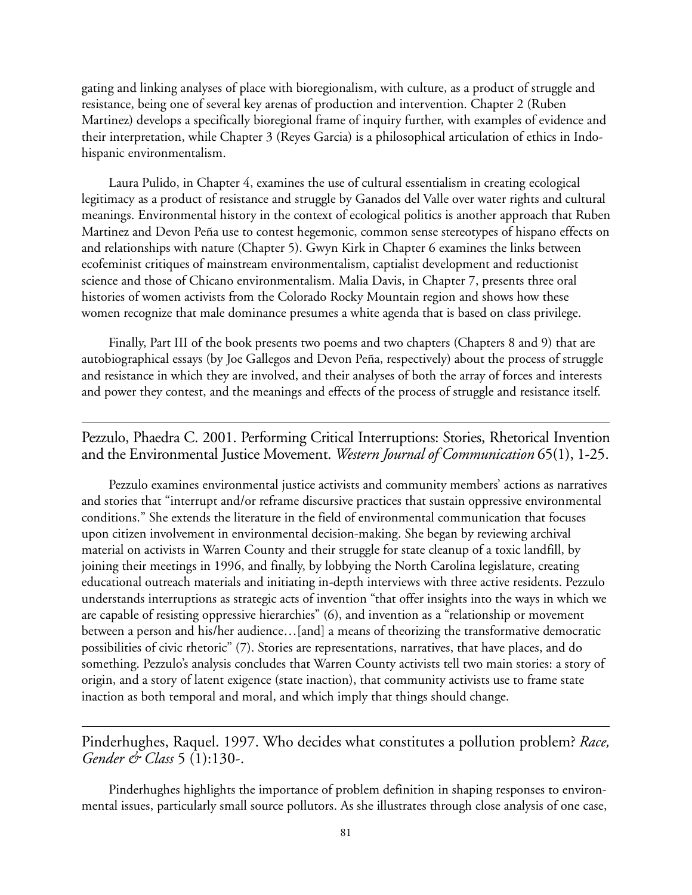gating and linking analyses of place with bioregionalism, with culture, as a product of struggle and resistance, being one of several key arenas of production and intervention. Chapter 2 (Ruben Martinez) develops a specifically bioregional frame of inquiry further, with examples of evidence and their interpretation, while Chapter 3 (Reyes Garcia) is a philosophical articulation of ethics in Indo-hispanic environmentalism.

Laura Pulido, in Chapter 4, examines the use of cultural essentialism in creating ecological legitimacy as a product of resistance and struggle by Ganados del Valle over water rights and cultural meanings. Environmental history in the context of ecological politics is another approach that Ruben Martinez and Devon Peña use to contest hegemonic, common sense stereotypes of hispano effects on and relationships with nature (Chapter 5). Gwyn Kirk in Chapter 6 examines the links between ecofeminist critiques of mainstream environmentalism, captialist development and reductionist science and those of Chicano environmentalism. Malia Davis, in Chapter 7, presents three oral histories of women activists from the Colorado Rocky Mountain region and shows how these women recognize that male dominance presumes a white agenda that is based on class privilege.

Finally, Part III of the book presents two poems and two chapters (Chapters 8 and 9) that are autobiographical essays (by Joe Gallegos and Devon Peña, respectively) about the process of struggle and resistance in which they are involved, and their analyses of both the array of forces and interests and power they contest, and the meanings and effects of the process of struggle and resistance itself.

---

## Pezzulo, Phaedra C. 2001. Performing Critical Interruptions: Stories, Rhetorical Invention and the Environmental Justice Movement. *Western Journal of Communication* 65(1), 1-25.

Pezzulo examines environmental justice activists and community members' actions as narratives and stories that "interrupt and/or reframe discursive practices that sustain oppressive environmental conditions." She extends the literature in the field of environmental communication that focuses upon citizen involvement in environmental decision-making. She began by reviewing archival material on activists in Warren County and their struggle for state cleanup of a toxic landfill, by joining their meetings in 1996, and finally, by lobbying the North Carolina legislature, creating educational outreach materials and initiating in-depth interviews with three active residents. Pezzulo understands interruptions as strategic acts of invention "that offer insights into the ways in which we are capable of resisting oppressive hierarchies" (6), and invention as a "relationship or movement between a person and his/her audience…[and] a means of theorizing the transformative democratic possibilities of civic rhetoric" (7). Stories are representations, narratives, that have places, and do something. Pezzulo's analysis concludes that Warren County activists tell two main stories: a story of origin, and a story of latent exigence (state inaction), that community activists use to frame state inaction as both temporal and moral, and which imply that things should change.

---

## Pinderhughes, Raquel. 1997. Who decides what constitutes a pollution problem? *Race, Gender & Class* 5 (1):130-.

Pinderhughes highlights the importance of problem definition in shaping responses to environmental issues, particularly small source pollutors. As she illustrates through close analysis of one case,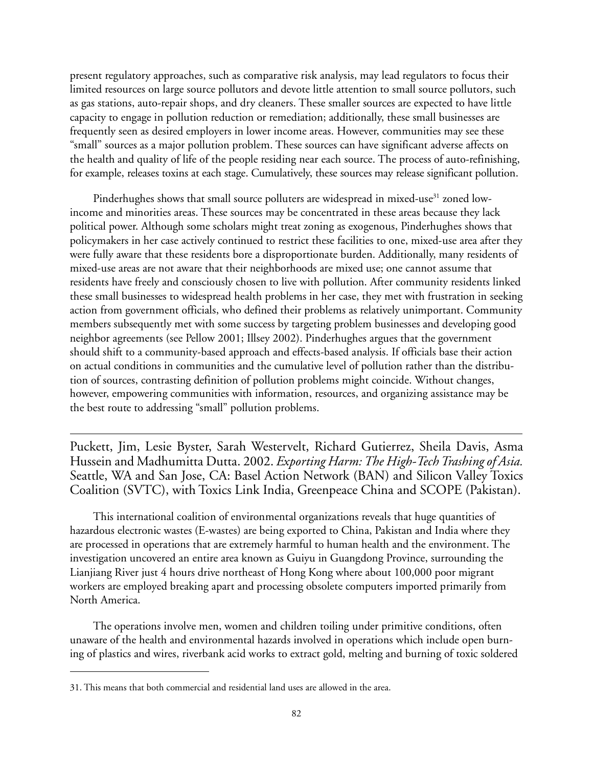present regulatory approaches, such as comparative risk analysis, may lead regulators to focus their limited resources on large source pollutors and devote little attention to small source pollutors, such as gas stations, auto-repair shops, and dry cleaners. These smaller sources are expected to have little capacity to engage in pollution reduction or remediation; additionally, these small businesses are frequently seen as desired employers in lower income areas. However, communities may see these "small" sources as a major pollution problem. These sources can have significant adverse affects on the health and quality of life of the people residing near each source. The process of auto-refinishing, for example, releases toxins at each stage. Cumulatively, these sources may release significant pollution.

Pinderhughes shows that small source polluters are widespread in mixed-use[31] zoned low-income and minorities areas. These sources may be concentrated in these areas because they lack political power. Although some scholars might treat zoning as exogenous, Pinderhughes shows that policymakers in her case actively continued to restrict these facilities to one, mixed-use area after they were fully aware that these residents bore a disproportionate burden. Additionally, many residents of mixed-use areas are not aware that their neighborhoods are mixed use; one cannot assume that residents have freely and consciously chosen to live with pollution. After community residents linked these small businesses to widespread health problems in her case, they met with frustration in seeking action from government officials, who defined their problems as relatively unimportant. Community members subsequently met with some success by targeting problem businesses and developing good neighbor agreements (see Pellow 2001; Illsey 2002). Pinderhughes argues that the government should shift to a community-based approach and effects-based analysis. If officials base their action on actual conditions in communities and the cumulative level of pollution rather than the distribution of sources, contrasting definition of pollution problems might coincide. Without changes, however, empowering communities with information, resources, and organizing assistance may be the best route to addressing "small" pollution problems.

---

Puckett, Jim, Lesie Byster, Sarah Westervelt, Richard Gutierrez, Sheila Davis, Asma Hussein and Madhumitta Dutta. 2002. *Exporting Harm: The High-Tech Trashing of Asia.* Seattle, WA and San Jose, CA: Basel Action Network (BAN) and Silicon Valley Toxics Coalition (SVTC), with Toxics Link India, Greenpeace China and SCOPE (Pakistan).

This international coalition of environmental organizations reveals that huge quantities of hazardous electronic wastes (E-wastes) are being exported to China, Pakistan and India where they are processed in operations that are extremely harmful to human health and the environment. The investigation uncovered an entire area known as Guiyu in Guangdong Province, surrounding the Lianjiang River just 4 hours drive northeast of Hong Kong where about 100,000 poor migrant workers are employed breaking apart and processing obsolete computers imported primarily from North America.

The operations involve men, women and children toiling under primitive conditions, often unaware of the health and environmental hazards involved in operations which include open burning of plastics and wires, riverbank acid works to extract gold, melting and burning of toxic soldered

31. This means that both commercial and residential land uses are allowed in the area.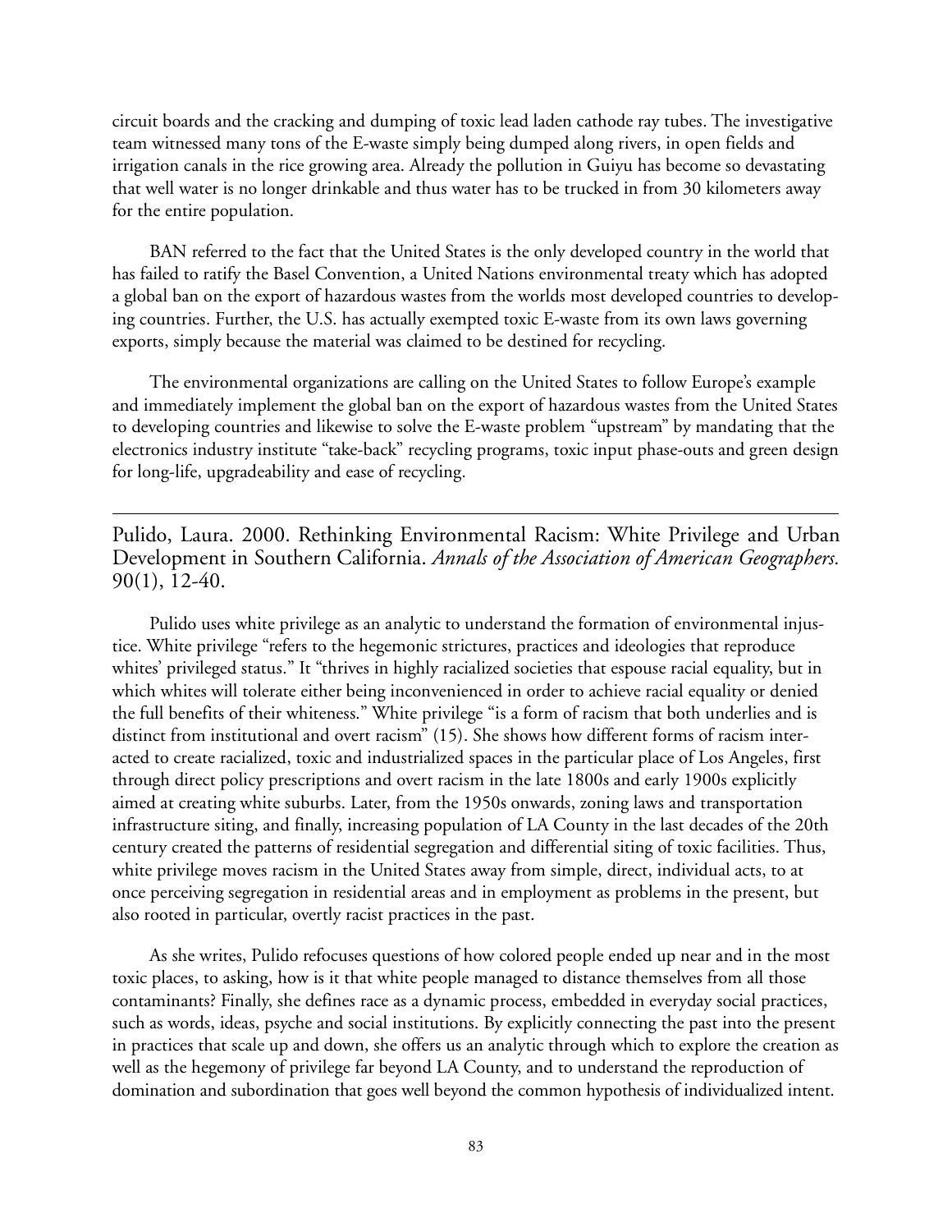circuit boards and the cracking and dumping of toxic lead laden cathode ray tubes. The investigative team witnessed many tons of the E-waste simply being dumped along rivers, in open fields and irrigation canals in the rice growing area. Already the pollution in Guiyu has become so devastating that well water is no longer drinkable and thus water has to be trucked in from 30 kilometers away for the entire population.

BAN referred to the fact that the United States is the only developed country in the world that has failed to ratify the Basel Convention, a United Nations environmental treaty which has adopted a global ban on the export of hazardous wastes from the worlds most developed countries to developing countries. Further, the U.S. has actually exempted toxic E-waste from its own laws governing exports, simply because the material was claimed to be destined for recycling.

The environmental organizations are calling on the United States to follow Europe's example and immediately implement the global ban on the export of hazardous wastes from the United States to developing countries and likewise to solve the E-waste problem "upstream" by mandating that the electronics industry institute "take-back" recycling programs, toxic input phase-outs and green design for long-life, upgradeability and ease of recycling.

---

## Pulido, Laura. 2000. Rethinking Environmental Racism: White Privilege and Urban Development in Southern California. *Annals of the Association of American Geographers.* 90(1), 12-40.

Pulido uses white privilege as an analytic to understand the formation of environmental injustice. White privilege "refers to the hegemonic strictures, practices and ideologies that reproduce whites' privileged status." It "thrives in highly racialized societies that espouse racial equality, but in which whites will tolerate either being inconvenienced in order to achieve racial equality or denied the full benefits of their whiteness." White privilege "is a form of racism that both underlies and is distinct from institutional and overt racism" (15). She shows how different forms of racism interacted to create racialized, toxic and industrialized spaces in the particular place of Los Angeles, first through direct policy prescriptions and overt racism in the late 1800s and early 1900s explicitly aimed at creating white suburbs. Later, from the 1950s onwards, zoning laws and transportation infrastructure siting, and finally, increasing population of LA County in the last decades of the 20th century created the patterns of residential segregation and differential siting of toxic facilities. Thus, white privilege moves racism in the United States away from simple, direct, individual acts, to at once perceiving segregation in residential areas and in employment as problems in the present, but also rooted in particular, overtly racist practices in the past.

As she writes, Pulido refocuses questions of how colored people ended up near and in the most toxic places, to asking, how is it that white people managed to distance themselves from all those contaminants? Finally, she defines race as a dynamic process, embedded in everyday social practices, such as words, ideas, psyche and social institutions. By explicitly connecting the past into the present in practices that scale up and down, she offers us an analytic through which to explore the creation as well as the hegemony of privilege far beyond LA County, and to understand the reproduction of domination and subordination that goes well beyond the common hypothesis of individualized intent.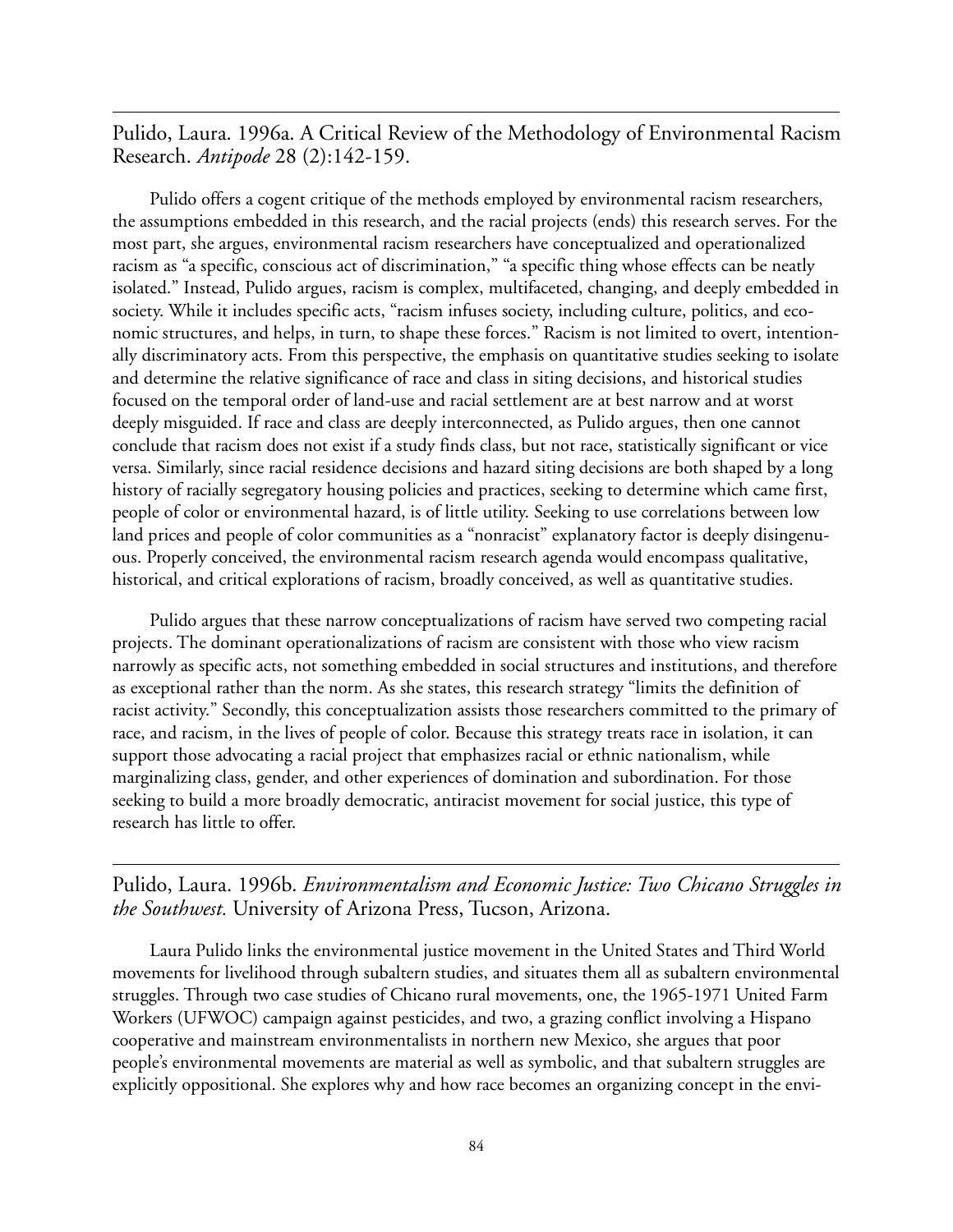## Pulido, Laura. 1996a. A Critical Review of the Methodology of Environmental Racism Research. *Antipode* 28 (2):142-159.

Pulido offers a cogent critique of the methods employed by environmental racism researchers, the assumptions embedded in this research, and the racial projects (ends) this research serves. For the most part, she argues, environmental racism researchers have conceptualized and operationalized racism as "a specific, conscious act of discrimination," "a specific thing whose effects can be neatly isolated." Instead, Pulido argues, racism is complex, multifaceted, changing, and deeply embedded in society. While it includes specific acts, "racism infuses society, including culture, politics, and economic structures, and helps, in turn, to shape these forces." Racism is not limited to overt, intentionally discriminatory acts. From this perspective, the emphasis on quantitative studies seeking to isolate and determine the relative significance of race and class in siting decisions, and historical studies focused on the temporal order of land-use and racial settlement are at best narrow and at worst deeply misguided. If race and class are deeply interconnected, as Pulido argues, then one cannot conclude that racism does not exist if a study finds class, but not race, statistically significant or vice versa. Similarly, since racial residence decisions and hazard siting decisions are both shaped by a long history of racially segregatory housing policies and practices, seeking to determine which came first, people of color or environmental hazard, is of little utility. Seeking to use correlations between low land prices and people of color communities as a "nonracist" explanatory factor is deeply disingenuous. Properly conceived, the environmental racism research agenda would encompass qualitative, historical, and critical explorations of racism, broadly conceived, as well as quantitative studies.

Pulido argues that these narrow conceptualizations of racism have served two competing racial projects. The dominant operationalizations of racism are consistent with those who view racism narrowly as specific acts, not something embedded in social structures and institutions, and therefore as exceptional rather than the norm. As she states, this research strategy "limits the definition of racist activity." Secondly, this conceptualization assists those researchers committed to the primary of race, and racism, in the lives of people of color. Because this strategy treats race in isolation, it can support those advocating a racial project that emphasizes racial or ethnic nationalism, while marginalizing class, gender, and other experiences of domination and subordination. For those seeking to build a more broadly democratic, antiracist movement for social justice, this type of research has little to offer.

## Pulido, Laura. 1996b. *Environmentalism and Economic Justice: Two Chicano Struggles in the Southwest.* University of Arizona Press, Tucson, Arizona.

Laura Pulido links the environmental justice movement in the United States and Third World movements for livelihood through subaltern studies, and situates them all as subaltern environmental struggles. Through two case studies of Chicano rural movements, one, the 1965-1971 United Farm Workers (UFWOC) campaign against pesticides, and two, a grazing conflict involving a Hispano cooperative and mainstream environmentalists in northern new Mexico, she argues that poor people's environmental movements are material as well as symbolic, and that subaltern struggles are explicitly oppositional. She explores why and how race becomes an organizing concept in the envi-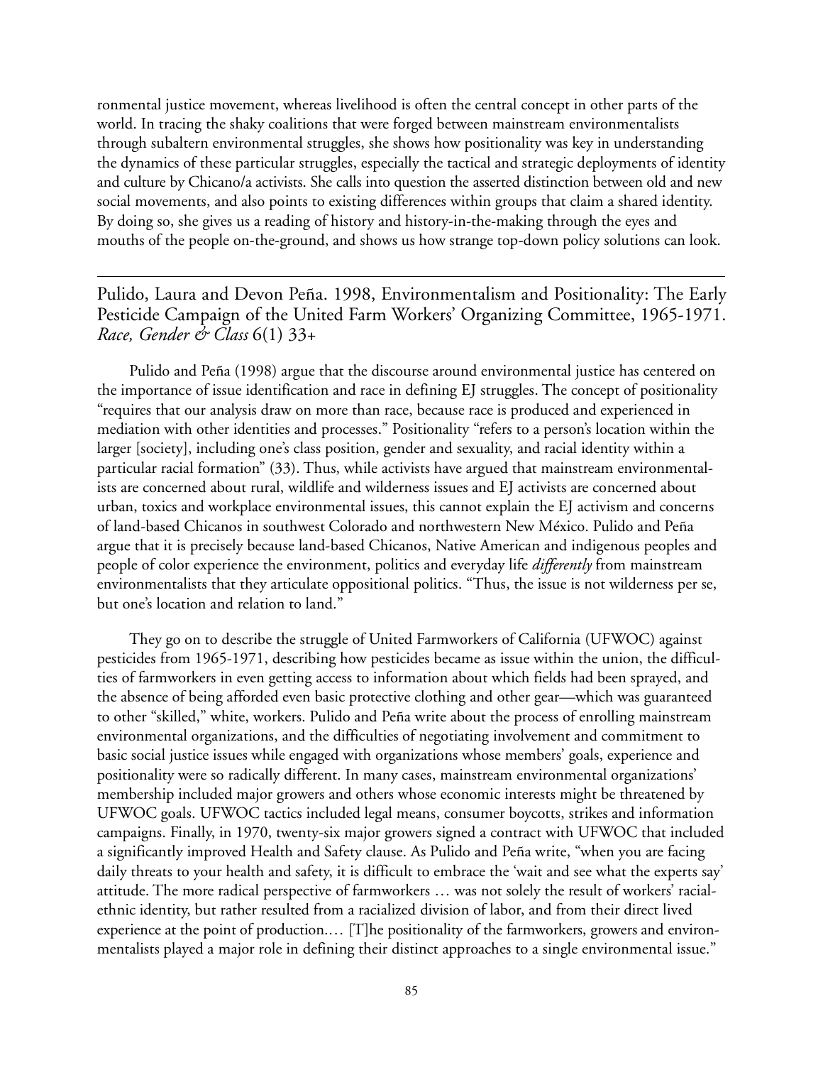ronmental justice movement, whereas livelihood is often the central concept in other parts of the world. In tracing the shaky coalitions that were forged between mainstream environmentalists through subaltern environmental struggles, she shows how positionality was key in understanding the dynamics of these particular struggles, especially the tactical and strategic deployments of identity and culture by Chicano/a activists. She calls into question the asserted distinction between old and new social movements, and also points to existing differences within groups that claim a shared identity. By doing so, she gives us a reading of history and history-in-the-making through the eyes and mouths of the people on-the-ground, and shows us how strange top-down policy solutions can look.

---

## Pulido, Laura and Devon Peña. 1998, Environmentalism and Positionality: The Early Pesticide Campaign of the United Farm Workers' Organizing Committee, 1965-1971. *Race, Gender & Class* 6(1) 33+

Pulido and Peña (1998) argue that the discourse around environmental justice has centered on the importance of issue identification and race in defining EJ struggles. The concept of positionality "requires that our analysis draw on more than race, because race is produced and experienced in mediation with other identities and processes." Positionality "refers to a person's location within the larger [society], including one's class position, gender and sexuality, and racial identity within a particular racial formation" (33). Thus, while activists have argued that mainstream environmentalists are concerned about rural, wildlife and wilderness issues and EJ activists are concerned about urban, toxics and workplace environmental issues, this cannot explain the EJ activism and concerns of land-based Chicanos in southwest Colorado and northwestern New México. Pulido and Peña argue that it is precisely because land-based Chicanos, Native American and indigenous peoples and people of color experience the environment, politics and everyday life *differently* from mainstream environmentalists that they articulate oppositional politics. "Thus, the issue is not wilderness per se, but one's location and relation to land."

They go on to describe the struggle of United Farmworkers of California (UFWOC) against pesticides from 1965-1971, describing how pesticides became as issue within the union, the difficulties of farmworkers in even getting access to information about which fields had been sprayed, and the absence of being afforded even basic protective clothing and other gear—which was guaranteed to other "skilled," white, workers. Pulido and Peña write about the process of enrolling mainstream environmental organizations, and the difficulties of negotiating involvement and commitment to basic social justice issues while engaged with organizations whose members' goals, experience and positionality were so radically different. In many cases, mainstream environmental organizations' membership included major growers and others whose economic interests might be threatened by UFWOC goals. UFWOC tactics included legal means, consumer boycotts, strikes and information campaigns. Finally, in 1970, twenty-six major growers signed a contract with UFWOC that included a significantly improved Health and Safety clause. As Pulido and Peña write, "when you are facing daily threats to your health and safety, it is difficult to embrace the 'wait and see what the experts say' attitude. The more radical perspective of farmworkers … was not solely the result of workers' racial-ethnic identity, but rather resulted from a racialized division of labor, and from their direct lived experience at the point of production.… [T]he positionality of the farmworkers, growers and environmentalists played a major role in defining their distinct approaches to a single environmental issue."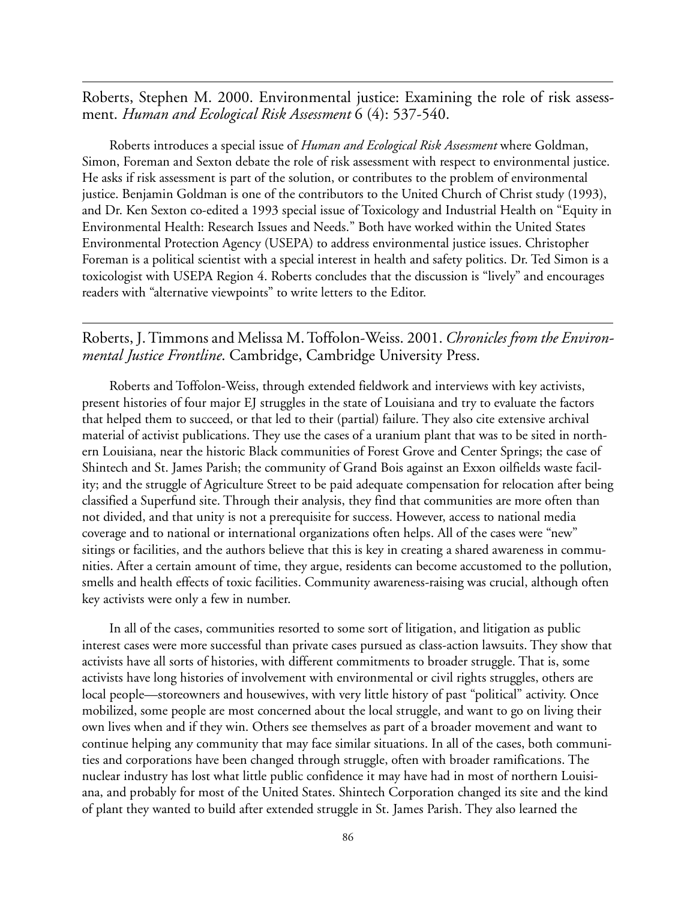Roberts, Stephen M. 2000. Environmental justice: Examining the role of risk assessment. *Human and Ecological Risk Assessment* 6 (4): 537-540.

Roberts introduces a special issue of *Human and Ecological Risk Assessment* where Goldman, Simon, Foreman and Sexton debate the role of risk assessment with respect to environmental justice. He asks if risk assessment is part of the solution, or contributes to the problem of environmental justice. Benjamin Goldman is one of the contributors to the United Church of Christ study (1993), and Dr. Ken Sexton co-edited a 1993 special issue of Toxicology and Industrial Health on "Equity in Environmental Health: Research Issues and Needs." Both have worked within the United States Environmental Protection Agency (USEPA) to address environmental justice issues. Christopher Foreman is a political scientist with a special interest in health and safety politics. Dr. Ted Simon is a toxicologist with USEPA Region 4. Roberts concludes that the discussion is "lively" and encourages readers with "alternative viewpoints" to write letters to the Editor.

---

Roberts, J. Timmons and Melissa M. Toffolon-Weiss. 2001. *Chronicles from the Environmental Justice Frontline*. Cambridge, Cambridge University Press.

Roberts and Toffolon-Weiss, through extended fieldwork and interviews with key activists, present histories of four major EJ struggles in the state of Louisiana and try to evaluate the factors that helped them to succeed, or that led to their (partial) failure. They also cite extensive archival material of activist publications. They use the cases of a uranium plant that was to be sited in northern Louisiana, near the historic Black communities of Forest Grove and Center Springs; the case of Shintech and St. James Parish; the community of Grand Bois against an Exxon oilfields waste facility; and the struggle of Agriculture Street to be paid adequate compensation for relocation after being classified a Superfund site. Through their analysis, they find that communities are more often than not divided, and that unity is not a prerequisite for success. However, access to national media coverage and to national or international organizations often helps. All of the cases were "new" sitings or facilities, and the authors believe that this is key in creating a shared awareness in communities. After a certain amount of time, they argue, residents can become accustomed to the pollution, smells and health effects of toxic facilities. Community awareness-raising was crucial, although often key activists were only a few in number.

In all of the cases, communities resorted to some sort of litigation, and litigation as public interest cases were more successful than private cases pursued as class-action lawsuits. They show that activists have all sorts of histories, with different commitments to broader struggle. That is, some activists have long histories of involvement with environmental or civil rights struggles, others are local people—storeowners and housewives, with very little history of past "political" activity. Once mobilized, some people are most concerned about the local struggle, and want to go on living their own lives when and if they win. Others see themselves as part of a broader movement and want to continue helping any community that may face similar situations. In all of the cases, both communities and corporations have been changed through struggle, often with broader ramifications. The nuclear industry has lost what little public confidence it may have had in most of northern Louisiana, and probably for most of the United States. Shintech Corporation changed its site and the kind of plant they wanted to build after extended struggle in St. James Parish. They also learned the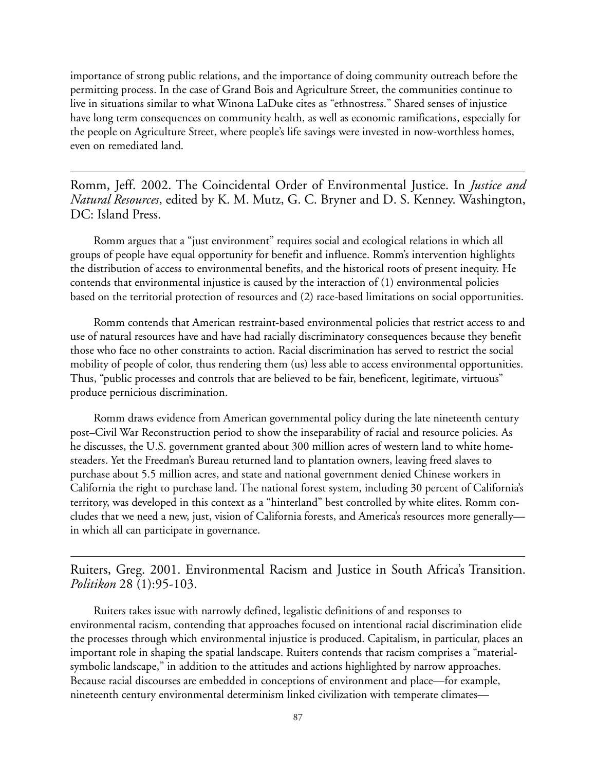importance of strong public relations, and the importance of doing community outreach before the permitting process. In the case of Grand Bois and Agriculture Street, the communities continue to live in situations similar to what Winona LaDuke cites as "ethnostress." Shared senses of injustice have long term consequences on community health, as well as economic ramifications, especially for the people on Agriculture Street, where people's life savings were invested in now-worthless homes, even on remediated land.

---

## Romm, Jeff. 2002. The Coincidental Order of Environmental Justice. In *Justice and Natural Resources*, edited by K. M. Mutz, G. C. Bryner and D. S. Kenney. Washington, DC: Island Press.

Romm argues that a "just environment" requires social and ecological relations in which all groups of people have equal opportunity for benefit and influence. Romm's intervention highlights the distribution of access to environmental benefits, and the historical roots of present inequity. He contends that environmental injustice is caused by the interaction of (1) environmental policies based on the territorial protection of resources and (2) race-based limitations on social opportunities.

Romm contends that American restraint-based environmental policies that restrict access to and use of natural resources have and have had racially discriminatory consequences because they benefit those who face no other constraints to action. Racial discrimination has served to restrict the social mobility of people of color, thus rendering them (us) less able to access environmental opportunities. Thus, "public processes and controls that are believed to be fair, beneficent, legitimate, virtuous" produce pernicious discrimination.

Romm draws evidence from American governmental policy during the late nineteenth century post–Civil War Reconstruction period to show the inseparability of racial and resource policies. As he discusses, the U.S. government granted about 300 million acres of western land to white homesteaders. Yet the Freedman's Bureau returned land to plantation owners, leaving freed slaves to purchase about 5.5 million acres, and state and national government denied Chinese workers in California the right to purchase land. The national forest system, including 30 percent of California's territory, was developed in this context as a "hinterland" best controlled by white elites. Romm concludes that we need a new, just, vision of California forests, and America's resources more generally—in which all can participate in governance.

---

## Ruiters, Greg. 2001. Environmental Racism and Justice in South Africa's Transition. *Politikon* 28 (1):95-103.

Ruiters takes issue with narrowly defined, legalistic definitions of and responses to environmental racism, contending that approaches focused on intentional racial discrimination elide the processes through which environmental injustice is produced. Capitalism, in particular, places an important role in shaping the spatial landscape. Ruiters contends that racism comprises a "material-symbolic landscape," in addition to the attitudes and actions highlighted by narrow approaches. Because racial discourses are embedded in conceptions of environment and place—for example, nineteenth century environmental determinism linked civilization with temperate climates—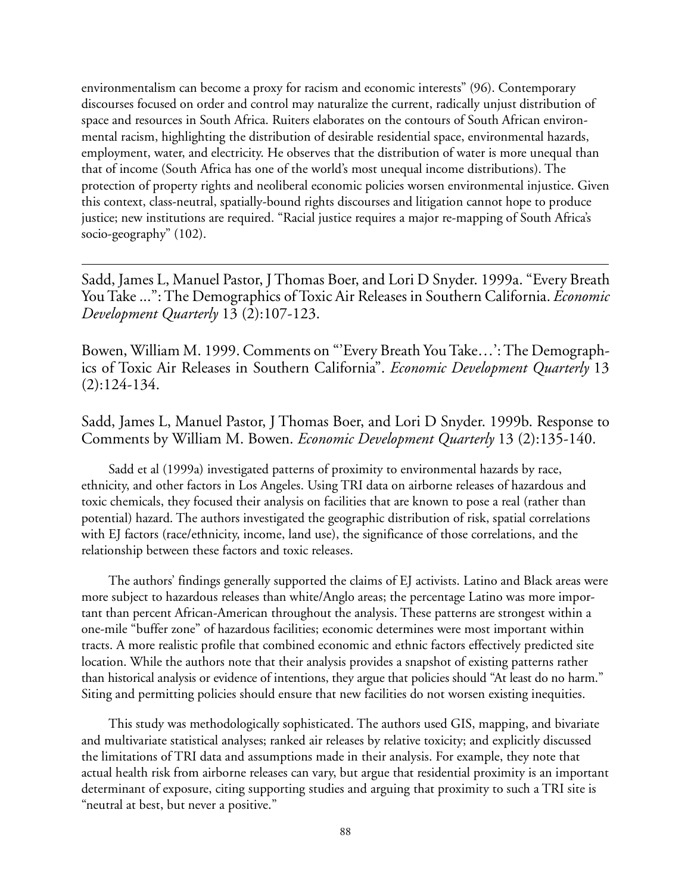environmentalism can become a proxy for racism and economic interests" (96). Contemporary discourses focused on order and control may naturalize the current, radically unjust distribution of space and resources in South Africa. Ruiters elaborates on the contours of South African environmental racism, highlighting the distribution of desirable residential space, environmental hazards, employment, water, and electricity. He observes that the distribution of water is more unequal than that of income (South Africa has one of the world's most unequal income distributions). The protection of property rights and neoliberal economic policies worsen environmental injustice. Given this context, class-neutral, spatially-bound rights discourses and litigation cannot hope to produce justice; new institutions are required. "Racial justice requires a major re-mapping of South Africa's socio-geography" (102).

---

Sadd, James L, Manuel Pastor, J Thomas Boer, and Lori D Snyder. 1999a. "Every Breath You Take ...": The Demographics of Toxic Air Releases in Southern California. *Economic Development Quarterly* 13 (2):107-123.

Bowen, William M. 1999. Comments on "'Every Breath You Take…': The Demographics of Toxic Air Releases in Southern California". *Economic Development Quarterly* 13 (2):124-134.

Sadd, James L, Manuel Pastor, J Thomas Boer, and Lori D Snyder. 1999b. Response to Comments by William M. Bowen. *Economic Development Quarterly* 13 (2):135-140.

Sadd et al (1999a) investigated patterns of proximity to environmental hazards by race, ethnicity, and other factors in Los Angeles. Using TRI data on airborne releases of hazardous and toxic chemicals, they focused their analysis on facilities that are known to pose a real (rather than potential) hazard. The authors investigated the geographic distribution of risk, spatial correlations with EJ factors (race/ethnicity, income, land use), the significance of those correlations, and the relationship between these factors and toxic releases.

The authors' findings generally supported the claims of EJ activists. Latino and Black areas were more subject to hazardous releases than white/Anglo areas; the percentage Latino was more important than percent African-American throughout the analysis. These patterns are strongest within a one-mile "buffer zone" of hazardous facilities; economic determines were most important within tracts. A more realistic profile that combined economic and ethnic factors effectively predicted site location. While the authors note that their analysis provides a snapshot of existing patterns rather than historical analysis or evidence of intentions, they argue that policies should "At least do no harm." Siting and permitting policies should ensure that new facilities do not worsen existing inequities.

This study was methodologically sophisticated. The authors used GIS, mapping, and bivariate and multivariate statistical analyses; ranked air releases by relative toxicity; and explicitly discussed the limitations of TRI data and assumptions made in their analysis. For example, they note that actual health risk from airborne releases can vary, but argue that residential proximity is an important determinant of exposure, citing supporting studies and arguing that proximity to such a TRI site is "neutral at best, but never a positive."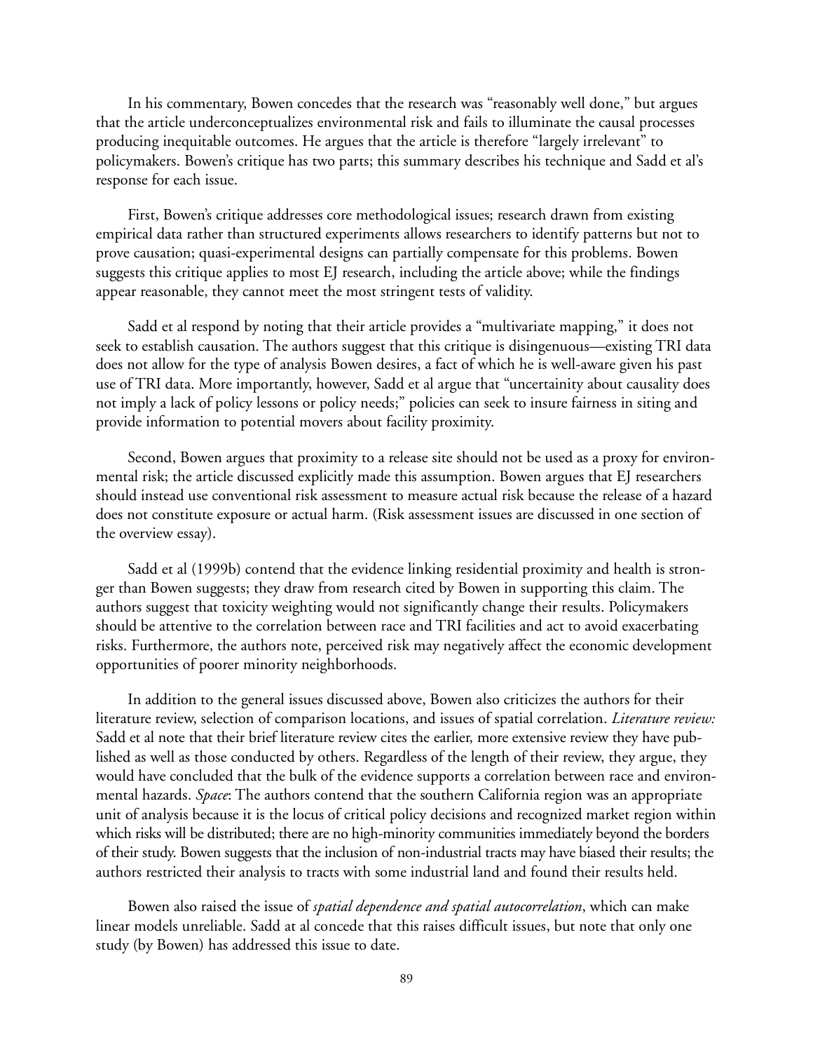In his commentary, Bowen concedes that the research was "reasonably well done," but argues that the article underconceptualizes environmental risk and fails to illuminate the causal processes producing inequitable outcomes. He argues that the article is therefore "largely irrelevant" to policymakers. Bowen's critique has two parts; this summary describes his technique and Sadd et al's response for each issue.

First, Bowen's critique addresses core methodological issues; research drawn from existing empirical data rather than structured experiments allows researchers to identify patterns but not to prove causation; quasi-experimental designs can partially compensate for this problems. Bowen suggests this critique applies to most EJ research, including the article above; while the findings appear reasonable, they cannot meet the most stringent tests of validity.

Sadd et al respond by noting that their article provides a "multivariate mapping," it does not seek to establish causation. The authors suggest that this critique is disingenuous—existing TRI data does not allow for the type of analysis Bowen desires, a fact of which he is well-aware given his past use of TRI data. More importantly, however, Sadd et al argue that "uncertainity about causality does not imply a lack of policy lessons or policy needs;" policies can seek to insure fairness in siting and provide information to potential movers about facility proximity.

Second, Bowen argues that proximity to a release site should not be used as a proxy for environmental risk; the article discussed explicitly made this assumption. Bowen argues that EJ researchers should instead use conventional risk assessment to measure actual risk because the release of a hazard does not constitute exposure or actual harm. (Risk assessment issues are discussed in one section of the overview essay).

Sadd et al (1999b) contend that the evidence linking residential proximity and health is stronger than Bowen suggests; they draw from research cited by Bowen in supporting this claim. The authors suggest that toxicity weighting would not significantly change their results. Policymakers should be attentive to the correlation between race and TRI facilities and act to avoid exacerbating risks. Furthermore, the authors note, perceived risk may negatively affect the economic development opportunities of poorer minority neighborhoods.

In addition to the general issues discussed above, Bowen also criticizes the authors for their literature review, selection of comparison locations, and issues of spatial correlation. *Literature review:* Sadd et al note that their brief literature review cites the earlier, more extensive review they have published as well as those conducted by others. Regardless of the length of their review, they argue, they would have concluded that the bulk of the evidence supports a correlation between race and environmental hazards. *Space*: The authors contend that the southern California region was an appropriate unit of analysis because it is the locus of critical policy decisions and recognized market region within which risks will be distributed; there are no high-minority communities immediately beyond the borders of their study. Bowen suggests that the inclusion of non-industrial tracts may have biased their results; the authors restricted their analysis to tracts with some industrial land and found their results held.

Bowen also raised the issue of *spatial dependence and spatial autocorrelation*, which can make linear models unreliable. Sadd at al concede that this raises difficult issues, but note that only one study (by Bowen) has addressed this issue to date.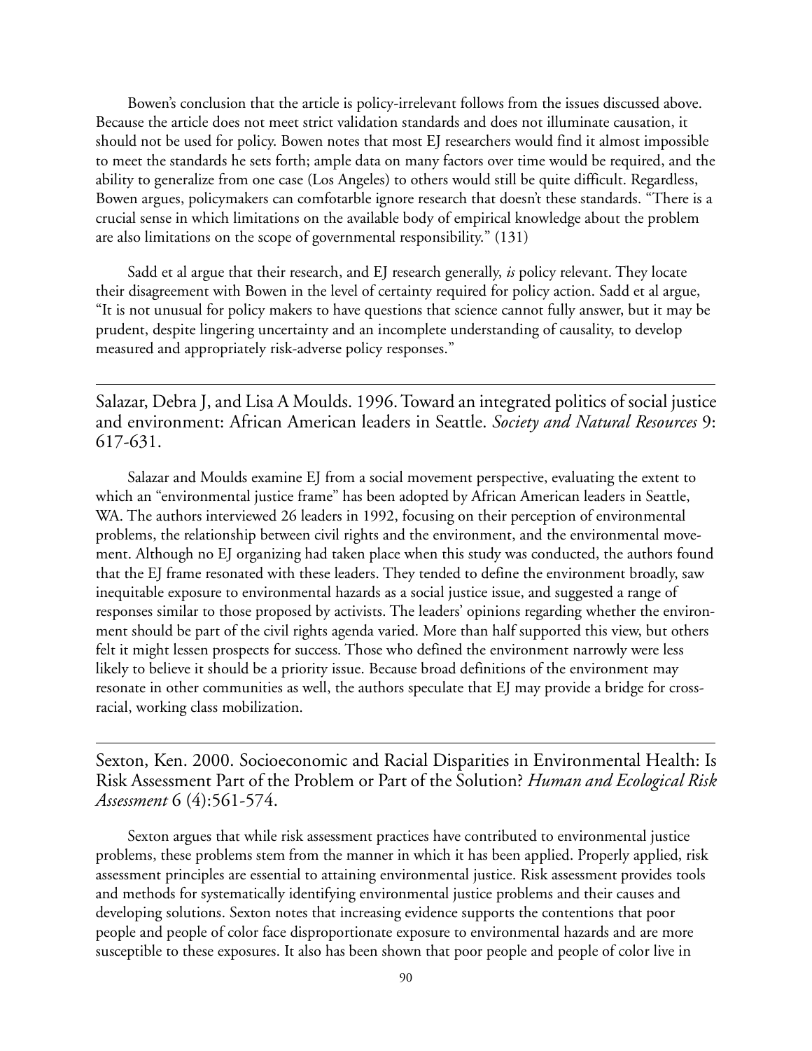Bowen's conclusion that the article is policy-irrelevant follows from the issues discussed above. Because the article does not meet strict validation standards and does not illuminate causation, it should not be used for policy. Bowen notes that most EJ researchers would find it almost impossible to meet the standards he sets forth; ample data on many factors over time would be required, and the ability to generalize from one case (Los Angeles) to others would still be quite difficult. Regardless, Bowen argues, policymakers can comfotarble ignore research that doesn't these standards. "There is a crucial sense in which limitations on the available body of empirical knowledge about the problem are also limitations on the scope of governmental responsibility." (131)

Sadd et al argue that their research, and EJ research generally, *is* policy relevant. They locate their disagreement with Bowen in the level of certainty required for policy action. Sadd et al argue, "It is not unusual for policy makers to have questions that science cannot fully answer, but it may be prudent, despite lingering uncertainty and an incomplete understanding of causality, to develop measured and appropriately risk-adverse policy responses."

---

## Salazar, Debra J, and Lisa A Moulds. 1996. Toward an integrated politics of social justice and environment: African American leaders in Seattle. *Society and Natural Resources* 9: 617-631.

Salazar and Moulds examine EJ from a social movement perspective, evaluating the extent to which an "environmental justice frame" has been adopted by African American leaders in Seattle, WA. The authors interviewed 26 leaders in 1992, focusing on their perception of environmental problems, the relationship between civil rights and the environment, and the environmental movement. Although no EJ organizing had taken place when this study was conducted, the authors found that the EJ frame resonated with these leaders. They tended to define the environment broadly, saw inequitable exposure to environmental hazards as a social justice issue, and suggested a range of responses similar to those proposed by activists. The leaders' opinions regarding whether the environment should be part of the civil rights agenda varied. More than half supported this view, but others felt it might lessen prospects for success. Those who defined the environment narrowly were less likely to believe it should be a priority issue. Because broad definitions of the environment may resonate in other communities as well, the authors speculate that EJ may provide a bridge for cross-racial, working class mobilization.

---

## Sexton, Ken. 2000. Socioeconomic and Racial Disparities in Environmental Health: Is Risk Assessment Part of the Problem or Part of the Solution? *Human and Ecological Risk Assessment* 6 (4):561-574.

Sexton argues that while risk assessment practices have contributed to environmental justice problems, these problems stem from the manner in which it has been applied. Properly applied, risk assessment principles are essential to attaining environmental justice. Risk assessment provides tools and methods for systematically identifying environmental justice problems and their causes and developing solutions. Sexton notes that increasing evidence supports the contentions that poor people and people of color face disproportionate exposure to environmental hazards and are more susceptible to these exposures. It also has been shown that poor people and people of color live in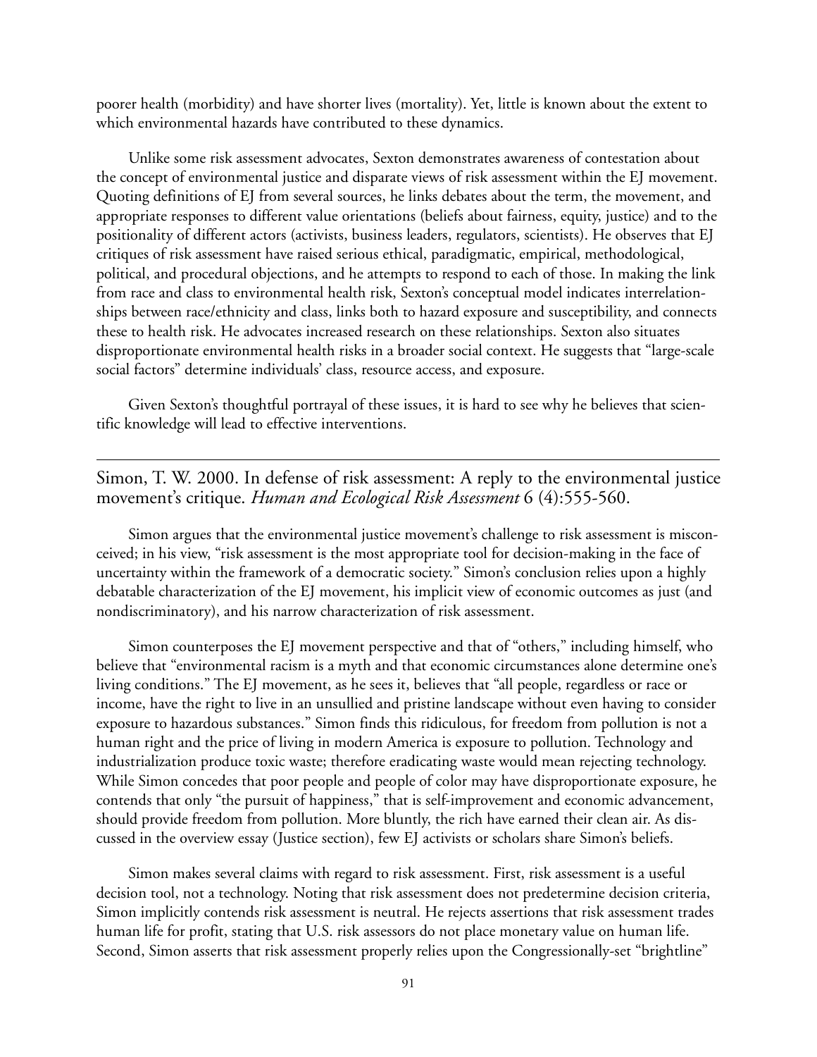poorer health (morbidity) and have shorter lives (mortality). Yet, little is known about the extent to which environmental hazards have contributed to these dynamics.

Unlike some risk assessment advocates, Sexton demonstrates awareness of contestation about the concept of environmental justice and disparate views of risk assessment within the EJ movement. Quoting definitions of EJ from several sources, he links debates about the term, the movement, and appropriate responses to different value orientations (beliefs about fairness, equity, justice) and to the positionality of different actors (activists, business leaders, regulators, scientists). He observes that EJ critiques of risk assessment have raised serious ethical, paradigmatic, empirical, methodological, political, and procedural objections, and he attempts to respond to each of those. In making the link from race and class to environmental health risk, Sexton's conceptual model indicates interrelationships between race/ethnicity and class, links both to hazard exposure and susceptibility, and connects these to health risk. He advocates increased research on these relationships. Sexton also situates disproportionate environmental health risks in a broader social context. He suggests that "large-scale social factors" determine individuals' class, resource access, and exposure.

Given Sexton's thoughtful portrayal of these issues, it is hard to see why he believes that scientific knowledge will lead to effective interventions.

---

## Simon, T. W. 2000. In defense of risk assessment: A reply to the environmental justice movement's critique. *Human and Ecological Risk Assessment* 6 (4):555-560.

Simon argues that the environmental justice movement's challenge to risk assessment is misconceived; in his view, "risk assessment is the most appropriate tool for decision-making in the face of uncertainty within the framework of a democratic society." Simon's conclusion relies upon a highly debatable characterization of the EJ movement, his implicit view of economic outcomes as just (and nondiscriminatory), and his narrow characterization of risk assessment.

Simon counterposes the EJ movement perspective and that of "others," including himself, who believe that "environmental racism is a myth and that economic circumstances alone determine one's living conditions." The EJ movement, as he sees it, believes that "all people, regardless or race or income, have the right to live in an unsullied and pristine landscape without even having to consider exposure to hazardous substances." Simon finds this ridiculous, for freedom from pollution is not a human right and the price of living in modern America is exposure to pollution. Technology and industrialization produce toxic waste; therefore eradicating waste would mean rejecting technology. While Simon concedes that poor people and people of color may have disproportionate exposure, he contends that only "the pursuit of happiness," that is self-improvement and economic advancement, should provide freedom from pollution. More bluntly, the rich have earned their clean air. As discussed in the overview essay (Justice section), few EJ activists or scholars share Simon's beliefs.

Simon makes several claims with regard to risk assessment. First, risk assessment is a useful decision tool, not a technology. Noting that risk assessment does not predetermine decision criteria, Simon implicitly contends risk assessment is neutral. He rejects assertions that risk assessment trades human life for profit, stating that U.S. risk assessors do not place monetary value on human life. Second, Simon asserts that risk assessment properly relies upon the Congressionally-set "brightline"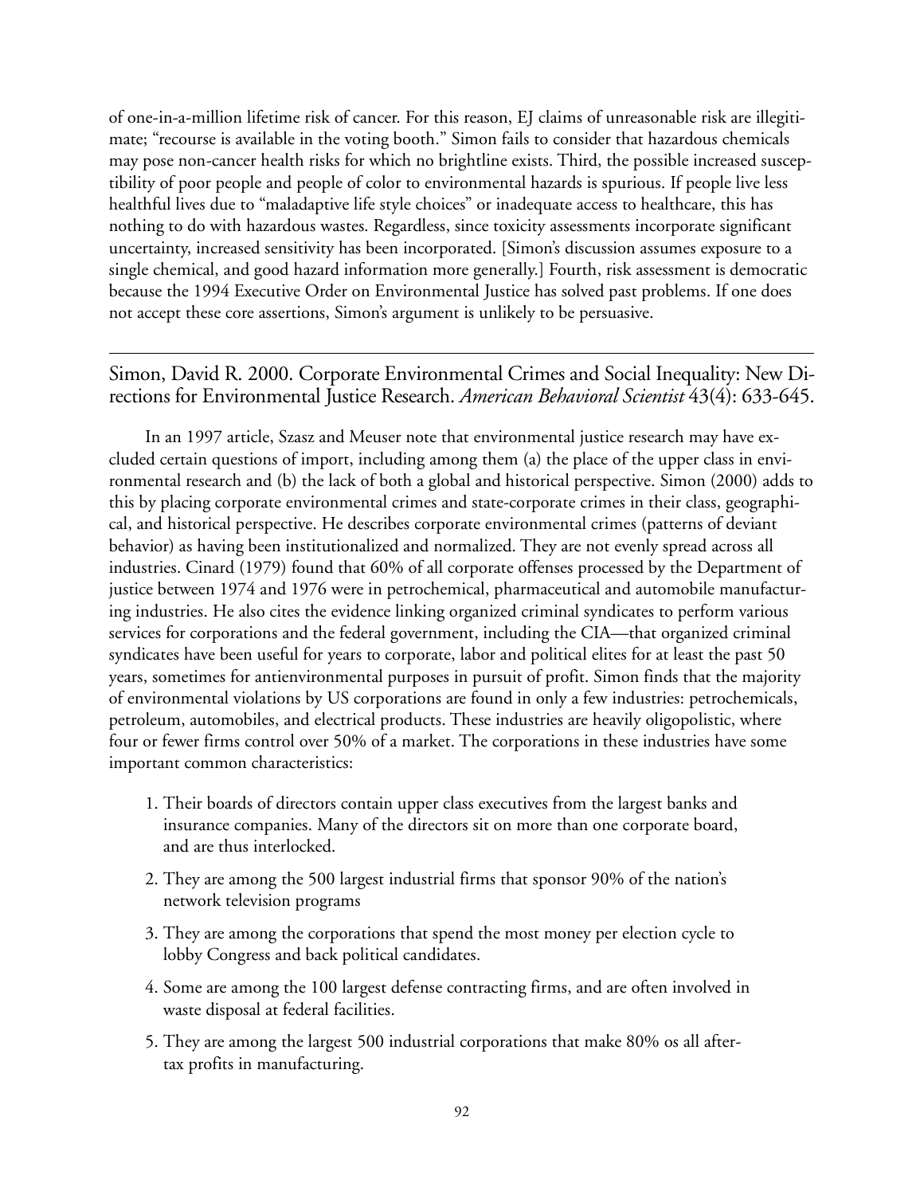of one-in-a-million lifetime risk of cancer. For this reason, EJ claims of unreasonable risk are illegitimate; "recourse is available in the voting booth." Simon fails to consider that hazardous chemicals may pose non-cancer health risks for which no brightline exists. Third, the possible increased susceptibility of poor people and people of color to environmental hazards is spurious. If people live less healthful lives due to "maladaptive life style choices" or inadequate access to healthcare, this has nothing to do with hazardous wastes. Regardless, since toxicity assessments incorporate significant uncertainty, increased sensitivity has been incorporated. [Simon's discussion assumes exposure to a single chemical, and good hazard information more generally.] Fourth, risk assessment is democratic because the 1994 Executive Order on Environmental Justice has solved past problems. If one does not accept these core assertions, Simon's argument is unlikely to be persuasive.

---

## Simon, David R. 2000. Corporate Environmental Crimes and Social Inequality: New Directions for Environmental Justice Research. *American Behavioral Scientist* 43(4): 633-645.

In an 1997 article, Szasz and Meuser note that environmental justice research may have excluded certain questions of import, including among them (a) the place of the upper class in environmental research and (b) the lack of both a global and historical perspective. Simon (2000) adds to this by placing corporate environmental crimes and state-corporate crimes in their class, geographical, and historical perspective. He describes corporate environmental crimes (patterns of deviant behavior) as having been institutionalized and normalized. They are not evenly spread across all industries. Cinard (1979) found that 60% of all corporate offenses processed by the Department of justice between 1974 and 1976 were in petrochemical, pharmaceutical and automobile manufacturing industries. He also cites the evidence linking organized criminal syndicates to perform various services for corporations and the federal government, including the CIA—that organized criminal syndicates have been useful for years to corporate, labor and political elites for at least the past 50 years, sometimes for antienvironmental purposes in pursuit of profit. Simon finds that the majority of environmental violations by US corporations are found in only a few industries: petrochemicals, petroleum, automobiles, and electrical products. These industries are heavily oligopolistic, where four or fewer firms control over 50% of a market. The corporations in these industries have some important common characteristics:

1. Their boards of directors contain upper class executives from the largest banks and insurance companies. Many of the directors sit on more than one corporate board, and are thus interlocked.
2. They are among the 500 largest industrial firms that sponsor 90% of the nation's network television programs
3. They are among the corporations that spend the most money per election cycle to lobby Congress and back political candidates.
4. Some are among the 100 largest defense contracting firms, and are often involved in waste disposal at federal facilities.
5. They are among the largest 500 industrial corporations that make 80% os all after-tax profits in manufacturing.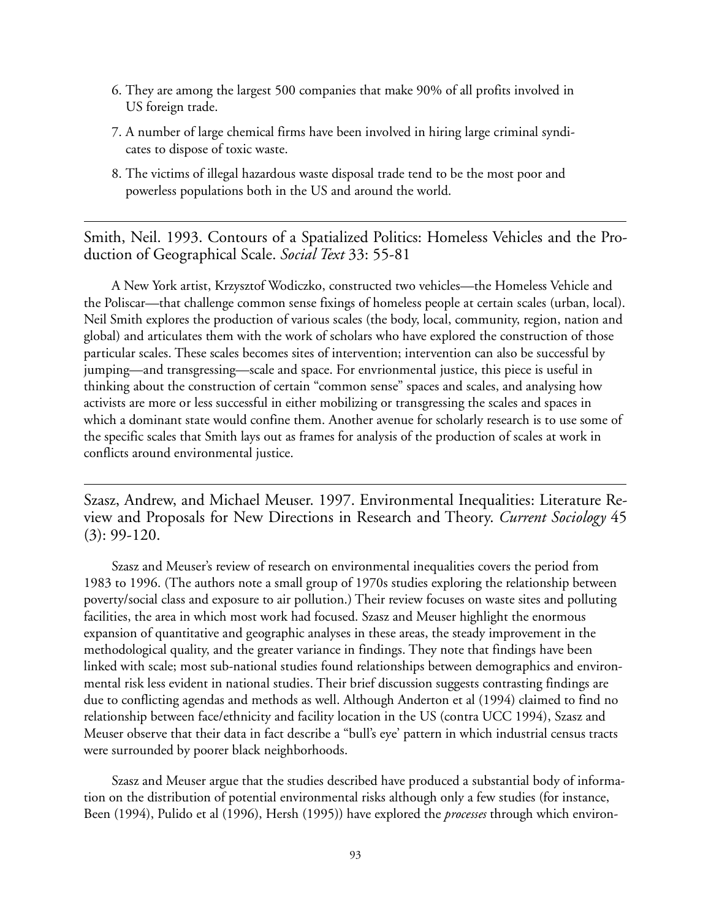6. They are among the largest 500 companies that make 90% of all profits involved in US foreign trade.
7. A number of large chemical firms have been involved in hiring large criminal syndicates to dispose of toxic waste.
8. The victims of illegal hazardous waste disposal trade tend to be the most poor and powerless populations both in the US and around the world.

---

## Smith, Neil. 1993. Contours of a Spatialized Politics: Homeless Vehicles and the Production of Geographical Scale. *Social Text* 33: 55-81

A New York artist, Krzystof Wodiczko, constructed two vehicles—the Homeless Vehicle and the Poliscar—that challenge common sense fixings of homeless people at certain scales (urban, local). Neil Smith explores the production of various scales (the body, local, community, region, nation and global) and articulates them with the work of scholars who have explored the construction of those particular scales. These scales becomes sites of intervention; intervention can also be successful by jumping—and transgressing—scale and space. For envrionmental justice, this piece is useful in thinking about the construction of certain "common sense" spaces and scales, and analysing how activists are more or less successful in either mobilizing or transgressing the scales and spaces in which a dominant state would confine them. Another avenue for scholarly research is to use some of the specific scales that Smith lays out as frames for analysis of the production of scales at work in conflicts around environmental justice.

---

## Szasz, Andrew, and Michael Meuser. 1997. Environmental Inequalities: Literature Review and Proposals for New Directions in Research and Theory. *Current Sociology* 45 (3): 99-120.

Szasz and Meuser's review of research on environmental inequalities covers the period from 1983 to 1996. (The authors note a small group of 1970s studies exploring the relationship between poverty/social class and exposure to air pollution.) Their review focuses on waste sites and polluting facilities, the area in which most work had focused. Szasz and Meuser highlight the enormous expansion of quantitative and geographic analyses in these areas, the steady improvement in the methodological quality, and the greater variance in findings. They note that findings have been linked with scale; most sub-national studies found relationships between demographics and environmental risk less evident in national studies. Their brief discussion suggests contrasting findings are due to conflicting agendas and methods as well. Although Anderton et al (1994) claimed to find no relationship between face/ethnicity and facility location in the US (contra UCC 1994), Szasz and Meuser observe that their data in fact describe a "bull's eye' pattern in which industrial census tracts were surrounded by poorer black neighborhoods.

Szasz and Meuser argue that the studies described have produced a substantial body of information on the distribution of potential environmental risks although only a few studies (for instance, Been (1994), Pulido et al (1996), Hersh (1995)) have explored the *processes* through which environ-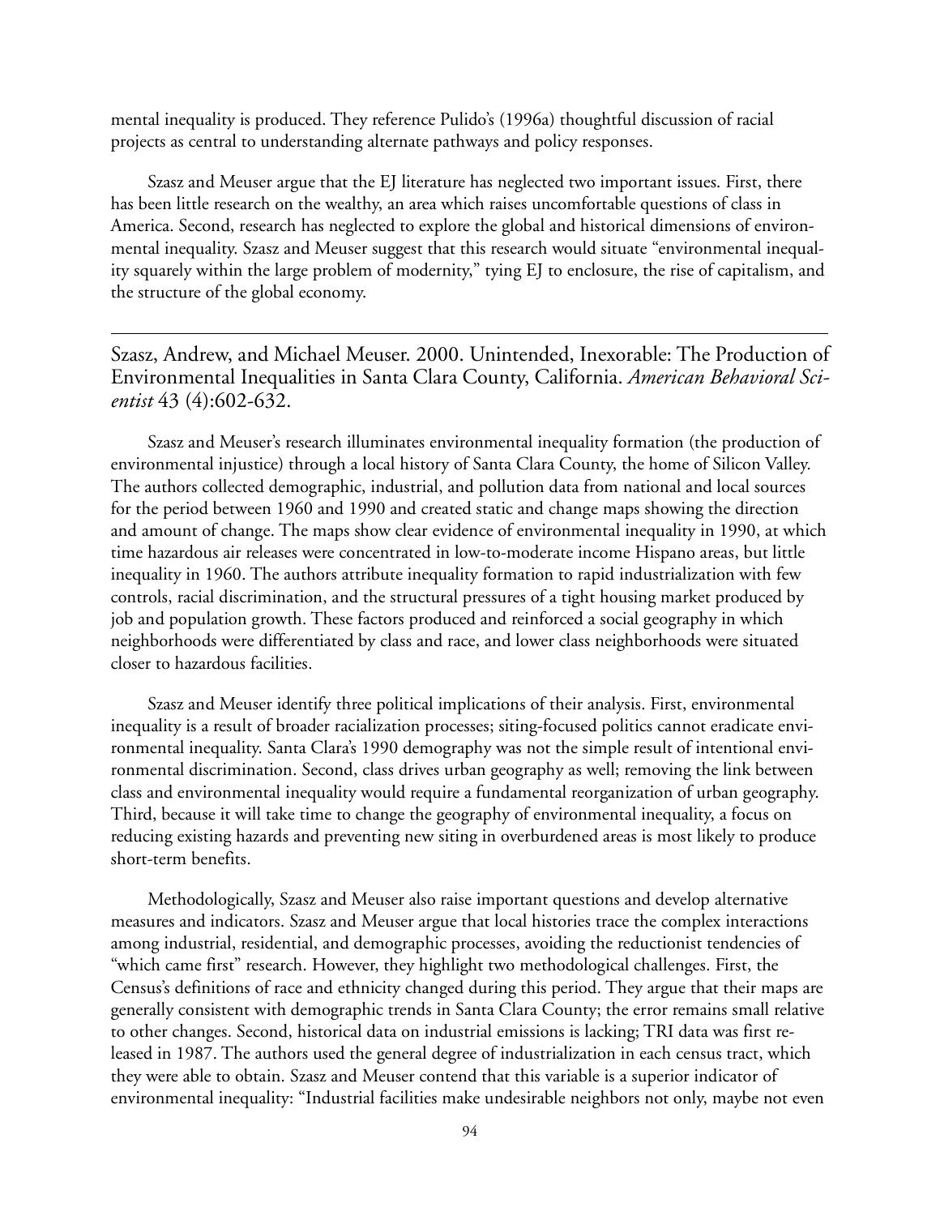mental inequality is produced. They reference Pulido's (1996a) thoughtful discussion of racial projects as central to understanding alternate pathways and policy responses.

Szasz and Meuser argue that the EJ literature has neglected two important issues. First, there has been little research on the wealthy, an area which raises uncomfortable questions of class in America. Second, research has neglected to explore the global and historical dimensions of environmental inequality. Szasz and Meuser suggest that this research would situate "environmental inequality squarely within the large problem of modernity," tying EJ to enclosure, the rise of capitalism, and the structure of the global economy.

---

## Szasz, Andrew, and Michael Meuser. 2000. Unintended, Inexorable: The Production of Environmental Inequalities in Santa Clara County, California. *American Behavioral Scientist* 43 (4):602-632.

Szasz and Meuser's research illuminates environmental inequality formation (the production of environmental injustice) through a local history of Santa Clara County, the home of Silicon Valley. The authors collected demographic, industrial, and pollution data from national and local sources for the period between 1960 and 1990 and created static and change maps showing the direction and amount of change. The maps show clear evidence of environmental inequality in 1990, at which time hazardous air releases were concentrated in low-to-moderate income Hispano areas, but little inequality in 1960. The authors attribute inequality formation to rapid industrialization with few controls, racial discrimination, and the structural pressures of a tight housing market produced by job and population growth. These factors produced and reinforced a social geography in which neighborhoods were differentiated by class and race, and lower class neighborhoods were situated closer to hazardous facilities.

Szasz and Meuser identify three political implications of their analysis. First, environmental inequality is a result of broader racialization processes; siting-focused politics cannot eradicate environmental inequality. Santa Clara's 1990 demography was not the simple result of intentional environmental discrimination. Second, class drives urban geography as well; removing the link between class and environmental inequality would require a fundamental reorganization of urban geography. Third, because it will take time to change the geography of environmental inequality, a focus on reducing existing hazards and preventing new siting in overburdened areas is most likely to produce short-term benefits.

Methodologically, Szasz and Meuser also raise important questions and develop alternative measures and indicators. Szasz and Meuser argue that local histories trace the complex interactions among industrial, residential, and demographic processes, avoiding the reductionist tendencies of "which came first" research. However, they highlight two methodological challenges. First, the Census's definitions of race and ethnicity changed during this period. They argue that their maps are generally consistent with demographic trends in Santa Clara County; the error remains small relative to other changes. Second, historical data on industrial emissions is lacking; TRI data was first released in 1987. The authors used the general degree of industrialization in each census tract, which they were able to obtain. Szasz and Meuser contend that this variable is a superior indicator of environmental inequality: "Industrial facilities make undesirable neighbors not only, maybe not even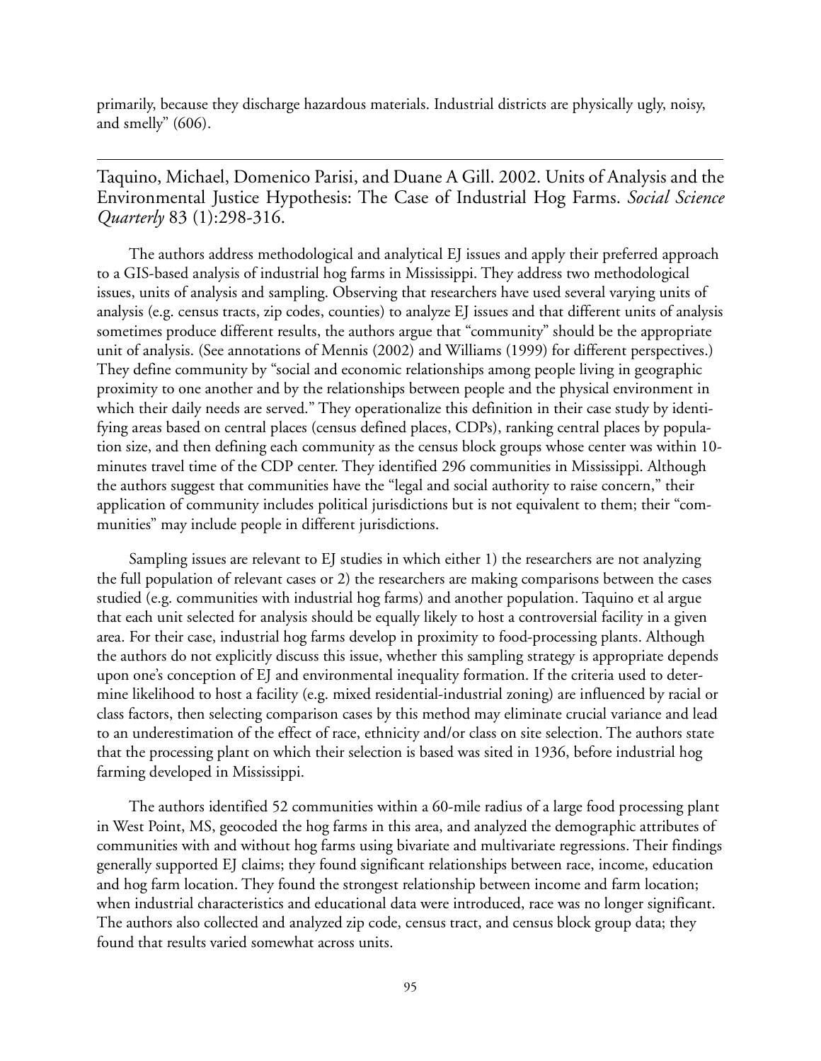primarily, because they discharge hazardous materials. Industrial districts are physically ugly, noisy, and smelly" (606).

---

## Taquino, Michael, Domenico Parisi, and Duane A Gill. 2002. Units of Analysis and the Environmental Justice Hypothesis: The Case of Industrial Hog Farms. *Social Science Quarterly* 83 (1):298-316.

The authors address methodological and analytical EJ issues and apply their preferred approach to a GIS-based analysis of industrial hog farms in Mississippi. They address two methodological issues, units of analysis and sampling. Observing that researchers have used several varying units of analysis (e.g. census tracts, zip codes, counties) to analyze EJ issues and that different units of analysis sometimes produce different results, the authors argue that "community" should be the appropriate unit of analysis. (See annotations of Mennis (2002) and Williams (1999) for different perspectives.) They define community by "social and economic relationships among people living in geographic proximity to one another and by the relationships between people and the physical environment in which their daily needs are served." They operationalize this definition in their case study by identifying areas based on central places (census defined places, CDPs), ranking central places by population size, and then defining each community as the census block groups whose center was within 10-minutes travel time of the CDP center. They identified 296 communities in Mississippi. Although the authors suggest that communities have the "legal and social authority to raise concern," their application of community includes political jurisdictions but is not equivalent to them; their "communities" may include people in different jurisdictions.

Sampling issues are relevant to EJ studies in which either 1) the researchers are not analyzing the full population of relevant cases or 2) the researchers are making comparisons between the cases studied (e.g. communities with industrial hog farms) and another population. Taquino et al argue that each unit selected for analysis should be equally likely to host a controversial facility in a given area. For their case, industrial hog farms develop in proximity to food-processing plants. Although the authors do not explicitly discuss this issue, whether this sampling strategy is appropriate depends upon one's conception of EJ and environmental inequality formation. If the criteria used to determine likelihood to host a facility (e.g. mixed residential-industrial zoning) are influenced by racial or class factors, then selecting comparison cases by this method may eliminate crucial variance and lead to an underestimation of the effect of race, ethnicity and/or class on site selection. The authors state that the processing plant on which their selection is based was sited in 1936, before industrial hog farming developed in Mississippi.

The authors identified 52 communities within a 60-mile radius of a large food processing plant in West Point, MS, geocoded the hog farms in this area, and analyzed the demographic attributes of communities with and without hog farms using bivariate and multivariate regressions. Their findings generally supported EJ claims; they found significant relationships between race, income, education and hog farm location. They found the strongest relationship between income and farm location; when industrial characteristics and educational data were introduced, race was no longer significant. The authors also collected and analyzed zip code, census tract, and census block group data; they found that results varied somewhat across units.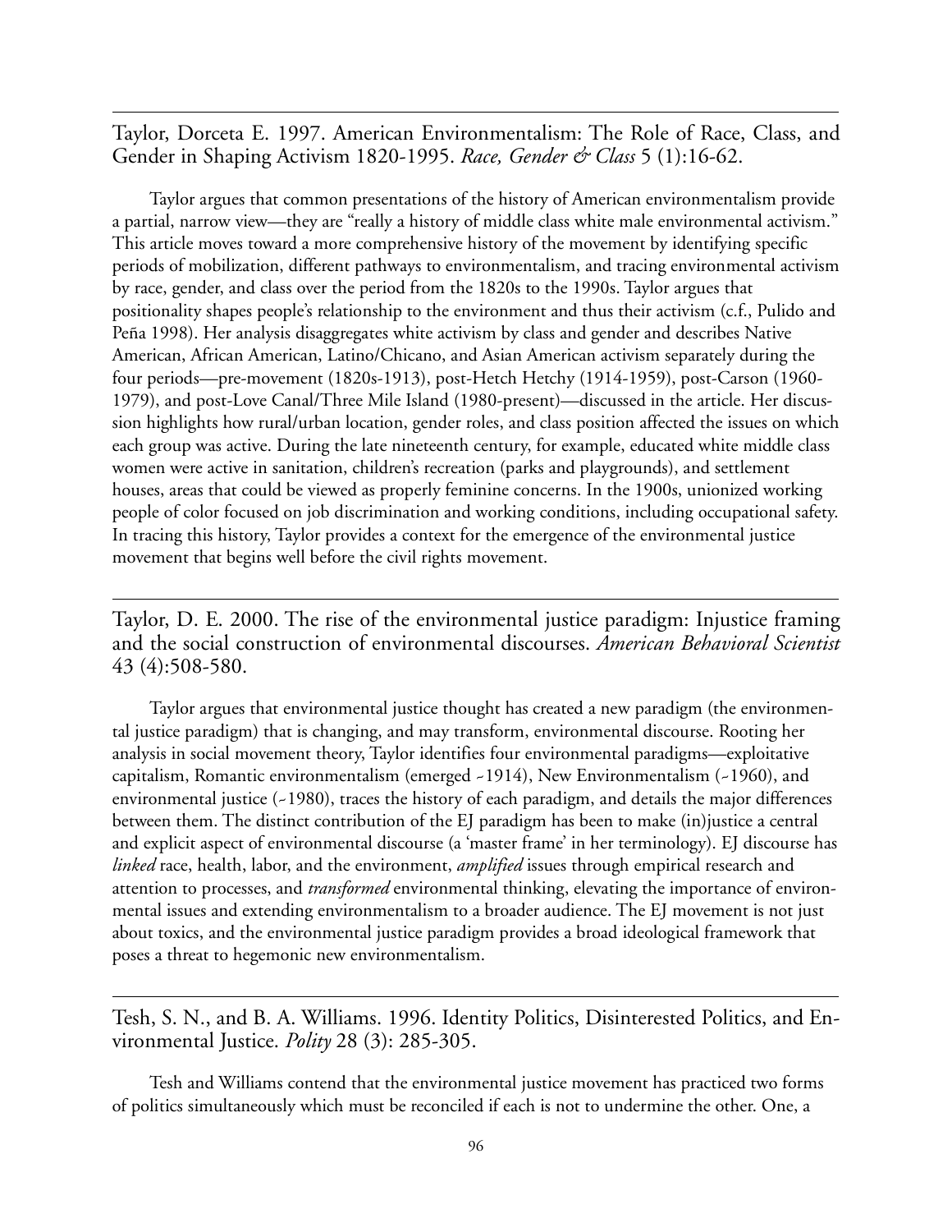Taylor, Dorceta E. 1997. American Environmentalism: The Role of Race, Class, and Gender in Shaping Activism 1820-1995. *Race, Gender & Class* 5 (1):16-62.

Taylor argues that common presentations of the history of American environmentalism provide a partial, narrow view—they are "really a history of middle class white male environmental activism." This article moves toward a more comprehensive history of the movement by identifying specific periods of mobilization, different pathways to environmentalism, and tracing environmental activism by race, gender, and class over the period from the 1820s to the 1990s. Taylor argues that positionality shapes people's relationship to the environment and thus their activism (c.f., Pulido and Peña 1998). Her analysis disaggregates white activism by class and gender and describes Native American, African American, Latino/Chicano, and Asian American activism separately during the four periods—pre-movement (1820s-1913), post-Hetch Hetchy (1914-1959), post-Carson (1960-1979), and post-Love Canal/Three Mile Island (1980-present)—discussed in the article. Her discussion highlights how rural/urban location, gender roles, and class position affected the issues on which each group was active. During the late nineteenth century, for example, educated white middle class women were active in sanitation, children's recreation (parks and playgrounds), and settlement houses, areas that could be viewed as properly feminine concerns. In the 1900s, unionized working people of color focused on job discrimination and working conditions, including occupational safety. In tracing this history, Taylor provides a context for the emergence of the environmental justice movement that begins well before the civil rights movement.

Taylor, D. E. 2000. The rise of the environmental justice paradigm: Injustice framing and the social construction of environmental discourses. *American Behavioral Scientist* 43 (4):508-580.

Taylor argues that environmental justice thought has created a new paradigm (the environmental justice paradigm) that is changing, and may transform, environmental discourse. Rooting her analysis in social movement theory, Taylor identifies four environmental paradigms—exploitative capitalism, Romantic environmentalism (emerged ~1914), New Environmentalism (~1960), and environmental justice (~1980), traces the history of each paradigm, and details the major differences between them. The distinct contribution of the EJ paradigm has been to make (in)justice a central and explicit aspect of environmental discourse (a 'master frame' in her terminology). EJ discourse has *linked* race, health, labor, and the environment, *amplified* issues through empirical research and attention to processes, and *transformed* environmental thinking, elevating the importance of environmental issues and extending environmentalism to a broader audience. The EJ movement is not just about toxics, and the environmental justice paradigm provides a broad ideological framework that poses a threat to hegemonic new environmentalism.

Tesh, S. N., and B. A. Williams. 1996. Identity Politics, Disinterested Politics, and Environmental Justice. *Polity* 28 (3): 285-305.

Tesh and Williams contend that the environmental justice movement has practiced two forms of politics simultaneously which must be reconciled if each is not to undermine the other. One, a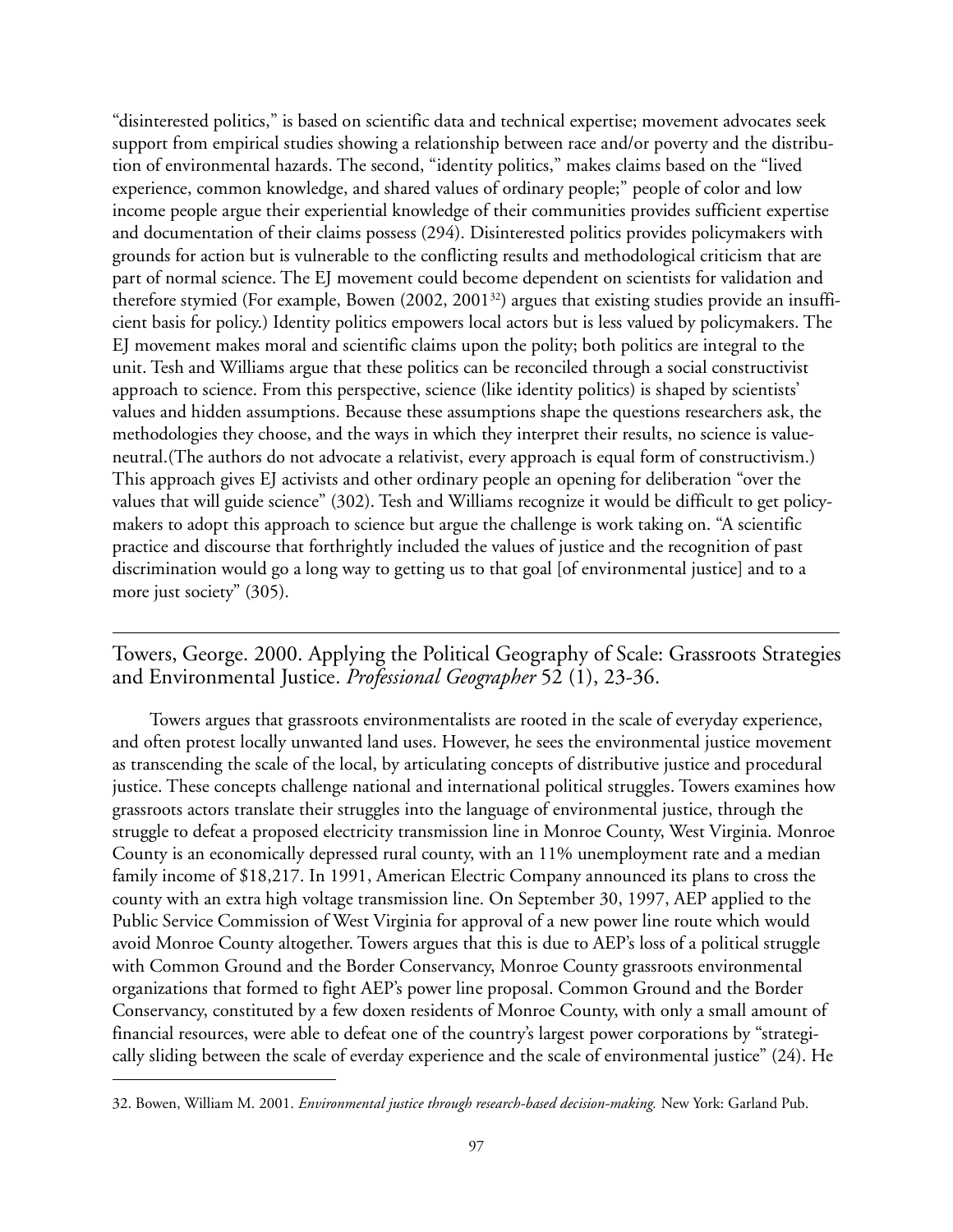"disinterested politics," is based on scientific data and technical expertise; movement advocates seek support from empirical studies showing a relationship between race and/or poverty and the distribution of environmental hazards. The second, "identity politics," makes claims based on the "lived experience, common knowledge, and shared values of ordinary people;" people of color and low income people argue their experiential knowledge of their communities provides sufficient expertise and documentation of their claims possess (294). Disinterested politics provides policymakers with grounds for action but is vulnerable to the conflicting results and methodological criticism that are part of normal science. The EJ movement could become dependent on scientists for validation and therefore stymied (For example, Bowen (2002, 2001[32]) argues that existing studies provide an insufficient basis for policy.) Identity politics empowers local actors but is less valued by policymakers. The EJ movement makes moral and scientific claims upon the polity; both politics are integral to the unit. Tesh and Williams argue that these politics can be reconciled through a social constructivist approach to science. From this perspective, science (like identity politics) is shaped by scientists' values and hidden assumptions. Because these assumptions shape the questions researchers ask, the methodologies they choose, and the ways in which they interpret their results, no science is value-neutral.(The authors do not advocate a relativist, every approach is equal form of constructivism.) This approach gives EJ activists and other ordinary people an opening for deliberation "over the values that will guide science" (302). Tesh and Williams recognize it would be difficult to get policymakers to adopt this approach to science but argue the challenge is work taking on. "A scientific practice and discourse that forthrightly included the values of justice and the recognition of past discrimination would go a long way to getting us to that goal [of environmental justice] and to a more just society" (305).

---

## Towers, George. 2000. Applying the Political Geography of Scale: Grassroots Strategies and Environmental Justice. *Professional Geographer* 52 (1), 23-36.

Towers argues that grassroots environmentalists are rooted in the scale of everyday experience, and often protest locally unwanted land uses. However, he sees the environmental justice movement as transcending the scale of the local, by articulating concepts of distributive justice and procedural justice. These concepts challenge national and international political struggles. Towers examines how grassroots actors translate their struggles into the language of environmental justice, through the struggle to defeat a proposed electricity transmission line in Monroe County, West Virginia. Monroe County is an economically depressed rural county, with an 11% unemployment rate and a median family income of $18,217. In 1991, American Electric Company announced its plans to cross the county with an extra high voltage transmission line. On September 30, 1997, AEP applied to the Public Service Commission of West Virginia for approval of a new power line route which would avoid Monroe County altogether. Towers argues that this is due to AEP's loss of a political struggle with Common Ground and the Border Conservancy, Monroe County grassroots environmental organizations that formed to fight AEP's power line proposal. Common Ground and the Border Conservancy, constituted by a few doxen residents of Monroe County, with only a small amount of financial resources, were able to defeat one of the country's largest power corporations by "strategically sliding between the scale of everday experience and the scale of environmental justice" (24). He

---

32. Bowen, William M. 2001. *Environmental justice through research-based decision-making.* New York: Garland Pub.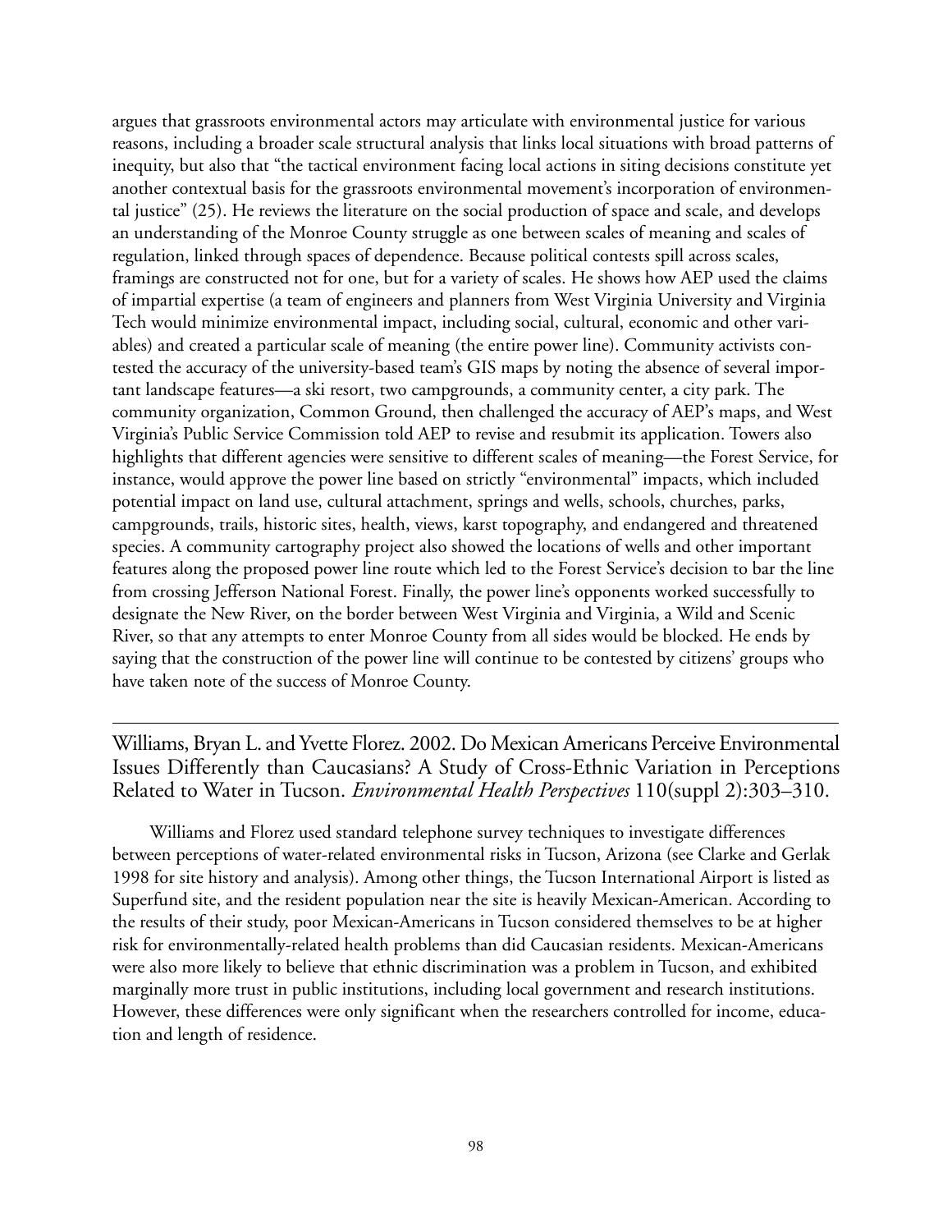argues that grassroots environmental actors may articulate with environmental justice for various reasons, including a broader scale structural analysis that links local situations with broad patterns of inequity, but also that "the tactical environment facing local actions in siting decisions constitute yet another contextual basis for the grassroots environmental movement's incorporation of environmental justice" (25). He reviews the literature on the social production of space and scale, and develops an understanding of the Monroe County struggle as one between scales of meaning and scales of regulation, linked through spaces of dependence. Because political contests spill across scales, framings are constructed not for one, but for a variety of scales. He shows how AEP used the claims of impartial expertise (a team of engineers and planners from West Virginia University and Virginia Tech would minimize environmental impact, including social, cultural, economic and other variables) and created a particular scale of meaning (the entire power line). Community activists contested the accuracy of the university-based team's GIS maps by noting the absence of several important landscape features—a ski resort, two campgrounds, a community center, a city park. The community organization, Common Ground, then challenged the accuracy of AEP's maps, and West Virginia's Public Service Commission told AEP to revise and resubmit its application. Towers also highlights that different agencies were sensitive to different scales of meaning—the Forest Service, for instance, would approve the power line based on strictly "environmental" impacts, which included potential impact on land use, cultural attachment, springs and wells, schools, churches, parks, campgrounds, trails, historic sites, health, views, karst topography, and endangered and threatened species. A community cartography project also showed the locations of wells and other important features along the proposed power line route which led to the Forest Service's decision to bar the line from crossing Jefferson National Forest. Finally, the power line's opponents worked successfully to designate the New River, on the border between West Virginia and Virginia, a Wild and Scenic River, so that any attempts to enter Monroe County from all sides would be blocked. He ends by saying that the construction of the power line will continue to be contested by citizens' groups who have taken note of the success of Monroe County.

---

## Williams, Bryan L. and Yvette Florez. 2002. Do Mexican Americans Perceive Environmental Issues Differently than Caucasians? A Study of Cross-Ethnic Variation in Perceptions Related to Water in Tucson. *Environmental Health Perspectives* 110(suppl 2):303–310.

Williams and Florez used standard telephone survey techniques to investigate differences between perceptions of water-related environmental risks in Tucson, Arizona (see Clarke and Gerlak 1998 for site history and analysis). Among other things, the Tucson International Airport is listed as Superfund site, and the resident population near the site is heavily Mexican-American. According to the results of their study, poor Mexican-Americans in Tucson considered themselves to be at higher risk for environmentally-related health problems than did Caucasian residents. Mexican-Americans were also more likely to believe that ethnic discrimination was a problem in Tucson, and exhibited marginally more trust in public institutions, including local government and research institutions. However, these differences were only significant when the researchers controlled for income, education and length of residence.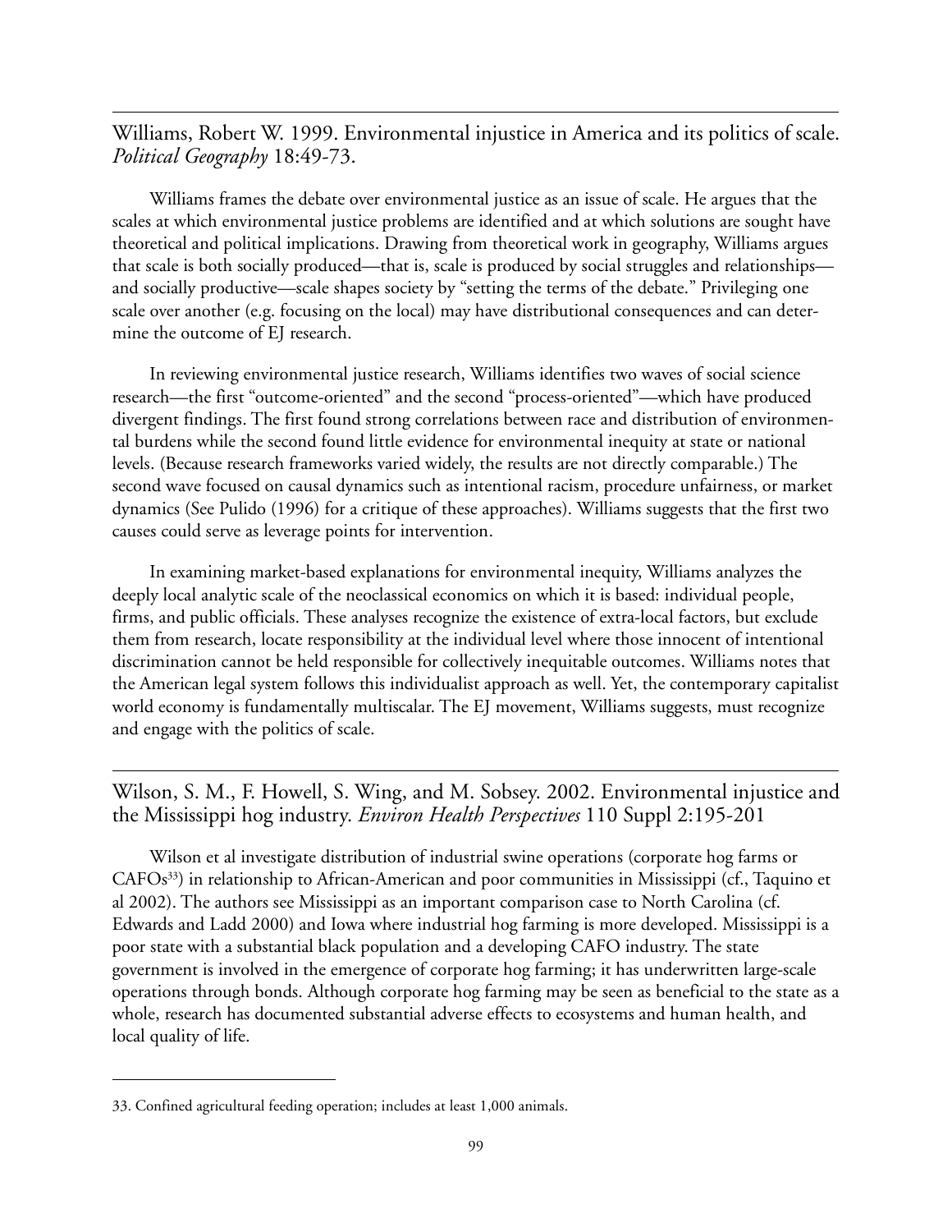## Williams, Robert W. 1999. Environmental injustice in America and its politics of scale. *Political Geography* 18:49-73.

Williams frames the debate over environmental justice as an issue of scale. He argues that the scales at which environmental justice problems are identified and at which solutions are sought have theoretical and political implications. Drawing from theoretical work in geography, Williams argues that scale is both socially produced—that is, scale is produced by social struggles and relationships—and socially productive—scale shapes society by "setting the terms of the debate." Privileging one scale over another (e.g. focusing on the local) may have distributional consequences and can determine the outcome of EJ research.

In reviewing environmental justice research, Williams identifies two waves of social science research—the first "outcome-oriented" and the second "process-oriented"—which have produced divergent findings. The first found strong correlations between race and distribution of environmental burdens while the second found little evidence for environmental inequity at state or national levels. (Because research frameworks varied widely, the results are not directly comparable.) The second wave focused on causal dynamics such as intentional racism, procedure unfairness, or market dynamics (See Pulido (1996) for a critique of these approaches). Williams suggests that the first two causes could serve as leverage points for intervention.

In examining market-based explanations for environmental inequity, Williams analyzes the deeply local analytic scale of the neoclassical economics on which it is based: individual people, firms, and public officials. These analyses recognize the existence of extra-local factors, but exclude them from research, locate responsibility at the individual level where those innocent of intentional discrimination cannot be held responsible for collectively inequitable outcomes. Williams notes that the American legal system follows this individualist approach as well. Yet, the contemporary capitalist world economy is fundamentally multiscalar. The EJ movement, Williams suggests, must recognize and engage with the politics of scale.

## Wilson, S. M., F. Howell, S. Wing, and M. Sobsey. 2002. Environmental injustice and the Mississippi hog industry. *Environ Health Perspectives* 110 Suppl 2:195-201

Wilson et al investigate distribution of industrial swine operations (corporate hog farms or CAFOs[33]) in relationship to African-American and poor communities in Mississippi (cf., Taquino et al 2002). The authors see Mississippi as an important comparison case to North Carolina (cf. Edwards and Ladd 2000) and Iowa where industrial hog farming is more developed. Mississippi is a poor state with a substantial black population and a developing CAFO industry. The state government is involved in the emergence of corporate hog farming; it has underwritten large-scale operations through bonds. Although corporate hog farming may be seen as beneficial to the state as a whole, research has documented substantial adverse effects to ecosystems and human health, and local quality of life.

---

33. Confined agricultural feeding operation; includes at least 1,000 animals.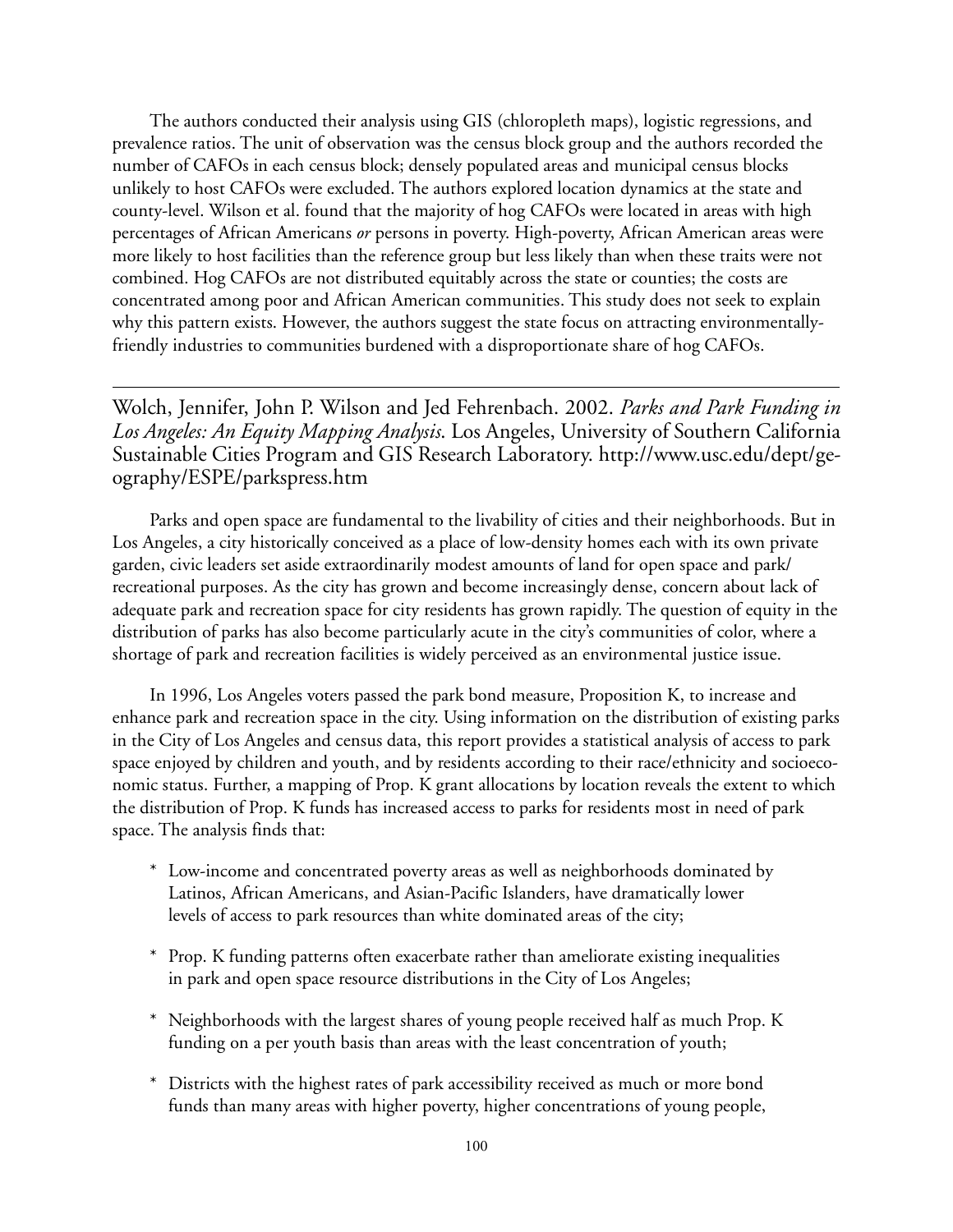The authors conducted their analysis using GIS (chloropleth maps), logistic regressions, and prevalence ratios. The unit of observation was the census block group and the authors recorded the number of CAFOs in each census block; densely populated areas and municipal census blocks unlikely to host CAFOs were excluded. The authors explored location dynamics at the state and county-level. Wilson et al. found that the majority of hog CAFOs were located in areas with high percentages of African Americans *or* persons in poverty. High-poverty, African American areas were more likely to host facilities than the reference group but less likely than when these traits were not combined. Hog CAFOs are not distributed equitably across the state or counties; the costs are concentrated among poor and African American communities. This study does not seek to explain why this pattern exists. However, the authors suggest the state focus on attracting environmentally-friendly industries to communities burdened with a disproportionate share of hog CAFOs.

---

## Wolch, Jennifer, John P. Wilson and Jed Fehrenbach. 2002. *Parks and Park Funding in Los Angeles: An Equity Mapping Analysis*. Los Angeles, University of Southern California Sustainable Cities Program and GIS Research Laboratory. http://www.usc.edu/dept/geography/ESPE/parkspress.htm

Parks and open space are fundamental to the livability of cities and their neighborhoods. But in Los Angeles, a city historically conceived as a place of low-density homes each with its own private garden, civic leaders set aside extraordinarily modest amounts of land for open space and park/recreational purposes. As the city has grown and become increasingly dense, concern about lack of adequate park and recreation space for city residents has grown rapidly. The question of equity in the distribution of parks has also become particularly acute in the city's communities of color, where a shortage of park and recreation facilities is widely perceived as an environmental justice issue.

In 1996, Los Angeles voters passed the park bond measure, Proposition K, to increase and enhance park and recreation space in the city. Using information on the distribution of existing parks in the City of Los Angeles and census data, this report provides a statistical analysis of access to park space enjoyed by children and youth, and by residents according to their race/ethnicity and socioeconomic status. Further, a mapping of Prop. K grant allocations by location reveals the extent to which the distribution of Prop. K funds has increased access to parks for residents most in need of park space. The analysis finds that:

* Low-income and concentrated poverty areas as well as neighborhoods dominated by Latinos, African Americans, and Asian-Pacific Islanders, have dramatically lower levels of access to park resources than white dominated areas of the city;
* Prop. K funding patterns often exacerbate rather than ameliorate existing inequalities in park and open space resource distributions in the City of Los Angeles;
* Neighborhoods with the largest shares of young people received half as much Prop. K funding on a per youth basis than areas with the least concentration of youth;
* Districts with the highest rates of park accessibility received as much or more bond funds than many areas with higher poverty, higher concentrations of young people,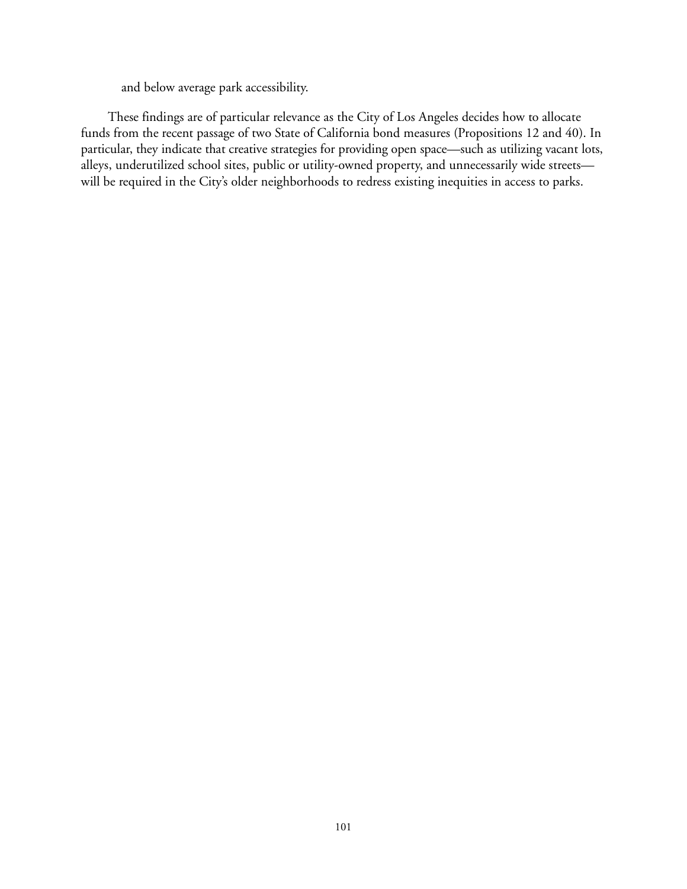and below average park accessibility.

These findings are of particular relevance as the City of Los Angeles decides how to allocate funds from the recent passage of two State of California bond measures (Propositions 12 and 40). In particular, they indicate that creative strategies for providing open space—such as utilizing vacant lots, alleys, underutilized school sites, public or utility-owned property, and unnecessarily wide streets—will be required in the City's older neighborhoods to redress existing inequities in access to parks.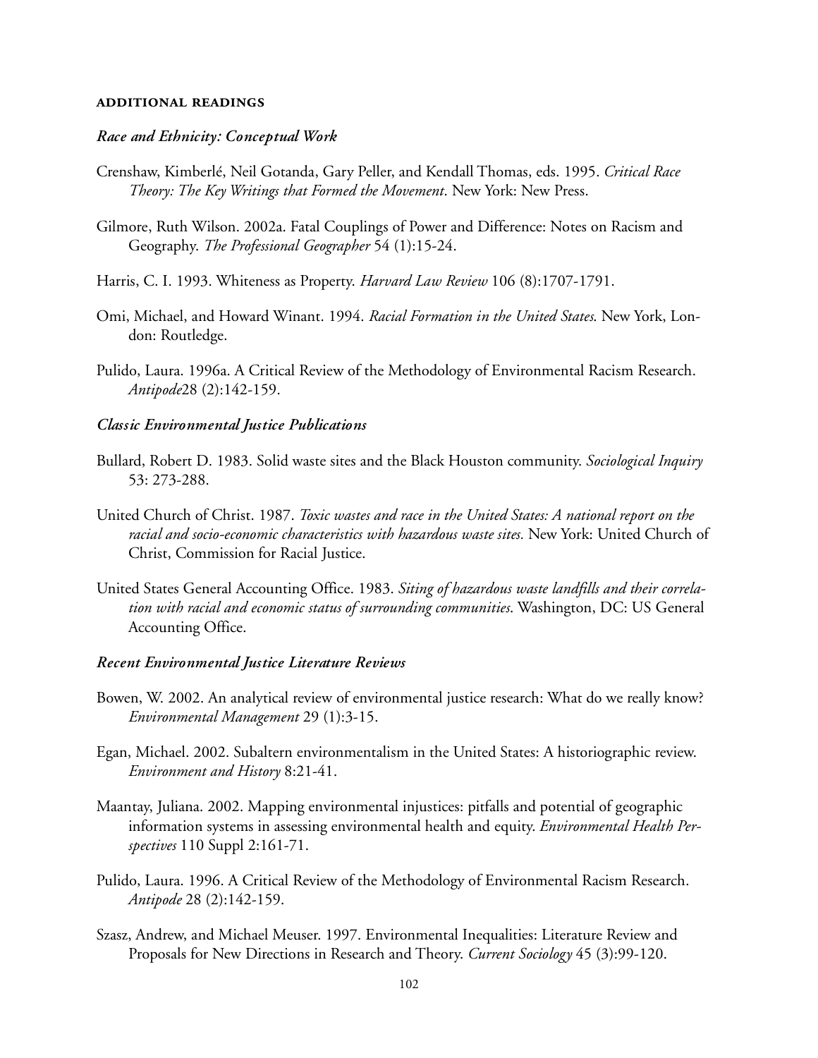#### ADDITIONAL READINGS

##### *Race and Ethnicity: Conceptual Work*

Crenshaw, Kimberlé, Neil Gotanda, Gary Peller, and Kendall Thomas, eds. 1995. *Critical Race Theory: The Key Writings that Formed the Movement*. New York: New Press.

Gilmore, Ruth Wilson. 2002a. Fatal Couplings of Power and Difference: Notes on Racism and Geography. *The Professional Geographer* 54 (1):15-24.

Harris, C. I. 1993. Whiteness as Property. *Harvard Law Review* 106 (8):1707-1791.

Omi, Michael, and Howard Winant. 1994. *Racial Formation in the United States*. New York, London: Routledge.

Pulido, Laura. 1996a. A Critical Review of the Methodology of Environmental Racism Research. *Antipode*28 (2):142-159.

##### *Classic Environmental Justice Publications*

Bullard, Robert D. 1983. Solid waste sites and the Black Houston community. *Sociological Inquiry* 53: 273-288.

United Church of Christ. 1987. *Toxic wastes and race in the United States: A national report on the racial and socio-economic characteristics with hazardous waste sites.* New York: United Church of Christ, Commission for Racial Justice.

United States General Accounting Office. 1983. *Siting of hazardous waste landfills and their correlation with racial and economic status of surrounding communities*. Washington, DC: US General Accounting Office.

##### *Recent Environmental Justice Literature Reviews*

Bowen, W. 2002. An analytical review of environmental justice research: What do we really know? *Environmental Management* 29 (1):3-15.

Egan, Michael. 2002. Subaltern environmentalism in the United States: A historiographic review. *Environment and History* 8:21-41.

Maantay, Juliana. 2002. Mapping environmental injustices: pitfalls and potential of geographic information systems in assessing environmental health and equity. *Environmental Health Perspectives* 110 Suppl 2:161-71.

Pulido, Laura. 1996. A Critical Review of the Methodology of Environmental Racism Research. *Antipode* 28 (2):142-159.

Szasz, Andrew, and Michael Meuser. 1997. Environmental Inequalities: Literature Review and Proposals for New Directions in Research and Theory. *Current Sociology* 45 (3):99-120.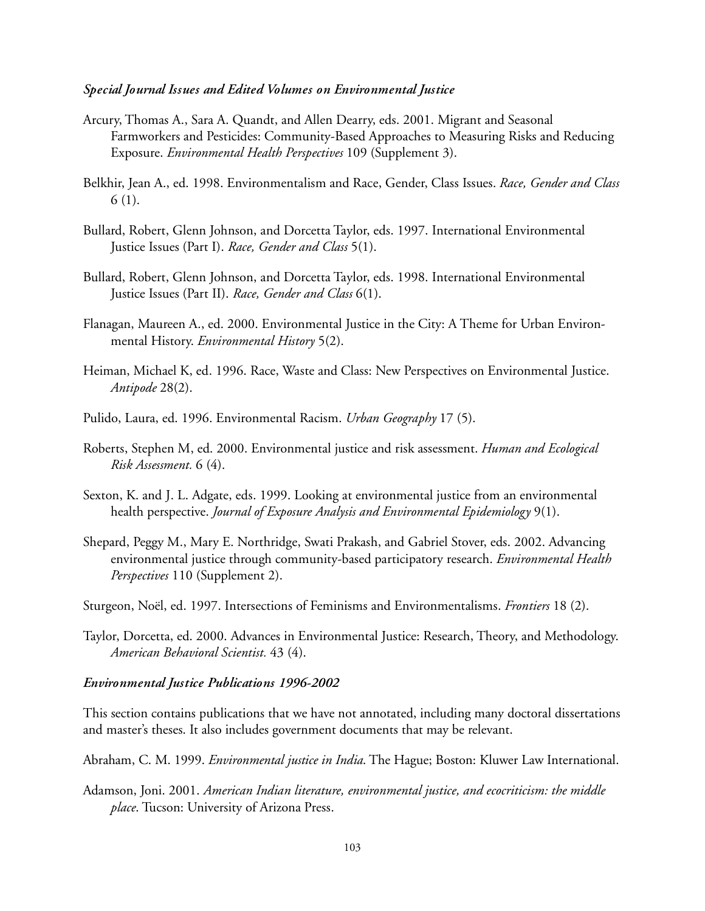### *Special Journal Issues and Edited Volumes on Environmental Justice*

Arcury, Thomas A., Sara A. Quandt, and Allen Dearry, eds. 2001. Migrant and Seasonal Farmworkers and Pesticides: Community-Based Approaches to Measuring Risks and Reducing Exposure. *Environmental Health Perspectives* 109 (Supplement 3).

Belkhir, Jean A., ed. 1998. Environmentalism and Race, Gender, Class Issues. *Race, Gender and Class* 6 (1).

Bullard, Robert, Glenn Johnson, and Dorcetta Taylor, eds. 1997. International Environmental Justice Issues (Part I). *Race, Gender and Class* 5(1).

Bullard, Robert, Glenn Johnson, and Dorcetta Taylor, eds. 1998. International Environmental Justice Issues (Part II). *Race, Gender and Class* 6(1).

Flanagan, Maureen A., ed. 2000. Environmental Justice in the City: A Theme for Urban Environmental History. *Environmental History* 5(2).

Heiman, Michael K, ed. 1996. Race, Waste and Class: New Perspectives on Environmental Justice. *Antipode* 28(2).

Pulido, Laura, ed. 1996. Environmental Racism. *Urban Geography* 17 (5).

Roberts, Stephen M, ed. 2000. Environmental justice and risk assessment. *Human and Ecological Risk Assessment.* 6 (4).

Sexton, K. and J. L. Adgate, eds. 1999. Looking at environmental justice from an environmental health perspective. *Journal of Exposure Analysis and Environmental Epidemiology* 9(1).

Shepard, Peggy M., Mary E. Northridge, Swati Prakash, and Gabriel Stover, eds. 2002. Advancing environmental justice through community-based participatory research. *Environmental Health Perspectives* 110 (Supplement 2).

Sturgeon, Noël, ed. 1997. Intersections of Feminisms and Environmentalisms. *Frontiers* 18 (2).

Taylor, Dorcetta, ed. 2000. Advances in Environmental Justice: Research, Theory, and Methodology. *American Behavioral Scientist.* 43 (4).

### *Environmental Justice Publications 1996-2002*

This section contains publications that we have not annotated, including many doctoral dissertations and master's theses. It also includes government documents that may be relevant.

Abraham, C. M. 1999. *Environmental justice in India*. The Hague; Boston: Kluwer Law International.

Adamson, Joni. 2001. *American Indian literature, environmental justice, and ecocriticism: the middle place*. Tucson: University of Arizona Press.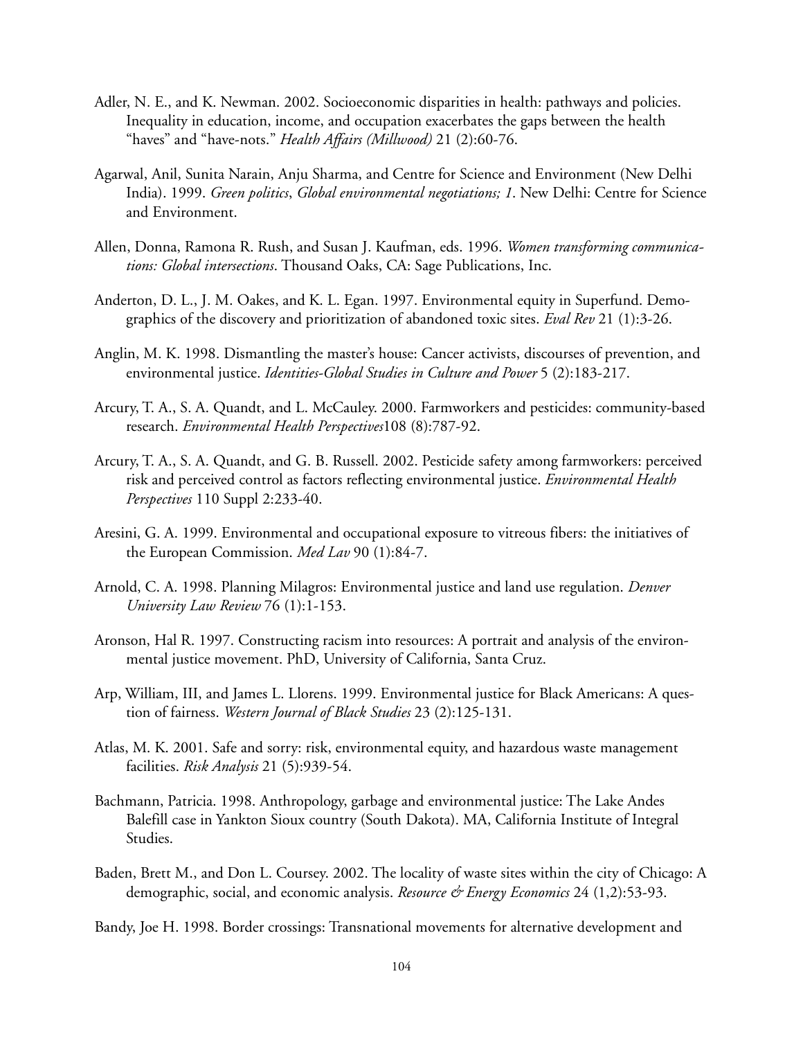Adler, N. E., and K. Newman. 2002. Socioeconomic disparities in health: pathways and policies. Inequality in education, income, and occupation exacerbates the gaps between the health "haves" and "have-nots." *Health Affairs (Millwood)* 21 (2):60-76.

Agarwal, Anil, Sunita Narain, Anju Sharma, and Centre for Science and Environment (New Delhi India). 1999. *Green politics*, *Global environmental negotiations; 1*. New Delhi: Centre for Science and Environment.

Allen, Donna, Ramona R. Rush, and Susan J. Kaufman, eds. 1996. *Women transforming communications: Global intersections*. Thousand Oaks, CA: Sage Publications, Inc.

Anderton, D. L., J. M. Oakes, and K. L. Egan. 1997. Environmental equity in Superfund. Demographics of the discovery and prioritization of abandoned toxic sites. *Eval Rev* 21 (1):3-26.

Anglin, M. K. 1998. Dismantling the master's house: Cancer activists, discourses of prevention, and environmental justice. *Identities-Global Studies in Culture and Power* 5 (2):183-217.

Arcury, T. A., S. A. Quandt, and L. McCauley. 2000. Farmworkers and pesticides: community-based research. *Environmental Health Perspectives*108 (8):787-92.

Arcury, T. A., S. A. Quandt, and G. B. Russell. 2002. Pesticide safety among farmworkers: perceived risk and perceived control as factors reflecting environmental justice. *Environmental Health Perspectives* 110 Suppl 2:233-40.

Aresini, G. A. 1999. Environmental and occupational exposure to vitreous fibers: the initiatives of the European Commission. *Med Lav* 90 (1):84-7.

Arnold, C. A. 1998. Planning Milagros: Environmental justice and land use regulation. *Denver University Law Review* 76 (1):1-153.

Aronson, Hal R. 1997. Constructing racism into resources: A portrait and analysis of the environmental justice movement. PhD, University of California, Santa Cruz.

Arp, William, III, and James L. Llorens. 1999. Environmental justice for Black Americans: A question of fairness. *Western Journal of Black Studies* 23 (2):125-131.

Atlas, M. K. 2001. Safe and sorry: risk, environmental equity, and hazardous waste management facilities. *Risk Analysis* 21 (5):939-54.

Bachmann, Patricia. 1998. Anthropology, garbage and environmental justice: The Lake Andes Balefill case in Yankton Sioux country (South Dakota). MA, California Institute of Integral Studies.

Baden, Brett M., and Don L. Coursey. 2002. The locality of waste sites within the city of Chicago: A demographic, social, and economic analysis. *Resource & Energy Economics* 24 (1,2):53-93.

Bandy, Joe H. 1998. Border crossings: Transnational movements for alternative development and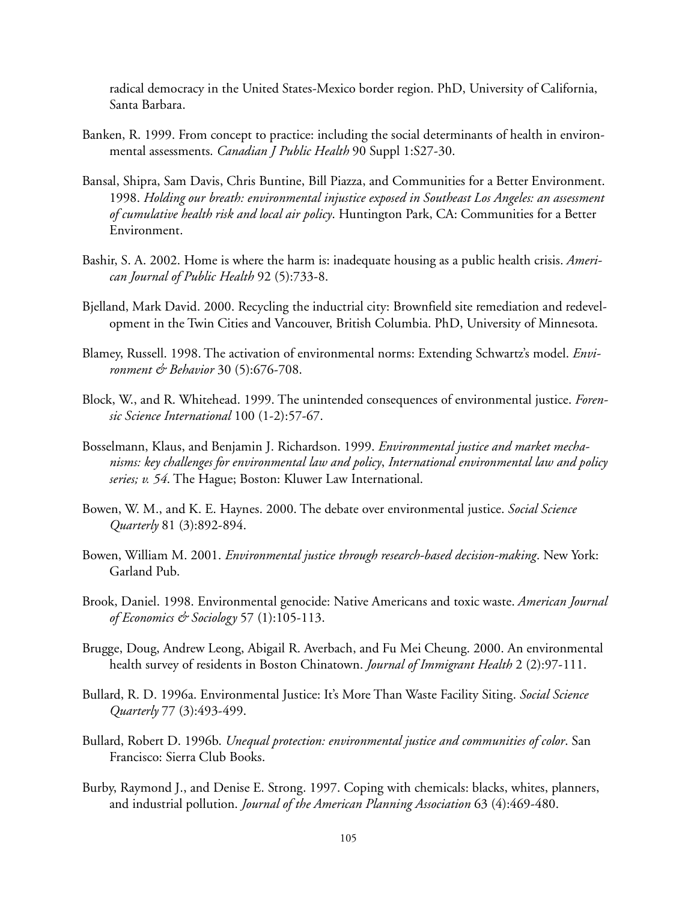radical democracy in the United States-Mexico border region. PhD, University of California, Santa Barbara.

Banken, R. 1999. From concept to practice: including the social determinants of health in environmental assessments. *Canadian J Public Health* 90 Suppl 1:S27-30.

Bansal, Shipra, Sam Davis, Chris Buntine, Bill Piazza, and Communities for a Better Environment. 1998. *Holding our breath: environmental injustice exposed in Southeast Los Angeles: an assessment of cumulative health risk and local air policy*. Huntington Park, CA: Communities for a Better Environment.

Bashir, S. A. 2002. Home is where the harm is: inadequate housing as a public health crisis. *American Journal of Public Health* 92 (5):733-8.

Bjelland, Mark David. 2000. Recycling the inductrial city: Brownfield site remediation and redevelopment in the Twin Cities and Vancouver, British Columbia. PhD, University of Minnesota.

Blamey, Russell. 1998. The activation of environmental norms: Extending Schwartz's model. *Environment & Behavior* 30 (5):676-708.

Block, W., and R. Whitehead. 1999. The unintended consequences of environmental justice. *Forensic Science International* 100 (1-2):57-67.

Bosselmann, Klaus, and Benjamin J. Richardson. 1999. *Environmental justice and market mechanisms: key challenges for environmental law and policy*, *International environmental law and policy series; v. 54*. The Hague; Boston: Kluwer Law International.

Bowen, W. M., and K. E. Haynes. 2000. The debate over environmental justice. *Social Science Quarterly* 81 (3):892-894.

Bowen, William M. 2001. *Environmental justice through research-based decision-making*. New York: Garland Pub.

Brook, Daniel. 1998. Environmental genocide: Native Americans and toxic waste. *American Journal of Economics & Sociology* 57 (1):105-113.

Brugge, Doug, Andrew Leong, Abigail R. Averbach, and Fu Mei Cheung. 2000. An environmental health survey of residents in Boston Chinatown. *Journal of Immigrant Health* 2 (2):97-111.

Bullard, R. D. 1996a. Environmental Justice: It's More Than Waste Facility Siting. *Social Science Quarterly* 77 (3):493-499.

Bullard, Robert D. 1996b. *Unequal protection: environmental justice and communities of color*. San Francisco: Sierra Club Books.

Burby, Raymond J., and Denise E. Strong. 1997. Coping with chemicals: blacks, whites, planners, and industrial pollution. *Journal of the American Planning Association* 63 (4):469-480.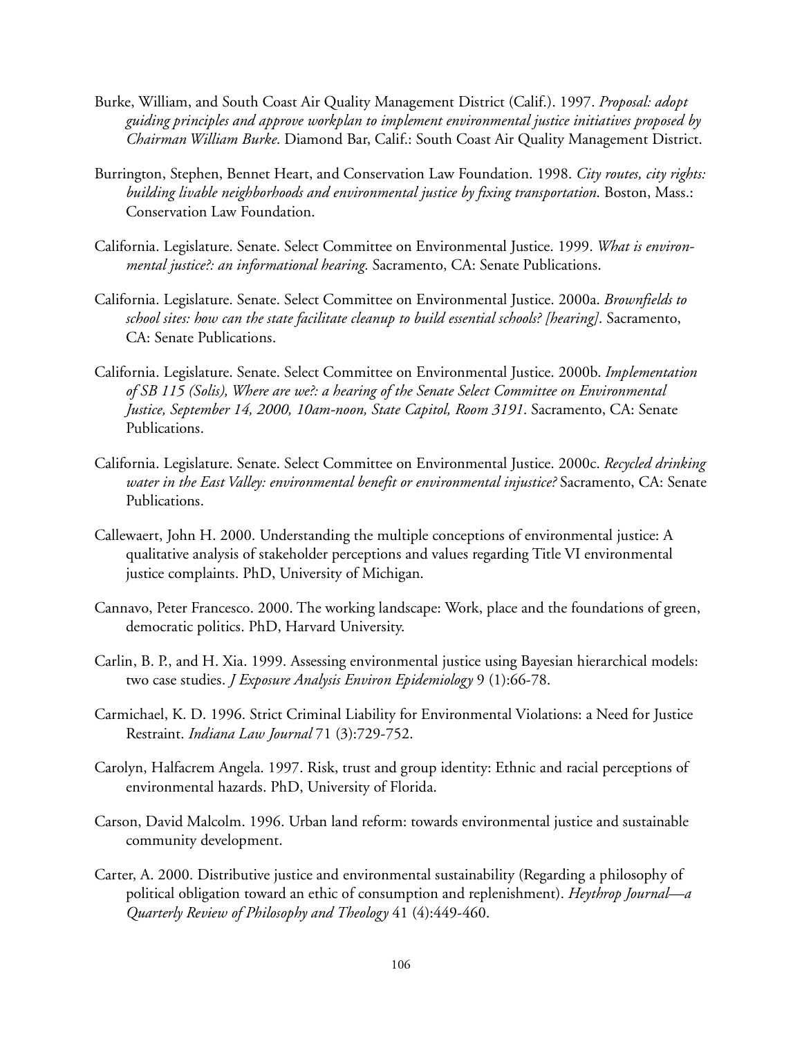Burke, William, and South Coast Air Quality Management District (Calif.). 1997. *Proposal: adopt guiding principles and approve workplan to implement environmental justice initiatives proposed by Chairman William Burke*. Diamond Bar, Calif.: South Coast Air Quality Management District.

Burrington, Stephen, Bennet Heart, and Conservation Law Foundation. 1998. *City routes, city rights: building livable neighborhoods and environmental justice by fixing transportation*. Boston, Mass.: Conservation Law Foundation.

California. Legislature. Senate. Select Committee on Environmental Justice. 1999. *What is environmental justice?: an informational hearing*. Sacramento, CA: Senate Publications.

California. Legislature. Senate. Select Committee on Environmental Justice. 2000a. *Brownfields to school sites: how can the state facilitate cleanup to build essential schools? [hearing]*. Sacramento, CA: Senate Publications.

California. Legislature. Senate. Select Committee on Environmental Justice. 2000b. *Implementation of SB 115 (Solis), Where are we?: a hearing of the Senate Select Committee on Environmental Justice, September 14, 2000, 10am-noon, State Capitol, Room 3191*. Sacramento, CA: Senate Publications.

California. Legislature. Senate. Select Committee on Environmental Justice. 2000c. *Recycled drinking water in the East Valley: environmental benefit or environmental injustice?* Sacramento, CA: Senate Publications.

Callewaert, John H. 2000. Understanding the multiple conceptions of environmental justice: A qualitative analysis of stakeholder perceptions and values regarding Title VI environmental justice complaints. PhD, University of Michigan.

Cannavo, Peter Francesco. 2000. The working landscape: Work, place and the foundations of green, democratic politics. PhD, Harvard University.

Carlin, B. P., and H. Xia. 1999. Assessing environmental justice using Bayesian hierarchical models: two case studies. *J Exposure Analysis Environ Epidemiology* 9 (1):66-78.

Carmichael, K. D. 1996. Strict Criminal Liability for Environmental Violations: a Need for Justice Restraint. *Indiana Law Journal* 71 (3):729-752.

Carolyn, Halfacrem Angela. 1997. Risk, trust and group identity: Ethnic and racial perceptions of environmental hazards. PhD, University of Florida.

Carson, David Malcolm. 1996. Urban land reform: towards environmental justice and sustainable community development.

Carter, A. 2000. Distributive justice and environmental sustainability (Regarding a philosophy of political obligation toward an ethic of consumption and replenishment). *Heythrop Journal—a Quarterly Review of Philosophy and Theology* 41 (4):449-460.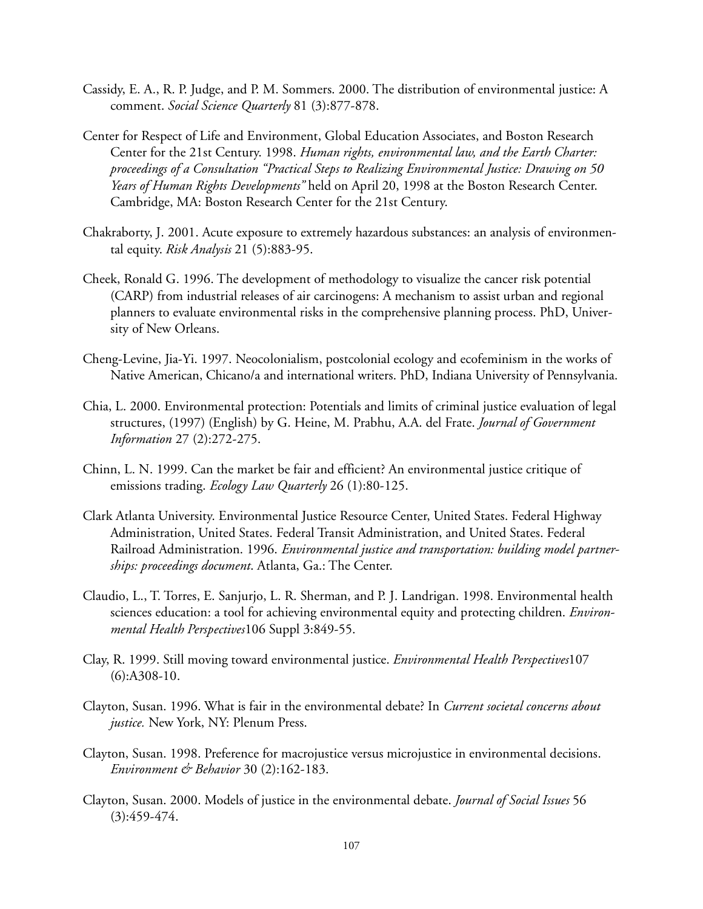Cassidy, E. A., R. P. Judge, and P. M. Sommers. 2000. The distribution of environmental justice: A comment. *Social Science Quarterly* 81 (3):877-878.

Center for Respect of Life and Environment, Global Education Associates, and Boston Research Center for the 21st Century. 1998. *Human rights, environmental law, and the Earth Charter: proceedings of a Consultation "Practical Steps to Realizing Environmental Justice: Drawing on 50 Years of Human Rights Developments"* held on April 20, 1998 at the Boston Research Center. Cambridge, MA: Boston Research Center for the 21st Century.

Chakraborty, J. 2001. Acute exposure to extremely hazardous substances: an analysis of environmental equity. *Risk Analysis* 21 (5):883-95.

Cheek, Ronald G. 1996. The development of methodology to visualize the cancer risk potential (CARP) from industrial releases of air carcinogens: A mechanism to assist urban and regional planners to evaluate environmental risks in the comprehensive planning process. PhD, University of New Orleans.

Cheng-Levine, Jia-Yi. 1997. Neocolonialism, postcolonial ecology and ecofeminism in the works of Native American, Chicano/a and international writers. PhD, Indiana University of Pennsylvania.

Chia, L. 2000. Environmental protection: Potentials and limits of criminal justice evaluation of legal structures, (1997) (English) by G. Heine, M. Prabhu, A.A. del Frate. *Journal of Government Information* 27 (2):272-275.

Chinn, L. N. 1999. Can the market be fair and efficient? An environmental justice critique of emissions trading. *Ecology Law Quarterly* 26 (1):80-125.

Clark Atlanta University. Environmental Justice Resource Center, United States. Federal Highway Administration, United States. Federal Transit Administration, and United States. Federal Railroad Administration. 1996. *Environmental justice and transportation: building model partnerships: proceedings document*. Atlanta, Ga.: The Center.

Claudio, L., T. Torres, E. Sanjurjo, L. R. Sherman, and P. J. Landrigan. 1998. Environmental health sciences education: a tool for achieving environmental equity and protecting children. *Environmental Health Perspectives*106 Suppl 3:849-55.

Clay, R. 1999. Still moving toward environmental justice. *Environmental Health Perspectives*107 (6):A308-10.

Clayton, Susan. 1996. What is fair in the environmental debate? In *Current societal concerns about justice.* New York, NY: Plenum Press.

Clayton, Susan. 1998. Preference for macrojustice versus microjustice in environmental decisions. *Environment & Behavior* 30 (2):162-183.

Clayton, Susan. 2000. Models of justice in the environmental debate. *Journal of Social Issues* 56 (3):459-474.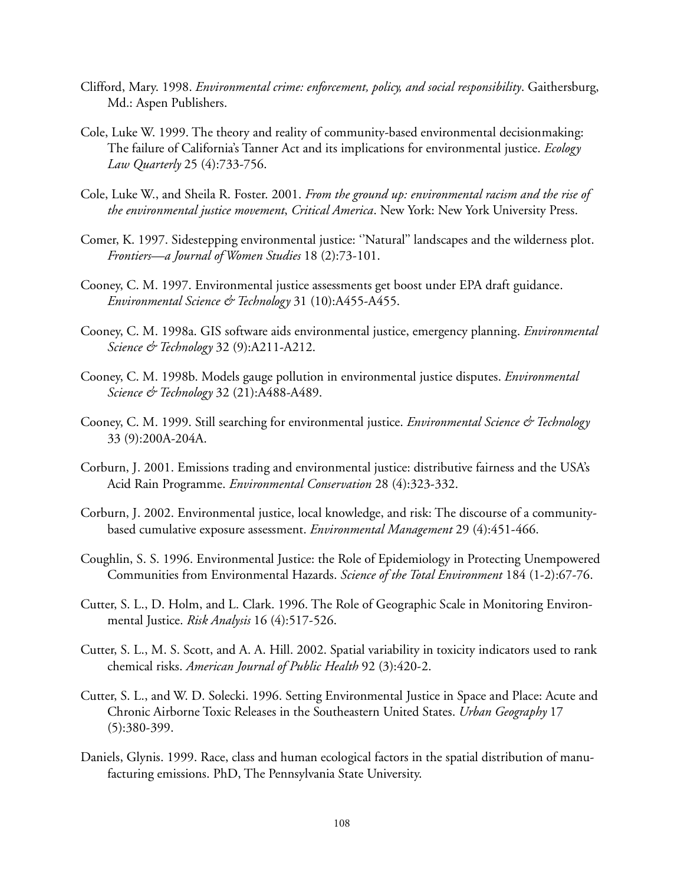Clifford, Mary. 1998. *Environmental crime: enforcement, policy, and social responsibility*. Gaithersburg, Md.: Aspen Publishers.

Cole, Luke W. 1999. The theory and reality of community-based environmental decisionmaking: The failure of California's Tanner Act and its implications for environmental justice. *Ecology Law Quarterly* 25 (4):733-756.

Cole, Luke W., and Sheila R. Foster. 2001. *From the ground up: environmental racism and the rise of the environmental justice movement*, *Critical America*. New York: New York University Press.

Comer, K. 1997. Sidestepping environmental justice: ''Natural'' landscapes and the wilderness plot. *Frontiers—a Journal of Women Studies* 18 (2):73-101.

Cooney, C. M. 1997. Environmental justice assessments get boost under EPA draft guidance. *Environmental Science & Technology* 31 (10):A455-A455.

Cooney, C. M. 1998a. GIS software aids environmental justice, emergency planning. *Environmental Science & Technology* 32 (9):A211-A212.

Cooney, C. M. 1998b. Models gauge pollution in environmental justice disputes. *Environmental Science & Technology* 32 (21):A488-A489.

Cooney, C. M. 1999. Still searching for environmental justice. *Environmental Science & Technology* 33 (9):200A-204A.

Corburn, J. 2001. Emissions trading and environmental justice: distributive fairness and the USA's Acid Rain Programme. *Environmental Conservation* 28 (4):323-332.

Corburn, J. 2002. Environmental justice, local knowledge, and risk: The discourse of a community-based cumulative exposure assessment. *Environmental Management* 29 (4):451-466.

Coughlin, S. S. 1996. Environmental Justice: the Role of Epidemiology in Protecting Unempowered Communities from Environmental Hazards. *Science of the Total Environment* 184 (1-2):67-76.

Cutter, S. L., D. Holm, and L. Clark. 1996. The Role of Geographic Scale in Monitoring Environmental Justice. *Risk Analysis* 16 (4):517-526.

Cutter, S. L., M. S. Scott, and A. A. Hill. 2002. Spatial variability in toxicity indicators used to rank chemical risks. *American Journal of Public Health* 92 (3):420-2.

Cutter, S. L., and W. D. Solecki. 1996. Setting Environmental Justice in Space and Place: Acute and Chronic Airborne Toxic Releases in the Southeastern United States. *Urban Geography* 17 (5):380-399.

Daniels, Glynis. 1999. Race, class and human ecological factors in the spatial distribution of manufacturing emissions. PhD, The Pennsylvania State University.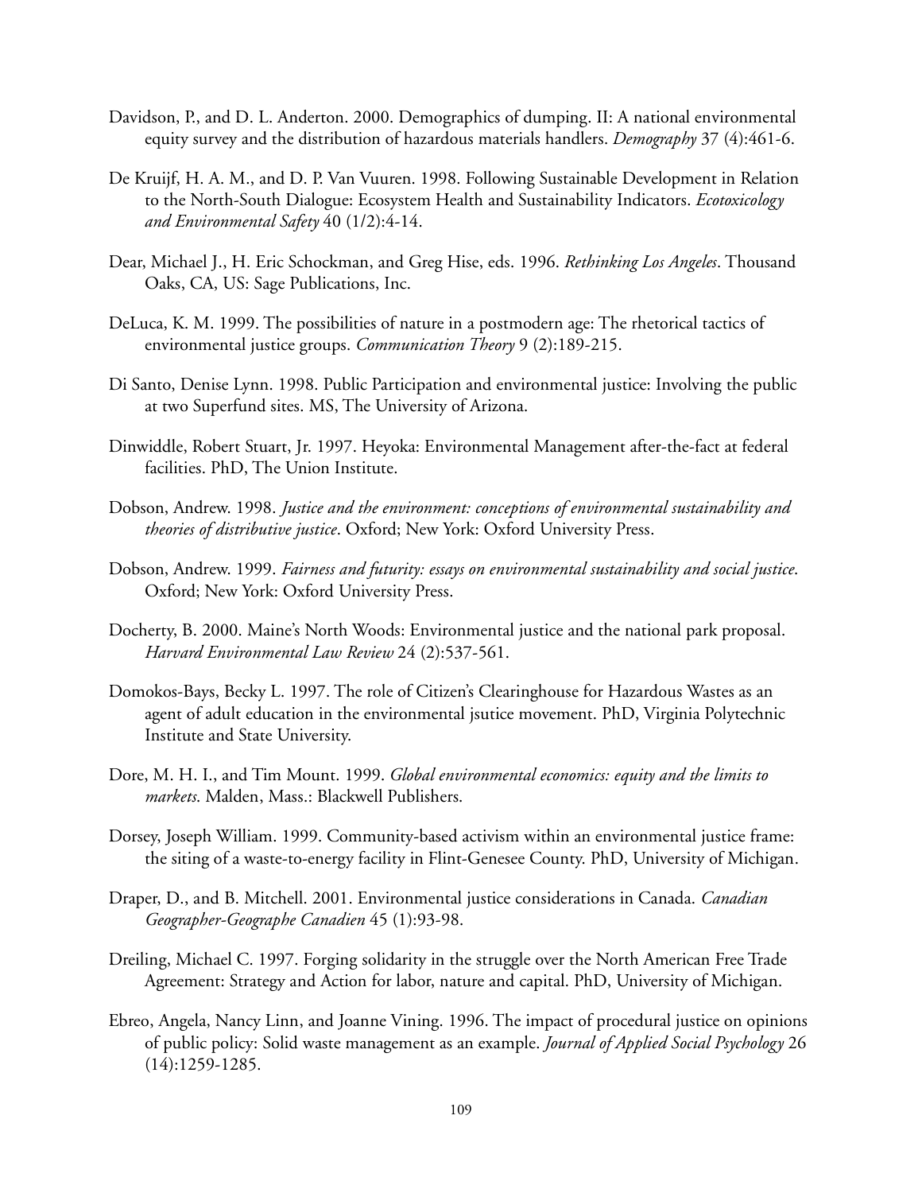Davidson, P., and D. L. Anderton. 2000. Demographics of dumping. II: A national environmental equity survey and the distribution of hazardous materials handlers. *Demography* 37 (4):461-6.

De Kruijf, H. A. M., and D. P. Van Vuuren. 1998. Following Sustainable Development in Relation to the North-South Dialogue: Ecosystem Health and Sustainability Indicators. *Ecotoxicology and Environmental Safety* 40 (1/2):4-14.

Dear, Michael J., H. Eric Schockman, and Greg Hise, eds. 1996. *Rethinking Los Angeles*. Thousand Oaks, CA, US: Sage Publications, Inc.

DeLuca, K. M. 1999. The possibilities of nature in a postmodern age: The rhetorical tactics of environmental justice groups. *Communication Theory* 9 (2):189-215.

Di Santo, Denise Lynn. 1998. Public Participation and environmental justice: Involving the public at two Superfund sites. MS, The University of Arizona.

Dinwiddle, Robert Stuart, Jr. 1997. Heyoka: Environmental Management after-the-fact at federal facilities. PhD, The Union Institute.

Dobson, Andrew. 1998. *Justice and the environment: conceptions of environmental sustainability and theories of distributive justice*. Oxford; New York: Oxford University Press.

Dobson, Andrew. 1999. *Fairness and futurity: essays on environmental sustainability and social justice*. Oxford; New York: Oxford University Press.

Docherty, B. 2000. Maine's North Woods: Environmental justice and the national park proposal. *Harvard Environmental Law Review* 24 (2):537-561.

Domokos-Bays, Becky L. 1997. The role of Citizen's Clearinghouse for Hazardous Wastes as an agent of adult education in the environmental jsutice movement. PhD, Virginia Polytechnic Institute and State University.

Dore, M. H. I., and Tim Mount. 1999. *Global environmental economics: equity and the limits to markets*. Malden, Mass.: Blackwell Publishers.

Dorsey, Joseph William. 1999. Community-based activism within an environmental justice frame: the siting of a waste-to-energy facility in Flint-Genesee County. PhD, University of Michigan.

Draper, D., and B. Mitchell. 2001. Environmental justice considerations in Canada. *Canadian Geographer-Geographe Canadien* 45 (1):93-98.

Dreiling, Michael C. 1997. Forging solidarity in the struggle over the North American Free Trade Agreement: Strategy and Action for labor, nature and capital. PhD, University of Michigan.

Ebreo, Angela, Nancy Linn, and Joanne Vining. 1996. The impact of procedural justice on opinions of public policy: Solid waste management as an example. *Journal of Applied Social Psychology* 26 (14):1259-1285.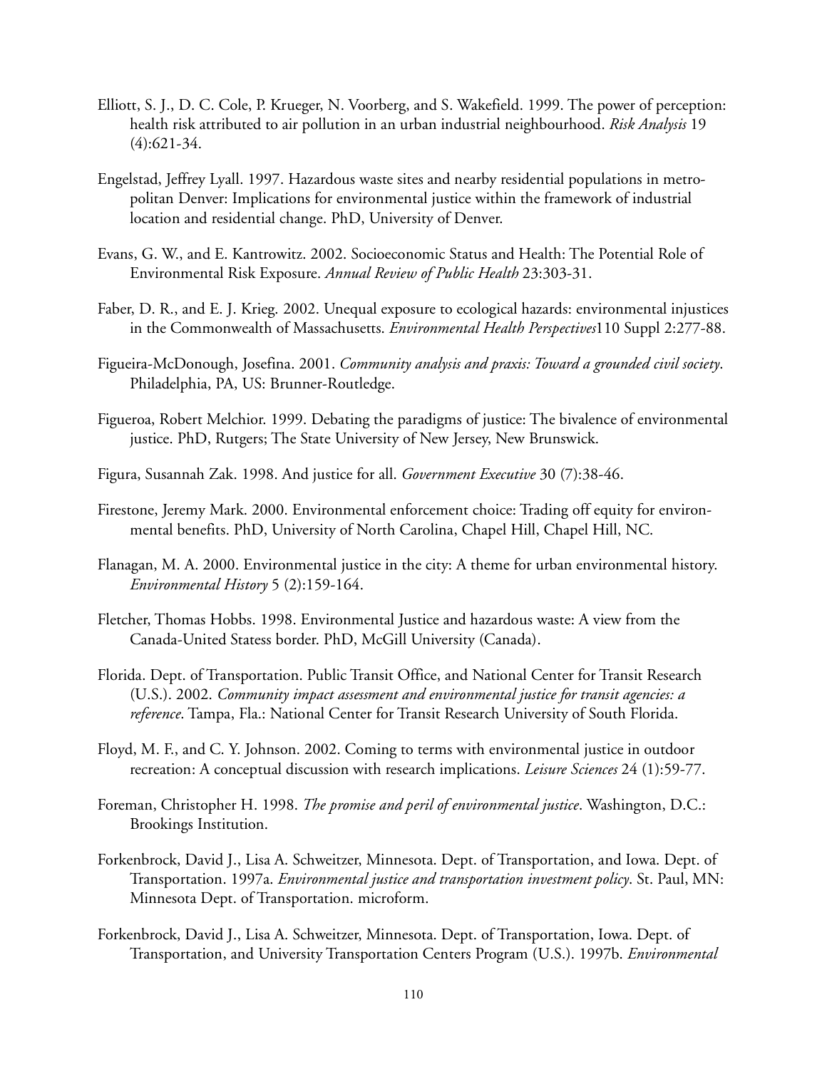Elliott, S. J., D. C. Cole, P. Krueger, N. Voorberg, and S. Wakefield. 1999. The power of perception: health risk attributed to air pollution in an urban industrial neighbourhood. *Risk Analysis* 19 (4):621-34.

Engelstad, Jeffrey Lyall. 1997. Hazardous waste sites and nearby residential populations in metropolitan Denver: Implications for environmental justice within the framework of industrial location and residential change. PhD, University of Denver.

Evans, G. W., and E. Kantrowitz. 2002. Socioeconomic Status and Health: The Potential Role of Environmental Risk Exposure. *Annual Review of Public Health* 23:303-31.

Faber, D. R., and E. J. Krieg. 2002. Unequal exposure to ecological hazards: environmental injustices in the Commonwealth of Massachusetts. *Environmental Health Perspectives*110 Suppl 2:277-88.

Figueira-McDonough, Josefina. 2001. *Community analysis and praxis: Toward a grounded civil society*. Philadelphia, PA, US: Brunner-Routledge.

Figueroa, Robert Melchior. 1999. Debating the paradigms of justice: The bivalence of environmental justice. PhD, Rutgers; The State University of New Jersey, New Brunswick.

Figura, Susannah Zak. 1998. And justice for all. *Government Executive* 30 (7):38-46.

Firestone, Jeremy Mark. 2000. Environmental enforcement choice: Trading off equity for environmental benefits. PhD, University of North Carolina, Chapel Hill, Chapel Hill, NC.

Flanagan, M. A. 2000. Environmental justice in the city: A theme for urban environmental history. *Environmental History* 5 (2):159-164.

Fletcher, Thomas Hobbs. 1998. Environmental Justice and hazardous waste: A view from the Canada-United Statess border. PhD, McGill University (Canada).

Florida. Dept. of Transportation. Public Transit Office, and National Center for Transit Research (U.S.). 2002. *Community impact assessment and environmental justice for transit agencies: a reference*. Tampa, Fla.: National Center for Transit Research University of South Florida.

Floyd, M. F., and C. Y. Johnson. 2002. Coming to terms with environmental justice in outdoor recreation: A conceptual discussion with research implications. *Leisure Sciences* 24 (1):59-77.

Foreman, Christopher H. 1998. *The promise and peril of environmental justice*. Washington, D.C.: Brookings Institution.

Forkenbrock, David J., Lisa A. Schweitzer, Minnesota. Dept. of Transportation, and Iowa. Dept. of Transportation. 1997a. *Environmental justice and transportation investment policy*. St. Paul, MN: Minnesota Dept. of Transportation. microform.

Forkenbrock, David J., Lisa A. Schweitzer, Minnesota. Dept. of Transportation, Iowa. Dept. of Transportation, and University Transportation Centers Program (U.S.). 1997b. *Environmental*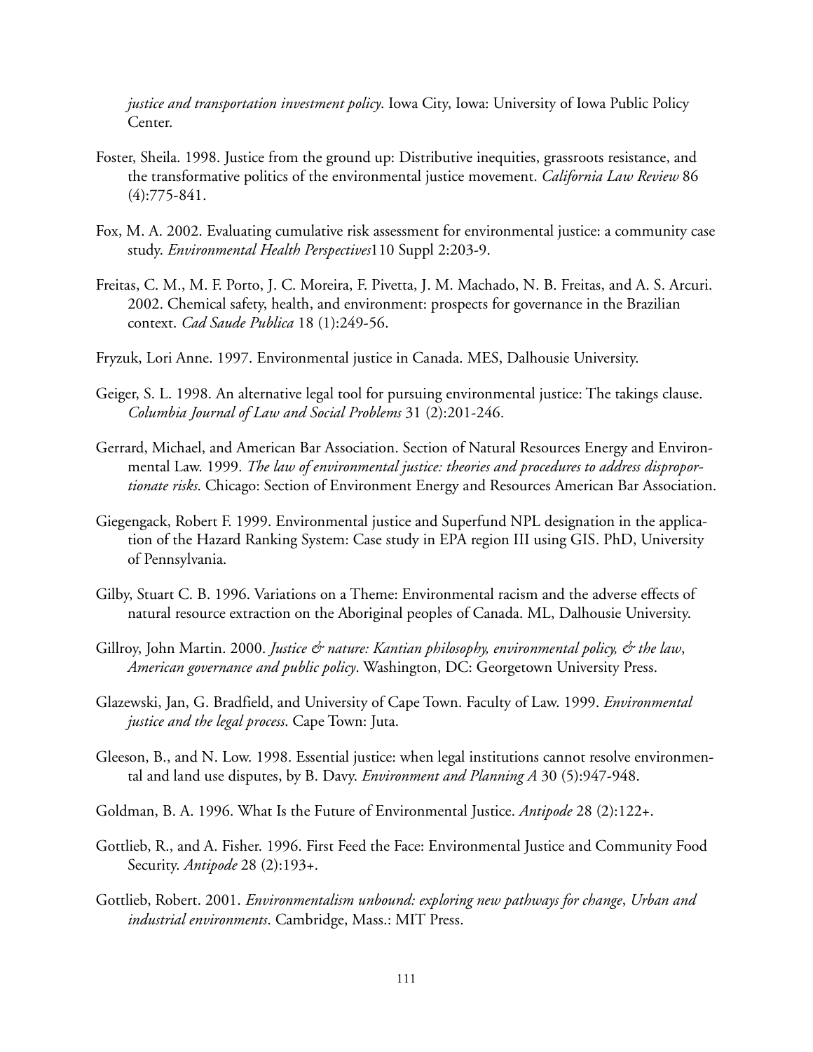*justice and transportation investment policy*. Iowa City, Iowa: University of Iowa Public Policy Center.

Foster, Sheila. 1998. Justice from the ground up: Distributive inequities, grassroots resistance, and the transformative politics of the environmental justice movement. *California Law Review* 86 (4):775-841.

Fox, M. A. 2002. Evaluating cumulative risk assessment for environmental justice: a community case study. *Environmental Health Perspectives*110 Suppl 2:203-9.

Freitas, C. M., M. F. Porto, J. C. Moreira, F. Pivetta, J. M. Machado, N. B. Freitas, and A. S. Arcuri. 2002. Chemical safety, health, and environment: prospects for governance in the Brazilian context. *Cad Saude Publica* 18 (1):249-56.

Fryzuk, Lori Anne. 1997. Environmental justice in Canada. MES, Dalhousie University.

Geiger, S. L. 1998. An alternative legal tool for pursuing environmental justice: The takings clause. *Columbia Journal of Law and Social Problems* 31 (2):201-246.

Gerrard, Michael, and American Bar Association. Section of Natural Resources Energy and Environmental Law. 1999. *The law of environmental justice: theories and procedures to address disproportionate risks*. Chicago: Section of Environment Energy and Resources American Bar Association.

Giegengack, Robert F. 1999. Environmental justice and Superfund NPL designation in the application of the Hazard Ranking System: Case study in EPA region III using GIS. PhD, University of Pennsylvania.

Gilby, Stuart C. B. 1996. Variations on a Theme: Environmental racism and the adverse effects of natural resource extraction on the Aboriginal peoples of Canada. ML, Dalhousie University.

Gillroy, John Martin. 2000. *Justice & nature: Kantian philosophy, environmental policy, & the law*, *American governance and public policy*. Washington, DC: Georgetown University Press.

Glazewski, Jan, G. Bradfield, and University of Cape Town. Faculty of Law. 1999. *Environmental justice and the legal process*. Cape Town: Juta.

Gleeson, B., and N. Low. 1998. Essential justice: when legal institutions cannot resolve environmental and land use disputes, by B. Davy. *Environment and Planning A* 30 (5):947-948.

Goldman, B. A. 1996. What Is the Future of Environmental Justice. *Antipode* 28 (2):122+.

Gottlieb, R., and A. Fisher. 1996. First Feed the Face: Environmental Justice and Community Food Security. *Antipode* 28 (2):193+.

Gottlieb, Robert. 2001. *Environmentalism unbound: exploring new pathways for change*, *Urban and industrial environments*. Cambridge, Mass.: MIT Press.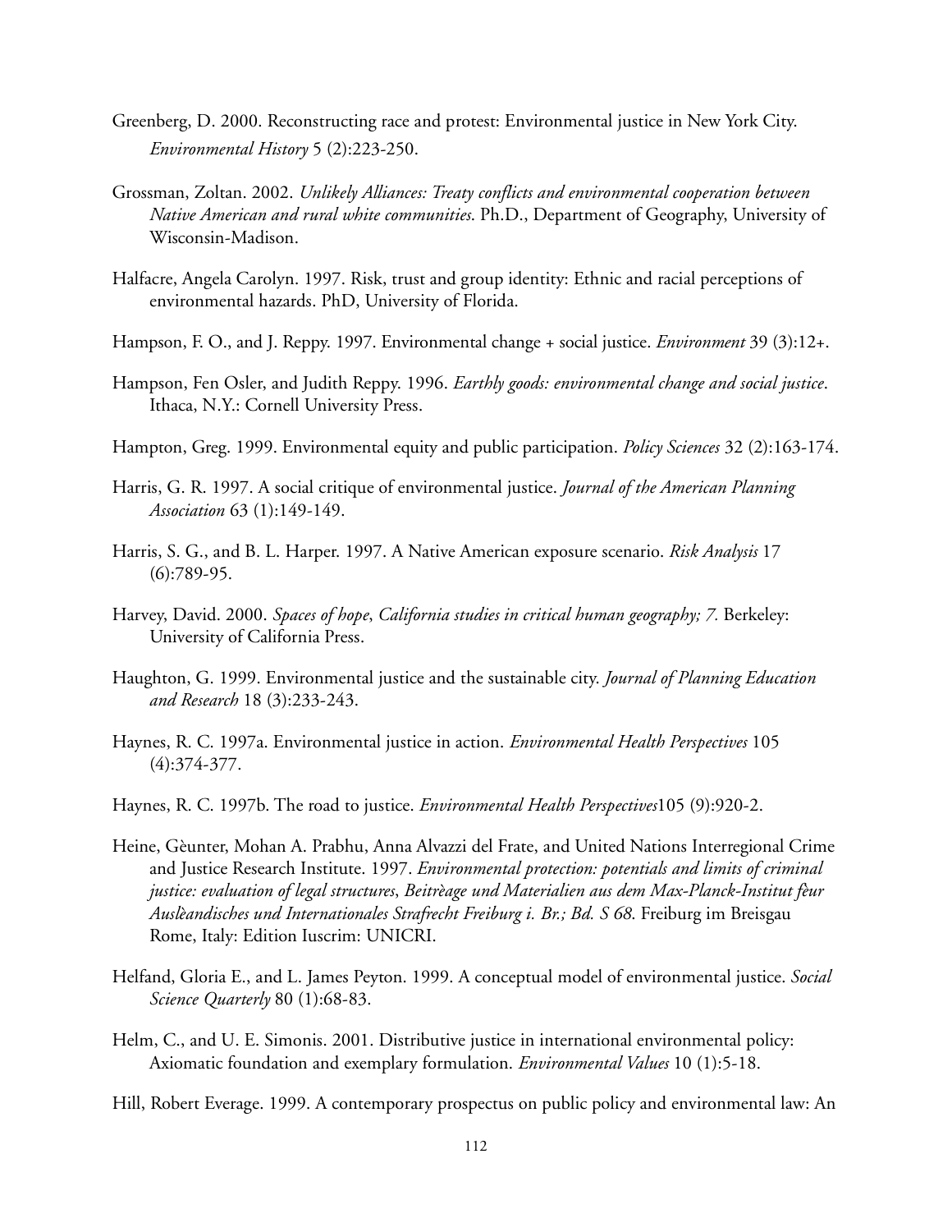Greenberg, D. 2000. Reconstructing race and protest: Environmental justice in New York City. *Environmental History* 5 (2):223-250.

Grossman, Zoltan. 2002. *Unlikely Alliances: Treaty conflicts and environmental cooperation between Native American and rural white communities*. Ph.D., Department of Geography, University of Wisconsin-Madison.

Halfacre, Angela Carolyn. 1997. Risk, trust and group identity: Ethnic and racial perceptions of environmental hazards. PhD, University of Florida.

Hampson, F. O., and J. Reppy. 1997. Environmental change + social justice. *Environment* 39 (3):12+.

Hampson, Fen Osler, and Judith Reppy. 1996. *Earthly goods: environmental change and social justice*. Ithaca, N.Y.: Cornell University Press.

Hampton, Greg. 1999. Environmental equity and public participation. *Policy Sciences* 32 (2):163-174.

Harris, G. R. 1997. A social critique of environmental justice. *Journal of the American Planning Association* 63 (1):149-149.

Harris, S. G., and B. L. Harper. 1997. A Native American exposure scenario. *Risk Analysis* 17 (6):789-95.

Harvey, David. 2000. *Spaces of hope*, *California studies in critical human geography; 7.* Berkeley: University of California Press.

Haughton, G. 1999. Environmental justice and the sustainable city. *Journal of Planning Education and Research* 18 (3):233-243.

Haynes, R. C. 1997a. Environmental justice in action. *Environmental Health Perspectives* 105 (4):374-377.

Haynes, R. C. 1997b. The road to justice. *Environmental Health Perspectives*105 (9):920-2.

Heine, Gèunter, Mohan A. Prabhu, Anna Alvazzi del Frate, and United Nations Interregional Crime and Justice Research Institute. 1997. *Environmental protection: potentials and limits of criminal justice: evaluation of legal structures*, *Beitrèage und Materialien aus dem Max-Planck-Institut fèur Auslèandisches und Internationales Strafrecht Freiburg i. Br.; Bd. S 68.* Freiburg im Breisgau Rome, Italy: Edition Iuscrim: UNICRI.

Helfand, Gloria E., and L. James Peyton. 1999. A conceptual model of environmental justice. *Social Science Quarterly* 80 (1):68-83.

Helm, C., and U. E. Simonis. 2001. Distributive justice in international environmental policy: Axiomatic foundation and exemplary formulation. *Environmental Values* 10 (1):5-18.

Hill, Robert Everage. 1999. A contemporary prospectus on public policy and environmental law: An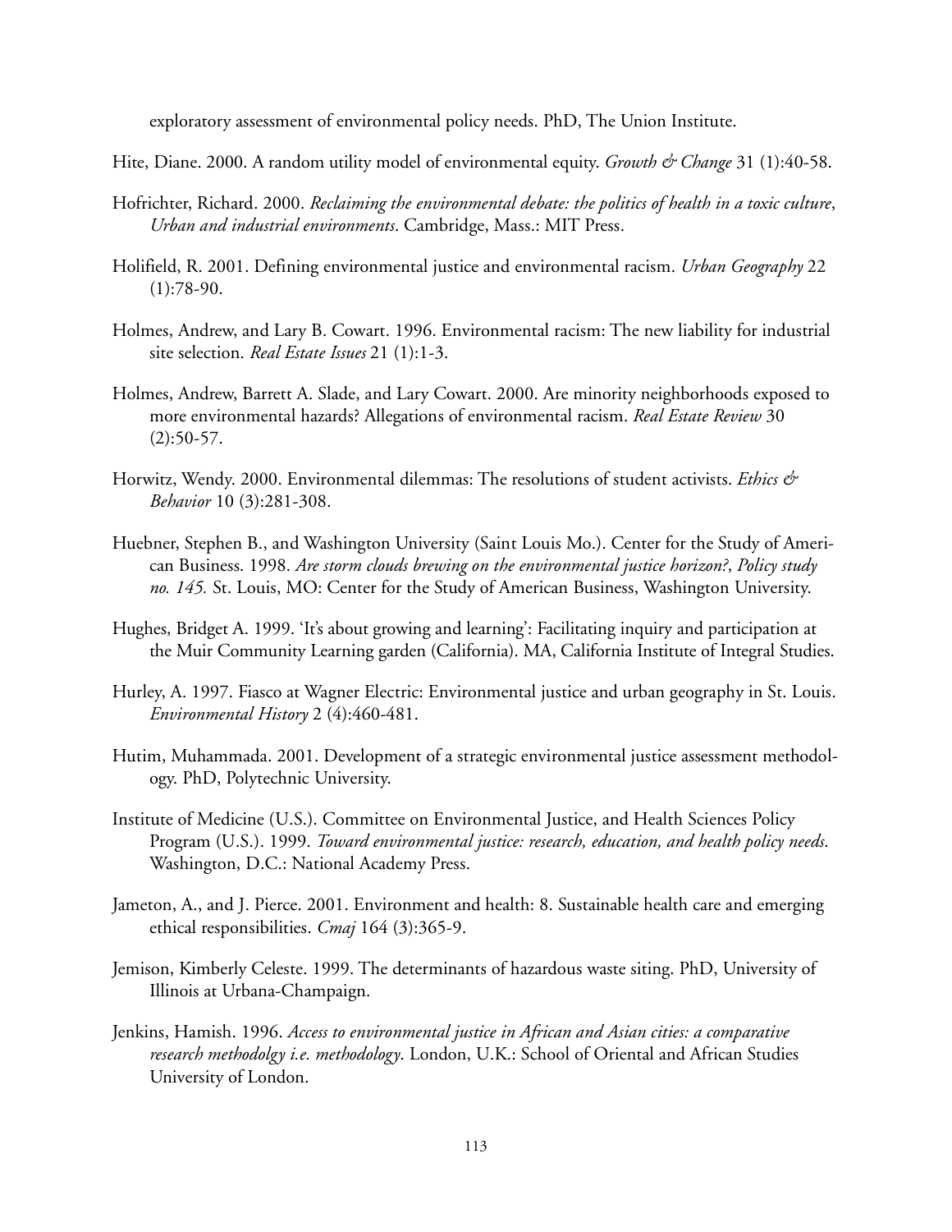exploratory assessment of environmental policy needs. PhD, The Union Institute.

Hite, Diane. 2000. A random utility model of environmental equity. *Growth & Change* 31 (1):40-58.

Hofrichter, Richard. 2000. *Reclaiming the environmental debate: the politics of health in a toxic culture*, *Urban and industrial environments*. Cambridge, Mass.: MIT Press.

Holifield, R. 2001. Defining environmental justice and environmental racism. *Urban Geography* 22 (1):78-90.

Holmes, Andrew, and Lary B. Cowart. 1996. Environmental racism: The new liability for industrial site selection. *Real Estate Issues* 21 (1):1-3.

Holmes, Andrew, Barrett A. Slade, and Lary Cowart. 2000. Are minority neighborhoods exposed to more environmental hazards? Allegations of environmental racism. *Real Estate Review* 30 (2):50-57.

Horwitz, Wendy. 2000. Environmental dilemmas: The resolutions of student activists. *Ethics & Behavior* 10 (3):281-308.

Huebner, Stephen B., and Washington University (Saint Louis Mo.). Center for the Study of American Business. 1998. *Are storm clouds brewing on the environmental justice horizon?*, *Policy study no. 145.* St. Louis, MO: Center for the Study of American Business, Washington University.

Hughes, Bridget A. 1999. 'It's about growing and learning': Facilitating inquiry and participation at the Muir Community Learning garden (California). MA, California Institute of Integral Studies.

Hurley, A. 1997. Fiasco at Wagner Electric: Environmental justice and urban geography in St. Louis. *Environmental History* 2 (4):460-481.

Hutim, Muhammada. 2001. Development of a strategic environmental justice assessment methodology. PhD, Polytechnic University.

Institute of Medicine (U.S.). Committee on Environmental Justice, and Health Sciences Policy Program (U.S.). 1999. *Toward environmental justice: research, education, and health policy needs*. Washington, D.C.: National Academy Press.

Jameton, A., and J. Pierce. 2001. Environment and health: 8. Sustainable health care and emerging ethical responsibilities. *Cmaj* 164 (3):365-9.

Jemison, Kimberly Celeste. 1999. The determinants of hazardous waste siting. PhD, University of Illinois at Urbana-Champaign.

Jenkins, Hamish. 1996. *Access to environmental justice in African and Asian cities: a comparative research methodolgy i.e. methodology*. London, U.K.: School of Oriental and African Studies University of London.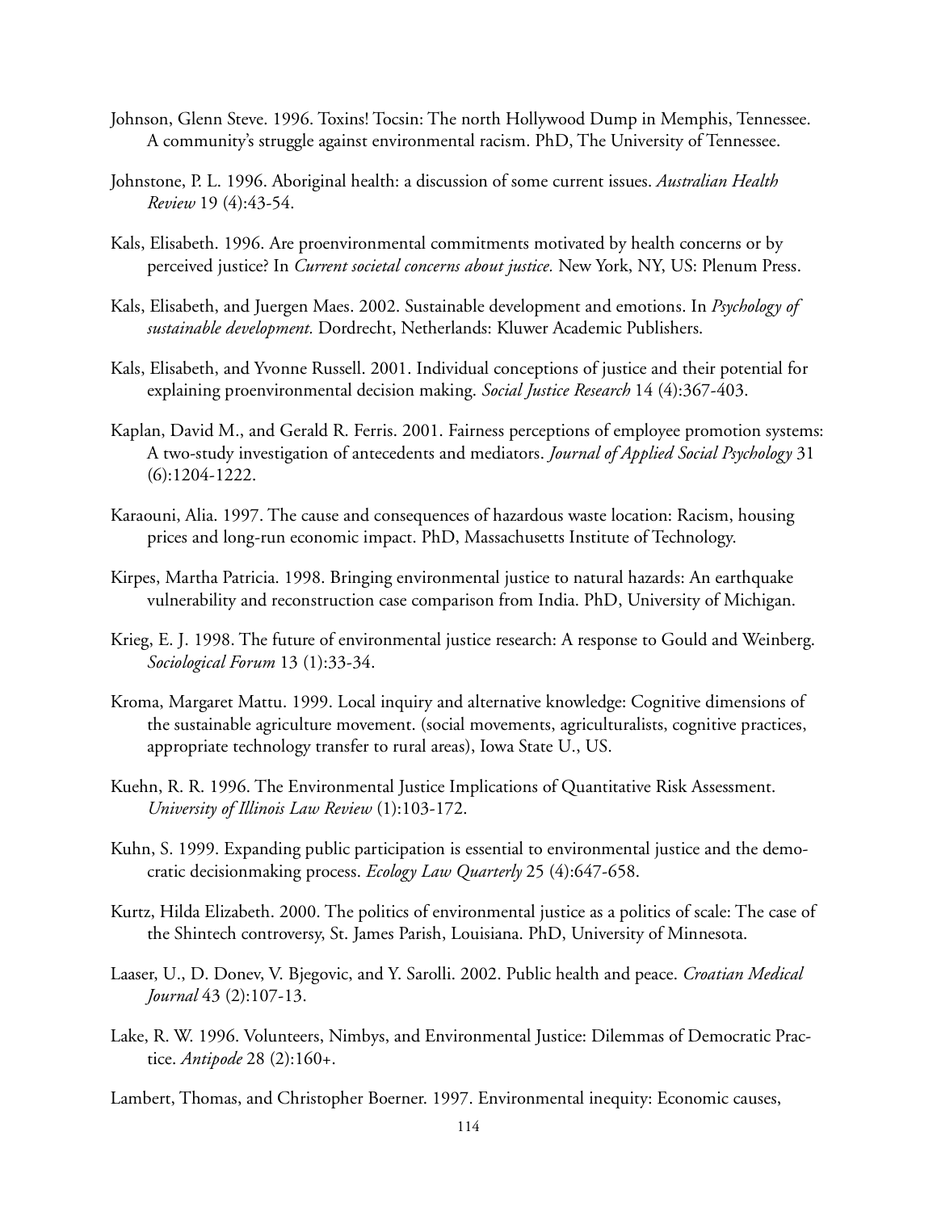Johnson, Glenn Steve. 1996. Toxins! Tocsin: The north Hollywood Dump in Memphis, Tennessee. A community's struggle against environmental racism. PhD, The University of Tennessee.

Johnstone, P. L. 1996. Aboriginal health: a discussion of some current issues. *Australian Health Review* 19 (4):43-54.

Kals, Elisabeth. 1996. Are proenvironmental commitments motivated by health concerns or by perceived justice? In *Current societal concerns about justice.* New York, NY, US: Plenum Press.

Kals, Elisabeth, and Juergen Maes. 2002. Sustainable development and emotions. In *Psychology of sustainable development.* Dordrecht, Netherlands: Kluwer Academic Publishers.

Kals, Elisabeth, and Yvonne Russell. 2001. Individual conceptions of justice and their potential for explaining proenvironmental decision making. *Social Justice Research* 14 (4):367-403.

Kaplan, David M., and Gerald R. Ferris. 2001. Fairness perceptions of employee promotion systems: A two-study investigation of antecedents and mediators. *Journal of Applied Social Psychology* 31 (6):1204-1222.

Karaouni, Alia. 1997. The cause and consequences of hazardous waste location: Racism, housing prices and long-run economic impact. PhD, Massachusetts Institute of Technology.

Kirpes, Martha Patricia. 1998. Bringing environmental justice to natural hazards: An earthquake vulnerability and reconstruction case comparison from India. PhD, University of Michigan.

Krieg, E. J. 1998. The future of environmental justice research: A response to Gould and Weinberg. *Sociological Forum* 13 (1):33-34.

Kroma, Margaret Mattu. 1999. Local inquiry and alternative knowledge: Cognitive dimensions of the sustainable agriculture movement. (social movements, agriculturalists, cognitive practices, appropriate technology transfer to rural areas), Iowa State U., US.

Kuehn, R. R. 1996. The Environmental Justice Implications of Quantitative Risk Assessment. *University of Illinois Law Review* (1):103-172.

Kuhn, S. 1999. Expanding public participation is essential to environmental justice and the democratic decisionmaking process. *Ecology Law Quarterly* 25 (4):647-658.

Kurtz, Hilda Elizabeth. 2000. The politics of environmental justice as a politics of scale: The case of the Shintech controversy, St. James Parish, Louisiana. PhD, University of Minnesota.

Laaser, U., D. Donev, V. Bjegovic, and Y. Sarolli. 2002. Public health and peace. *Croatian Medical Journal* 43 (2):107-13.

Lake, R. W. 1996. Volunteers, Nimbys, and Environmental Justice: Dilemmas of Democratic Practice. *Antipode* 28 (2):160+.

Lambert, Thomas, and Christopher Boerner. 1997. Environmental inequity: Economic causes,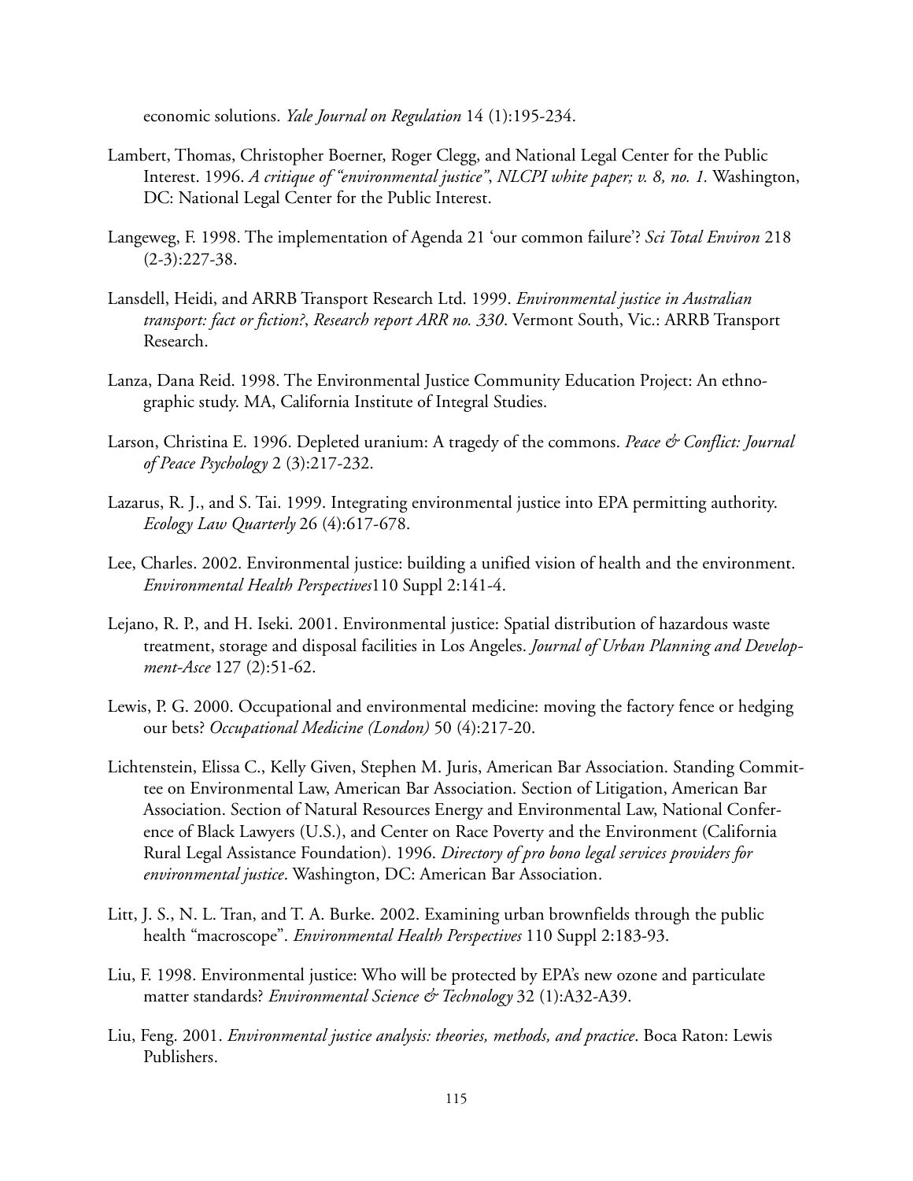economic solutions. *Yale Journal on Regulation* 14 (1):195-234.

Lambert, Thomas, Christopher Boerner, Roger Clegg, and National Legal Center for the Public Interest. 1996. *A critique of "environmental justice"*, *NLCPI white paper; v. 8, no. 1.* Washington, DC: National Legal Center for the Public Interest.

Langeweg, F. 1998. The implementation of Agenda 21 'our common failure'? *Sci Total Environ* 218 (2-3):227-38.

Lansdell, Heidi, and ARRB Transport Research Ltd. 1999. *Environmental justice in Australian transport: fact or fiction?*, *Research report ARR no. 330*. Vermont South, Vic.: ARRB Transport Research.

Lanza, Dana Reid. 1998. The Environmental Justice Community Education Project: An ethnographic study. MA, California Institute of Integral Studies.

Larson, Christina E. 1996. Depleted uranium: A tragedy of the commons. *Peace & Conflict: Journal of Peace Psychology* 2 (3):217-232.

Lazarus, R. J., and S. Tai. 1999. Integrating environmental justice into EPA permitting authority. *Ecology Law Quarterly* 26 (4):617-678.

Lee, Charles. 2002. Environmental justice: building a unified vision of health and the environment. *Environmental Health Perspectives*110 Suppl 2:141-4.

Lejano, R. P., and H. Iseki. 2001. Environmental justice: Spatial distribution of hazardous waste treatment, storage and disposal facilities in Los Angeles. *Journal of Urban Planning and Development-Asce* 127 (2):51-62.

Lewis, P. G. 2000. Occupational and environmental medicine: moving the factory fence or hedging our bets? *Occupational Medicine (London)* 50 (4):217-20.

Lichtenstein, Elissa C., Kelly Given, Stephen M. Juris, American Bar Association. Standing Committee on Environmental Law, American Bar Association. Section of Litigation, American Bar Association. Section of Natural Resources Energy and Environmental Law, National Conference of Black Lawyers (U.S.), and Center on Race Poverty and the Environment (California Rural Legal Assistance Foundation). 1996. *Directory of pro bono legal services providers for environmental justice*. Washington, DC: American Bar Association.

Litt, J. S., N. L. Tran, and T. A. Burke. 2002. Examining urban brownfields through the public health "macroscope". *Environmental Health Perspectives* 110 Suppl 2:183-93.

Liu, F. 1998. Environmental justice: Who will be protected by EPA's new ozone and particulate matter standards? *Environmental Science & Technology* 32 (1):A32-A39.

Liu, Feng. 2001. *Environmental justice analysis: theories, methods, and practice*. Boca Raton: Lewis Publishers.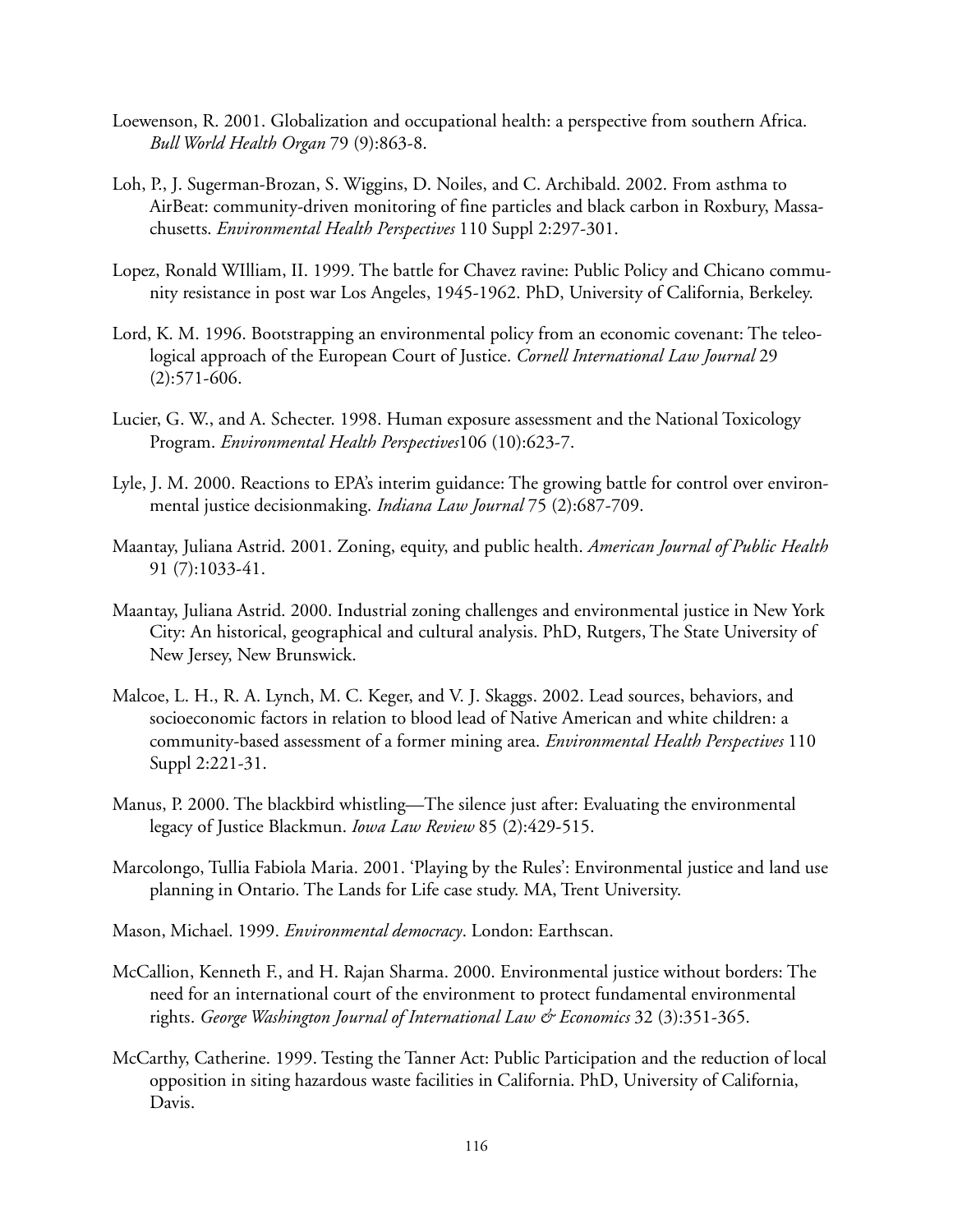Loewenson, R. 2001. Globalization and occupational health: a perspective from southern Africa. *Bull World Health Organ* 79 (9):863-8.

Loh, P., J. Sugerman-Brozan, S. Wiggins, D. Noiles, and C. Archibald. 2002. From asthma to AirBeat: community-driven monitoring of fine particles and black carbon in Roxbury, Massachusetts. *Environmental Health Perspectives* 110 Suppl 2:297-301.

Lopez, Ronald WIlliam, II. 1999. The battle for Chavez ravine: Public Policy and Chicano community resistance in post war Los Angeles, 1945-1962. PhD, University of California, Berkeley.

Lord, K. M. 1996. Bootstrapping an environmental policy from an economic covenant: The teleological approach of the European Court of Justice. *Cornell International Law Journal* 29 (2):571-606.

Lucier, G. W., and A. Schecter. 1998. Human exposure assessment and the National Toxicology Program. *Environmental Health Perspectives*106 (10):623-7.

Lyle, J. M. 2000. Reactions to EPA's interim guidance: The growing battle for control over environmental justice decisionmaking. *Indiana Law Journal* 75 (2):687-709.

Maantay, Juliana Astrid. 2001. Zoning, equity, and public health. *American Journal of Public Health* 91 (7):1033-41.

Maantay, Juliana Astrid. 2000. Industrial zoning challenges and environmental justice in New York City: An historical, geographical and cultural analysis. PhD, Rutgers, The State University of New Jersey, New Brunswick.

Malcoe, L. H., R. A. Lynch, M. C. Keger, and V. J. Skaggs. 2002. Lead sources, behaviors, and socioeconomic factors in relation to blood lead of Native American and white children: a community-based assessment of a former mining area. *Environmental Health Perspectives* 110 Suppl 2:221-31.

Manus, P. 2000. The blackbird whistling—The silence just after: Evaluating the environmental legacy of Justice Blackmun. *Iowa Law Review* 85 (2):429-515.

Marcolongo, Tullia Fabiola Maria. 2001. 'Playing by the Rules': Environmental justice and land use planning in Ontario. The Lands for Life case study. MA, Trent University.

Mason, Michael. 1999. *Environmental democracy*. London: Earthscan.

McCallion, Kenneth F., and H. Rajan Sharma. 2000. Environmental justice without borders: The need for an international court of the environment to protect fundamental environmental rights. *George Washington Journal of International Law & Economics* 32 (3):351-365.

McCarthy, Catherine. 1999. Testing the Tanner Act: Public Participation and the reduction of local opposition in siting hazardous waste facilities in California. PhD, University of California, Davis.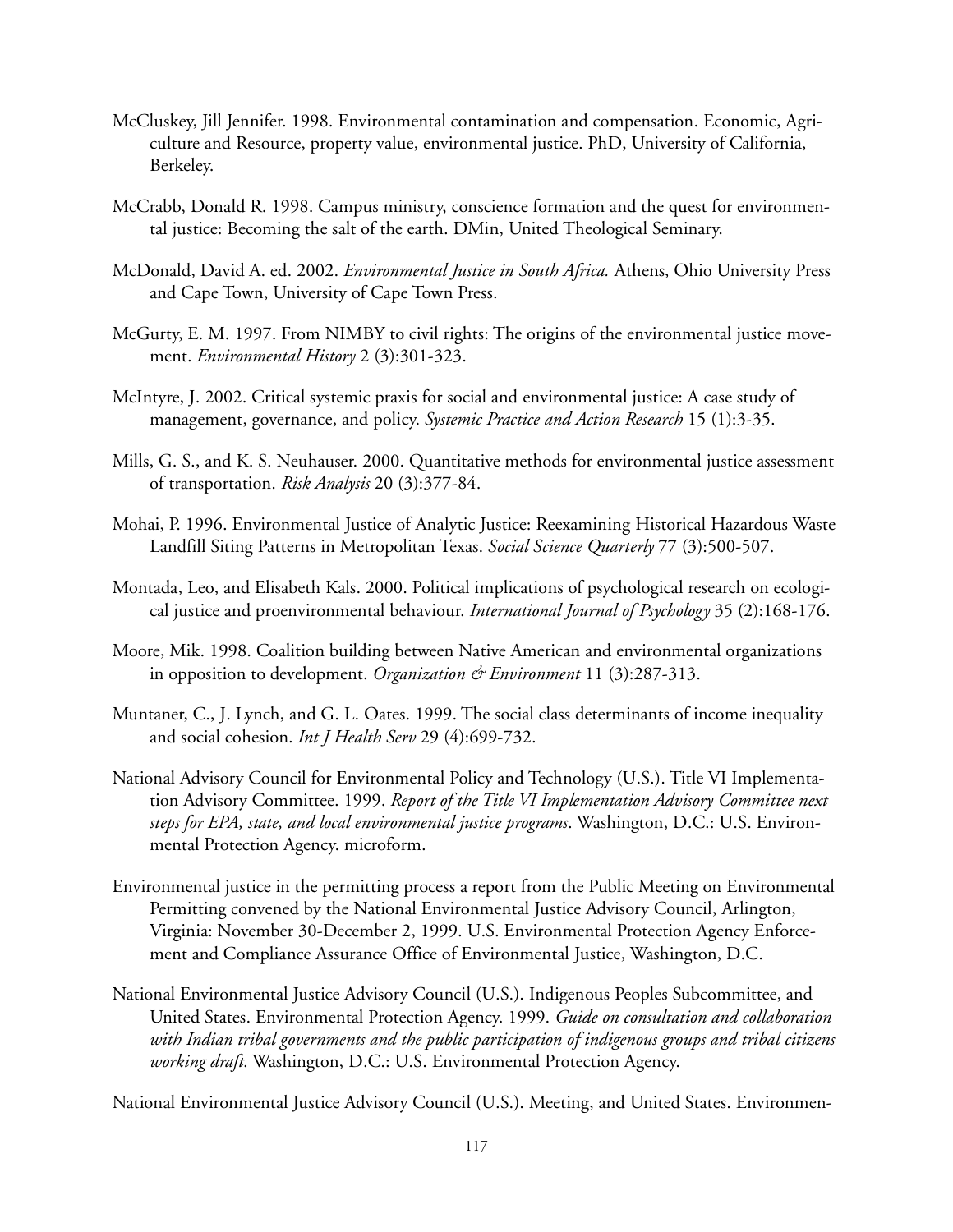McCluskey, Jill Jennifer. 1998. Environmental contamination and compensation. Economic, Agriculture and Resource, property value, environmental justice. PhD, University of California, Berkeley.

McCrabb, Donald R. 1998. Campus ministry, conscience formation and the quest for environmental justice: Becoming the salt of the earth. DMin, United Theological Seminary.

McDonald, David A. ed. 2002. *Environmental Justice in South Africa.* Athens, Ohio University Press and Cape Town, University of Cape Town Press.

McGurty, E. M. 1997. From NIMBY to civil rights: The origins of the environmental justice movement. *Environmental History* 2 (3):301-323.

McIntyre, J. 2002. Critical systemic praxis for social and environmental justice: A case study of management, governance, and policy. *Systemic Practice and Action Research* 15 (1):3-35.

Mills, G. S., and K. S. Neuhauser. 2000. Quantitative methods for environmental justice assessment of transportation. *Risk Analysis* 20 (3):377-84.

Mohai, P. 1996. Environmental Justice of Analytic Justice: Reexamining Historical Hazardous Waste Landfill Siting Patterns in Metropolitan Texas. *Social Science Quarterly* 77 (3):500-507.

Montada, Leo, and Elisabeth Kals. 2000. Political implications of psychological research on ecological justice and proenvironmental behaviour. *International Journal of Psychology* 35 (2):168-176.

Moore, Mik. 1998. Coalition building between Native American and environmental organizations in opposition to development. *Organization & Environment* 11 (3):287-313.

Muntaner, C., J. Lynch, and G. L. Oates. 1999. The social class determinants of income inequality and social cohesion. *Int J Health Serv* 29 (4):699-732.

National Advisory Council for Environmental Policy and Technology (U.S.). Title VI Implementation Advisory Committee. 1999. *Report of the Title VI Implementation Advisory Committee next steps for EPA, state, and local environmental justice programs*. Washington, D.C.: U.S. Environmental Protection Agency. microform.

Environmental justice in the permitting process a report from the Public Meeting on Environmental Permitting convened by the National Environmental Justice Advisory Council, Arlington, Virginia: November 30-December 2, 1999. U.S. Environmental Protection Agency Enforcement and Compliance Assurance Office of Environmental Justice, Washington, D.C.

National Environmental Justice Advisory Council (U.S.). Indigenous Peoples Subcommittee, and United States. Environmental Protection Agency. 1999. *Guide on consultation and collaboration with Indian tribal governments and the public participation of indigenous groups and tribal citizens working draft*. Washington, D.C.: U.S. Environmental Protection Agency.

National Environmental Justice Advisory Council (U.S.). Meeting, and United States. Environmen-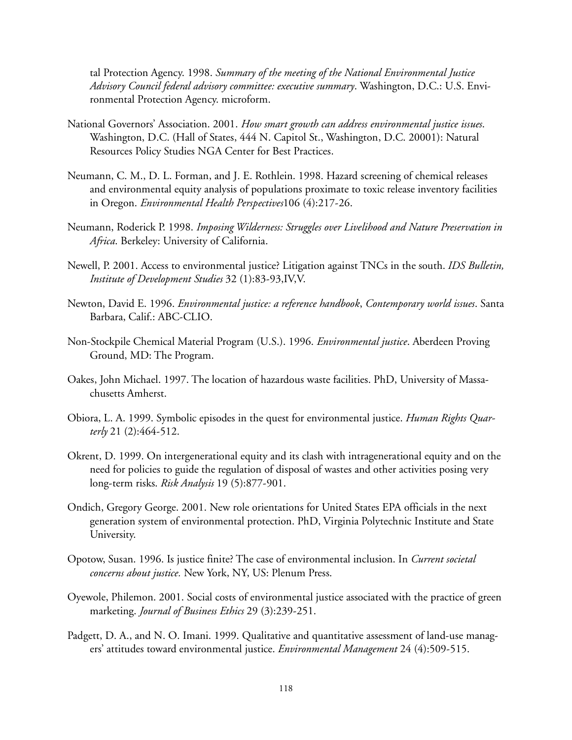tal Protection Agency. 1998. *Summary of the meeting of the National Environmental Justice Advisory Council federal advisory committee: executive summary*. Washington, D.C.: U.S. Environmental Protection Agency. microform.

National Governors' Association. 2001. *How smart growth can address environmental justice issues*. Washington, D.C. (Hall of States, 444 N. Capitol St., Washington, D.C. 20001): Natural Resources Policy Studies NGA Center for Best Practices.

Neumann, C. M., D. L. Forman, and J. E. Rothlein. 1998. Hazard screening of chemical releases and environmental equity analysis of populations proximate to toxic release inventory facilities in Oregon. *Environmental Health Perspectives*106 (4):217-26.

Neumann, Roderick P. 1998. *Imposing Wilderness: Struggles over Livelihood and Nature Preservation in Africa*. Berkeley: University of California.

Newell, P. 2001. Access to environmental justice? Litigation against TNCs in the south. *IDS Bulletin, Institute of Development Studies* 32 (1):83-93,IV,V.

Newton, David E. 1996. *Environmental justice: a reference handbook*, *Contemporary world issues*. Santa Barbara, Calif.: ABC-CLIO.

Non-Stockpile Chemical Material Program (U.S.). 1996. *Environmental justice*. Aberdeen Proving Ground, MD: The Program.

Oakes, John Michael. 1997. The location of hazardous waste facilities. PhD, University of Massachusetts Amherst.

Obiora, L. A. 1999. Symbolic episodes in the quest for environmental justice. *Human Rights Quarterly* 21 (2):464-512.

Okrent, D. 1999. On intergenerational equity and its clash with intragenerational equity and on the need for policies to guide the regulation of disposal of wastes and other activities posing very long-term risks. *Risk Analysis* 19 (5):877-901.

Ondich, Gregory George. 2001. New role orientations for United States EPA officials in the next generation system of environmental protection. PhD, Virginia Polytechnic Institute and State University.

Opotow, Susan. 1996. Is justice finite? The case of environmental inclusion. In *Current societal concerns about justice.* New York, NY, US: Plenum Press.

Oyewole, Philemon. 2001. Social costs of environmental justice associated with the practice of green marketing. *Journal of Business Ethics* 29 (3):239-251.

Padgett, D. A., and N. O. Imani. 1999. Qualitative and quantitative assessment of land-use managers' attitudes toward environmental justice. *Environmental Management* 24 (4):509-515.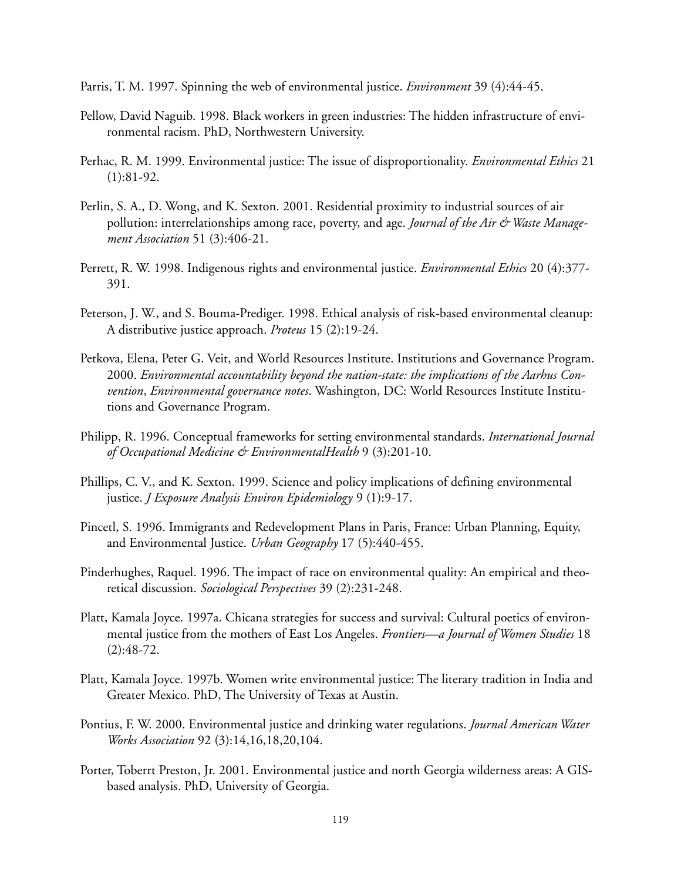Parris, T. M. 1997. Spinning the web of environmental justice. *Environment* 39 (4):44-45.

Pellow, David Naguib. 1998. Black workers in green industries: The hidden infrastructure of environmental racism. PhD, Northwestern University.

Perhac, R. M. 1999. Environmental justice: The issue of disproportionality. *Environmental Ethics* 21 (1):81-92.

Perlin, S. A., D. Wong, and K. Sexton. 2001. Residential proximity to industrial sources of air pollution: interrelationships among race, poverty, and age. *Journal of the Air & Waste Management Association* 51 (3):406-21.

Perrett, R. W. 1998. Indigenous rights and environmental justice. *Environmental Ethics* 20 (4):377-391.

Peterson, J. W., and S. Bouma-Prediger. 1998. Ethical analysis of risk-based environmental cleanup: A distributive justice approach. *Proteus* 15 (2):19-24.

Petkova, Elena, Peter G. Veit, and World Resources Institute. Institutions and Governance Program. 2000. *Environmental accountability beyond the nation-state: the implications of the Aarhus Convention*, *Environmental governance notes*. Washington, DC: World Resources Institute Institutions and Governance Program.

Philipp, R. 1996. Conceptual frameworks for setting environmental standards. *International Journal of Occupational Medicine & EnvironmentalHealth* 9 (3):201-10.

Phillips, C. V., and K. Sexton. 1999. Science and policy implications of defining environmental justice. *J Exposure Analysis Environ Epidemiology* 9 (1):9-17.

Pincetl, S. 1996. Immigrants and Redevelopment Plans in Paris, France: Urban Planning, Equity, and Environmental Justice. *Urban Geography* 17 (5):440-455.

Pinderhughes, Raquel. 1996. The impact of race on environmental quality: An empirical and theoretical discussion. *Sociological Perspectives* 39 (2):231-248.

Platt, Kamala Joyce. 1997a. Chicana strategies for success and survival: Cultural poetics of environmental justice from the mothers of East Los Angeles. *Frontiers—a Journal of Women Studies* 18 (2):48-72.

Platt, Kamala Joyce. 1997b. Women write environmental justice: The literary tradition in India and Greater Mexico. PhD, The University of Texas at Austin.

Pontius, F. W. 2000. Environmental justice and drinking water regulations. *Journal American Water Works Association* 92 (3):14,16,18,20,104.

Porter, Toberrt Preston, Jr. 2001. Environmental justice and north Georgia wilderness areas: A GIS-based analysis. PhD, University of Georgia.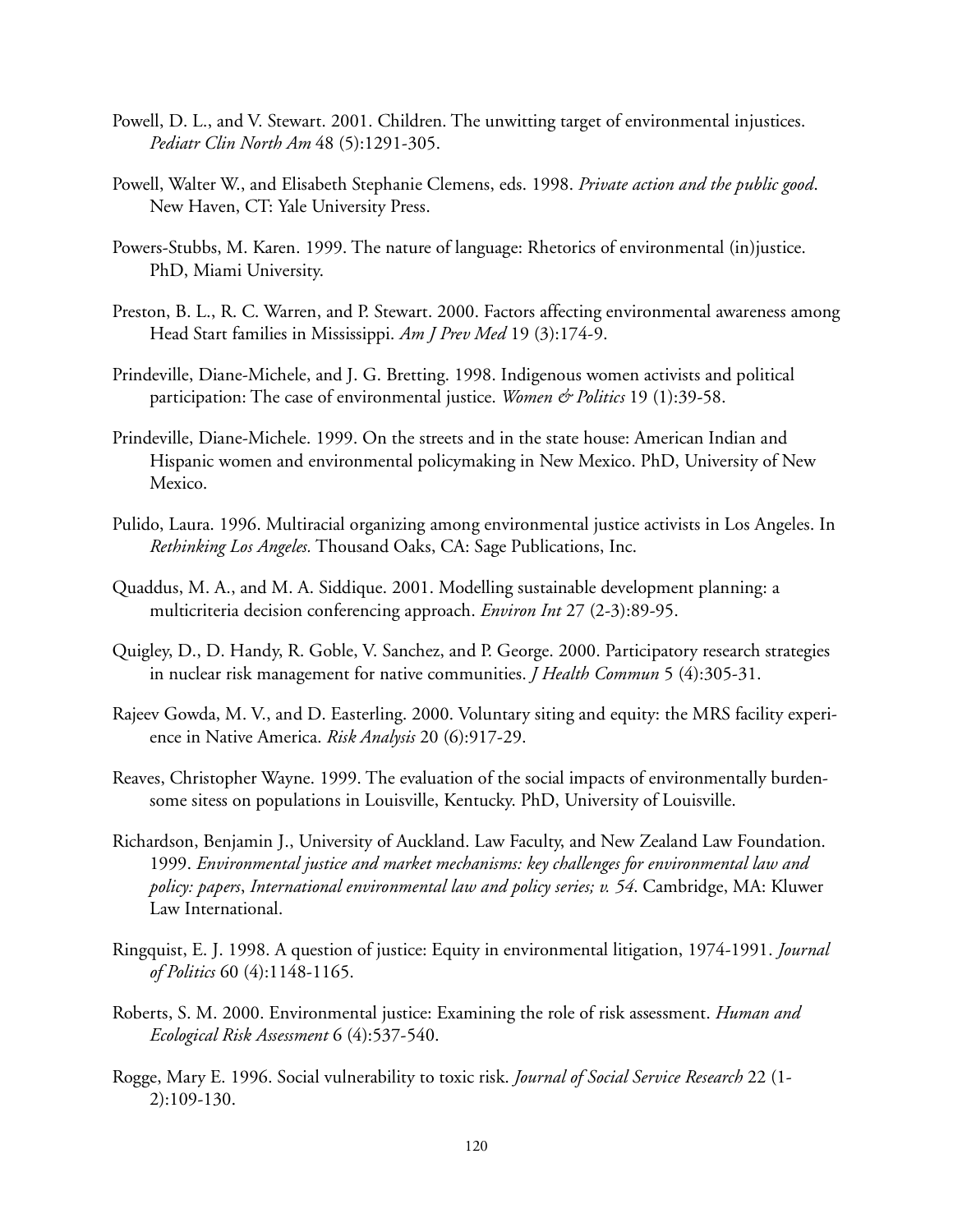Powell, D. L., and V. Stewart. 2001. Children. The unwitting target of environmental injustices. *Pediatr Clin North Am* 48 (5):1291-305.

Powell, Walter W., and Elisabeth Stephanie Clemens, eds. 1998. *Private action and the public good*. New Haven, CT: Yale University Press.

Powers-Stubbs, M. Karen. 1999. The nature of language: Rhetorics of environmental (in)justice. PhD, Miami University.

Preston, B. L., R. C. Warren, and P. Stewart. 2000. Factors affecting environmental awareness among Head Start families in Mississippi. *Am J Prev Med* 19 (3):174-9.

Prindeville, Diane-Michele, and J. G. Bretting. 1998. Indigenous women activists and political participation: The case of environmental justice. *Women & Politics* 19 (1):39-58.

Prindeville, Diane-Michele. 1999. On the streets and in the state house: American Indian and Hispanic women and environmental policymaking in New Mexico. PhD, University of New Mexico.

Pulido, Laura. 1996. Multiracial organizing among environmental justice activists in Los Angeles. In *Rethinking Los Angeles*. Thousand Oaks, CA: Sage Publications, Inc.

Quaddus, M. A., and M. A. Siddique. 2001. Modelling sustainable development planning: a multicriteria decision conferencing approach. *Environ Int* 27 (2-3):89-95.

Quigley, D., D. Handy, R. Goble, V. Sanchez, and P. George. 2000. Participatory research strategies in nuclear risk management for native communities. *J Health Commun* 5 (4):305-31.

Rajeev Gowda, M. V., and D. Easterling. 2000. Voluntary siting and equity: the MRS facility experience in Native America. *Risk Analysis* 20 (6):917-29.

Reaves, Christopher Wayne. 1999. The evaluation of the social impacts of environmentally burdensome sitess on populations in Louisville, Kentucky. PhD, University of Louisville.

Richardson, Benjamin J., University of Auckland. Law Faculty, and New Zealand Law Foundation. 1999. *Environmental justice and market mechanisms: key challenges for environmental law and policy: papers*, *International environmental law and policy series; v. 54*. Cambridge, MA: Kluwer Law International.

Ringquist, E. J. 1998. A question of justice: Equity in environmental litigation, 1974-1991. *Journal of Politics* 60 (4):1148-1165.

Roberts, S. M. 2000. Environmental justice: Examining the role of risk assessment. *Human and Ecological Risk Assessment* 6 (4):537-540.

Rogge, Mary E. 1996. Social vulnerability to toxic risk. *Journal of Social Service Research* 22 (1-2):109-130.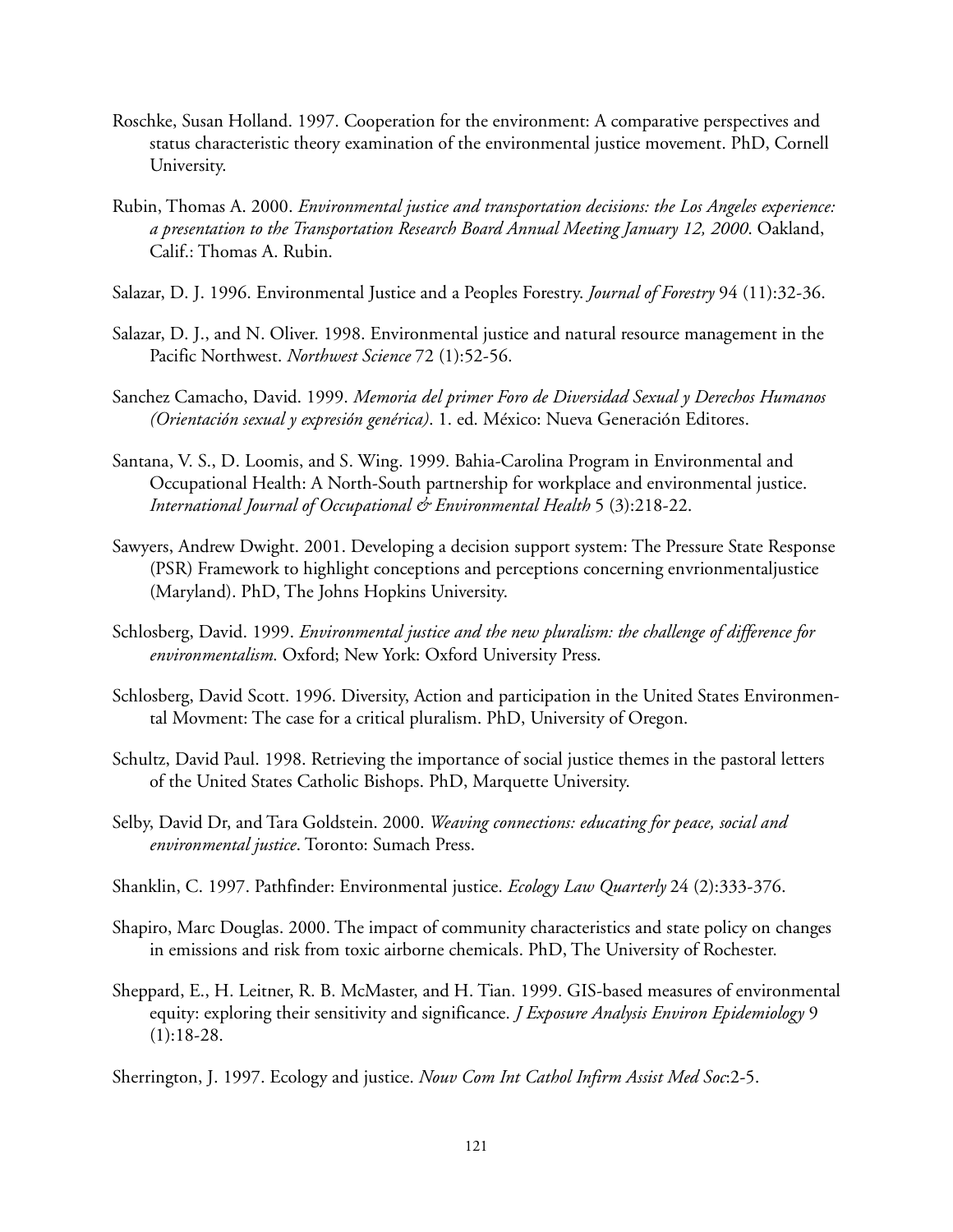Roschke, Susan Holland. 1997. Cooperation for the environment: A comparative perspectives and status characteristic theory examination of the environmental justice movement. PhD, Cornell University.

Rubin, Thomas A. 2000. *Environmental justice and transportation decisions: the Los Angeles experience: a presentation to the Transportation Research Board Annual Meeting January 12, 2000*. Oakland, Calif.: Thomas A. Rubin.

Salazar, D. J. 1996. Environmental Justice and a Peoples Forestry. *Journal of Forestry* 94 (11):32-36.

Salazar, D. J., and N. Oliver. 1998. Environmental justice and natural resource management in the Pacific Northwest. *Northwest Science* 72 (1):52-56.

Sanchez Camacho, David. 1999. *Memoria del primer Foro de Diversidad Sexual y Derechos Humanos (Orientación sexual y expresión genérica)*. 1. ed. México: Nueva Generación Editores.

Santana, V. S., D. Loomis, and S. Wing. 1999. Bahia-Carolina Program in Environmental and Occupational Health: A North-South partnership for workplace and environmental justice. *International Journal of Occupational & Environmental Health* 5 (3):218-22.

Sawyers, Andrew Dwight. 2001. Developing a decision support system: The Pressure State Response (PSR) Framework to highlight conceptions and perceptions concerning envrionmentaljustice (Maryland). PhD, The Johns Hopkins University.

Schlosberg, David. 1999. *Environmental justice and the new pluralism: the challenge of difference for environmentalism*. Oxford; New York: Oxford University Press.

Schlosberg, David Scott. 1996. Diversity, Action and participation in the United States Environmental Movment: The case for a critical pluralism. PhD, University of Oregon.

Schultz, David Paul. 1998. Retrieving the importance of social justice themes in the pastoral letters of the United States Catholic Bishops. PhD, Marquette University.

Selby, David Dr, and Tara Goldstein. 2000. *Weaving connections: educating for peace, social and environmental justice*. Toronto: Sumach Press.

Shanklin, C. 1997. Pathfinder: Environmental justice. *Ecology Law Quarterly* 24 (2):333-376.

Shapiro, Marc Douglas. 2000. The impact of community characteristics and state policy on changes in emissions and risk from toxic airborne chemicals. PhD, The University of Rochester.

Sheppard, E., H. Leitner, R. B. McMaster, and H. Tian. 1999. GIS-based measures of environmental equity: exploring their sensitivity and significance. *J Exposure Analysis Environ Epidemiology* 9 (1):18-28.

Sherrington, J. 1997. Ecology and justice. *Nouv Com Int Cathol Infirm Assist Med Soc*:2-5.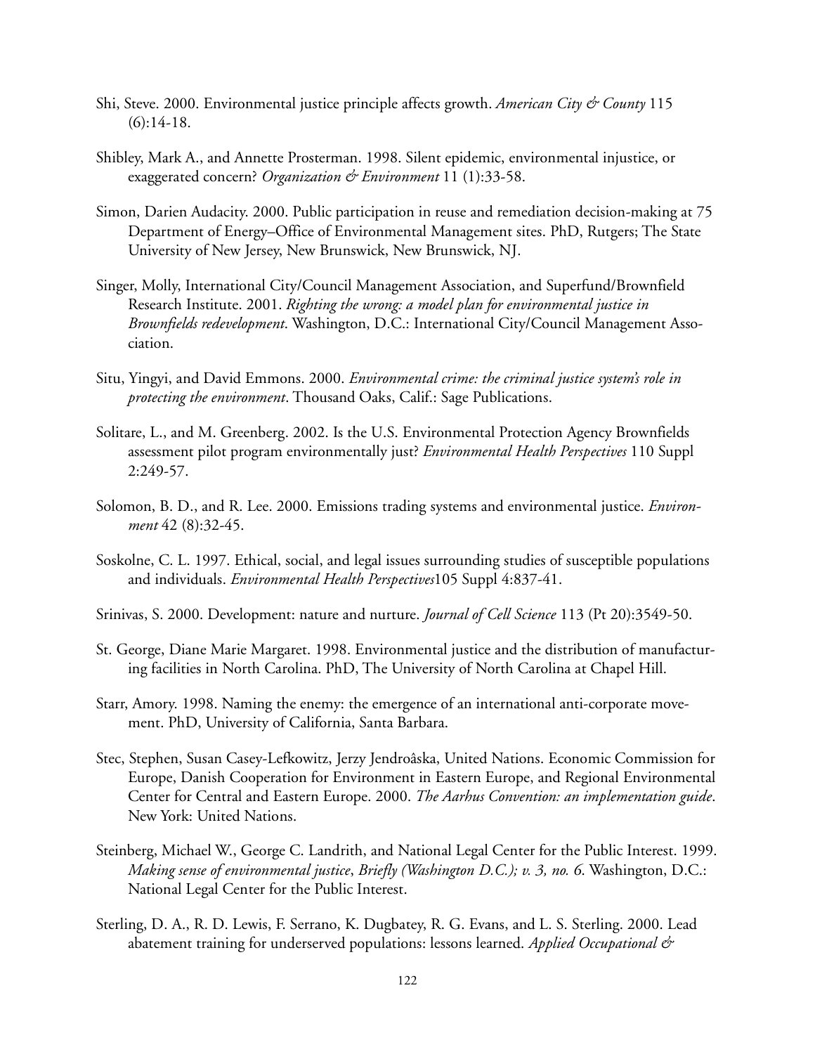Shi, Steve. 2000. Environmental justice principle affects growth. *American City & County* 115 (6):14-18.

Shibley, Mark A., and Annette Prosterman. 1998. Silent epidemic, environmental injustice, or exaggerated concern? *Organization & Environment* 11 (1):33-58.

Simon, Darien Audacity. 2000. Public participation in reuse and remediation decision-making at 75 Department of Energy–Office of Environmental Management sites. PhD, Rutgers; The State University of New Jersey, New Brunswick, New Brunswick, NJ.

Singer, Molly, International City/Council Management Association, and Superfund/Brownfield Research Institute. 2001. *Righting the wrong: a model plan for environmental justice in Brownfields redevelopment*. Washington, D.C.: International City/Council Management Association.

Situ, Yingyi, and David Emmons. 2000. *Environmental crime: the criminal justice system's role in protecting the environment*. Thousand Oaks, Calif.: Sage Publications.

Solitare, L., and M. Greenberg. 2002. Is the U.S. Environmental Protection Agency Brownfields assessment pilot program environmentally just? *Environmental Health Perspectives* 110 Suppl 2:249-57.

Solomon, B. D., and R. Lee. 2000. Emissions trading systems and environmental justice. *Environment* 42 (8):32-45.

Soskolne, C. L. 1997. Ethical, social, and legal issues surrounding studies of susceptible populations and individuals. *Environmental Health Perspectives*105 Suppl 4:837-41.

Srinivas, S. 2000. Development: nature and nurture. *Journal of Cell Science* 113 (Pt 20):3549-50.

St. George, Diane Marie Margaret. 1998. Environmental justice and the distribution of manufacturing facilities in North Carolina. PhD, The University of North Carolina at Chapel Hill.

Starr, Amory. 1998. Naming the enemy: the emergence of an international anti-corporate movement. PhD, University of California, Santa Barbara.

Stec, Stephen, Susan Casey-Lefkowitz, Jerzy Jendroâska, United Nations. Economic Commission for Europe, Danish Cooperation for Environment in Eastern Europe, and Regional Environmental Center for Central and Eastern Europe. 2000. *The Aarhus Convention: an implementation guide*. New York: United Nations.

Steinberg, Michael W., George C. Landrith, and National Legal Center for the Public Interest. 1999. *Making sense of environmental justice*, *Briefly (Washington D.C.); v. 3, no. 6*. Washington, D.C.: National Legal Center for the Public Interest.

Sterling, D. A., R. D. Lewis, F. Serrano, K. Dugbatey, R. G. Evans, and L. S. Sterling. 2000. Lead abatement training for underserved populations: lessons learned. *Applied Occupational &*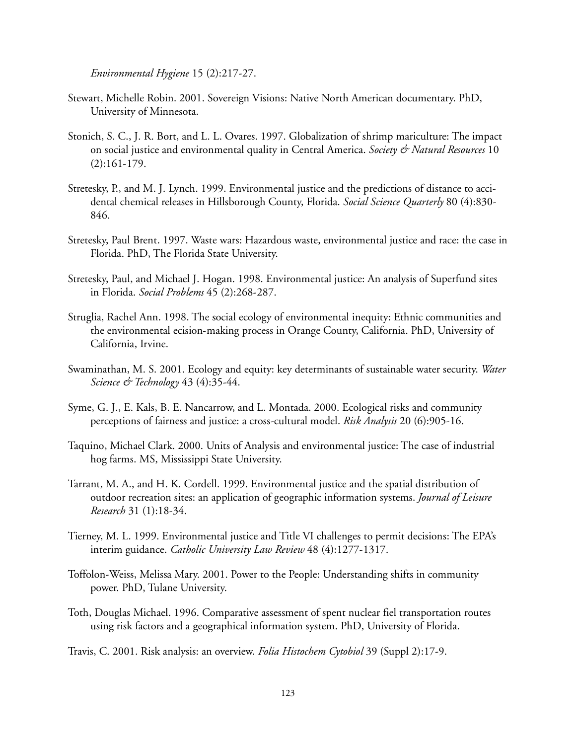*Environmental Hygiene* 15 (2):217-27.

Stewart, Michelle Robin. 2001. Sovereign Visions: Native North American documentary. PhD, University of Minnesota.

Stonich, S. C., J. R. Bort, and L. L. Ovares. 1997. Globalization of shrimp mariculture: The impact on social justice and environmental quality in Central America. *Society & Natural Resources* 10 (2):161-179.

Stretesky, P., and M. J. Lynch. 1999. Environmental justice and the predictions of distance to accidental chemical releases in Hillsborough County, Florida. *Social Science Quarterly* 80 (4):830-846.

Stretesky, Paul Brent. 1997. Waste wars: Hazardous waste, environmental justice and race: the case in Florida. PhD, The Florida State University.

Stretesky, Paul, and Michael J. Hogan. 1998. Environmental justice: An analysis of Superfund sites in Florida. *Social Problems* 45 (2):268-287.

Struglia, Rachel Ann. 1998. The social ecology of environmental inequity: Ethnic communities and the environmental ecision-making process in Orange County, California. PhD, University of California, Irvine.

Swaminathan, M. S. 2001. Ecology and equity: key determinants of sustainable water security. *Water Science & Technology* 43 (4):35-44.

Syme, G. J., E. Kals, B. E. Nancarrow, and L. Montada. 2000. Ecological risks and community perceptions of fairness and justice: a cross-cultural model. *Risk Analysis* 20 (6):905-16.

Taquino, Michael Clark. 2000. Units of Analysis and environmental justice: The case of industrial hog farms. MS, Mississippi State University.

Tarrant, M. A., and H. K. Cordell. 1999. Environmental justice and the spatial distribution of outdoor recreation sites: an application of geographic information systems. *Journal of Leisure Research* 31 (1):18-34.

Tierney, M. L. 1999. Environmental justice and Title VI challenges to permit decisions: The EPA's interim guidance. *Catholic University Law Review* 48 (4):1277-1317.

Toffolon-Weiss, Melissa Mary. 2001. Power to the People: Understanding shifts in community power. PhD, Tulane University.

Toth, Douglas Michael. 1996. Comparative assessment of spent nuclear fiel transportation routes using risk factors and a geographical information system. PhD, University of Florida.

Travis, C. 2001. Risk analysis: an overview. *Folia Histochem Cytobiol* 39 (Suppl 2):17-9.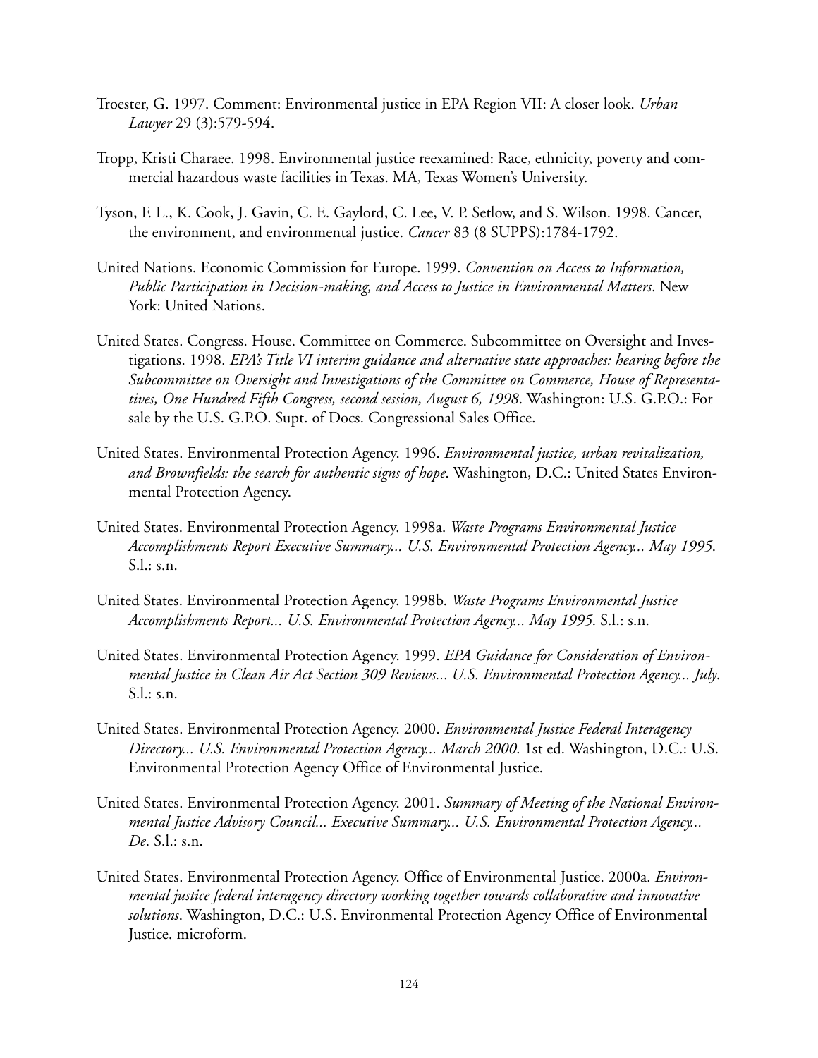Troester, G. 1997. Comment: Environmental justice in EPA Region VII: A closer look. *Urban Lawyer* 29 (3):579-594.

Tropp, Kristi Charaee. 1998. Environmental justice reexamined: Race, ethnicity, poverty and commercial hazardous waste facilities in Texas. MA, Texas Women's University.

Tyson, F. L., K. Cook, J. Gavin, C. E. Gaylord, C. Lee, V. P. Setlow, and S. Wilson. 1998. Cancer, the environment, and environmental justice. *Cancer* 83 (8 SUPPS):1784-1792.

United Nations. Economic Commission for Europe. 1999. *Convention on Access to Information, Public Participation in Decision-making, and Access to Justice in Environmental Matters*. New York: United Nations.

United States. Congress. House. Committee on Commerce. Subcommittee on Oversight and Investigations. 1998. *EPA's Title VI interim guidance and alternative state approaches: hearing before the Subcommittee on Oversight and Investigations of the Committee on Commerce, House of Representatives, One Hundred Fifth Congress, second session, August 6, 1998*. Washington: U.S. G.P.O.: For sale by the U.S. G.P.O. Supt. of Docs. Congressional Sales Office.

United States. Environmental Protection Agency. 1996. *Environmental justice, urban revitalization, and Brownfields: the search for authentic signs of hope*. Washington, D.C.: United States Environmental Protection Agency.

United States. Environmental Protection Agency. 1998a. *Waste Programs Environmental Justice Accomplishments Report Executive Summary... U.S. Environmental Protection Agency... May 1995*. S.l.: s.n.

United States. Environmental Protection Agency. 1998b. *Waste Programs Environmental Justice Accomplishments Report... U.S. Environmental Protection Agency... May 1995*. S.l.: s.n.

United States. Environmental Protection Agency. 1999. *EPA Guidance for Consideration of Environmental Justice in Clean Air Act Section 309 Reviews... U.S. Environmental Protection Agency... July*. S.l.: s.n.

United States. Environmental Protection Agency. 2000. *Environmental Justice Federal Interagency Directory... U.S. Environmental Protection Agency... March 2000*. 1st ed. Washington, D.C.: U.S. Environmental Protection Agency Office of Environmental Justice.

United States. Environmental Protection Agency. 2001. *Summary of Meeting of the National Environmental Justice Advisory Council... Executive Summary... U.S. Environmental Protection Agency... De*. S.l.: s.n.

United States. Environmental Protection Agency. Office of Environmental Justice. 2000a. *Environmental justice federal interagency directory working together towards collaborative and innovative solutions*. Washington, D.C.: U.S. Environmental Protection Agency Office of Environmental Justice. microform.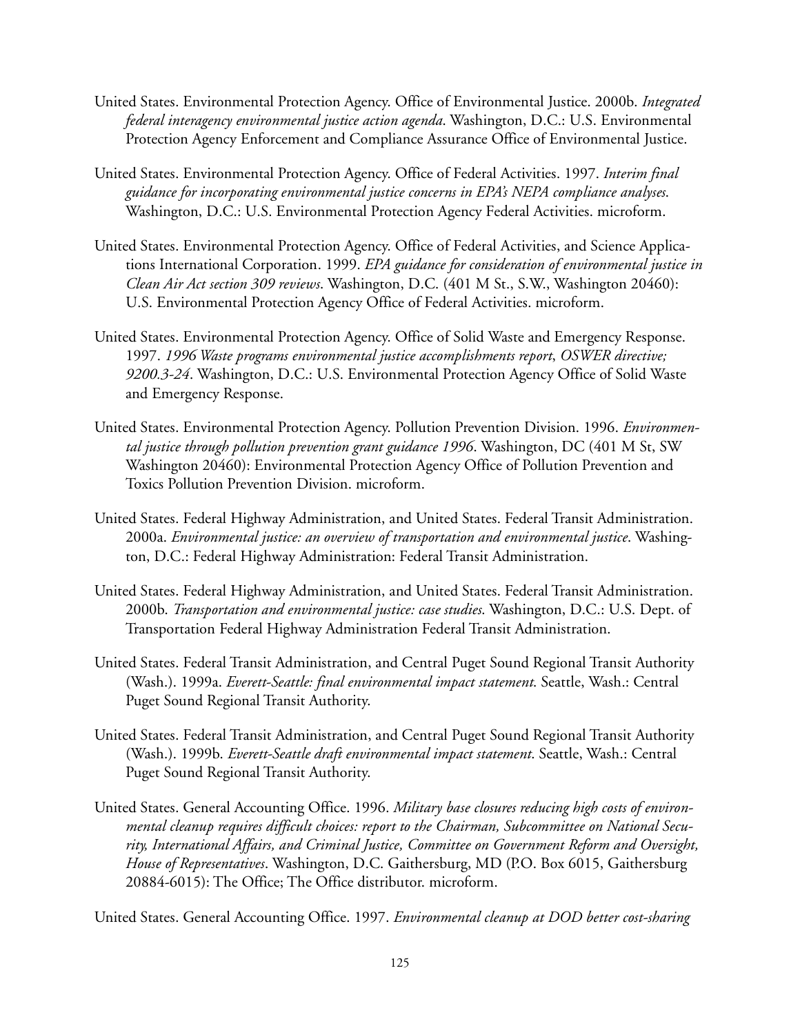United States. Environmental Protection Agency. Office of Environmental Justice. 2000b. *Integrated federal interagency environmental justice action agenda*. Washington, D.C.: U.S. Environmental Protection Agency Enforcement and Compliance Assurance Office of Environmental Justice.

United States. Environmental Protection Agency. Office of Federal Activities. 1997. *Interim final guidance for incorporating environmental justice concerns in EPA's NEPA compliance analyses*. Washington, D.C.: U.S. Environmental Protection Agency Federal Activities. microform.

United States. Environmental Protection Agency. Office of Federal Activities, and Science Applications International Corporation. 1999. *EPA guidance for consideration of environmental justice in Clean Air Act section 309 reviews*. Washington, D.C. (401 M St., S.W., Washington 20460): U.S. Environmental Protection Agency Office of Federal Activities. microform.

United States. Environmental Protection Agency. Office of Solid Waste and Emergency Response. 1997. *1996 Waste programs environmental justice accomplishments report*, *OSWER directive; 9200.3-24*. Washington, D.C.: U.S. Environmental Protection Agency Office of Solid Waste and Emergency Response.

United States. Environmental Protection Agency. Pollution Prevention Division. 1996. *Environmental justice through pollution prevention grant guidance 1996*. Washington, DC (401 M St, SW Washington 20460): Environmental Protection Agency Office of Pollution Prevention and Toxics Pollution Prevention Division. microform.

United States. Federal Highway Administration, and United States. Federal Transit Administration. 2000a. *Environmental justice: an overview of transportation and environmental justice*. Washington, D.C.: Federal Highway Administration: Federal Transit Administration.

United States. Federal Highway Administration, and United States. Federal Transit Administration. 2000b. *Transportation and environmental justice: case studies*. Washington, D.C.: U.S. Dept. of Transportation Federal Highway Administration Federal Transit Administration.

United States. Federal Transit Administration, and Central Puget Sound Regional Transit Authority (Wash.). 1999a. *Everett-Seattle: final environmental impact statement*. Seattle, Wash.: Central Puget Sound Regional Transit Authority.

United States. Federal Transit Administration, and Central Puget Sound Regional Transit Authority (Wash.). 1999b. *Everett-Seattle draft environmental impact statement*. Seattle, Wash.: Central Puget Sound Regional Transit Authority.

United States. General Accounting Office. 1996. *Military base closures reducing high costs of environmental cleanup requires difficult choices: report to the Chairman, Subcommittee on National Security, International Affairs, and Criminal Justice, Committee on Government Reform and Oversight, House of Representatives*. Washington, D.C. Gaithersburg, MD (P.O. Box 6015, Gaithersburg 20884-6015): The Office; The Office distributor. microform.

United States. General Accounting Office. 1997. *Environmental cleanup at DOD better cost-sharing*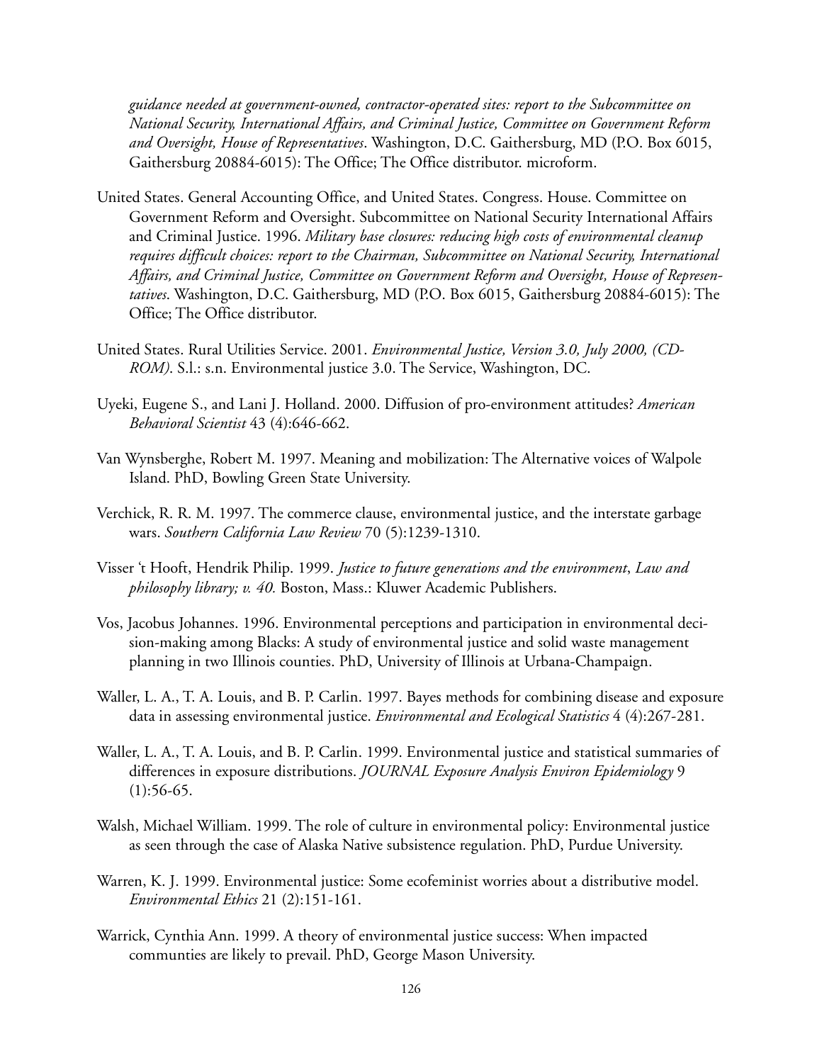*guidance needed at government-owned, contractor-operated sites: report to the Subcommittee on National Security, International Affairs, and Criminal Justice, Committee on Government Reform and Oversight, House of Representatives*. Washington, D.C. Gaithersburg, MD (P.O. Box 6015, Gaithersburg 20884-6015): The Office; The Office distributor. microform.

United States. General Accounting Office, and United States. Congress. House. Committee on Government Reform and Oversight. Subcommittee on National Security International Affairs and Criminal Justice. 1996. *Military base closures: reducing high costs of environmental cleanup requires difficult choices: report to the Chairman, Subcommittee on National Security, International Affairs, and Criminal Justice, Committee on Government Reform and Oversight, House of Representatives*. Washington, D.C. Gaithersburg, MD (P.O. Box 6015, Gaithersburg 20884-6015): The Office; The Office distributor.

United States. Rural Utilities Service. 2001. *Environmental Justice, Version 3.0, July 2000, (CD-ROM)*. S.l.: s.n. Environmental justice 3.0. The Service, Washington, DC.

Uyeki, Eugene S., and Lani J. Holland. 2000. Diffusion of pro-environment attitudes? *American Behavioral Scientist* 43 (4):646-662.

Van Wynsberghe, Robert M. 1997. Meaning and mobilization: The Alternative voices of Walpole Island. PhD, Bowling Green State University.

Verchick, R. R. M. 1997. The commerce clause, environmental justice, and the interstate garbage wars. *Southern California Law Review* 70 (5):1239-1310.

Visser 't Hooft, Hendrik Philip. 1999. *Justice to future generations and the environment*, *Law and philosophy library; v. 40.* Boston, Mass.: Kluwer Academic Publishers.

Vos, Jacobus Johannes. 1996. Environmental perceptions and participation in environmental decision-making among Blacks: A study of environmental justice and solid waste management planning in two Illinois counties. PhD, University of Illinois at Urbana-Champaign.

Waller, L. A., T. A. Louis, and B. P. Carlin. 1997. Bayes methods for combining disease and exposure data in assessing environmental justice. *Environmental and Ecological Statistics* 4 (4):267-281.

Waller, L. A., T. A. Louis, and B. P. Carlin. 1999. Environmental justice and statistical summaries of differences in exposure distributions. *JOURNAL Exposure Analysis Environ Epidemiology* 9 (1):56-65.

Walsh, Michael William. 1999. The role of culture in environmental policy: Environmental justice as seen through the case of Alaska Native subsistence regulation. PhD, Purdue University.

Warren, K. J. 1999. Environmental justice: Some ecofeminist worries about a distributive model. *Environmental Ethics* 21 (2):151-161.

Warrick, Cynthia Ann. 1999. A theory of environmental justice success: When impacted communties are likely to prevail. PhD, George Mason University.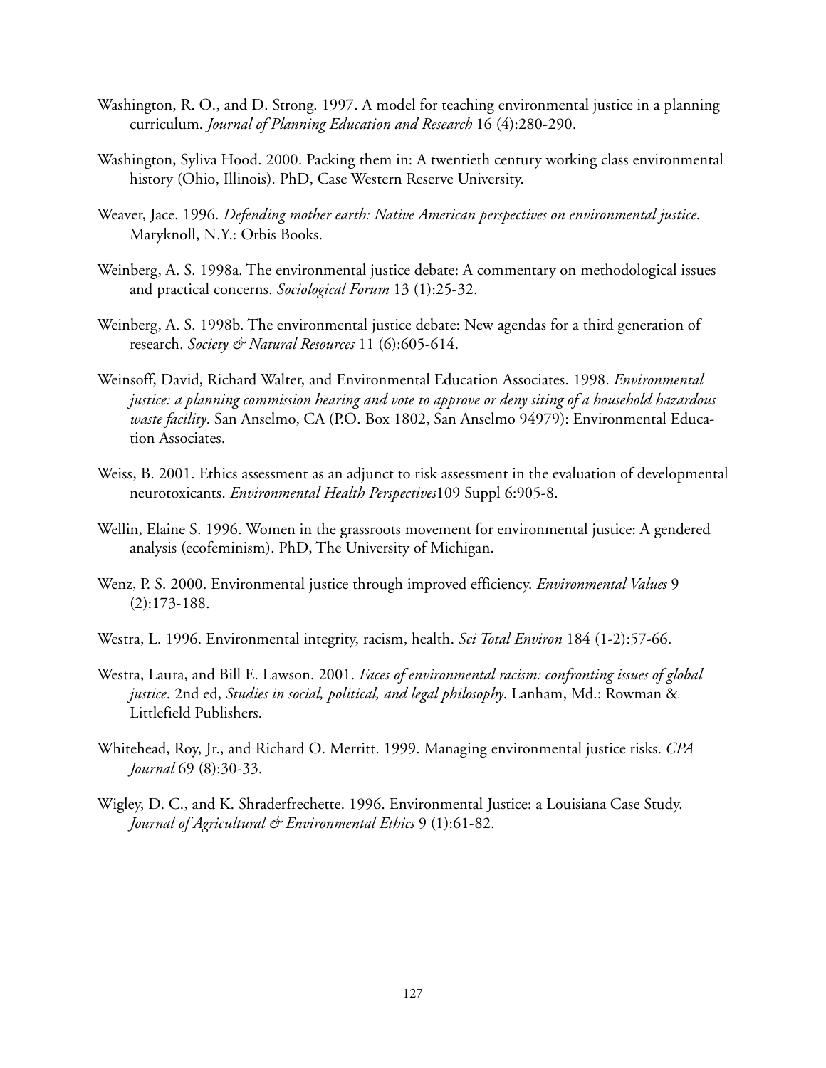Washington, R. O., and D. Strong. 1997. A model for teaching environmental justice in a planning curriculum. *Journal of Planning Education and Research* 16 (4):280-290.

Washington, Syliva Hood. 2000. Packing them in: A twentieth century working class environmental history (Ohio, Illinois). PhD, Case Western Reserve University.

Weaver, Jace. 1996. *Defending mother earth: Native American perspectives on environmental justice*. Maryknoll, N.Y.: Orbis Books.

Weinberg, A. S. 1998a. The environmental justice debate: A commentary on methodological issues and practical concerns. *Sociological Forum* 13 (1):25-32.

Weinberg, A. S. 1998b. The environmental justice debate: New agendas for a third generation of research. *Society & Natural Resources* 11 (6):605-614.

Weinsoff, David, Richard Walter, and Environmental Education Associates. 1998. *Environmental justice: a planning commission hearing and vote to approve or deny siting of a household hazardous waste facility*. San Anselmo, CA (P.O. Box 1802, San Anselmo 94979): Environmental Education Associates.

Weiss, B. 2001. Ethics assessment as an adjunct to risk assessment in the evaluation of developmental neurotoxicants. *Environmental Health Perspectives*109 Suppl 6:905-8.

Wellin, Elaine S. 1996. Women in the grassroots movement for environmental justice: A gendered analysis (ecofeminism). PhD, The University of Michigan.

Wenz, P. S. 2000. Environmental justice through improved efficiency. *Environmental Values* 9 (2):173-188.

Westra, L. 1996. Environmental integrity, racism, health. *Sci Total Environ* 184 (1-2):57-66.

Westra, Laura, and Bill E. Lawson. 2001. *Faces of environmental racism: confronting issues of global justice*. 2nd ed, *Studies in social, political, and legal philosophy*. Lanham, Md.: Rowman & Littlefield Publishers.

Whitehead, Roy, Jr., and Richard O. Merritt. 1999. Managing environmental justice risks. *CPA Journal* 69 (8):30-33.

Wigley, D. C., and K. Shraderfrechette. 1996. Environmental Justice: a Louisiana Case Study. *Journal of Agricultural & Environmental Ethics* 9 (1):61-82.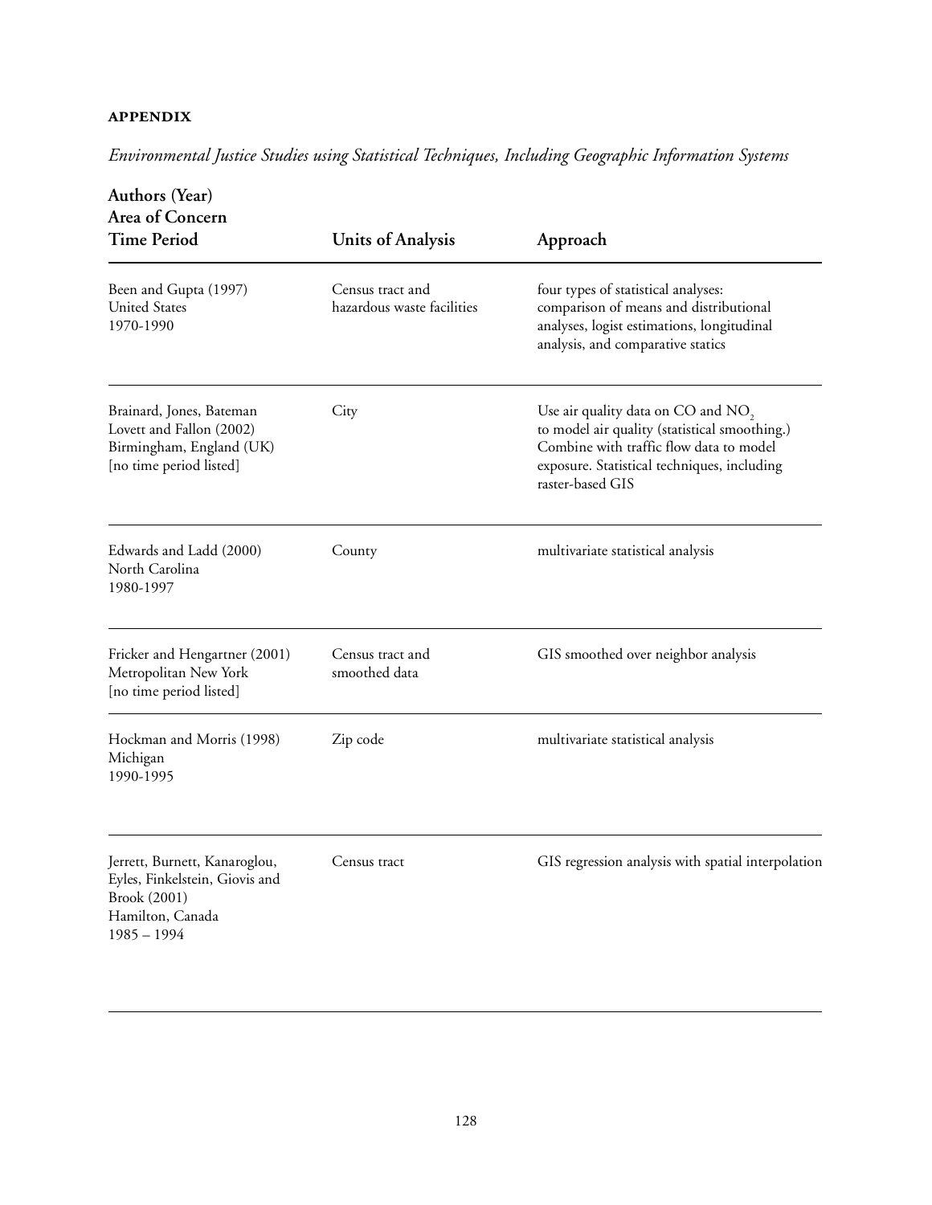**APPENDIX**

*Environmental Justice Studies using Statistical Techniques, Including Geographic Information Systems*

| Authors (Year)<br>Area of Concern<br>Time Period | Units of Analysis | Approach |
|---|---|---|
| Been and Gupta (1997)<br>United States<br>1970-1990 | Census tract and hazardous waste facilities | four types of statistical analyses: comparison of means and distributional analyses, logist estimations, longitudinal analysis, and comparative statics |
| Brainard, Jones, Bateman Lovett and Fallon (2002)<br>Birmingham, England (UK)<br>[no time period listed] | City | Use air quality data on CO and $NO_2$ to model air quality (statistical smoothing.) Combine with traffic flow data to model exposure. Statistical techniques, including raster-based GIS |
| Edwards and Ladd (2000)<br>North Carolina<br>1980-1997 | County | multivariate statistical analysis |
| Fricker and Hengartner (2001)<br>Metropolitan New York<br>[no time period listed] | Census tract and smoothed data | GIS smoothed over neighbor analysis |
| Hockman and Morris (1998)<br>Michigan<br>1990-1995 | Zip code | multivariate statistical analysis |
| Jerrett, Burnett, Kanaroglou, Eyles, Finkelstein, Giovis and Brook (2001)<br>Hamilton, Canada<br>1985 – 1994 | Census tract | GIS regression analysis with spatial interpolation |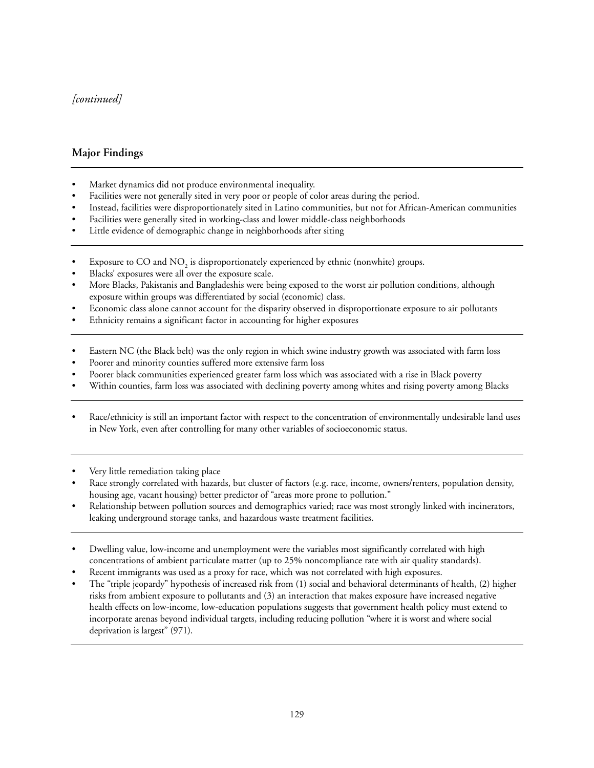*[continued]*

## Major Findings

- Market dynamics did not produce environmental inequality.
- Facilities were not generally sited in very poor or people of color areas during the period.
- Instead, facilities were disproportionately sited in Latino communities, but not for African-American communities
- Facilities were generally sited in working-class and lower middle-class neighborhoods
- Little evidence of demographic change in neighborhoods after siting

---

- Exposure to CO and $NO_2$ is disproportionately experienced by ethnic (nonwhite) groups.
- Blacks' exposures were all over the exposure scale.
- More Blacks, Pakistanis and Bangladeshis were being exposed to the worst air pollution conditions, although exposure within groups was differentiated by social (economic) class.
- Economic class alone cannot account for the disparity observed in disproportionate exposure to air pollutants
- Ethnicity remains a significant factor in accounting for higher exposures

---

- Eastern NC (the Black belt) was the only region in which swine industry growth was associated with farm loss
- Poorer and minority counties suffered more extensive farm loss
- Poorer black communities experienced greater farm loss which was associated with a rise in Black poverty
- Within counties, farm loss was associated with declining poverty among whites and rising poverty among Blacks

---

- Race/ethnicity is still an important factor with respect to the concentration of environmentally undesirable land uses in New York, even after controlling for many other variables of socioeconomic status.

---

- Very little remediation taking place
- Race strongly correlated with hazards, but cluster of factors (e.g. race, income, owners/renters, population density, housing age, vacant housing) better predictor of "areas more prone to pollution."
- Relationship between pollution sources and demographics varied; race was most strongly linked with incinerators, leaking underground storage tanks, and hazardous waste treatment facilities.

---

- Dwelling value, low-income and unemployment were the variables most significantly correlated with high concentrations of ambient particulate matter (up to 25% noncompliance rate with air quality standards).
- Recent immigrants was used as a proxy for race, which was not correlated with high exposures.
- The "triple jeopardy" hypothesis of increased risk from (1) social and behavioral determinants of health, (2) higher risks from ambient exposure to pollutants and (3) an interaction that makes exposure have increased negative health effects on low-income, low-education populations suggests that government health policy must extend to incorporate arenas beyond individual targets, including reducing pollution "where it is worst and where social deprivation is largest" (971).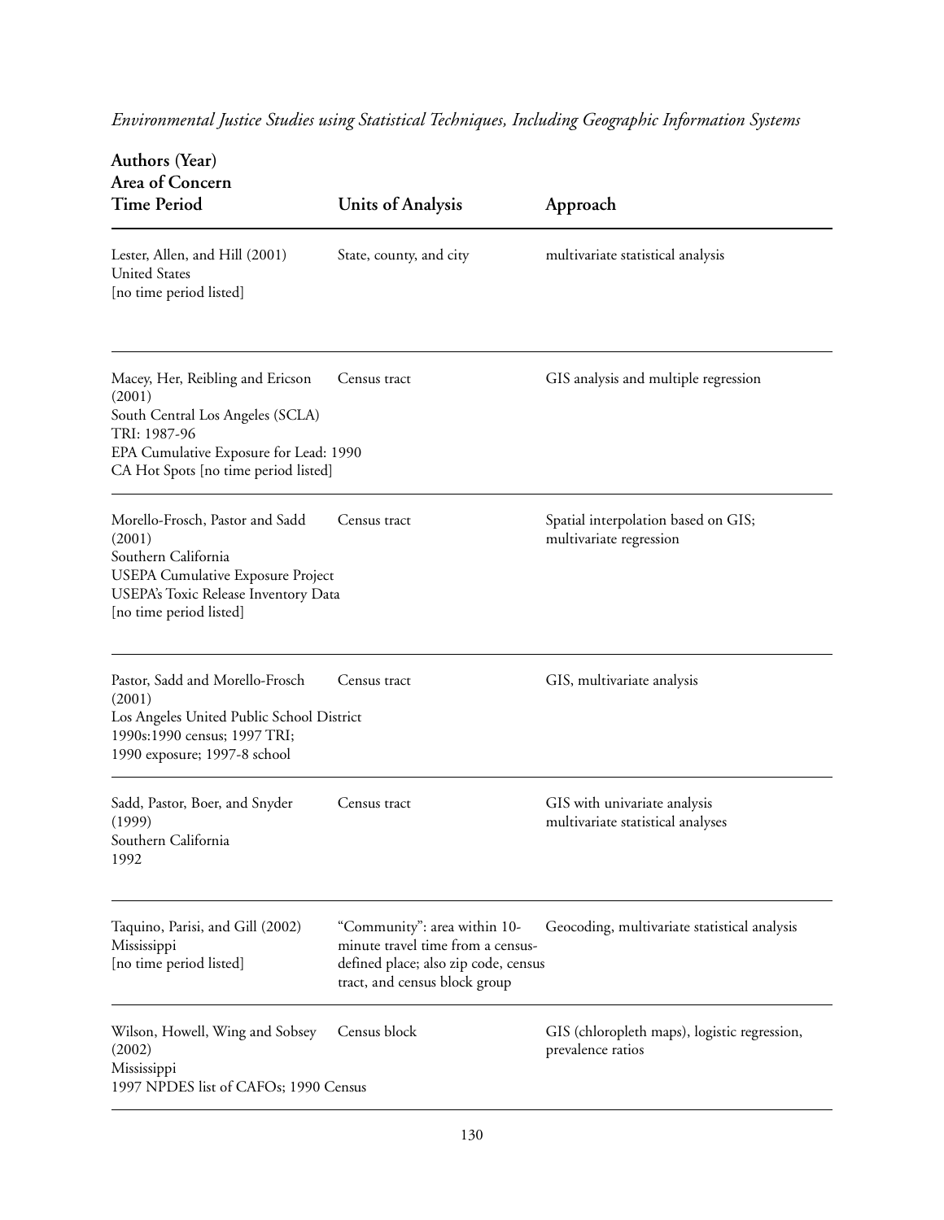*Environmental Justice Studies using Statistical Techniques, Including Geographic Information Systems*

| Authors (Year)<br>Area of Concern<br>Time Period | Units of Analysis | Approach |
|---|---|---|
| Lester, Allen, and Hill (2001)<br>United States<br>[no time period listed] | State, county, and city | multivariate statistical analysis |
| Macey, Her, Reibling and Ericson (2001)<br>South Central Los Angeles (SCLA)<br>TRI: 1987-96<br>EPA Cumulative Exposure for Lead: 1990<br>CA Hot Spots [no time period listed] | Census tract | GIS analysis and multiple regression |
| Morello-Frosch, Pastor and Sadd (2001)<br>Southern California<br>USEPA Cumulative Exposure Project<br>USEPA's Toxic Release Inventory Data<br>[no time period listed] | Census tract | Spatial interpolation based on GIS; multivariate regression |
| Pastor, Sadd and Morello-Frosch (2001)<br>Los Angeles United Public School District<br>1990s:1990 census; 1997 TRI;<br>1990 exposure; 1997-8 school | Census tract | GIS, multivariate analysis |
| Sadd, Pastor, Boer, and Snyder (1999)<br>Southern California<br>1992 | Census tract | GIS with univariate analysis<br>multivariate statistical analyses |
| Taquino, Parisi, and Gill (2002)<br>Mississippi<br>[no time period listed] | "Community": area within 10-minute travel time from a census-defined place; also zip code, census tract, and census block group | Geocoding, multivariate statistical analysis |
| Wilson, Howell, Wing and Sobsey (2002)<br>Mississippi<br>1997 NPDES list of CAFOs; 1990 Census | Census block | GIS (chloropleth maps), logistic regression, prevalence ratios |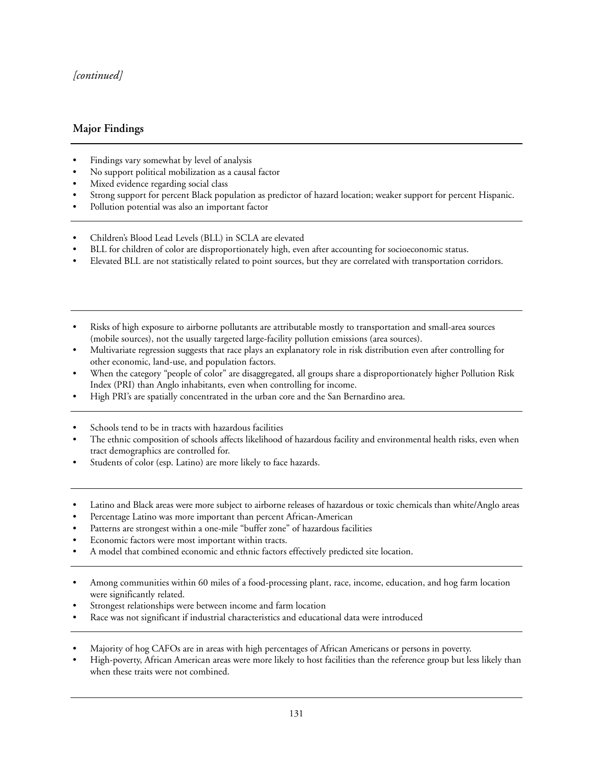*[continued]*

## Major Findings

- Findings vary somewhat by level of analysis
- No support political mobilization as a causal factor
- Mixed evidence regarding social class
- Strong support for percent Black population as predictor of hazard location; weaker support for percent Hispanic.
- Pollution potential was also an important factor

---

- Children's Blood Lead Levels (BLL) in SCLA are elevated
- BLL for children of color are disproportionately high, even after accounting for socioeconomic status.
- Elevated BLL are not statistically related to point sources, but they are correlated with transportation corridors.

---

- Risks of high exposure to airborne pollutants are attributable mostly to transportation and small-area sources (mobile sources), not the usually targeted large-facility pollution emissions (area sources).
- Multivariate regression suggests that race plays an explanatory role in risk distribution even after controlling for other economic, land-use, and population factors.
- When the category "people of color" are disaggregated, all groups share a disproportionately higher Pollution Risk Index (PRI) than Anglo inhabitants, even when controlling for income.
- High PRI's are spatially concentrated in the urban core and the San Bernardino area.

---

- Schools tend to be in tracts with hazardous facilities
- The ethnic composition of schools affects likelihood of hazardous facility and environmental health risks, even when tract demographics are controlled for.
- Students of color (esp. Latino) are more likely to face hazards.

---

- Latino and Black areas were more subject to airborne releases of hazardous or toxic chemicals than white/Anglo areas
- Percentage Latino was more important than percent African-American
- Patterns are strongest within a one-mile "buffer zone" of hazardous facilities
- Economic factors were most important within tracts.
- A model that combined economic and ethnic factors effectively predicted site location.

---

- Among communities within 60 miles of a food-processing plant, race, income, education, and hog farm location were significantly related.
- Strongest relationships were between income and farm location
- Race was not significant if industrial characteristics and educational data were introduced

---

- Majority of hog CAFOs are in areas with high percentages of African Americans or persons in poverty.
- High-poverty, African American areas were more likely to host facilities than the reference group but less likely than when these traits were not combined.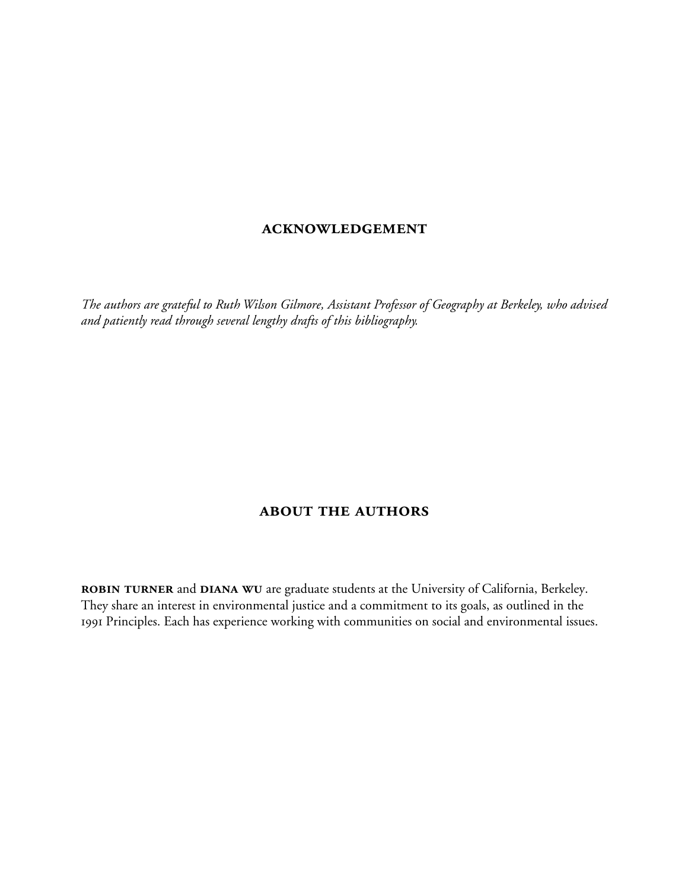## ACKNOWLEDGEMENT

*The authors are grateful to Ruth Wilson Gilmore, Assistant Professor of Geography at Berkeley, who advised and patiently read through several lengthy drafts of this bibliography.*

## ABOUT THE AUTHORS

**ROBIN TURNER** and **DIANA WU** are graduate students at the University of California, Berkeley. They share an interest in environmental justice and a commitment to its goals, as outlined in the 1991 Principles. Each has experience working with communities on social and environmental issues.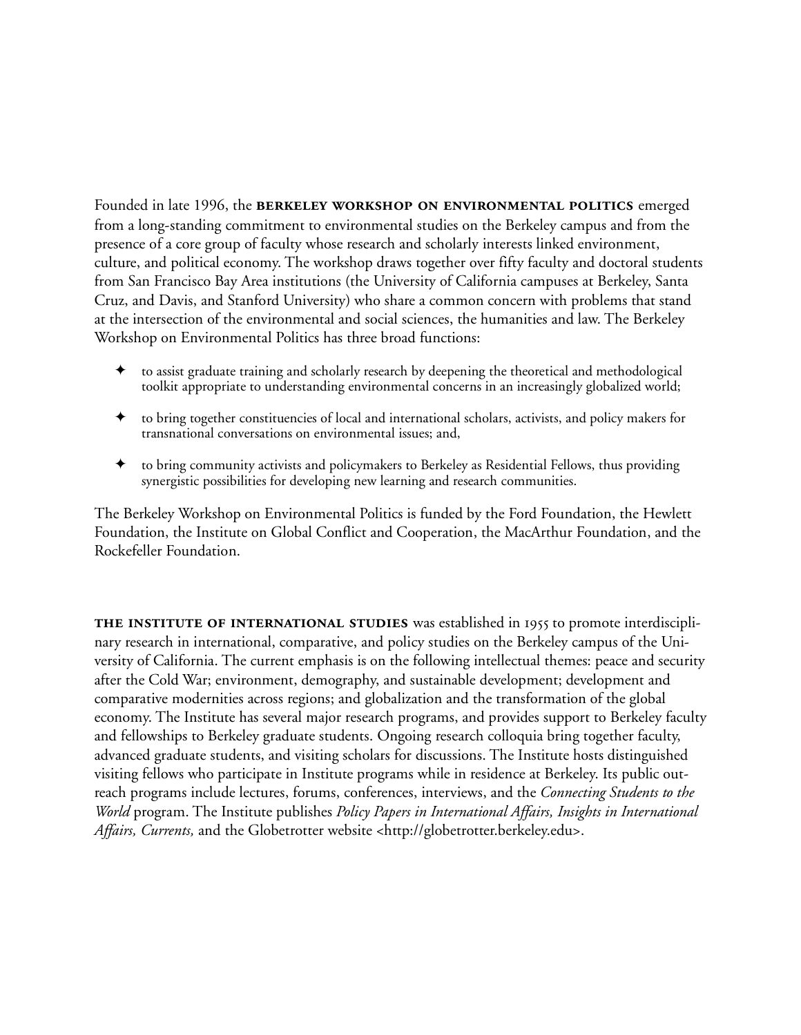Founded in late 1996, the **BERKELEY WORKSHOP ON ENVIRONMENTAL POLITICS** emerged from a long-standing commitment to environmental studies on the Berkeley campus and from the presence of a core group of faculty whose research and scholarly interests linked environment, culture, and political economy. The workshop draws together over fifty faculty and doctoral students from San Francisco Bay Area institutions (the University of California campuses at Berkeley, Santa Cruz, and Davis, and Stanford University) who share a common concern with problems that stand at the intersection of the environmental and social sciences, the humanities and law. The Berkeley Workshop on Environmental Politics has three broad functions:

- to assist graduate training and scholarly research by deepening the theoretical and methodological toolkit appropriate to understanding environmental concerns in an increasingly globalized world;
- to bring together constituencies of local and international scholars, activists, and policy makers for transnational conversations on environmental issues; and,
- to bring community activists and policymakers to Berkeley as Residential Fellows, thus providing synergistic possibilities for developing new learning and research communities.

The Berkeley Workshop on Environmental Politics is funded by the Ford Foundation, the Hewlett Foundation, the Institute on Global Conflict and Cooperation, the MacArthur Foundation, and the Rockefeller Foundation.

**THE INSTITUTE OF INTERNATIONAL STUDIES** was established in 1955 to promote interdisciplinary research in international, comparative, and policy studies on the Berkeley campus of the University of California. The current emphasis is on the following intellectual themes: peace and security after the Cold War; environment, demography, and sustainable development; development and comparative modernities across regions; and globalization and the transformation of the global economy. The Institute has several major research programs, and provides support to Berkeley faculty and fellowships to Berkeley graduate students. Ongoing research colloquia bring together faculty, advanced graduate students, and visiting scholars for discussions. The Institute hosts distinguished visiting fellows who participate in Institute programs while in residence at Berkeley. Its public outreach programs include lectures, forums, conferences, interviews, and the *Connecting Students to the World* program. The Institute publishes *Policy Papers in International Affairs, Insights in International Affairs, Currents,* and the Globetrotter website <http://globetrotter.berkeley.edu>.